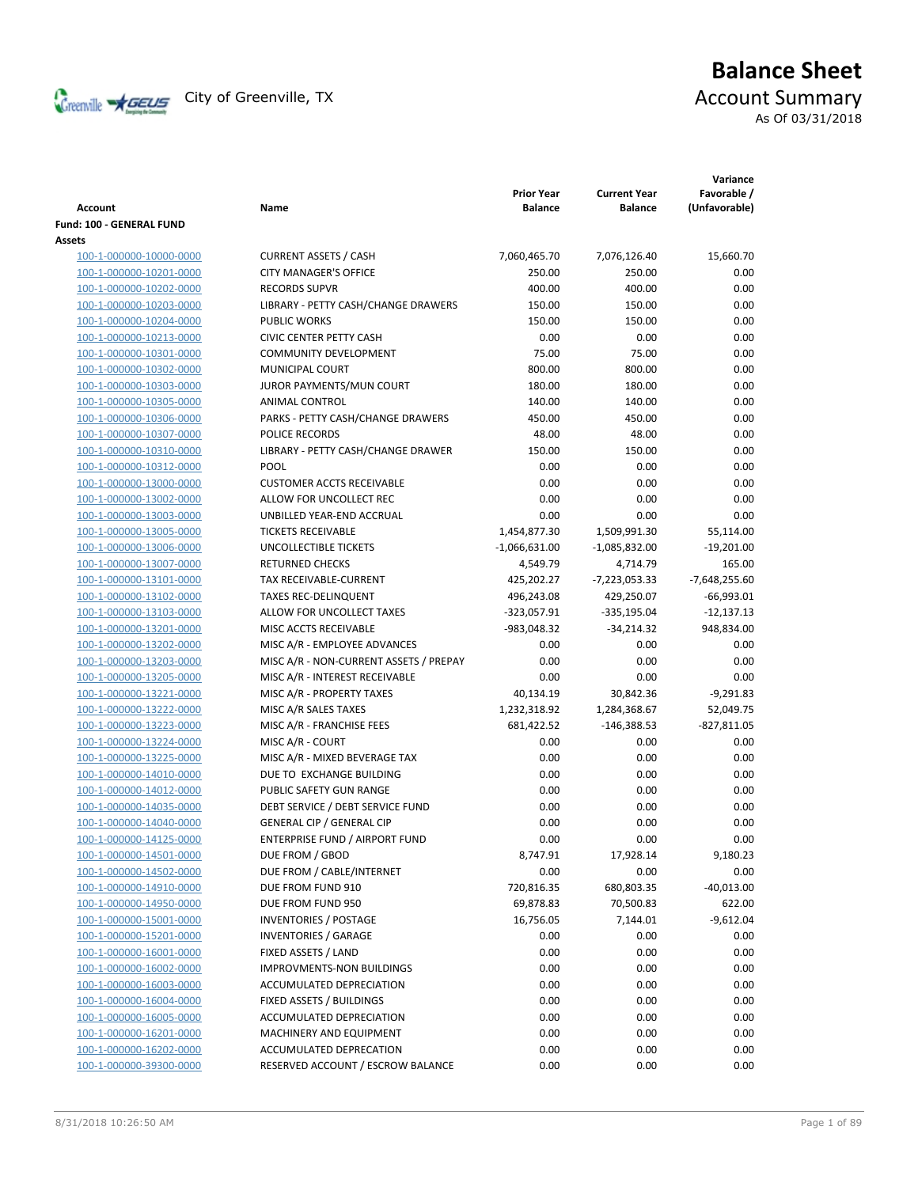City of Greenville, TX

# Balance Sheet

## Account Summary

As Of 03/31/2018

| Account | Name | Prior Year Balance | Current Year Balance | Variance Favorable / (Unfavorable) |
|---|---|---|---|---|
| **Fund: 100 - GENERAL FUND** | | | | |
| **Assets** | | | | |
| 100-1-000000-10000-0000 | CURRENT ASSETS / CASH | 7,060,465.70 | 7,076,126.40 | 15,660.70 |
| 100-1-000000-10201-0000 | CITY MANAGER'S OFFICE | 250.00 | 250.00 | 0.00 |
| 100-1-000000-10202-0000 | RECORDS SUPVR | 400.00 | 400.00 | 0.00 |
| 100-1-000000-10203-0000 | LIBRARY - PETTY CASH/CHANGE DRAWERS | 150.00 | 150.00 | 0.00 |
| 100-1-000000-10204-0000 | PUBLIC WORKS | 150.00 | 150.00 | 0.00 |
| 100-1-000000-10213-0000 | CIVIC CENTER PETTY CASH | 0.00 | 0.00 | 0.00 |
| 100-1-000000-10301-0000 | COMMUNITY DEVELOPMENT | 75.00 | 75.00 | 0.00 |
| 100-1-000000-10302-0000 | MUNICIPAL COURT | 800.00 | 800.00 | 0.00 |
| 100-1-000000-10303-0000 | JUROR PAYMENTS/MUN COURT | 180.00 | 180.00 | 0.00 |
| 100-1-000000-10305-0000 | ANIMAL CONTROL | 140.00 | 140.00 | 0.00 |
| 100-1-000000-10306-0000 | PARKS - PETTY CASH/CHANGE DRAWERS | 450.00 | 450.00 | 0.00 |
| 100-1-000000-10307-0000 | POLICE RECORDS | 48.00 | 48.00 | 0.00 |
| 100-1-000000-10310-0000 | LIBRARY - PETTY CASH/CHANGE DRAWER | 150.00 | 150.00 | 0.00 |
| 100-1-000000-10312-0000 | POOL | 0.00 | 0.00 | 0.00 |
| 100-1-000000-13000-0000 | CUSTOMER ACCTS RECEIVABLE | 0.00 | 0.00 | 0.00 |
| 100-1-000000-13002-0000 | ALLOW FOR UNCOLLECT REC | 0.00 | 0.00 | 0.00 |
| 100-1-000000-13003-0000 | UNBILLED YEAR-END ACCRUAL | 0.00 | 0.00 | 0.00 |
| 100-1-000000-13005-0000 | TICKETS RECEIVABLE | 1,454,877.30 | 1,509,991.30 | 55,114.00 |
| 100-1-000000-13006-0000 | UNCOLLECTIBLE TICKETS | -1,066,631.00 | -1,085,832.00 | -19,201.00 |
| 100-1-000000-13007-0000 | RETURNED CHECKS | 4,549.79 | 4,714.79 | 165.00 |
| 100-1-000000-13101-0000 | TAX RECEIVABLE-CURRENT | 425,202.27 | -7,223,053.33 | -7,648,255.60 |
| 100-1-000000-13102-0000 | TAXES REC-DELINQUENT | 496,243.08 | 429,250.07 | -66,993.01 |
| 100-1-000000-13103-0000 | ALLOW FOR UNCOLLECT TAXES | -323,057.91 | -335,195.04 | -12,137.13 |
| 100-1-000000-13201-0000 | MISC ACCTS RECEIVABLE | -983,048.32 | -34,214.32 | 948,834.00 |
| 100-1-000000-13202-0000 | MISC A/R - EMPLOYEE ADVANCES | 0.00 | 0.00 | 0.00 |
| 100-1-000000-13203-0000 | MISC A/R - NON-CURRENT ASSETS / PREPAY | 0.00 | 0.00 | 0.00 |
| 100-1-000000-13205-0000 | MISC A/R - INTEREST RECEIVABLE | 0.00 | 0.00 | 0.00 |
| 100-1-000000-13221-0000 | MISC A/R - PROPERTY TAXES | 40,134.19 | 30,842.36 | -9,291.83 |
| 100-1-000000-13222-0000 | MISC A/R SALES TAXES | 1,232,318.92 | 1,284,368.67 | 52,049.75 |
| 100-1-000000-13223-0000 | MISC A/R - FRANCHISE FEES | 681,422.52 | -146,388.53 | -827,811.05 |
| 100-1-000000-13224-0000 | MISC A/R - COURT | 0.00 | 0.00 | 0.00 |
| 100-1-000000-13225-0000 | MISC A/R - MIXED BEVERAGE TAX | 0.00 | 0.00 | 0.00 |
| 100-1-000000-14010-0000 | DUE TO EXCHANGE BUILDING | 0.00 | 0.00 | 0.00 |
| 100-1-000000-14012-0000 | PUBLIC SAFETY GUN RANGE | 0.00 | 0.00 | 0.00 |
| 100-1-000000-14035-0000 | DEBT SERVICE / DEBT SERVICE FUND | 0.00 | 0.00 | 0.00 |
| 100-1-000000-14040-0000 | GENERAL CIP / GENERAL CIP | 0.00 | 0.00 | 0.00 |
| 100-1-000000-14125-0000 | ENTERPRISE FUND / AIRPORT FUND | 0.00 | 0.00 | 0.00 |
| 100-1-000000-14501-0000 | DUE FROM / GBOD | 8,747.91 | 17,928.14 | 9,180.23 |
| 100-1-000000-14502-0000 | DUE FROM / CABLE/INTERNET | 0.00 | 0.00 | 0.00 |
| 100-1-000000-14910-0000 | DUE FROM FUND 910 | 720,816.35 | 680,803.35 | -40,013.00 |
| 100-1-000000-14950-0000 | DUE FROM FUND 950 | 69,878.83 | 70,500.83 | 622.00 |
| 100-1-000000-15001-0000 | INVENTORIES / POSTAGE | 16,756.05 | 7,144.01 | -9,612.04 |
| 100-1-000000-15201-0000 | INVENTORIES / GARAGE | 0.00 | 0.00 | 0.00 |
| 100-1-000000-16001-0000 | FIXED ASSETS / LAND | 0.00 | 0.00 | 0.00 |
| 100-1-000000-16002-0000 | IMPROVMENTS-NON BUILDINGS | 0.00 | 0.00 | 0.00 |
| 100-1-000000-16003-0000 | ACCUMULATED DEPRECIATION | 0.00 | 0.00 | 0.00 |
| 100-1-000000-16004-0000 | FIXED ASSETS / BUILDINGS | 0.00 | 0.00 | 0.00 |
| 100-1-000000-16005-0000 | ACCUMULATED DEPRECIATION | 0.00 | 0.00 | 0.00 |
| 100-1-000000-16201-0000 | MACHINERY AND EQUIPMENT | 0.00 | 0.00 | 0.00 |
| 100-1-000000-16202-0000 | ACCUMULATED DEPRECATION | 0.00 | 0.00 | 0.00 |
| 100-1-000000-39300-0000 | RESERVED ACCOUNT / ESCROW BALANCE | 0.00 | 0.00 | 0.00 |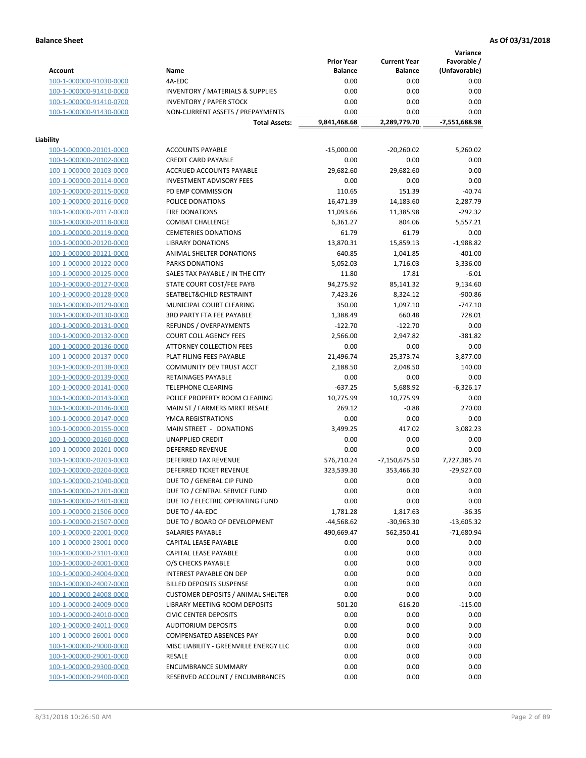**Balance Sheet** **As Of 03/31/2018**

| Account | Name | Prior Year Balance | Current Year Balance | Variance Favorable / (Unfavorable) |
|---|---|---|---|---|
| 100-1-000000-91030-0000 | 4A-EDC | 0.00 | 0.00 | 0.00 |
| 100-1-000000-91410-0000 | INVENTORY / MATERIALS & SUPPLIES | 0.00 | 0.00 | 0.00 |
| 100-1-000000-91410-0700 | INVENTORY / PAPER STOCK | 0.00 | 0.00 | 0.00 |
| 100-1-000000-91430-0000 | NON-CURRENT ASSETS / PREPAYMENTS | 0.00 | 0.00 | 0.00 |
| | **Total Assets:** | **9,841,468.68** | **2,289,779.70** | **-7,551,688.98** |

**Liability**

| Account | Name | Prior Year Balance | Current Year Balance | Variance Favorable / (Unfavorable) |
|---|---|---|---|---|
| 100-1-000000-20101-0000 | ACCOUNTS PAYABLE | -15,000.00 | -20,260.02 | 5,260.02 |
| 100-1-000000-20102-0000 | CREDIT CARD PAYABLE | 0.00 | 0.00 | 0.00 |
| 100-1-000000-20103-0000 | ACCRUED ACCOUNTS PAYABLE | 29,682.60 | 29,682.60 | 0.00 |
| 100-1-000000-20114-0000 | INVESTMENT ADVISORY FEES | 0.00 | 0.00 | 0.00 |
| 100-1-000000-20115-0000 | PD EMP COMMISSION | 110.65 | 151.39 | -40.74 |
| 100-1-000000-20116-0000 | POLICE DONATIONS | 16,471.39 | 14,183.60 | 2,287.79 |
| 100-1-000000-20117-0000 | FIRE DONATIONS | 11,093.66 | 11,385.98 | -292.32 |
| 100-1-000000-20118-0000 | COMBAT CHALLENGE | 6,361.27 | 804.06 | 5,557.21 |
| 100-1-000000-20119-0000 | CEMETERIES DONATIONS | 61.79 | 61.79 | 0.00 |
| 100-1-000000-20120-0000 | LIBRARY DONATIONS | 13,870.31 | 15,859.13 | -1,988.82 |
| 100-1-000000-20121-0000 | ANIMAL SHELTER DONATIONS | 640.85 | 1,041.85 | -401.00 |
| 100-1-000000-20122-0000 | PARKS DONATIONS | 5,052.03 | 1,716.03 | 3,336.00 |
| 100-1-000000-20125-0000 | SALES TAX PAYABLE / IN THE CITY | 11.80 | 17.81 | -6.01 |
| 100-1-000000-20127-0000 | STATE COURT COST/FEE PAYB | 94,275.92 | 85,141.32 | 9,134.60 |
| 100-1-000000-20128-0000 | SEATBELT&CHILD RESTRAINT | 7,423.26 | 8,324.12 | -900.86 |
| 100-1-000000-20129-0000 | MUNICIPAL COURT CLEARING | 350.00 | 1,097.10 | -747.10 |
| 100-1-000000-20130-0000 | 3RD PARTY FTA FEE PAYABLE | 1,388.49 | 660.48 | 728.01 |
| 100-1-000000-20131-0000 | REFUNDS / OVERPAYMENTS | -122.70 | -122.70 | 0.00 |
| 100-1-000000-20132-0000 | COURT COLL AGENCY FEES | 2,566.00 | 2,947.82 | -381.82 |
| 100-1-000000-20136-0000 | ATTORNEY COLLECTION FEES | 0.00 | 0.00 | 0.00 |
| 100-1-000000-20137-0000 | PLAT FILING FEES PAYABLE | 21,496.74 | 25,373.74 | -3,877.00 |
| 100-1-000000-20138-0000 | COMMUNITY DEV TRUST ACCT | 2,188.50 | 2,048.50 | 140.00 |
| 100-1-000000-20139-0000 | RETAINAGES PAYABLE | 0.00 | 0.00 | 0.00 |
| 100-1-000000-20141-0000 | TELEPHONE CLEARING | -637.25 | 5,688.92 | -6,326.17 |
| 100-1-000000-20143-0000 | POLICE PROPERTY ROOM CLEARING | 10,775.99 | 10,775.99 | 0.00 |
| 100-1-000000-20146-0000 | MAIN ST / FARMERS MRKT RESALE | 269.12 | -0.88 | 270.00 |
| 100-1-000000-20147-0000 | YMCA REGISTRATIONS | 0.00 | 0.00 | 0.00 |
| 100-1-000000-20155-0000 | MAIN STREET - DONATIONS | 3,499.25 | 417.02 | 3,082.23 |
| 100-1-000000-20160-0000 | UNAPPLIED CREDIT | 0.00 | 0.00 | 0.00 |
| 100-1-000000-20201-0000 | DEFERRED REVENUE | 0.00 | 0.00 | 0.00 |
| 100-1-000000-20203-0000 | DEFERRED TAX REVENUE | 576,710.24 | -7,150,675.50 | 7,727,385.74 |
| 100-1-000000-20204-0000 | DEFERRED TICKET REVENUE | 323,539.30 | 353,466.30 | -29,927.00 |
| 100-1-000000-21040-0000 | DUE TO / GENERAL CIP FUND | 0.00 | 0.00 | 0.00 |
| 100-1-000000-21201-0000 | DUE TO / CENTRAL SERVICE FUND | 0.00 | 0.00 | 0.00 |
| 100-1-000000-21401-0000 | DUE TO / ELECTRIC OPERATING FUND | 0.00 | 0.00 | 0.00 |
| 100-1-000000-21506-0000 | DUE TO / 4A-EDC | 1,781.28 | 1,817.63 | -36.35 |
| 100-1-000000-21507-0000 | DUE TO / BOARD OF DEVELOPMENT | -44,568.62 | -30,963.30 | -13,605.32 |
| 100-1-000000-22001-0000 | SALARIES PAYABLE | 490,669.47 | 562,350.41 | -71,680.94 |
| 100-1-000000-23001-0000 | CAPITAL LEASE PAYABLE | 0.00 | 0.00 | 0.00 |
| 100-1-000000-23101-0000 | CAPITAL LEASE PAYABLE | 0.00 | 0.00 | 0.00 |
| 100-1-000000-24001-0000 | O/S CHECKS PAYABLE | 0.00 | 0.00 | 0.00 |
| 100-1-000000-24004-0000 | INTEREST PAYABLE ON DEP | 0.00 | 0.00 | 0.00 |
| 100-1-000000-24007-0000 | BILLED DEPOSITS SUSPENSE | 0.00 | 0.00 | 0.00 |
| 100-1-000000-24008-0000 | CUSTOMER DEPOSITS / ANIMAL SHELTER | 0.00 | 0.00 | 0.00 |
| 100-1-000000-24009-0000 | LIBRARY MEETING ROOM DEPOSITS | 501.20 | 616.20 | -115.00 |
| 100-1-000000-24010-0000 | CIVIC CENTER DEPOSITS | 0.00 | 0.00 | 0.00 |
| 100-1-000000-24011-0000 | AUDITORIUM DEPOSITS | 0.00 | 0.00 | 0.00 |
| 100-1-000000-26001-0000 | COMPENSATED ABSENCES PAY | 0.00 | 0.00 | 0.00 |
| 100-1-000000-29000-0000 | MISC LIABILITY - GREENVILLE ENERGY LLC | 0.00 | 0.00 | 0.00 |
| 100-1-000000-29001-0000 | RESALE | 0.00 | 0.00 | 0.00 |
| 100-1-000000-29300-0000 | ENCUMBRANCE SUMMARY | 0.00 | 0.00 | 0.00 |
| 100-1-000000-29400-0000 | RESERVED ACCOUNT / ENCUMBRANCES | 0.00 | 0.00 | 0.00 |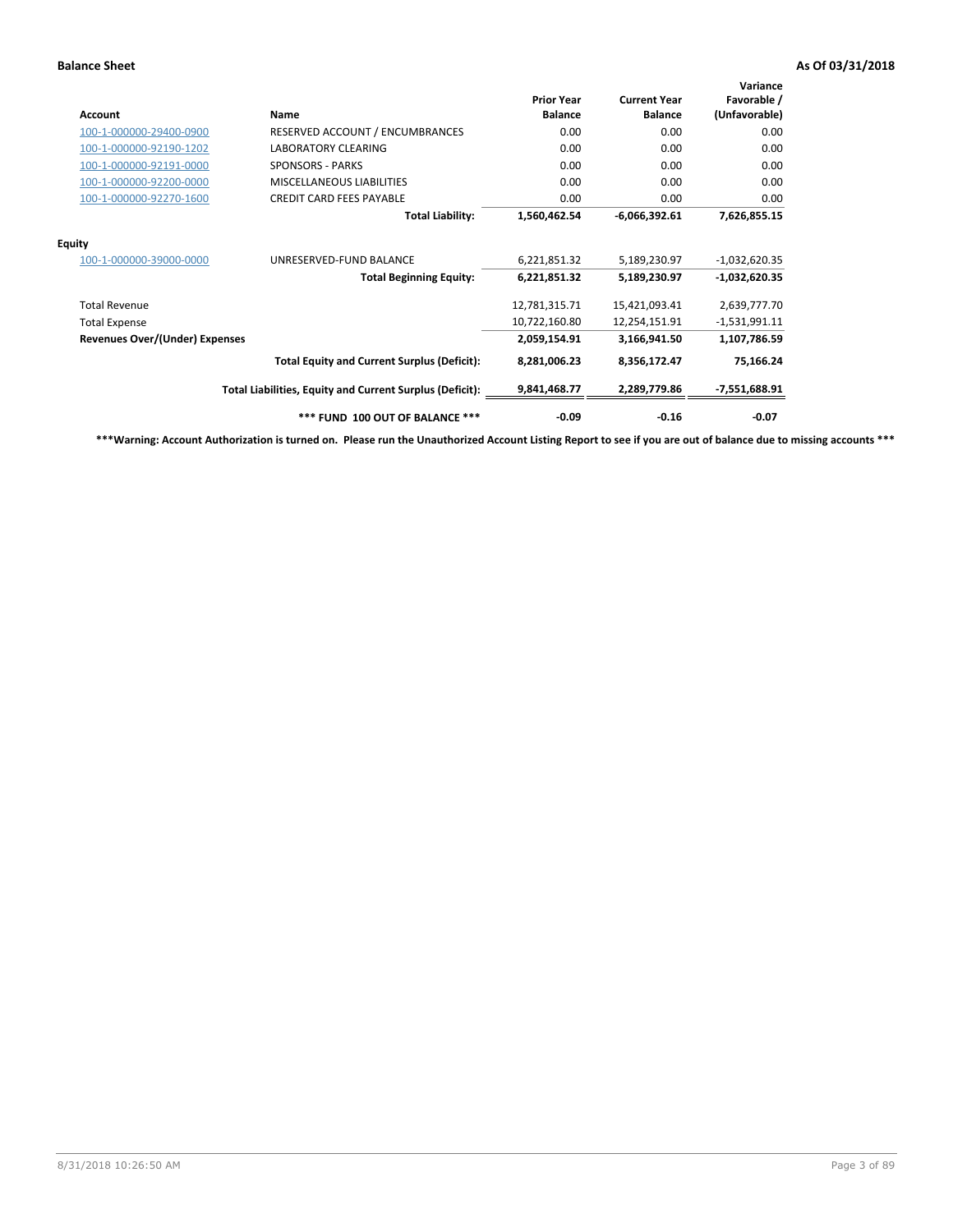**Balance Sheet** **As Of 03/31/2018**

| Account | Name | Prior Year Balance | Current Year Balance | Variance Favorable / (Unfavorable) |
|---|---|---|---|---|
| 100-1-000000-29400-0900 | RESERVED ACCOUNT / ENCUMBRANCES | 0.00 | 0.00 | 0.00 |
| 100-1-000000-92190-1202 | LABORATORY CLEARING | 0.00 | 0.00 | 0.00 |
| 100-1-000000-92191-0000 | SPONSORS - PARKS | 0.00 | 0.00 | 0.00 |
| 100-1-000000-92200-0000 | MISCELLANEOUS LIABILITIES | 0.00 | 0.00 | 0.00 |
| 100-1-000000-92270-1600 | CREDIT CARD FEES PAYABLE | 0.00 | 0.00 | 0.00 |
| | **Total Liability:** | **1,560,462.54** | **-6,066,392.61** | **7,626,855.15** |
| **Equity** | | | | |
| 100-1-000000-39000-0000 | UNRESERVED-FUND BALANCE | 6,221,851.32 | 5,189,230.97 | -1,032,620.35 |
| | **Total Beginning Equity:** | **6,221,851.32** | **5,189,230.97** | **-1,032,620.35** |
| Total Revenue | | 12,781,315.71 | 15,421,093.41 | 2,639,777.70 |
| Total Expense | | 10,722,160.80 | 12,254,151.91 | -1,531,991.11 |
| **Revenues Over/(Under) Expenses** | | **2,059,154.91** | **3,166,941.50** | **1,107,786.59** |
| | **Total Equity and Current Surplus (Deficit):** | **8,281,006.23** | **8,356,172.47** | **75,166.24** |
| | **Total Liabilities, Equity and Current Surplus (Deficit):** | **9,841,468.77** | **2,289,779.86** | **-7,551,688.91** |
| | **\*\*\* FUND 100 OUT OF BALANCE \*\*\*** | **-0.09** | **-0.16** | **-0.07** |

**\*\*\*Warning: Account Authorization is turned on. Please run the Unauthorized Account Listing Report to see if you are out of balance due to missing accounts \*\*\***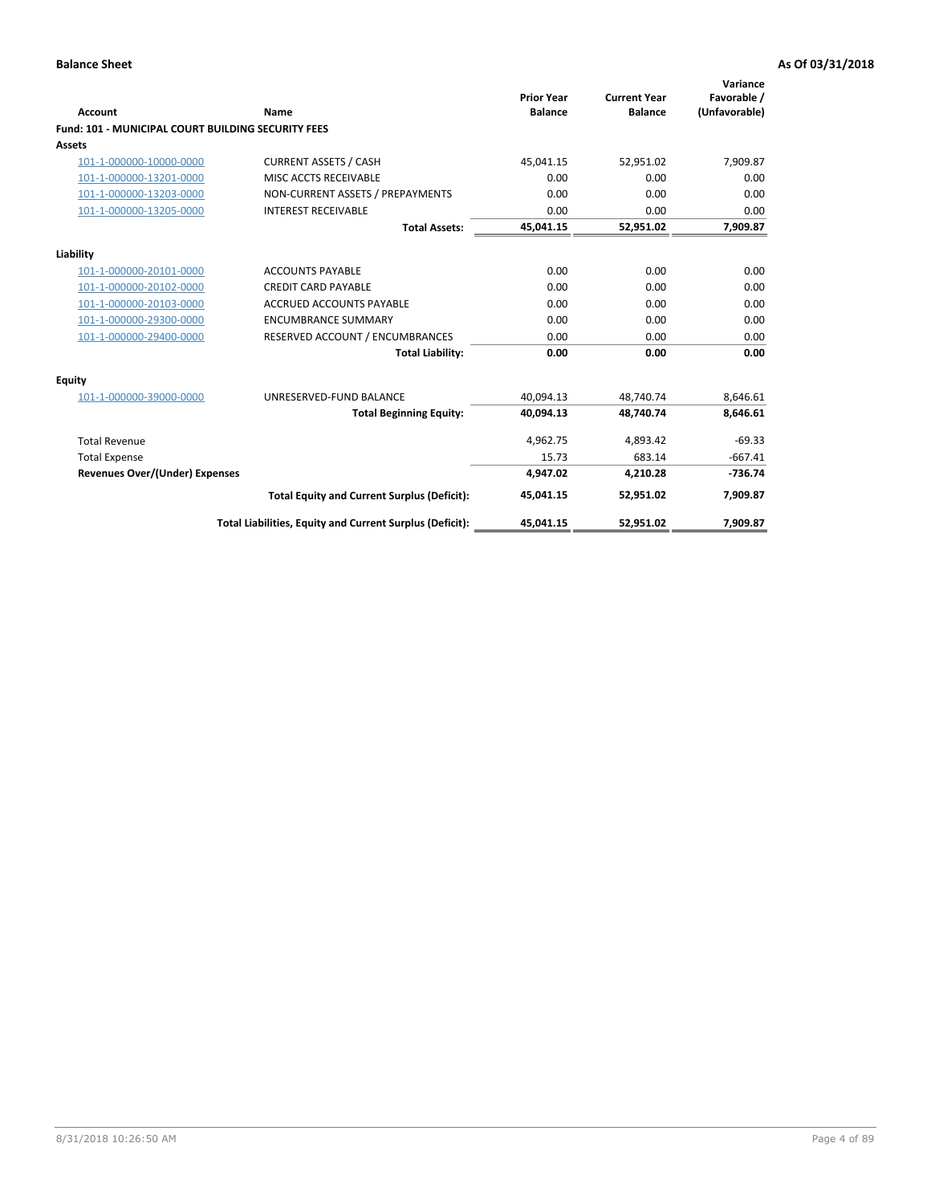**Balance Sheet** **As Of 03/31/2018**

| Account | Name | Prior Year Balance | Current Year Balance | Variance Favorable / (Unfavorable) |
|---|---|---|---|---|
| **Fund: 101 - MUNICIPAL COURT BUILDING SECURITY FEES** | | | | |
| **Assets** | | | | |
| 101-1-000000-10000-0000 | CURRENT ASSETS / CASH | 45,041.15 | 52,951.02 | 7,909.87 |
| 101-1-000000-13201-0000 | MISC ACCTS RECEIVABLE | 0.00 | 0.00 | 0.00 |
| 101-1-000000-13203-0000 | NON-CURRENT ASSETS / PREPAYMENTS | 0.00 | 0.00 | 0.00 |
| 101-1-000000-13205-0000 | INTEREST RECEIVABLE | 0.00 | 0.00 | 0.00 |
| | **Total Assets:** | **45,041.15** | **52,951.02** | **7,909.87** |
| **Liability** | | | | |
| 101-1-000000-20101-0000 | ACCOUNTS PAYABLE | 0.00 | 0.00 | 0.00 |
| 101-1-000000-20102-0000 | CREDIT CARD PAYABLE | 0.00 | 0.00 | 0.00 |
| 101-1-000000-20103-0000 | ACCRUED ACCOUNTS PAYABLE | 0.00 | 0.00 | 0.00 |
| 101-1-000000-29300-0000 | ENCUMBRANCE SUMMARY | 0.00 | 0.00 | 0.00 |
| 101-1-000000-29400-0000 | RESERVED ACCOUNT / ENCUMBRANCES | 0.00 | 0.00 | 0.00 |
| | **Total Liability:** | **0.00** | **0.00** | **0.00** |
| **Equity** | | | | |
| 101-1-000000-39000-0000 | UNRESERVED-FUND BALANCE | 40,094.13 | 48,740.74 | 8,646.61 |
| | **Total Beginning Equity:** | **40,094.13** | **48,740.74** | **8,646.61** |
| Total Revenue | | 4,962.75 | 4,893.42 | -69.33 |
| Total Expense | | 15.73 | 683.14 | -667.41 |
| **Revenues Over/(Under) Expenses** | | **4,947.02** | **4,210.28** | **-736.74** |
| | **Total Equity and Current Surplus (Deficit):** | **45,041.15** | **52,951.02** | **7,909.87** |
| | **Total Liabilities, Equity and Current Surplus (Deficit):** | **45,041.15** | **52,951.02** | **7,909.87** |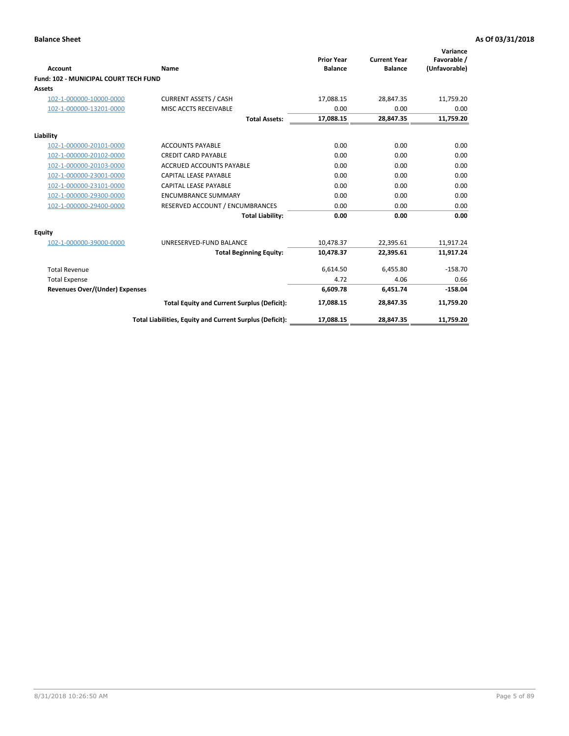**Balance Sheet** **As Of 03/31/2018**

| Account | Name | Prior Year Balance | Current Year Balance | Variance Favorable / (Unfavorable) |
|---|---|---|---|---|
| **Fund: 102 - MUNICIPAL COURT TECH FUND** | | | | |
| **Assets** | | | | |
| 102-1-000000-10000-0000 | CURRENT ASSETS / CASH | 17,088.15 | 28,847.35 | 11,759.20 |
| 102-1-000000-13201-0000 | MISC ACCTS RECEIVABLE | 0.00 | 0.00 | 0.00 |
| | **Total Assets:** | **17,088.15** | **28,847.35** | **11,759.20** |
| **Liability** | | | | |
| 102-1-000000-20101-0000 | ACCOUNTS PAYABLE | 0.00 | 0.00 | 0.00 |
| 102-1-000000-20102-0000 | CREDIT CARD PAYABLE | 0.00 | 0.00 | 0.00 |
| 102-1-000000-20103-0000 | ACCRUED ACCOUNTS PAYABLE | 0.00 | 0.00 | 0.00 |
| 102-1-000000-23001-0000 | CAPITAL LEASE PAYABLE | 0.00 | 0.00 | 0.00 |
| 102-1-000000-23101-0000 | CAPITAL LEASE PAYABLE | 0.00 | 0.00 | 0.00 |
| 102-1-000000-29300-0000 | ENCUMBRANCE SUMMARY | 0.00 | 0.00 | 0.00 |
| 102-1-000000-29400-0000 | RESERVED ACCOUNT / ENCUMBRANCES | 0.00 | 0.00 | 0.00 |
| | **Total Liability:** | **0.00** | **0.00** | **0.00** |
| **Equity** | | | | |
| 102-1-000000-39000-0000 | UNRESERVED-FUND BALANCE | 10,478.37 | 22,395.61 | 11,917.24 |
| | **Total Beginning Equity:** | **10,478.37** | **22,395.61** | **11,917.24** |
| Total Revenue | | 6,614.50 | 6,455.80 | -158.70 |
| Total Expense | | 4.72 | 4.06 | 0.66 |
| **Revenues Over/(Under) Expenses** | | **6,609.78** | **6,451.74** | **-158.04** |
| | **Total Equity and Current Surplus (Deficit):** | **17,088.15** | **28,847.35** | **11,759.20** |
| | **Total Liabilities, Equity and Current Surplus (Deficit):** | **17,088.15** | **28,847.35** | **11,759.20** |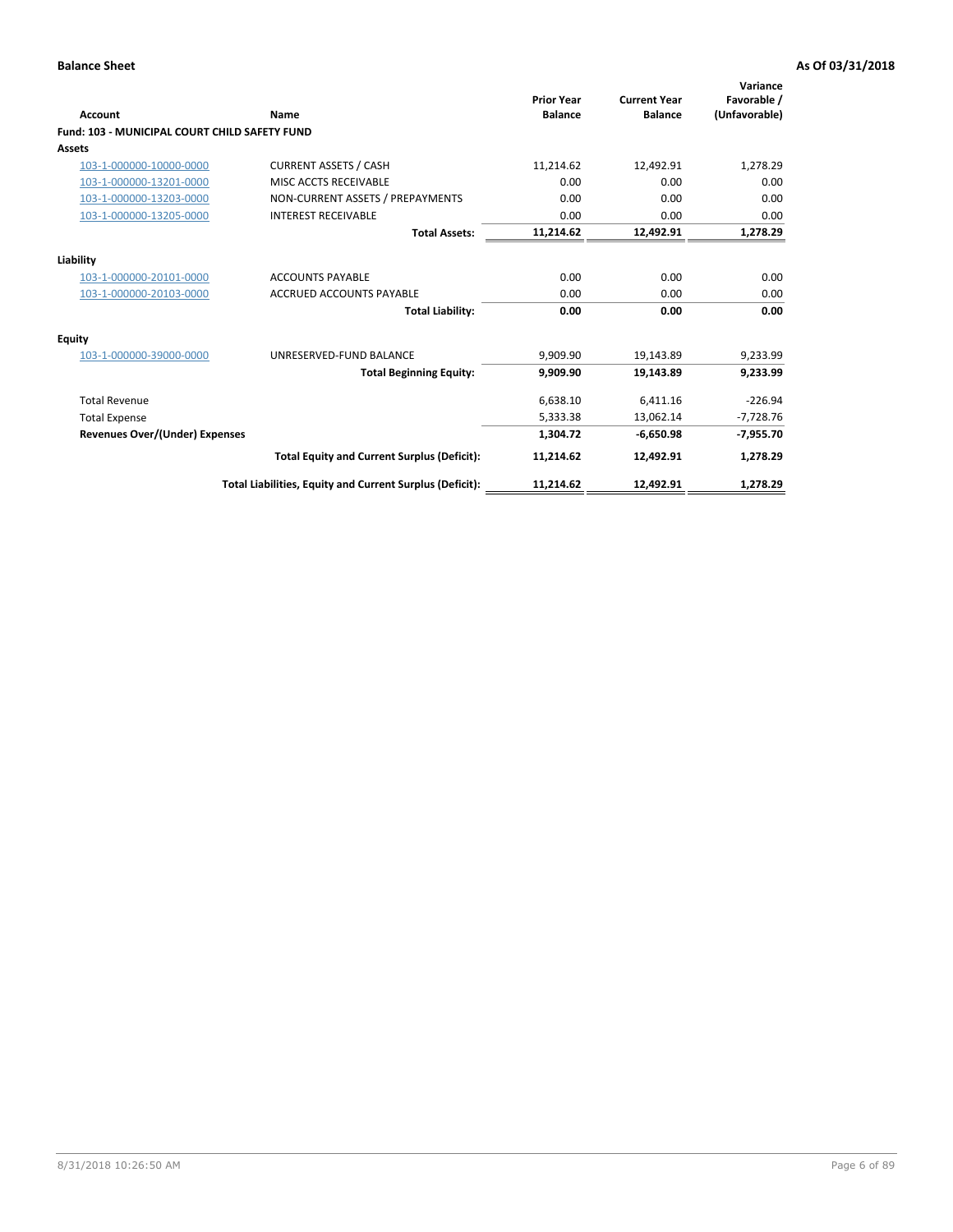**Balance Sheet** **As Of 03/31/2018**

| Account | Name | Prior Year Balance | Current Year Balance | Variance Favorable / (Unfavorable) |
|---|---|---|---|---|
| **Fund: 103 - MUNICIPAL COURT CHILD SAFETY FUND** | | | | |
| **Assets** | | | | |
| 103-1-000000-10000-0000 | CURRENT ASSETS / CASH | 11,214.62 | 12,492.91 | 1,278.29 |
| 103-1-000000-13201-0000 | MISC ACCTS RECEIVABLE | 0.00 | 0.00 | 0.00 |
| 103-1-000000-13203-0000 | NON-CURRENT ASSETS / PREPAYMENTS | 0.00 | 0.00 | 0.00 |
| 103-1-000000-13205-0000 | INTEREST RECEIVABLE | 0.00 | 0.00 | 0.00 |
| | **Total Assets:** | **11,214.62** | **12,492.91** | **1,278.29** |
| **Liability** | | | | |
| 103-1-000000-20101-0000 | ACCOUNTS PAYABLE | 0.00 | 0.00 | 0.00 |
| 103-1-000000-20103-0000 | ACCRUED ACCOUNTS PAYABLE | 0.00 | 0.00 | 0.00 |
| | **Total Liability:** | **0.00** | **0.00** | **0.00** |
| **Equity** | | | | |
| 103-1-000000-39000-0000 | UNRESERVED-FUND BALANCE | 9,909.90 | 19,143.89 | 9,233.99 |
| | **Total Beginning Equity:** | **9,909.90** | **19,143.89** | **9,233.99** |
| Total Revenue | | 6,638.10 | 6,411.16 | -226.94 |
| Total Expense | | 5,333.38 | 13,062.14 | -7,728.76 |
| **Revenues Over/(Under) Expenses** | | **1,304.72** | **-6,650.98** | **-7,955.70** |
| | **Total Equity and Current Surplus (Deficit):** | **11,214.62** | **12,492.91** | **1,278.29** |
| | **Total Liabilities, Equity and Current Surplus (Deficit):** | **11,214.62** | **12,492.91** | **1,278.29** |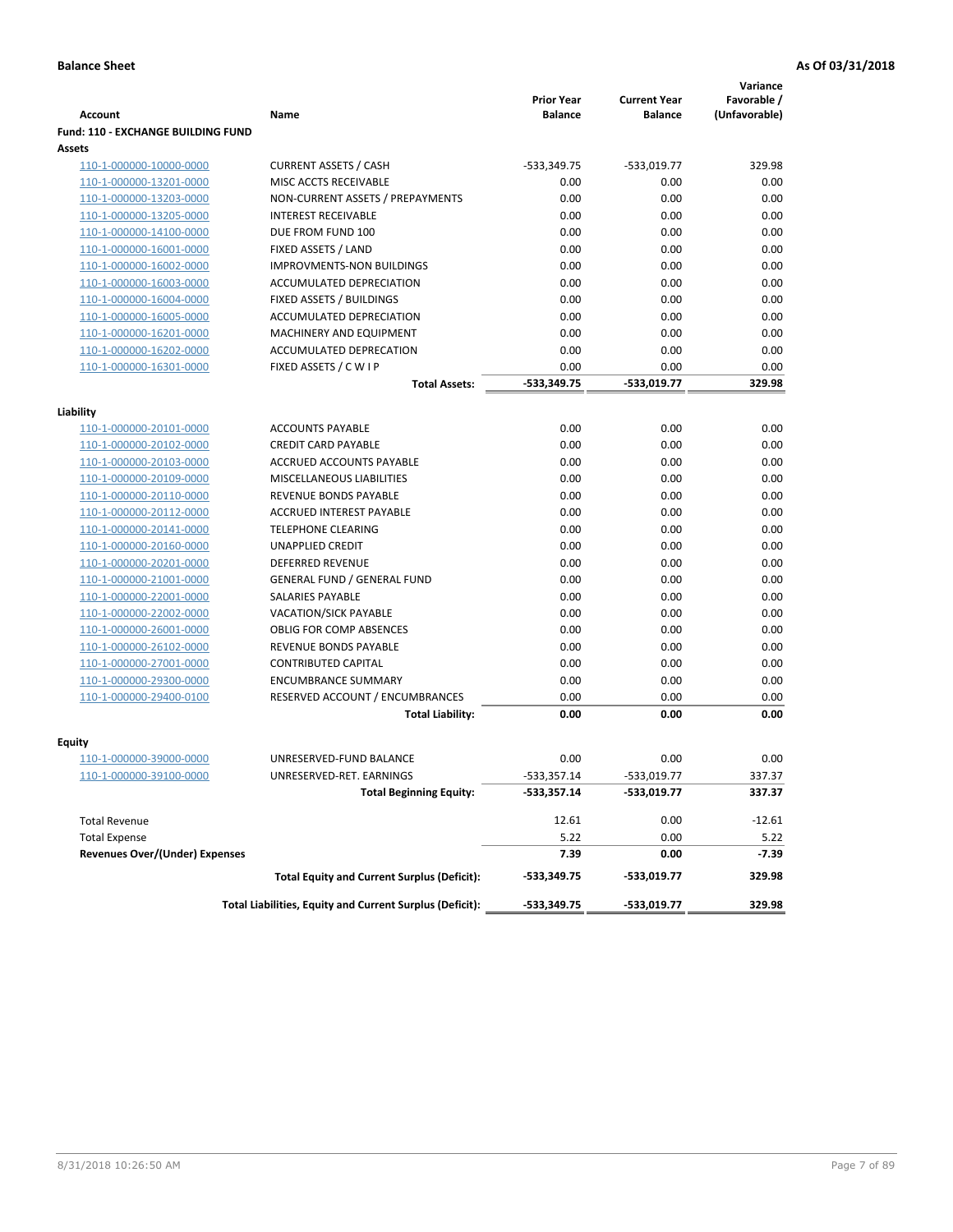**Balance Sheet** | **As Of 03/31/2018**

| Account | Name | Prior Year Balance | Current Year Balance | Variance Favorable / (Unfavorable) |
|---|---|---|---|---|
| **Fund: 110 - EXCHANGE BUILDING FUND** | | | | |
| **Assets** | | | | |
| 110-1-000000-10000-0000 | CURRENT ASSETS / CASH | -533,349.75 | -533,019.77 | 329.98 |
| 110-1-000000-13201-0000 | MISC ACCTS RECEIVABLE | 0.00 | 0.00 | 0.00 |
| 110-1-000000-13203-0000 | NON-CURRENT ASSETS / PREPAYMENTS | 0.00 | 0.00 | 0.00 |
| 110-1-000000-13205-0000 | INTEREST RECEIVABLE | 0.00 | 0.00 | 0.00 |
| 110-1-000000-14100-0000 | DUE FROM FUND 100 | 0.00 | 0.00 | 0.00 |
| 110-1-000000-16001-0000 | FIXED ASSETS / LAND | 0.00 | 0.00 | 0.00 |
| 110-1-000000-16002-0000 | IMPROVMENTS-NON BUILDINGS | 0.00 | 0.00 | 0.00 |
| 110-1-000000-16003-0000 | ACCUMULATED DEPRECIATION | 0.00 | 0.00 | 0.00 |
| 110-1-000000-16004-0000 | FIXED ASSETS / BUILDINGS | 0.00 | 0.00 | 0.00 |
| 110-1-000000-16005-0000 | ACCUMULATED DEPRECIATION | 0.00 | 0.00 | 0.00 |
| 110-1-000000-16201-0000 | MACHINERY AND EQUIPMENT | 0.00 | 0.00 | 0.00 |
| 110-1-000000-16202-0000 | ACCUMULATED DEPRECATION | 0.00 | 0.00 | 0.00 |
| 110-1-000000-16301-0000 | FIXED ASSETS / C W I P | 0.00 | 0.00 | 0.00 |
| | **Total Assets:** | **-533,349.75** | **-533,019.77** | **329.98** |
| **Liability** | | | | |
| 110-1-000000-20101-0000 | ACCOUNTS PAYABLE | 0.00 | 0.00 | 0.00 |
| 110-1-000000-20102-0000 | CREDIT CARD PAYABLE | 0.00 | 0.00 | 0.00 |
| 110-1-000000-20103-0000 | ACCRUED ACCOUNTS PAYABLE | 0.00 | 0.00 | 0.00 |
| 110-1-000000-20109-0000 | MISCELLANEOUS LIABILITIES | 0.00 | 0.00 | 0.00 |
| 110-1-000000-20110-0000 | REVENUE BONDS PAYABLE | 0.00 | 0.00 | 0.00 |
| 110-1-000000-20112-0000 | ACCRUED INTEREST PAYABLE | 0.00 | 0.00 | 0.00 |
| 110-1-000000-20141-0000 | TELEPHONE CLEARING | 0.00 | 0.00 | 0.00 |
| 110-1-000000-20160-0000 | UNAPPLIED CREDIT | 0.00 | 0.00 | 0.00 |
| 110-1-000000-20201-0000 | DEFERRED REVENUE | 0.00 | 0.00 | 0.00 |
| 110-1-000000-21001-0000 | GENERAL FUND / GENERAL FUND | 0.00 | 0.00 | 0.00 |
| 110-1-000000-22001-0000 | SALARIES PAYABLE | 0.00 | 0.00 | 0.00 |
| 110-1-000000-22002-0000 | VACATION/SICK PAYABLE | 0.00 | 0.00 | 0.00 |
| 110-1-000000-26001-0000 | OBLIG FOR COMP ABSENCES | 0.00 | 0.00 | 0.00 |
| 110-1-000000-26102-0000 | REVENUE BONDS PAYABLE | 0.00 | 0.00 | 0.00 |
| 110-1-000000-27001-0000 | CONTRIBUTED CAPITAL | 0.00 | 0.00 | 0.00 |
| 110-1-000000-29300-0000 | ENCUMBRANCE SUMMARY | 0.00 | 0.00 | 0.00 |
| 110-1-000000-29400-0100 | RESERVED ACCOUNT / ENCUMBRANCES | 0.00 | 0.00 | 0.00 |
| | **Total Liability:** | **0.00** | **0.00** | **0.00** |
| **Equity** | | | | |
| 110-1-000000-39000-0000 | UNRESERVED-FUND BALANCE | 0.00 | 0.00 | 0.00 |
| 110-1-000000-39100-0000 | UNRESERVED-RET. EARNINGS | -533,357.14 | -533,019.77 | 337.37 |
| | **Total Beginning Equity:** | **-533,357.14** | **-533,019.77** | **337.37** |
| Total Revenue | | 12.61 | 0.00 | -12.61 |
| Total Expense | | 5.22 | 0.00 | 5.22 |
| **Revenues Over/(Under) Expenses** | | **7.39** | **0.00** | **-7.39** |
| | **Total Equity and Current Surplus (Deficit):** | **-533,349.75** | **-533,019.77** | **329.98** |
| | **Total Liabilities, Equity and Current Surplus (Deficit):** | **-533,349.75** | **-533,019.77** | **329.98** |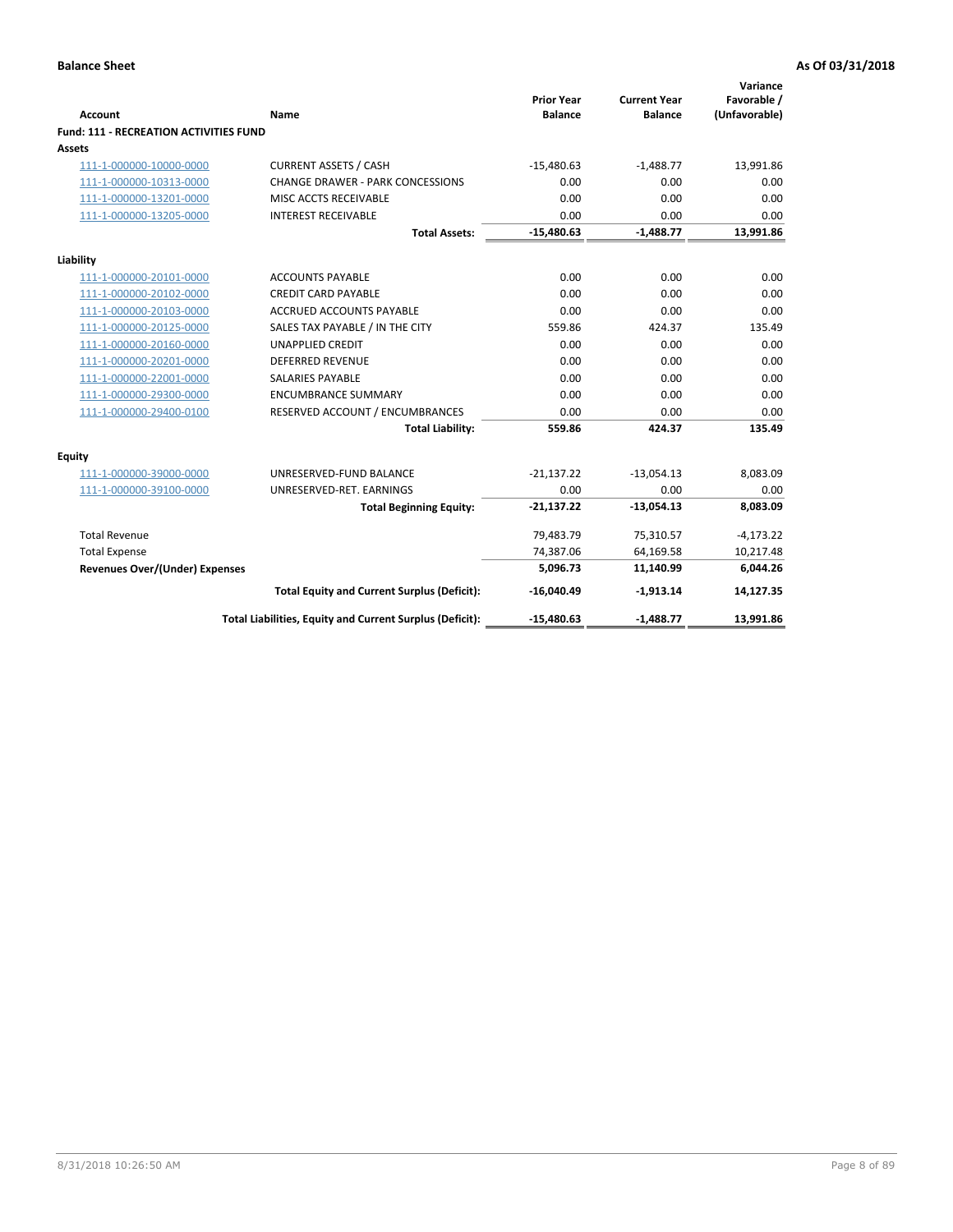**Balance Sheet** **As Of 03/31/2018**

| Account | Name | Prior Year Balance | Current Year Balance | Variance Favorable / (Unfavorable) |
|---|---|---|---|---|
| **Fund: 111 - RECREATION ACTIVITIES FUND** | | | | |
| **Assets** | | | | |
| 111-1-000000-10000-0000 | CURRENT ASSETS / CASH | -15,480.63 | -1,488.77 | 13,991.86 |
| 111-1-000000-10313-0000 | CHANGE DRAWER - PARK CONCESSIONS | 0.00 | 0.00 | 0.00 |
| 111-1-000000-13201-0000 | MISC ACCTS RECEIVABLE | 0.00 | 0.00 | 0.00 |
| 111-1-000000-13205-0000 | INTEREST RECEIVABLE | 0.00 | 0.00 | 0.00 |
| | **Total Assets:** | **-15,480.63** | **-1,488.77** | **13,991.86** |
| **Liability** | | | | |
| 111-1-000000-20101-0000 | ACCOUNTS PAYABLE | 0.00 | 0.00 | 0.00 |
| 111-1-000000-20102-0000 | CREDIT CARD PAYABLE | 0.00 | 0.00 | 0.00 |
| 111-1-000000-20103-0000 | ACCRUED ACCOUNTS PAYABLE | 0.00 | 0.00 | 0.00 |
| 111-1-000000-20125-0000 | SALES TAX PAYABLE / IN THE CITY | 559.86 | 424.37 | 135.49 |
| 111-1-000000-20160-0000 | UNAPPLIED CREDIT | 0.00 | 0.00 | 0.00 |
| 111-1-000000-20201-0000 | DEFERRED REVENUE | 0.00 | 0.00 | 0.00 |
| 111-1-000000-22001-0000 | SALARIES PAYABLE | 0.00 | 0.00 | 0.00 |
| 111-1-000000-29300-0000 | ENCUMBRANCE SUMMARY | 0.00 | 0.00 | 0.00 |
| 111-1-000000-29400-0100 | RESERVED ACCOUNT / ENCUMBRANCES | 0.00 | 0.00 | 0.00 |
| | **Total Liability:** | **559.86** | **424.37** | **135.49** |
| **Equity** | | | | |
| 111-1-000000-39000-0000 | UNRESERVED-FUND BALANCE | -21,137.22 | -13,054.13 | 8,083.09 |
| 111-1-000000-39100-0000 | UNRESERVED-RET. EARNINGS | 0.00 | 0.00 | 0.00 |
| | **Total Beginning Equity:** | **-21,137.22** | **-13,054.13** | **8,083.09** |
| Total Revenue | | 79,483.79 | 75,310.57 | -4,173.22 |
| Total Expense | | 74,387.06 | 64,169.58 | 10,217.48 |
| **Revenues Over/(Under) Expenses** | | **5,096.73** | **11,140.99** | **6,044.26** |
| | **Total Equity and Current Surplus (Deficit):** | **-16,040.49** | **-1,913.14** | **14,127.35** |
| | **Total Liabilities, Equity and Current Surplus (Deficit):** | **-15,480.63** | **-1,488.77** | **13,991.86** |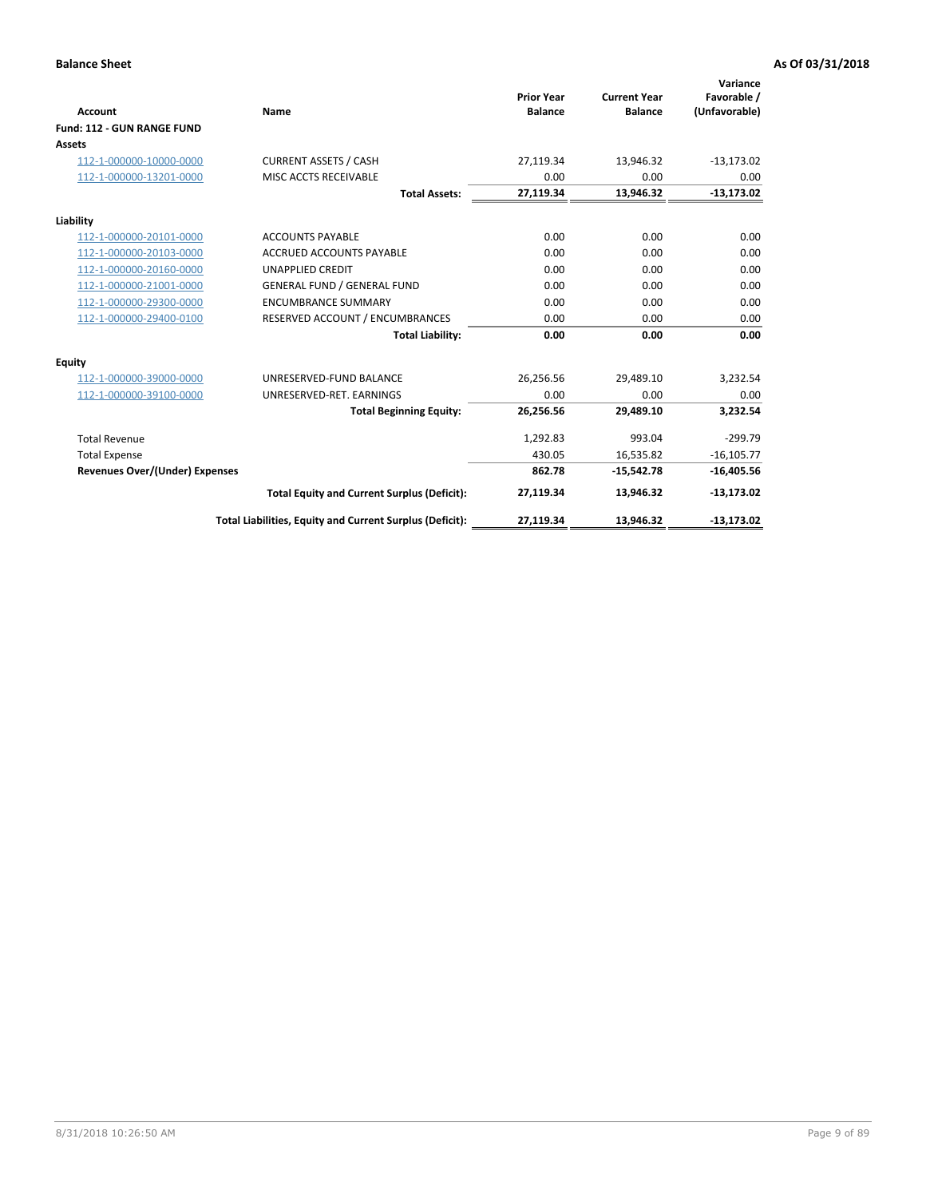**Balance Sheet** | **As Of 03/31/2018**

| Account | Name | Prior Year Balance | Current Year Balance | Variance Favorable / (Unfavorable) |
|---|---|---|---|---|
| **Fund: 112 - GUN RANGE FUND** | | | | |
| **Assets** | | | | |
| 112-1-000000-10000-0000 | CURRENT ASSETS / CASH | 27,119.34 | 13,946.32 | -13,173.02 |
| 112-1-000000-13201-0000 | MISC ACCTS RECEIVABLE | 0.00 | 0.00 | 0.00 |
| | **Total Assets:** | **27,119.34** | **13,946.32** | **-13,173.02** |
| **Liability** | | | | |
| 112-1-000000-20101-0000 | ACCOUNTS PAYABLE | 0.00 | 0.00 | 0.00 |
| 112-1-000000-20103-0000 | ACCRUED ACCOUNTS PAYABLE | 0.00 | 0.00 | 0.00 |
| 112-1-000000-20160-0000 | UNAPPLIED CREDIT | 0.00 | 0.00 | 0.00 |
| 112-1-000000-21001-0000 | GENERAL FUND / GENERAL FUND | 0.00 | 0.00 | 0.00 |
| 112-1-000000-29300-0000 | ENCUMBRANCE SUMMARY | 0.00 | 0.00 | 0.00 |
| 112-1-000000-29400-0100 | RESERVED ACCOUNT / ENCUMBRANCES | 0.00 | 0.00 | 0.00 |
| | **Total Liability:** | **0.00** | **0.00** | **0.00** |
| **Equity** | | | | |
| 112-1-000000-39000-0000 | UNRESERVED-FUND BALANCE | 26,256.56 | 29,489.10 | 3,232.54 |
| 112-1-000000-39100-0000 | UNRESERVED-RET. EARNINGS | 0.00 | 0.00 | 0.00 |
| | **Total Beginning Equity:** | **26,256.56** | **29,489.10** | **3,232.54** |
| Total Revenue | | 1,292.83 | 993.04 | -299.79 |
| Total Expense | | 430.05 | 16,535.82 | -16,105.77 |
| **Revenues Over/(Under) Expenses** | | **862.78** | **-15,542.78** | **-16,405.56** |
| | **Total Equity and Current Surplus (Deficit):** | **27,119.34** | **13,946.32** | **-13,173.02** |
| | **Total Liabilities, Equity and Current Surplus (Deficit):** | **27,119.34** | **13,946.32** | **-13,173.02** |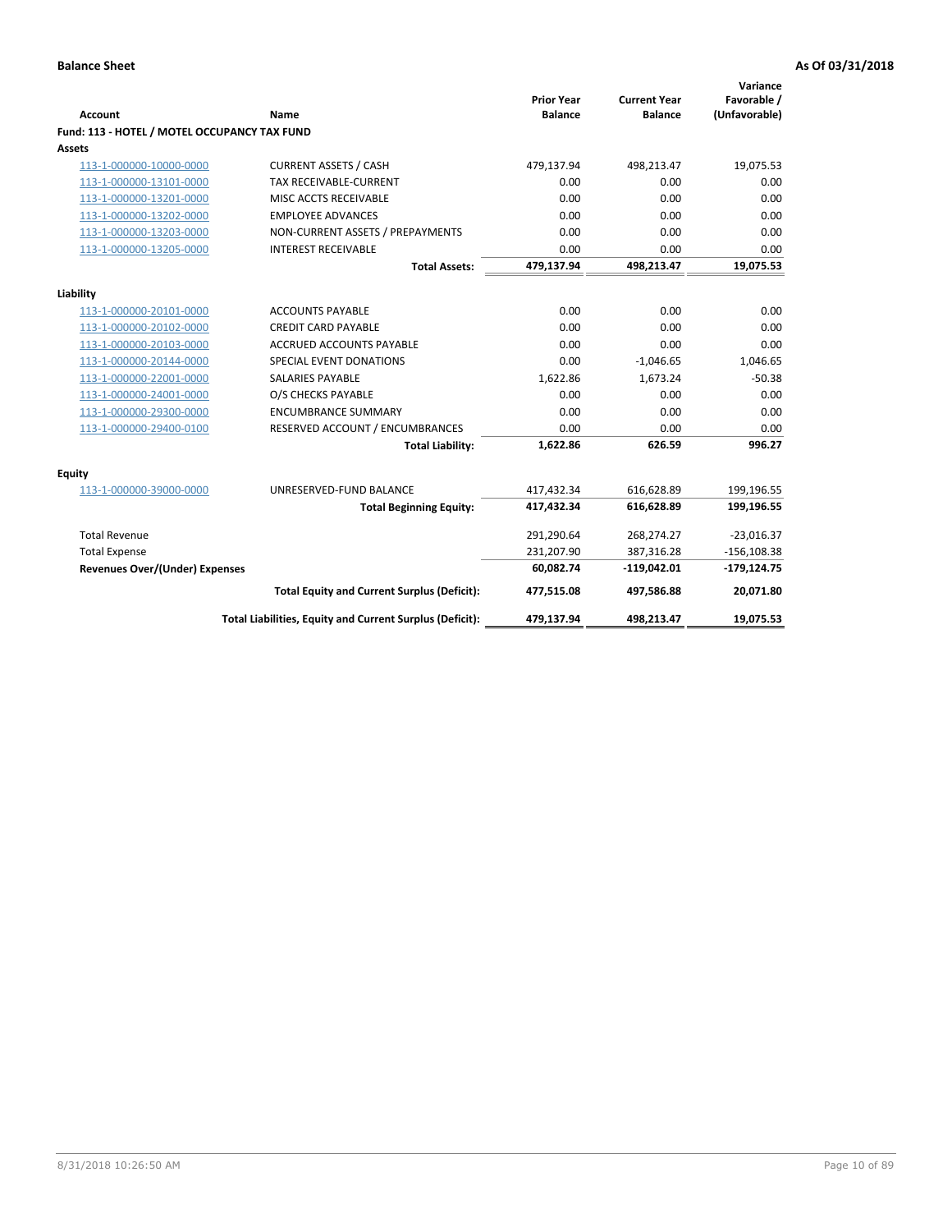**Balance Sheet** — As Of 03/31/2018

| Account | Name | Prior Year Balance | Current Year Balance | Variance Favorable / (Unfavorable) |
|---|---|---|---|---|
| **Fund: 113 - HOTEL / MOTEL OCCUPANCY TAX FUND** | | | | |
| **Assets** | | | | |
| 113-1-000000-10000-0000 | CURRENT ASSETS / CASH | 479,137.94 | 498,213.47 | 19,075.53 |
| 113-1-000000-13101-0000 | TAX RECEIVABLE-CURRENT | 0.00 | 0.00 | 0.00 |
| 113-1-000000-13201-0000 | MISC ACCTS RECEIVABLE | 0.00 | 0.00 | 0.00 |
| 113-1-000000-13202-0000 | EMPLOYEE ADVANCES | 0.00 | 0.00 | 0.00 |
| 113-1-000000-13203-0000 | NON-CURRENT ASSETS / PREPAYMENTS | 0.00 | 0.00 | 0.00 |
| 113-1-000000-13205-0000 | INTEREST RECEIVABLE | 0.00 | 0.00 | 0.00 |
| | **Total Assets:** | **479,137.94** | **498,213.47** | **19,075.53** |
| **Liability** | | | | |
| 113-1-000000-20101-0000 | ACCOUNTS PAYABLE | 0.00 | 0.00 | 0.00 |
| 113-1-000000-20102-0000 | CREDIT CARD PAYABLE | 0.00 | 0.00 | 0.00 |
| 113-1-000000-20103-0000 | ACCRUED ACCOUNTS PAYABLE | 0.00 | 0.00 | 0.00 |
| 113-1-000000-20144-0000 | SPECIAL EVENT DONATIONS | 0.00 | -1,046.65 | 1,046.65 |
| 113-1-000000-22001-0000 | SALARIES PAYABLE | 1,622.86 | 1,673.24 | -50.38 |
| 113-1-000000-24001-0000 | O/S CHECKS PAYABLE | 0.00 | 0.00 | 0.00 |
| 113-1-000000-29300-0000 | ENCUMBRANCE SUMMARY | 0.00 | 0.00 | 0.00 |
| 113-1-000000-29400-0100 | RESERVED ACCOUNT / ENCUMBRANCES | 0.00 | 0.00 | 0.00 |
| | **Total Liability:** | **1,622.86** | **626.59** | **996.27** |
| **Equity** | | | | |
| 113-1-000000-39000-0000 | UNRESERVED-FUND BALANCE | 417,432.34 | 616,628.89 | 199,196.55 |
| | **Total Beginning Equity:** | **417,432.34** | **616,628.89** | **199,196.55** |
| Total Revenue | | 291,290.64 | 268,274.27 | -23,016.37 |
| Total Expense | | 231,207.90 | 387,316.28 | -156,108.38 |
| **Revenues Over/(Under) Expenses** | | **60,082.74** | **-119,042.01** | **-179,124.75** |
| | **Total Equity and Current Surplus (Deficit):** | **477,515.08** | **497,586.88** | **20,071.80** |
| | **Total Liabilities, Equity and Current Surplus (Deficit):** | **479,137.94** | **498,213.47** | **19,075.53** |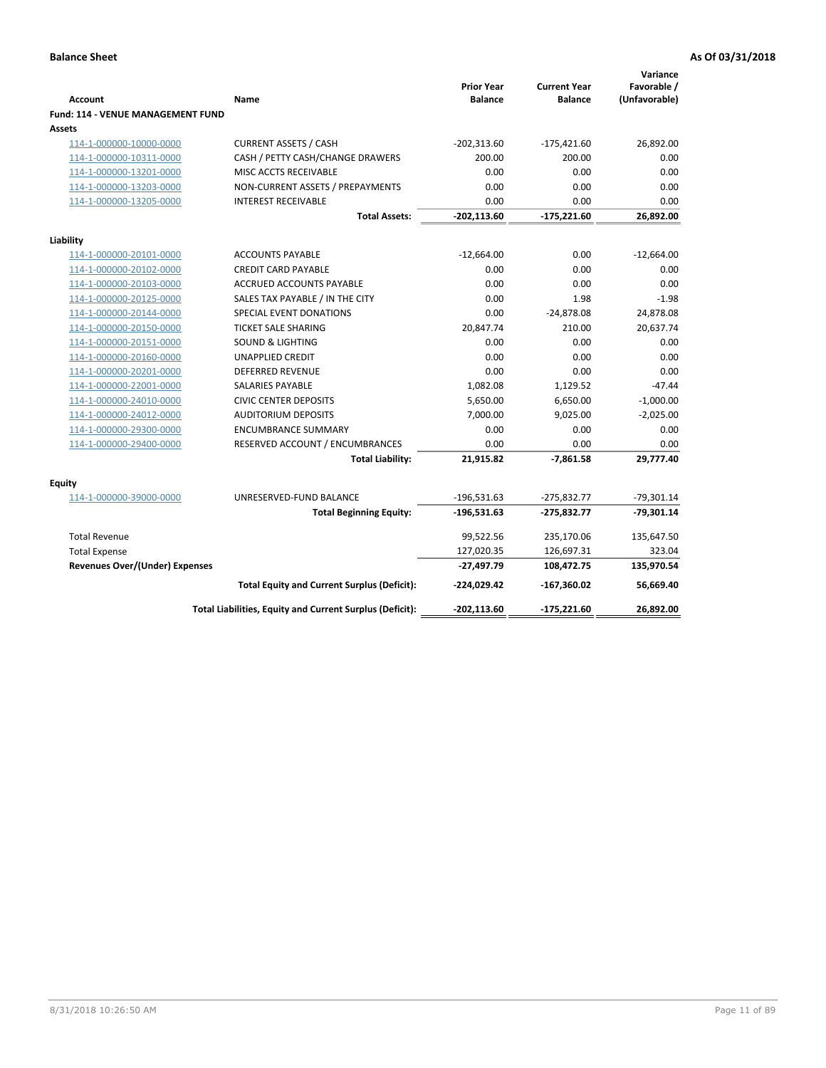**Balance Sheet** **As Of 03/31/2018**

| Account | Name | Prior Year Balance | Current Year Balance | Variance Favorable / (Unfavorable) |
|---|---|---|---|---|
| **Fund: 114 - VENUE MANAGEMENT FUND** | | | | |
| **Assets** | | | | |
| 114-1-000000-10000-0000 | CURRENT ASSETS / CASH | -202,313.60 | -175,421.60 | 26,892.00 |
| 114-1-000000-10311-0000 | CASH / PETTY CASH/CHANGE DRAWERS | 200.00 | 200.00 | 0.00 |
| 114-1-000000-13201-0000 | MISC ACCTS RECEIVABLE | 0.00 | 0.00 | 0.00 |
| 114-1-000000-13203-0000 | NON-CURRENT ASSETS / PREPAYMENTS | 0.00 | 0.00 | 0.00 |
| 114-1-000000-13205-0000 | INTEREST RECEIVABLE | 0.00 | 0.00 | 0.00 |
| | **Total Assets:** | **-202,113.60** | **-175,221.60** | **26,892.00** |
| **Liability** | | | | |
| 114-1-000000-20101-0000 | ACCOUNTS PAYABLE | -12,664.00 | 0.00 | -12,664.00 |
| 114-1-000000-20102-0000 | CREDIT CARD PAYABLE | 0.00 | 0.00 | 0.00 |
| 114-1-000000-20103-0000 | ACCRUED ACCOUNTS PAYABLE | 0.00 | 0.00 | 0.00 |
| 114-1-000000-20125-0000 | SALES TAX PAYABLE / IN THE CITY | 0.00 | 1.98 | -1.98 |
| 114-1-000000-20144-0000 | SPECIAL EVENT DONATIONS | 0.00 | -24,878.08 | 24,878.08 |
| 114-1-000000-20150-0000 | TICKET SALE SHARING | 20,847.74 | 210.00 | 20,637.74 |
| 114-1-000000-20151-0000 | SOUND & LIGHTING | 0.00 | 0.00 | 0.00 |
| 114-1-000000-20160-0000 | UNAPPLIED CREDIT | 0.00 | 0.00 | 0.00 |
| 114-1-000000-20201-0000 | DEFERRED REVENUE | 0.00 | 0.00 | 0.00 |
| 114-1-000000-22001-0000 | SALARIES PAYABLE | 1,082.08 | 1,129.52 | -47.44 |
| 114-1-000000-24010-0000 | CIVIC CENTER DEPOSITS | 5,650.00 | 6,650.00 | -1,000.00 |
| 114-1-000000-24012-0000 | AUDITORIUM DEPOSITS | 7,000.00 | 9,025.00 | -2,025.00 |
| 114-1-000000-29300-0000 | ENCUMBRANCE SUMMARY | 0.00 | 0.00 | 0.00 |
| 114-1-000000-29400-0000 | RESERVED ACCOUNT / ENCUMBRANCES | 0.00 | 0.00 | 0.00 |
| | **Total Liability:** | **21,915.82** | **-7,861.58** | **29,777.40** |
| **Equity** | | | | |
| 114-1-000000-39000-0000 | UNRESERVED-FUND BALANCE | -196,531.63 | -275,832.77 | -79,301.14 |
| | **Total Beginning Equity:** | **-196,531.63** | **-275,832.77** | **-79,301.14** |
| Total Revenue | | 99,522.56 | 235,170.06 | 135,647.50 |
| Total Expense | | 127,020.35 | 126,697.31 | 323.04 |
| **Revenues Over/(Under) Expenses** | | **-27,497.79** | **108,472.75** | **135,970.54** |
| | **Total Equity and Current Surplus (Deficit):** | **-224,029.42** | **-167,360.02** | **56,669.40** |
| | **Total Liabilities, Equity and Current Surplus (Deficit):** | **-202,113.60** | **-175,221.60** | **26,892.00** |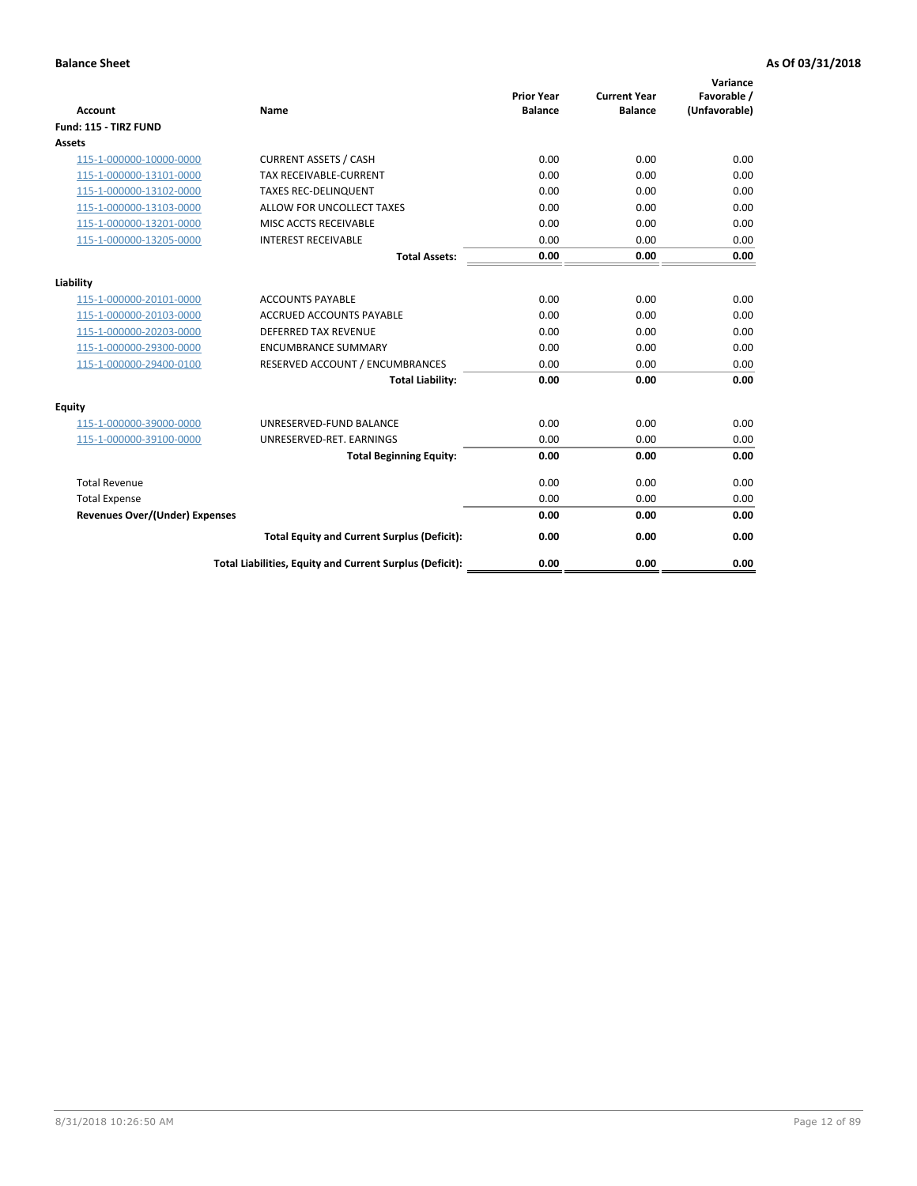**Balance Sheet** **As Of 03/31/2018**

| Account | Name | Prior Year Balance | Current Year Balance | Variance Favorable / (Unfavorable) |
|---|---|---|---|---|
| **Fund: 115 - TIRZ FUND** | | | | |
| **Assets** | | | | |
| 115-1-000000-10000-0000 | CURRENT ASSETS / CASH | 0.00 | 0.00 | 0.00 |
| 115-1-000000-13101-0000 | TAX RECEIVABLE-CURRENT | 0.00 | 0.00 | 0.00 |
| 115-1-000000-13102-0000 | TAXES REC-DELINQUENT | 0.00 | 0.00 | 0.00 |
| 115-1-000000-13103-0000 | ALLOW FOR UNCOLLECT TAXES | 0.00 | 0.00 | 0.00 |
| 115-1-000000-13201-0000 | MISC ACCTS RECEIVABLE | 0.00 | 0.00 | 0.00 |
| 115-1-000000-13205-0000 | INTEREST RECEIVABLE | 0.00 | 0.00 | 0.00 |
| | **Total Assets:** | **0.00** | **0.00** | **0.00** |
| **Liability** | | | | |
| 115-1-000000-20101-0000 | ACCOUNTS PAYABLE | 0.00 | 0.00 | 0.00 |
| 115-1-000000-20103-0000 | ACCRUED ACCOUNTS PAYABLE | 0.00 | 0.00 | 0.00 |
| 115-1-000000-20203-0000 | DEFERRED TAX REVENUE | 0.00 | 0.00 | 0.00 |
| 115-1-000000-29300-0000 | ENCUMBRANCE SUMMARY | 0.00 | 0.00 | 0.00 |
| 115-1-000000-29400-0100 | RESERVED ACCOUNT / ENCUMBRANCES | 0.00 | 0.00 | 0.00 |
| | **Total Liability:** | **0.00** | **0.00** | **0.00** |
| **Equity** | | | | |
| 115-1-000000-39000-0000 | UNRESERVED-FUND BALANCE | 0.00 | 0.00 | 0.00 |
| 115-1-000000-39100-0000 | UNRESERVED-RET. EARNINGS | 0.00 | 0.00 | 0.00 |
| | **Total Beginning Equity:** | **0.00** | **0.00** | **0.00** |
| Total Revenue | | 0.00 | 0.00 | 0.00 |
| Total Expense | | 0.00 | 0.00 | 0.00 |
| **Revenues Over/(Under) Expenses** | | **0.00** | **0.00** | **0.00** |
| | **Total Equity and Current Surplus (Deficit):** | **0.00** | **0.00** | **0.00** |
| | **Total Liabilities, Equity and Current Surplus (Deficit):** | **0.00** | **0.00** | **0.00** |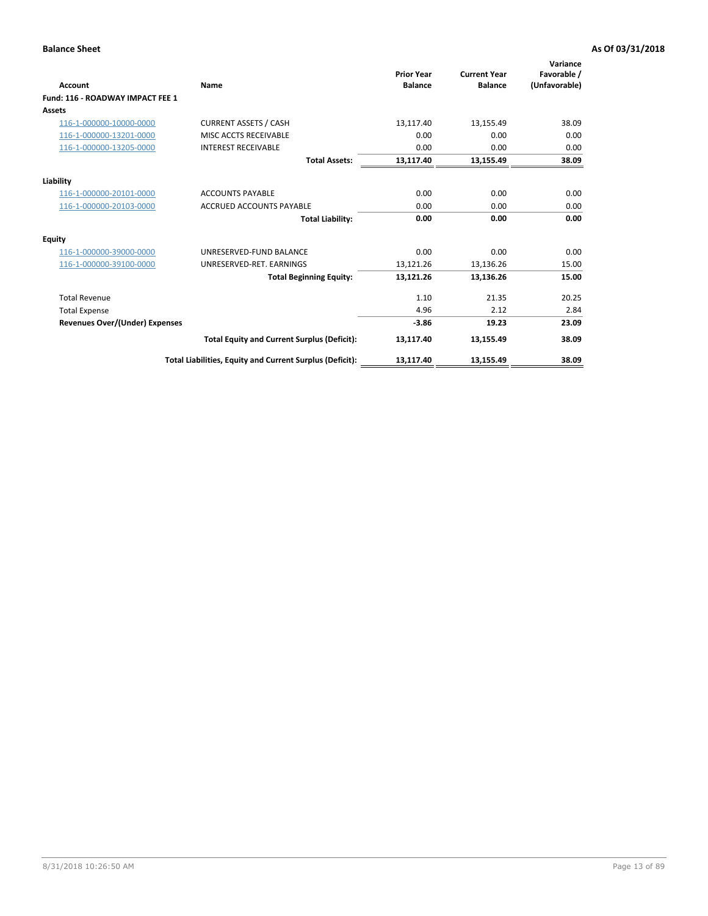**Balance Sheet** **As Of 03/31/2018**

| Account | Name | Prior Year Balance | Current Year Balance | Variance Favorable / (Unfavorable) |
|---|---|---|---|---|
| **Fund: 116 - ROADWAY IMPACT FEE 1** | | | | |
| **Assets** | | | | |
| 116-1-000000-10000-0000 | CURRENT ASSETS / CASH | 13,117.40 | 13,155.49 | 38.09 |
| 116-1-000000-13201-0000 | MISC ACCTS RECEIVABLE | 0.00 | 0.00 | 0.00 |
| 116-1-000000-13205-0000 | INTEREST RECEIVABLE | 0.00 | 0.00 | 0.00 |
| | **Total Assets:** | **13,117.40** | **13,155.49** | **38.09** |
| **Liability** | | | | |
| 116-1-000000-20101-0000 | ACCOUNTS PAYABLE | 0.00 | 0.00 | 0.00 |
| 116-1-000000-20103-0000 | ACCRUED ACCOUNTS PAYABLE | 0.00 | 0.00 | 0.00 |
| | **Total Liability:** | **0.00** | **0.00** | **0.00** |
| **Equity** | | | | |
| 116-1-000000-39000-0000 | UNRESERVED-FUND BALANCE | 0.00 | 0.00 | 0.00 |
| 116-1-000000-39100-0000 | UNRESERVED-RET. EARNINGS | 13,121.26 | 13,136.26 | 15.00 |
| | **Total Beginning Equity:** | **13,121.26** | **13,136.26** | **15.00** |
| Total Revenue | | 1.10 | 21.35 | 20.25 |
| Total Expense | | 4.96 | 2.12 | 2.84 |
| **Revenues Over/(Under) Expenses** | | **-3.86** | **19.23** | **23.09** |
| | **Total Equity and Current Surplus (Deficit):** | **13,117.40** | **13,155.49** | **38.09** |
| | **Total Liabilities, Equity and Current Surplus (Deficit):** | **13,117.40** | **13,155.49** | **38.09** |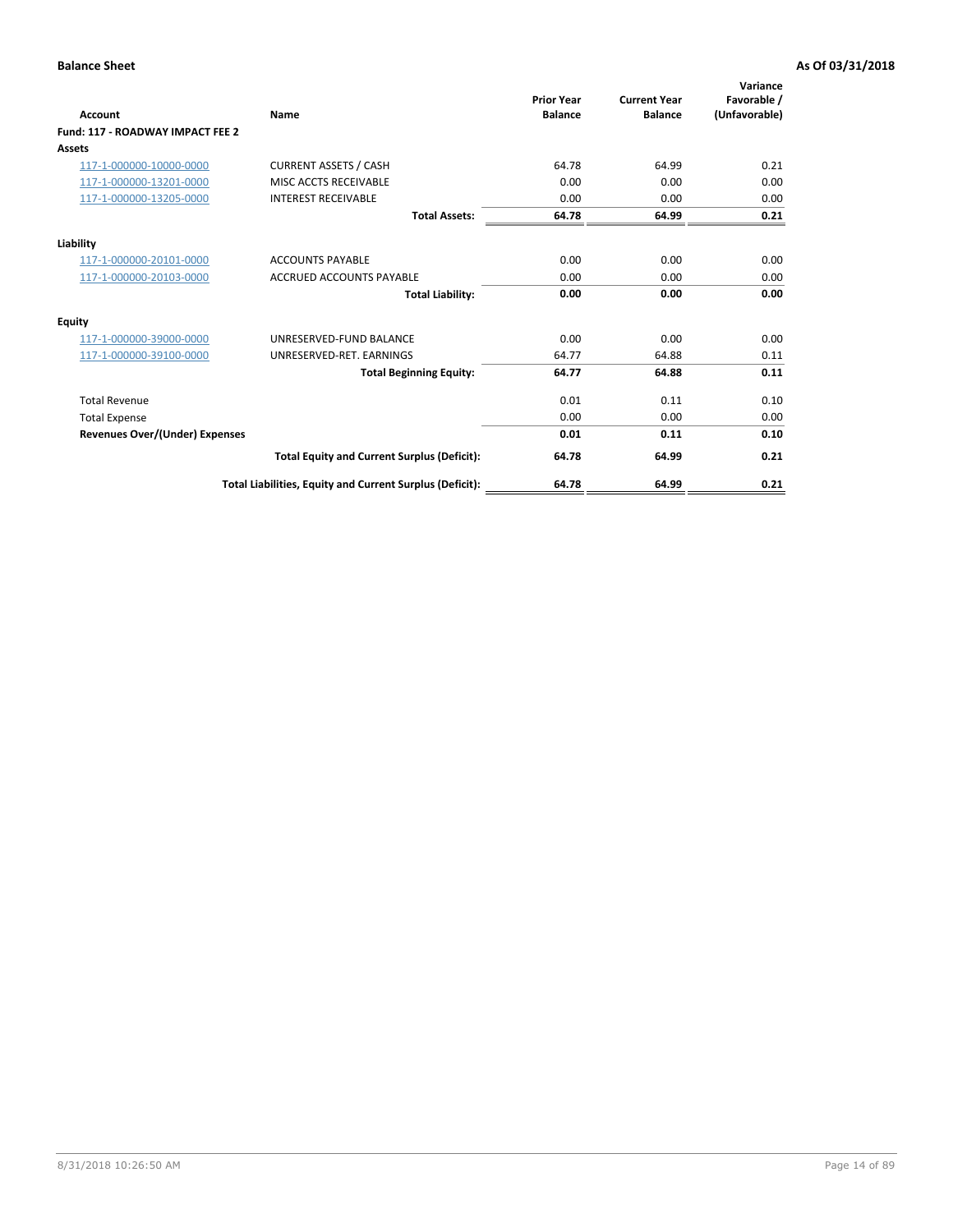**Balance Sheet** **As Of 03/31/2018**

| Account | Name | Prior Year Balance | Current Year Balance | Variance Favorable / (Unfavorable) |
|---|---|---|---|---|
| **Fund: 117 - ROADWAY IMPACT FEE 2** | | | | |
| **Assets** | | | | |
| 117-1-000000-10000-0000 | CURRENT ASSETS / CASH | 64.78 | 64.99 | 0.21 |
| 117-1-000000-13201-0000 | MISC ACCTS RECEIVABLE | 0.00 | 0.00 | 0.00 |
| 117-1-000000-13205-0000 | INTEREST RECEIVABLE | 0.00 | 0.00 | 0.00 |
| | **Total Assets:** | **64.78** | **64.99** | **0.21** |
| **Liability** | | | | |
| 117-1-000000-20101-0000 | ACCOUNTS PAYABLE | 0.00 | 0.00 | 0.00 |
| 117-1-000000-20103-0000 | ACCRUED ACCOUNTS PAYABLE | 0.00 | 0.00 | 0.00 |
| | **Total Liability:** | **0.00** | **0.00** | **0.00** |
| **Equity** | | | | |
| 117-1-000000-39000-0000 | UNRESERVED-FUND BALANCE | 0.00 | 0.00 | 0.00 |
| 117-1-000000-39100-0000 | UNRESERVED-RET. EARNINGS | 64.77 | 64.88 | 0.11 |
| | **Total Beginning Equity:** | **64.77** | **64.88** | **0.11** |
| Total Revenue | | 0.01 | 0.11 | 0.10 |
| Total Expense | | 0.00 | 0.00 | 0.00 |
| **Revenues Over/(Under) Expenses** | | **0.01** | **0.11** | **0.10** |
| | **Total Equity and Current Surplus (Deficit):** | **64.78** | **64.99** | **0.21** |
| | **Total Liabilities, Equity and Current Surplus (Deficit):** | **64.78** | **64.99** | **0.21** |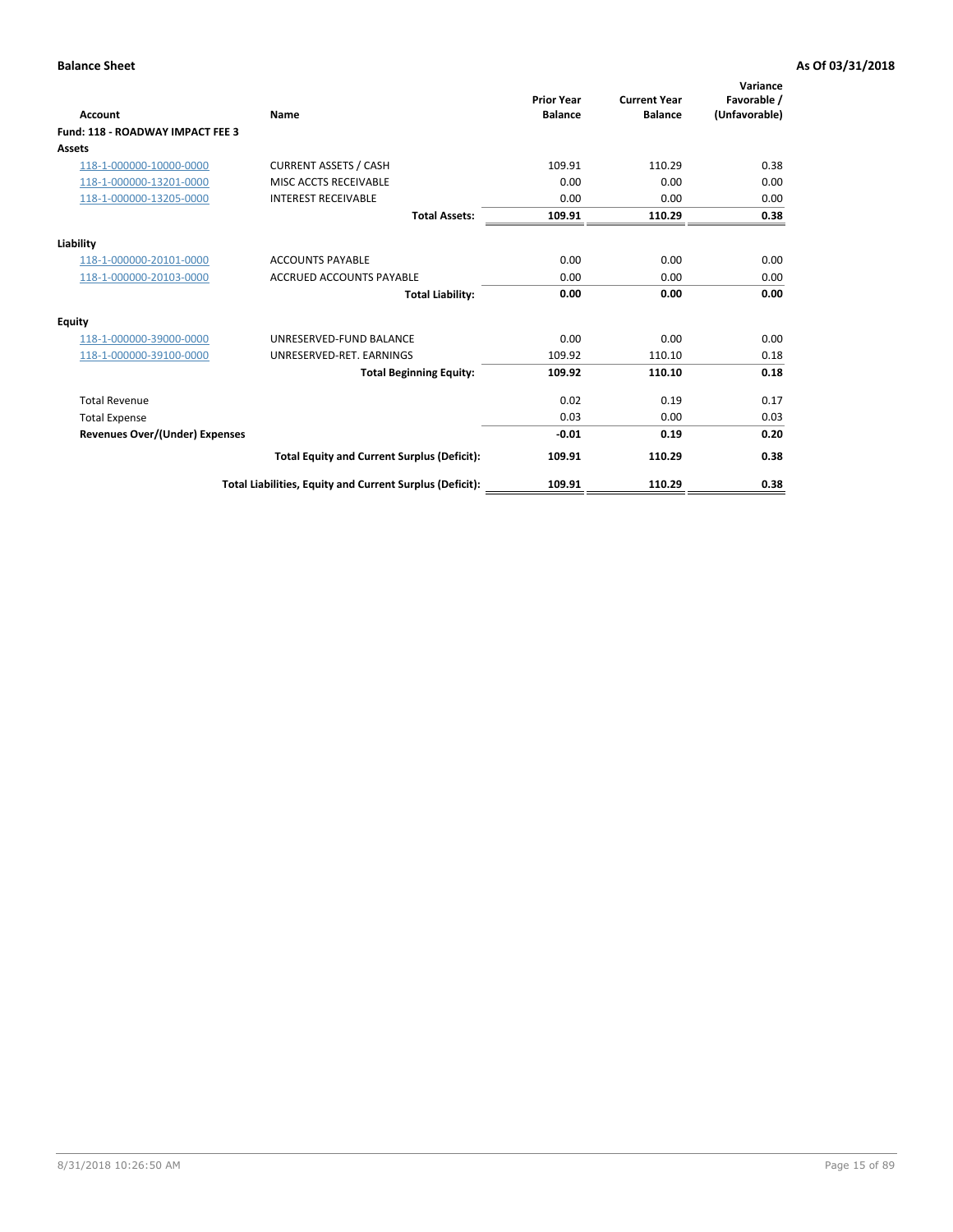**Balance Sheet** **As Of 03/31/2018**

| Account | Name | Prior Year Balance | Current Year Balance | Variance Favorable / (Unfavorable) |
|---|---|---|---|---|
| **Fund: 118 - ROADWAY IMPACT FEE 3** | | | | |
| **Assets** | | | | |
| 118-1-000000-10000-0000 | CURRENT ASSETS / CASH | 109.91 | 110.29 | 0.38 |
| 118-1-000000-13201-0000 | MISC ACCTS RECEIVABLE | 0.00 | 0.00 | 0.00 |
| 118-1-000000-13205-0000 | INTEREST RECEIVABLE | 0.00 | 0.00 | 0.00 |
| | **Total Assets:** | **109.91** | **110.29** | **0.38** |
| **Liability** | | | | |
| 118-1-000000-20101-0000 | ACCOUNTS PAYABLE | 0.00 | 0.00 | 0.00 |
| 118-1-000000-20103-0000 | ACCRUED ACCOUNTS PAYABLE | 0.00 | 0.00 | 0.00 |
| | **Total Liability:** | **0.00** | **0.00** | **0.00** |
| **Equity** | | | | |
| 118-1-000000-39000-0000 | UNRESERVED-FUND BALANCE | 0.00 | 0.00 | 0.00 |
| 118-1-000000-39100-0000 | UNRESERVED-RET. EARNINGS | 109.92 | 110.10 | 0.18 |
| | **Total Beginning Equity:** | **109.92** | **110.10** | **0.18** |
| Total Revenue | | 0.02 | 0.19 | 0.17 |
| Total Expense | | 0.03 | 0.00 | 0.03 |
| **Revenues Over/(Under) Expenses** | | **-0.01** | **0.19** | **0.20** |
| | **Total Equity and Current Surplus (Deficit):** | **109.91** | **110.29** | **0.38** |
| | **Total Liabilities, Equity and Current Surplus (Deficit):** | **109.91** | **110.29** | **0.38** |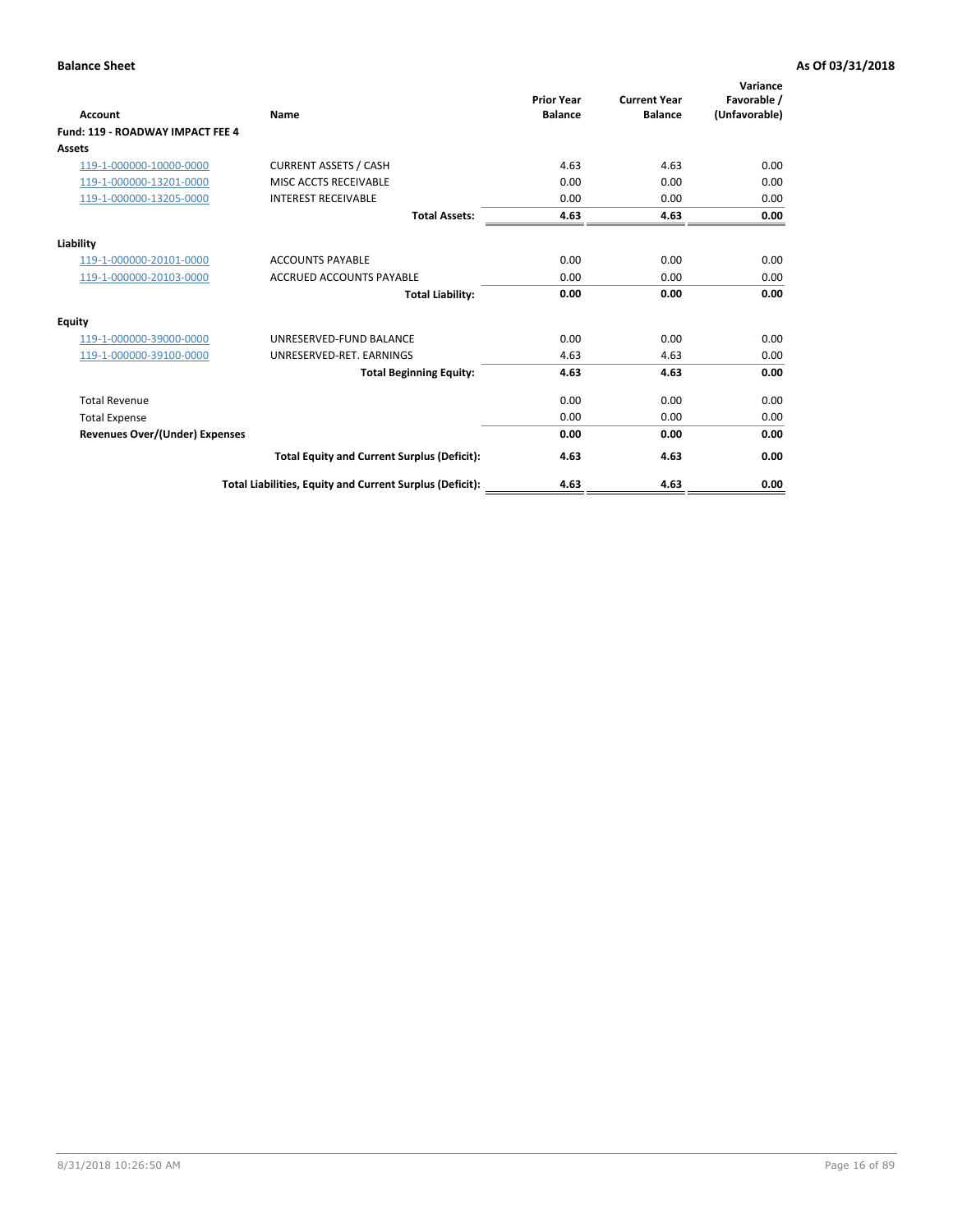**Balance Sheet** **As Of 03/31/2018**

| Account | Name | Prior Year Balance | Current Year Balance | Variance Favorable / (Unfavorable) |
|---|---|---|---|---|
| **Fund: 119 - ROADWAY IMPACT FEE 4** | | | | |
| **Assets** | | | | |
| 119-1-000000-10000-0000 | CURRENT ASSETS / CASH | 4.63 | 4.63 | 0.00 |
| 119-1-000000-13201-0000 | MISC ACCTS RECEIVABLE | 0.00 | 0.00 | 0.00 |
| 119-1-000000-13205-0000 | INTEREST RECEIVABLE | 0.00 | 0.00 | 0.00 |
| | **Total Assets:** | **4.63** | **4.63** | **0.00** |
| **Liability** | | | | |
| 119-1-000000-20101-0000 | ACCOUNTS PAYABLE | 0.00 | 0.00 | 0.00 |
| 119-1-000000-20103-0000 | ACCRUED ACCOUNTS PAYABLE | 0.00 | 0.00 | 0.00 |
| | **Total Liability:** | **0.00** | **0.00** | **0.00** |
| **Equity** | | | | |
| 119-1-000000-39000-0000 | UNRESERVED-FUND BALANCE | 0.00 | 0.00 | 0.00 |
| 119-1-000000-39100-0000 | UNRESERVED-RET. EARNINGS | 4.63 | 4.63 | 0.00 |
| | **Total Beginning Equity:** | **4.63** | **4.63** | **0.00** |
| Total Revenue | | 0.00 | 0.00 | 0.00 |
| Total Expense | | 0.00 | 0.00 | 0.00 |
| **Revenues Over/(Under) Expenses** | | **0.00** | **0.00** | **0.00** |
| | **Total Equity and Current Surplus (Deficit):** | **4.63** | **4.63** | **0.00** |
| | **Total Liabilities, Equity and Current Surplus (Deficit):** | **4.63** | **4.63** | **0.00** |

8/31/2018 10:26:50 AM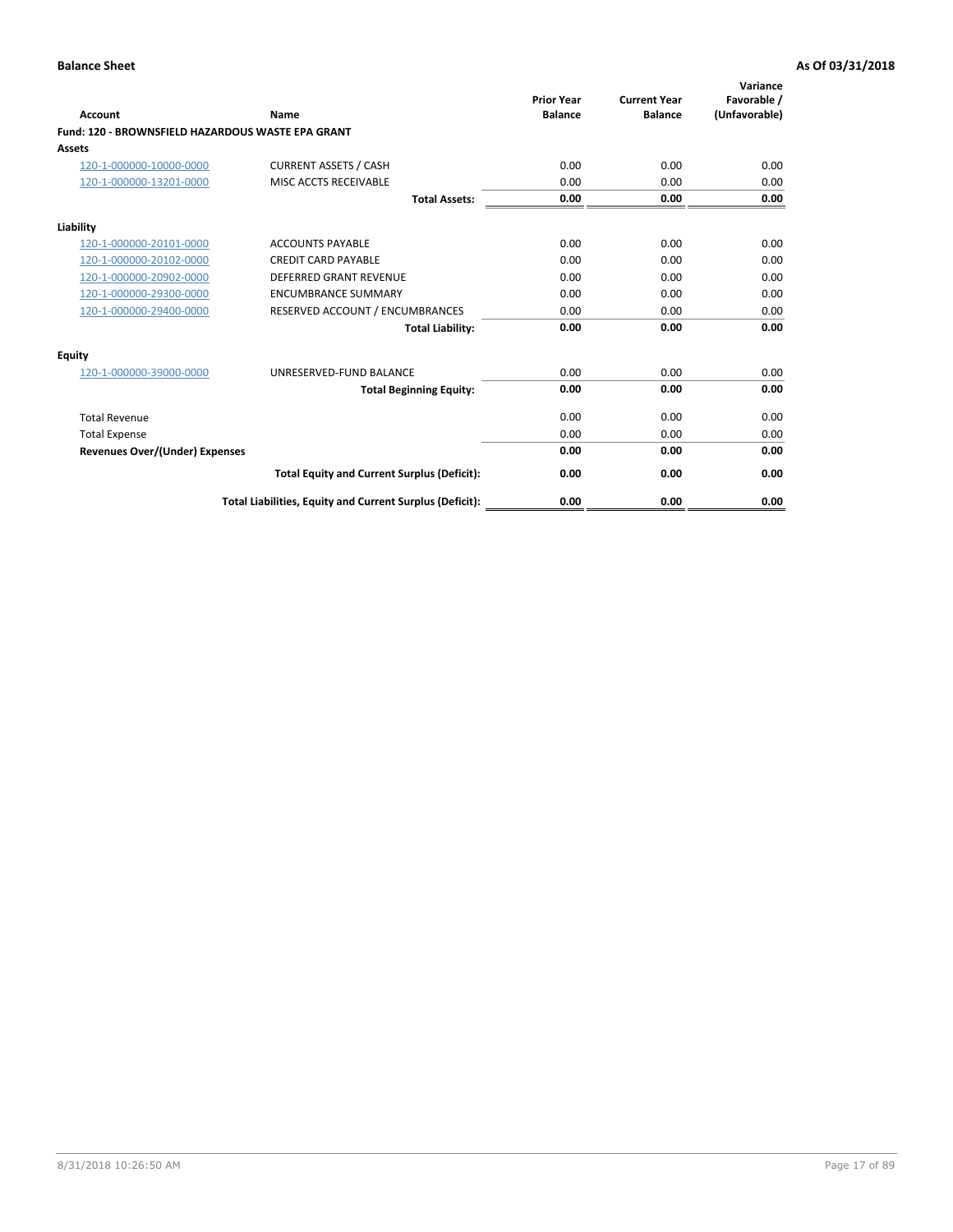**Balance Sheet** **As Of 03/31/2018**

| Account | Name | Prior Year Balance | Current Year Balance | Variance Favorable / (Unfavorable) |
|---|---|---|---|---|
| **Fund: 120 - BROWNSFIELD HAZARDOUS WASTE EPA GRANT** | | | | |
| **Assets** | | | | |
| 120-1-000000-10000-0000 | CURRENT ASSETS / CASH | 0.00 | 0.00 | 0.00 |
| 120-1-000000-13201-0000 | MISC ACCTS RECEIVABLE | 0.00 | 0.00 | 0.00 |
| | **Total Assets:** | **0.00** | **0.00** | **0.00** |
| **Liability** | | | | |
| 120-1-000000-20101-0000 | ACCOUNTS PAYABLE | 0.00 | 0.00 | 0.00 |
| 120-1-000000-20102-0000 | CREDIT CARD PAYABLE | 0.00 | 0.00 | 0.00 |
| 120-1-000000-20902-0000 | DEFERRED GRANT REVENUE | 0.00 | 0.00 | 0.00 |
| 120-1-000000-29300-0000 | ENCUMBRANCE SUMMARY | 0.00 | 0.00 | 0.00 |
| 120-1-000000-29400-0000 | RESERVED ACCOUNT / ENCUMBRANCES | 0.00 | 0.00 | 0.00 |
| | **Total Liability:** | **0.00** | **0.00** | **0.00** |
| **Equity** | | | | |
| 120-1-000000-39000-0000 | UNRESERVED-FUND BALANCE | 0.00 | 0.00 | 0.00 |
| | **Total Beginning Equity:** | **0.00** | **0.00** | **0.00** |
| Total Revenue | | 0.00 | 0.00 | 0.00 |
| Total Expense | | 0.00 | 0.00 | 0.00 |
| **Revenues Over/(Under) Expenses** | | **0.00** | **0.00** | **0.00** |
| | **Total Equity and Current Surplus (Deficit):** | **0.00** | **0.00** | **0.00** |
| | **Total Liabilities, Equity and Current Surplus (Deficit):** | **0.00** | **0.00** | **0.00** |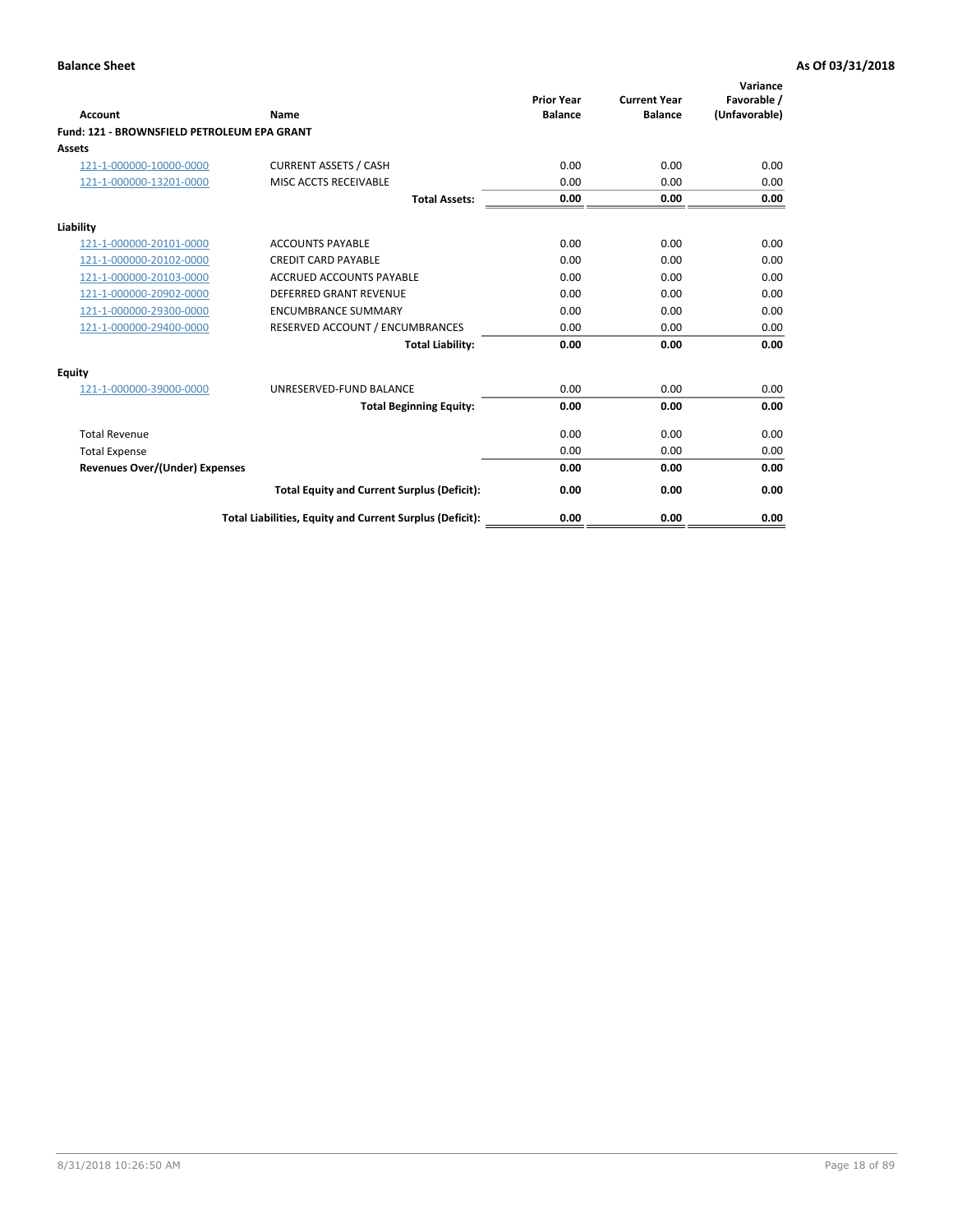**Balance Sheet** — **As Of 03/31/2018**

| Account | Name | Prior Year Balance | Current Year Balance | Variance Favorable / (Unfavorable) |
|---|---|---|---|---|
| **Fund: 121 - BROWNSFIELD PETROLEUM EPA GRANT** | | | | |
| **Assets** | | | | |
| 121-1-000000-10000-0000 | CURRENT ASSETS / CASH | 0.00 | 0.00 | 0.00 |
| 121-1-000000-13201-0000 | MISC ACCTS RECEIVABLE | 0.00 | 0.00 | 0.00 |
| | **Total Assets:** | **0.00** | **0.00** | **0.00** |
| **Liability** | | | | |
| 121-1-000000-20101-0000 | ACCOUNTS PAYABLE | 0.00 | 0.00 | 0.00 |
| 121-1-000000-20102-0000 | CREDIT CARD PAYABLE | 0.00 | 0.00 | 0.00 |
| 121-1-000000-20103-0000 | ACCRUED ACCOUNTS PAYABLE | 0.00 | 0.00 | 0.00 |
| 121-1-000000-20902-0000 | DEFERRED GRANT REVENUE | 0.00 | 0.00 | 0.00 |
| 121-1-000000-29300-0000 | ENCUMBRANCE SUMMARY | 0.00 | 0.00 | 0.00 |
| 121-1-000000-29400-0000 | RESERVED ACCOUNT / ENCUMBRANCES | 0.00 | 0.00 | 0.00 |
| | **Total Liability:** | **0.00** | **0.00** | **0.00** |
| **Equity** | | | | |
| 121-1-000000-39000-0000 | UNRESERVED-FUND BALANCE | 0.00 | 0.00 | 0.00 |
| | **Total Beginning Equity:** | **0.00** | **0.00** | **0.00** |
| Total Revenue | | 0.00 | 0.00 | 0.00 |
| Total Expense | | 0.00 | 0.00 | 0.00 |
| **Revenues Over/(Under) Expenses** | | **0.00** | **0.00** | **0.00** |
| | **Total Equity and Current Surplus (Deficit):** | **0.00** | **0.00** | **0.00** |
| | **Total Liabilities, Equity and Current Surplus (Deficit):** | **0.00** | **0.00** | **0.00** |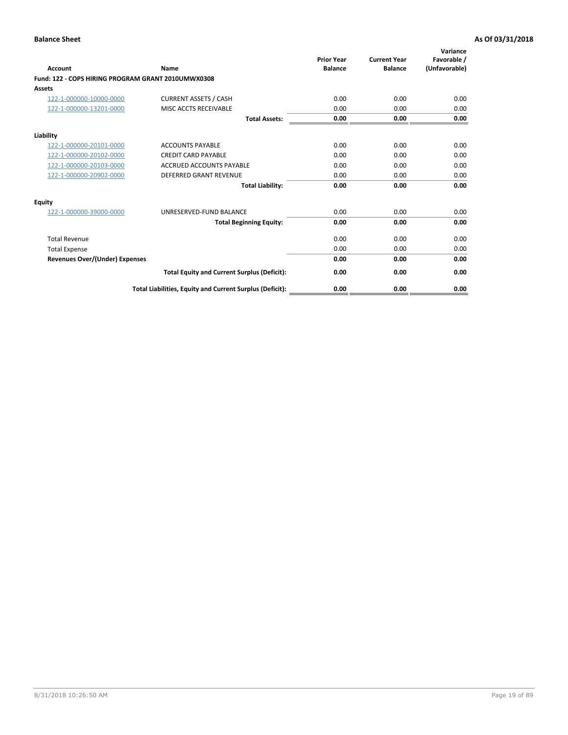**Balance Sheet** **As Of 03/31/2018**

| Account | Name | Prior Year Balance | Current Year Balance | Variance Favorable / (Unfavorable) |
|---|---|---|---|---|
| **Fund: 122 - COPS HIRING PROGRAM GRANT 2010UMWX0308** | | | | |
| **Assets** | | | | |
| 122-1-000000-10000-0000 | CURRENT ASSETS / CASH | 0.00 | 0.00 | 0.00 |
| 122-1-000000-13201-0000 | MISC ACCTS RECEIVABLE | 0.00 | 0.00 | 0.00 |
| | **Total Assets:** | **0.00** | **0.00** | **0.00** |
| **Liability** | | | | |
| 122-1-000000-20101-0000 | ACCOUNTS PAYABLE | 0.00 | 0.00 | 0.00 |
| 122-1-000000-20102-0000 | CREDIT CARD PAYABLE | 0.00 | 0.00 | 0.00 |
| 122-1-000000-20103-0000 | ACCRUED ACCOUNTS PAYABLE | 0.00 | 0.00 | 0.00 |
| 122-1-000000-20902-0000 | DEFERRED GRANT REVENUE | 0.00 | 0.00 | 0.00 |
| | **Total Liability:** | **0.00** | **0.00** | **0.00** |
| **Equity** | | | | |
| 122-1-000000-39000-0000 | UNRESERVED-FUND BALANCE | 0.00 | 0.00 | 0.00 |
| | **Total Beginning Equity:** | **0.00** | **0.00** | **0.00** |
| Total Revenue | | 0.00 | 0.00 | 0.00 |
| Total Expense | | 0.00 | 0.00 | 0.00 |
| **Revenues Over/(Under) Expenses** | | **0.00** | **0.00** | **0.00** |
| | **Total Equity and Current Surplus (Deficit):** | **0.00** | **0.00** | **0.00** |
| | **Total Liabilities, Equity and Current Surplus (Deficit):** | **0.00** | **0.00** | **0.00** |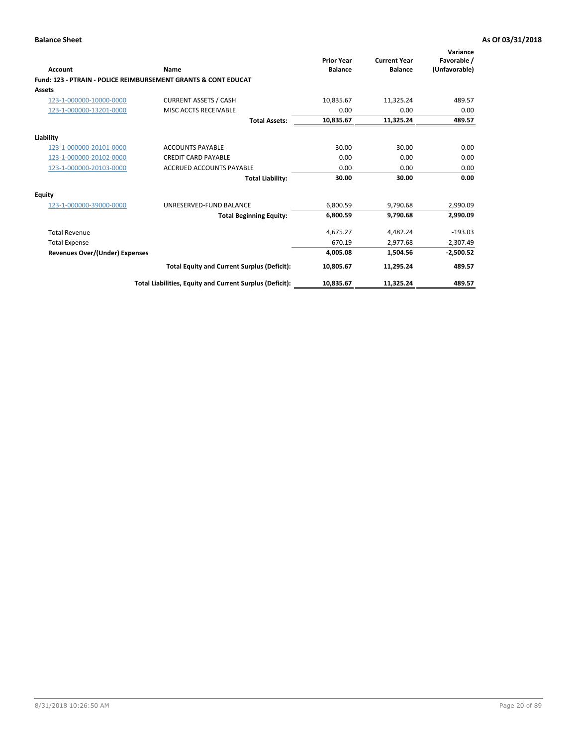**Balance Sheet** **As Of 03/31/2018**

| Account | Name | Prior Year Balance | Current Year Balance | Variance Favorable / (Unfavorable) |
|---|---|---|---|---|
| **Fund: 123 - PTRAIN - POLICE REIMBURSEMENT GRANTS & CONT EDUCAT** | | | | |
| **Assets** | | | | |
| 123-1-000000-10000-0000 | CURRENT ASSETS / CASH | 10,835.67 | 11,325.24 | 489.57 |
| 123-1-000000-13201-0000 | MISC ACCTS RECEIVABLE | 0.00 | 0.00 | 0.00 |
| | **Total Assets:** | **10,835.67** | **11,325.24** | **489.57** |
| **Liability** | | | | |
| 123-1-000000-20101-0000 | ACCOUNTS PAYABLE | 30.00 | 30.00 | 0.00 |
| 123-1-000000-20102-0000 | CREDIT CARD PAYABLE | 0.00 | 0.00 | 0.00 |
| 123-1-000000-20103-0000 | ACCRUED ACCOUNTS PAYABLE | 0.00 | 0.00 | 0.00 |
| | **Total Liability:** | **30.00** | **30.00** | **0.00** |
| **Equity** | | | | |
| 123-1-000000-39000-0000 | UNRESERVED-FUND BALANCE | 6,800.59 | 9,790.68 | 2,990.09 |
| | **Total Beginning Equity:** | **6,800.59** | **9,790.68** | **2,990.09** |
| Total Revenue | | 4,675.27 | 4,482.24 | -193.03 |
| Total Expense | | 670.19 | 2,977.68 | -2,307.49 |
| **Revenues Over/(Under) Expenses** | | **4,005.08** | **1,504.56** | **-2,500.52** |
| | **Total Equity and Current Surplus (Deficit):** | **10,805.67** | **11,295.24** | **489.57** |
| | **Total Liabilities, Equity and Current Surplus (Deficit):** | **10,835.67** | **11,325.24** | **489.57** |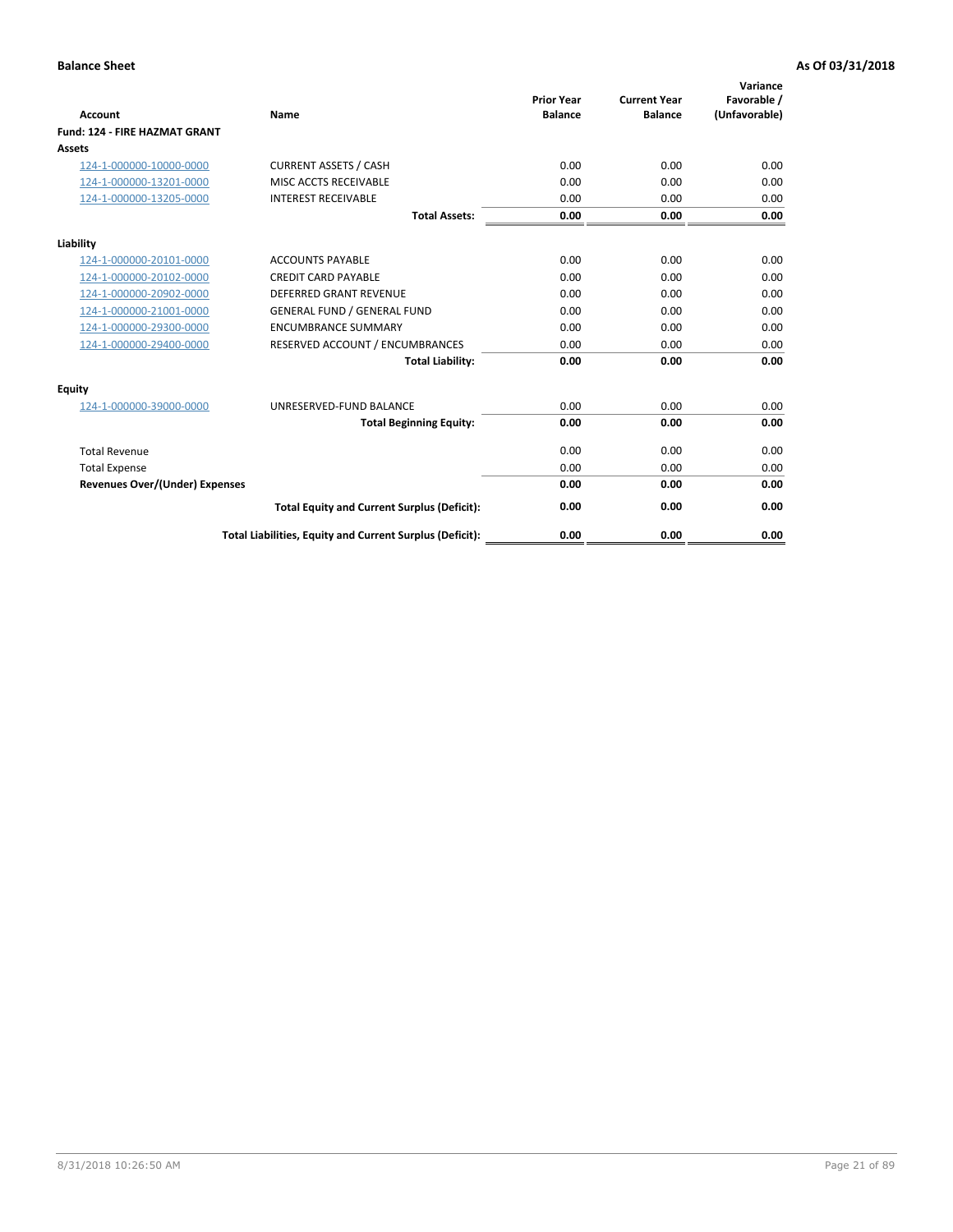**Balance Sheet** | **As Of 03/31/2018**

| Account | Name | Prior Year Balance | Current Year Balance | Variance Favorable / (Unfavorable) |
|---|---|---|---|---|
| **Fund: 124 - FIRE HAZMAT GRANT** | | | | |
| **Assets** | | | | |
| 124-1-000000-10000-0000 | CURRENT ASSETS / CASH | 0.00 | 0.00 | 0.00 |
| 124-1-000000-13201-0000 | MISC ACCTS RECEIVABLE | 0.00 | 0.00 | 0.00 |
| 124-1-000000-13205-0000 | INTEREST RECEIVABLE | 0.00 | 0.00 | 0.00 |
| | **Total Assets:** | **0.00** | **0.00** | **0.00** |
| **Liability** | | | | |
| 124-1-000000-20101-0000 | ACCOUNTS PAYABLE | 0.00 | 0.00 | 0.00 |
| 124-1-000000-20102-0000 | CREDIT CARD PAYABLE | 0.00 | 0.00 | 0.00 |
| 124-1-000000-20902-0000 | DEFERRED GRANT REVENUE | 0.00 | 0.00 | 0.00 |
| 124-1-000000-21001-0000 | GENERAL FUND / GENERAL FUND | 0.00 | 0.00 | 0.00 |
| 124-1-000000-29300-0000 | ENCUMBRANCE SUMMARY | 0.00 | 0.00 | 0.00 |
| 124-1-000000-29400-0000 | RESERVED ACCOUNT / ENCUMBRANCES | 0.00 | 0.00 | 0.00 |
| | **Total Liability:** | **0.00** | **0.00** | **0.00** |
| **Equity** | | | | |
| 124-1-000000-39000-0000 | UNRESERVED-FUND BALANCE | 0.00 | 0.00 | 0.00 |
| | **Total Beginning Equity:** | **0.00** | **0.00** | **0.00** |
| Total Revenue | | 0.00 | 0.00 | 0.00 |
| Total Expense | | 0.00 | 0.00 | 0.00 |
| **Revenues Over/(Under) Expenses** | | **0.00** | **0.00** | **0.00** |
| | **Total Equity and Current Surplus (Deficit):** | **0.00** | **0.00** | **0.00** |
| | **Total Liabilities, Equity and Current Surplus (Deficit):** | **0.00** | **0.00** | **0.00** |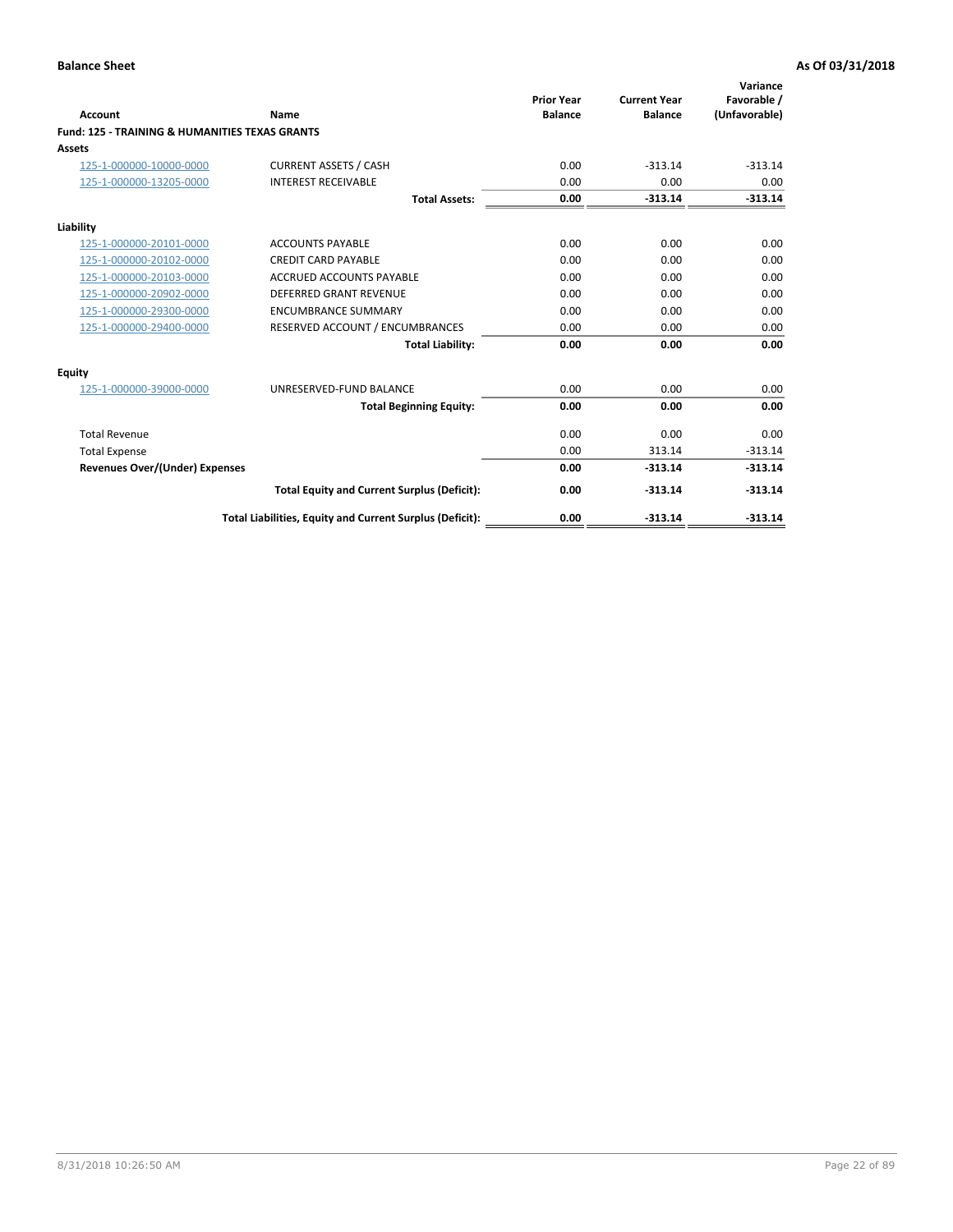**Balance Sheet** **As Of 03/31/2018**

| Account | Name | Prior Year Balance | Current Year Balance | Variance Favorable / (Unfavorable) |
|---|---|---|---|---|
| **Fund: 125 - TRAINING & HUMANITIES TEXAS GRANTS** | | | | |
| **Assets** | | | | |
| 125-1-000000-10000-0000 | CURRENT ASSETS / CASH | 0.00 | -313.14 | -313.14 |
| 125-1-000000-13205-0000 | INTEREST RECEIVABLE | 0.00 | 0.00 | 0.00 |
| | **Total Assets:** | **0.00** | **-313.14** | **-313.14** |
| **Liability** | | | | |
| 125-1-000000-20101-0000 | ACCOUNTS PAYABLE | 0.00 | 0.00 | 0.00 |
| 125-1-000000-20102-0000 | CREDIT CARD PAYABLE | 0.00 | 0.00 | 0.00 |
| 125-1-000000-20103-0000 | ACCRUED ACCOUNTS PAYABLE | 0.00 | 0.00 | 0.00 |
| 125-1-000000-20902-0000 | DEFERRED GRANT REVENUE | 0.00 | 0.00 | 0.00 |
| 125-1-000000-29300-0000 | ENCUMBRANCE SUMMARY | 0.00 | 0.00 | 0.00 |
| 125-1-000000-29400-0000 | RESERVED ACCOUNT / ENCUMBRANCES | 0.00 | 0.00 | 0.00 |
| | **Total Liability:** | **0.00** | **0.00** | **0.00** |
| **Equity** | | | | |
| 125-1-000000-39000-0000 | UNRESERVED-FUND BALANCE | 0.00 | 0.00 | 0.00 |
| | **Total Beginning Equity:** | **0.00** | **0.00** | **0.00** |
| Total Revenue | | 0.00 | 0.00 | 0.00 |
| Total Expense | | 0.00 | 313.14 | -313.14 |
| **Revenues Over/(Under) Expenses** | | **0.00** | **-313.14** | **-313.14** |
| | **Total Equity and Current Surplus (Deficit):** | **0.00** | **-313.14** | **-313.14** |
| | **Total Liabilities, Equity and Current Surplus (Deficit):** | **0.00** | **-313.14** | **-313.14** |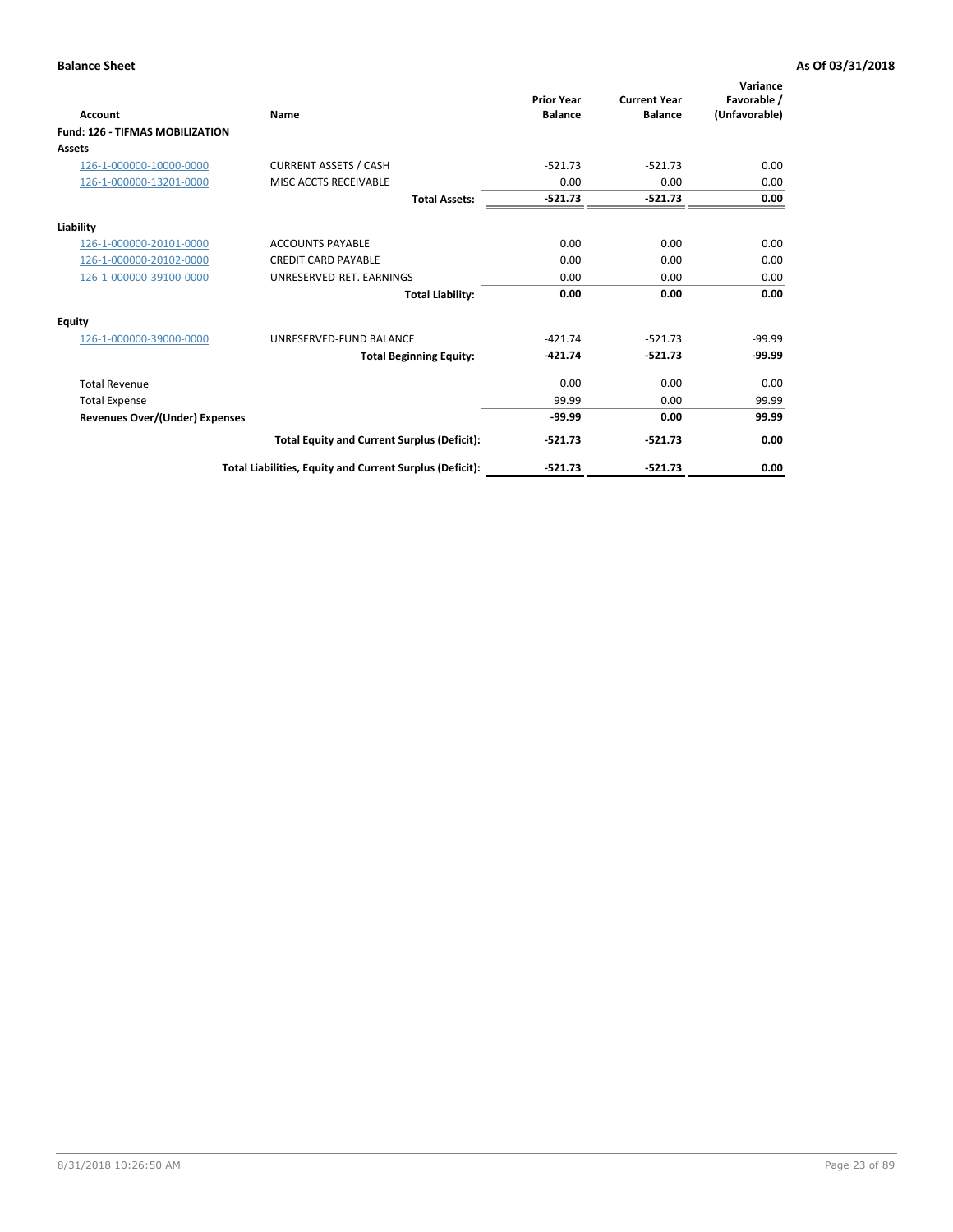**Balance Sheet** | **As Of 03/31/2018**

| Account | Name | Prior Year Balance | Current Year Balance | Variance Favorable / (Unfavorable) |
|---|---|---|---|---|
| **Fund: 126 - TIFMAS MOBILIZATION** | | | | |
| **Assets** | | | | |
| 126-1-000000-10000-0000 | CURRENT ASSETS / CASH | -521.73 | -521.73 | 0.00 |
| 126-1-000000-13201-0000 | MISC ACCTS RECEIVABLE | 0.00 | 0.00 | 0.00 |
| | **Total Assets:** | **-521.73** | **-521.73** | **0.00** |
| **Liability** | | | | |
| 126-1-000000-20101-0000 | ACCOUNTS PAYABLE | 0.00 | 0.00 | 0.00 |
| 126-1-000000-20102-0000 | CREDIT CARD PAYABLE | 0.00 | 0.00 | 0.00 |
| 126-1-000000-39100-0000 | UNRESERVED-RET. EARNINGS | 0.00 | 0.00 | 0.00 |
| | **Total Liability:** | **0.00** | **0.00** | **0.00** |
| **Equity** | | | | |
| 126-1-000000-39000-0000 | UNRESERVED-FUND BALANCE | -421.74 | -521.73 | -99.99 |
| | **Total Beginning Equity:** | **-421.74** | **-521.73** | **-99.99** |
| Total Revenue | | 0.00 | 0.00 | 0.00 |
| Total Expense | | 99.99 | 0.00 | 99.99 |
| **Revenues Over/(Under) Expenses** | | **-99.99** | **0.00** | **99.99** |
| | **Total Equity and Current Surplus (Deficit):** | **-521.73** | **-521.73** | **0.00** |
| | **Total Liabilities, Equity and Current Surplus (Deficit):** | **-521.73** | **-521.73** | **0.00** |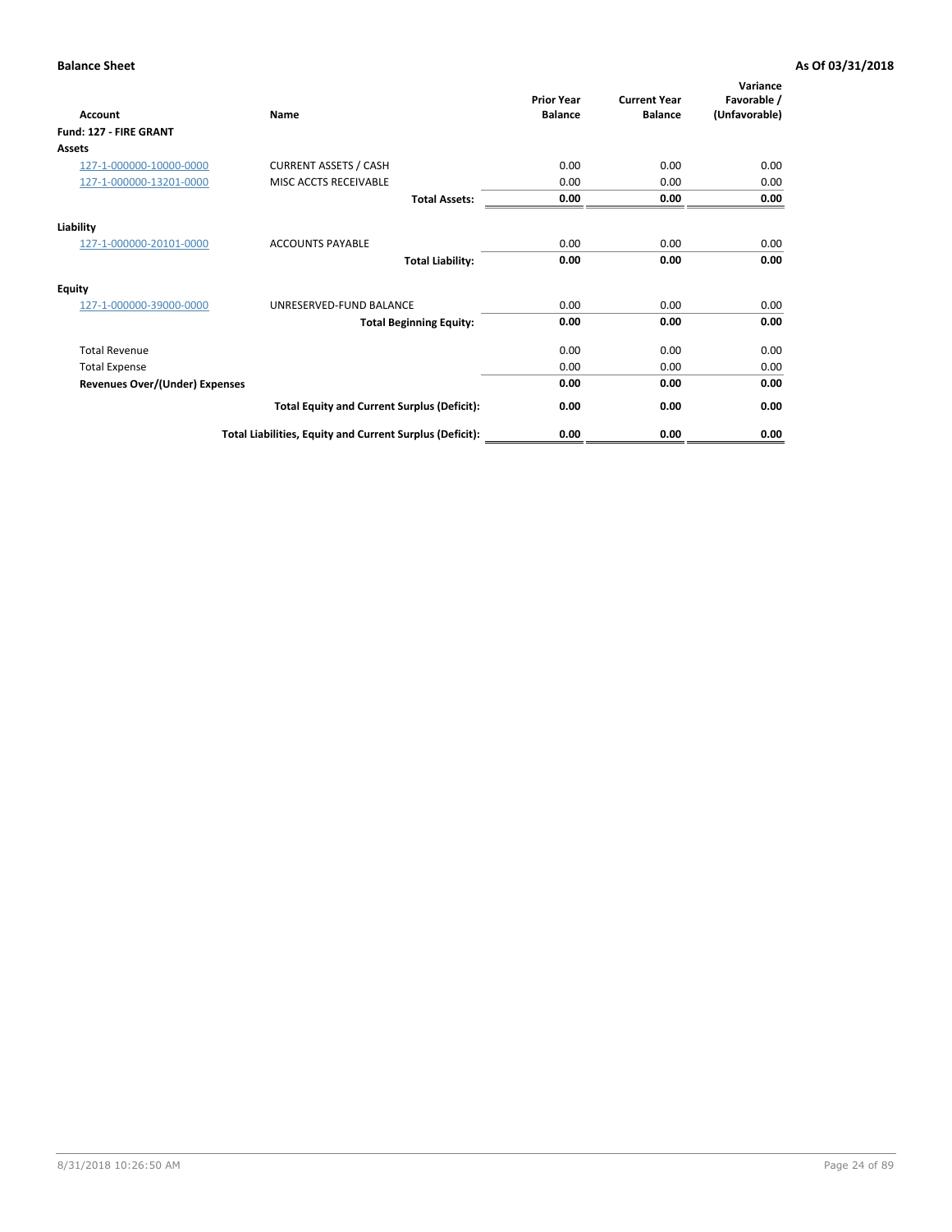**Balance Sheet** **As Of 03/31/2018**

| Account | Name | Prior Year Balance | Current Year Balance | Variance Favorable / (Unfavorable) |
|---|---|---|---|---|
| **Fund: 127 - FIRE GRANT** | | | | |
| **Assets** | | | | |
| 127-1-000000-10000-0000 | CURRENT ASSETS / CASH | 0.00 | 0.00 | 0.00 |
| 127-1-000000-13201-0000 | MISC ACCTS RECEIVABLE | 0.00 | 0.00 | 0.00 |
| | **Total Assets:** | **0.00** | **0.00** | **0.00** |
| **Liability** | | | | |
| 127-1-000000-20101-0000 | ACCOUNTS PAYABLE | 0.00 | 0.00 | 0.00 |
| | **Total Liability:** | **0.00** | **0.00** | **0.00** |
| **Equity** | | | | |
| 127-1-000000-39000-0000 | UNRESERVED-FUND BALANCE | 0.00 | 0.00 | 0.00 |
| | **Total Beginning Equity:** | **0.00** | **0.00** | **0.00** |
| Total Revenue | | 0.00 | 0.00 | 0.00 |
| Total Expense | | 0.00 | 0.00 | 0.00 |
| **Revenues Over/(Under) Expenses** | | **0.00** | **0.00** | **0.00** |
| | **Total Equity and Current Surplus (Deficit):** | **0.00** | **0.00** | **0.00** |
| | **Total Liabilities, Equity and Current Surplus (Deficit):** | **0.00** | **0.00** | **0.00** |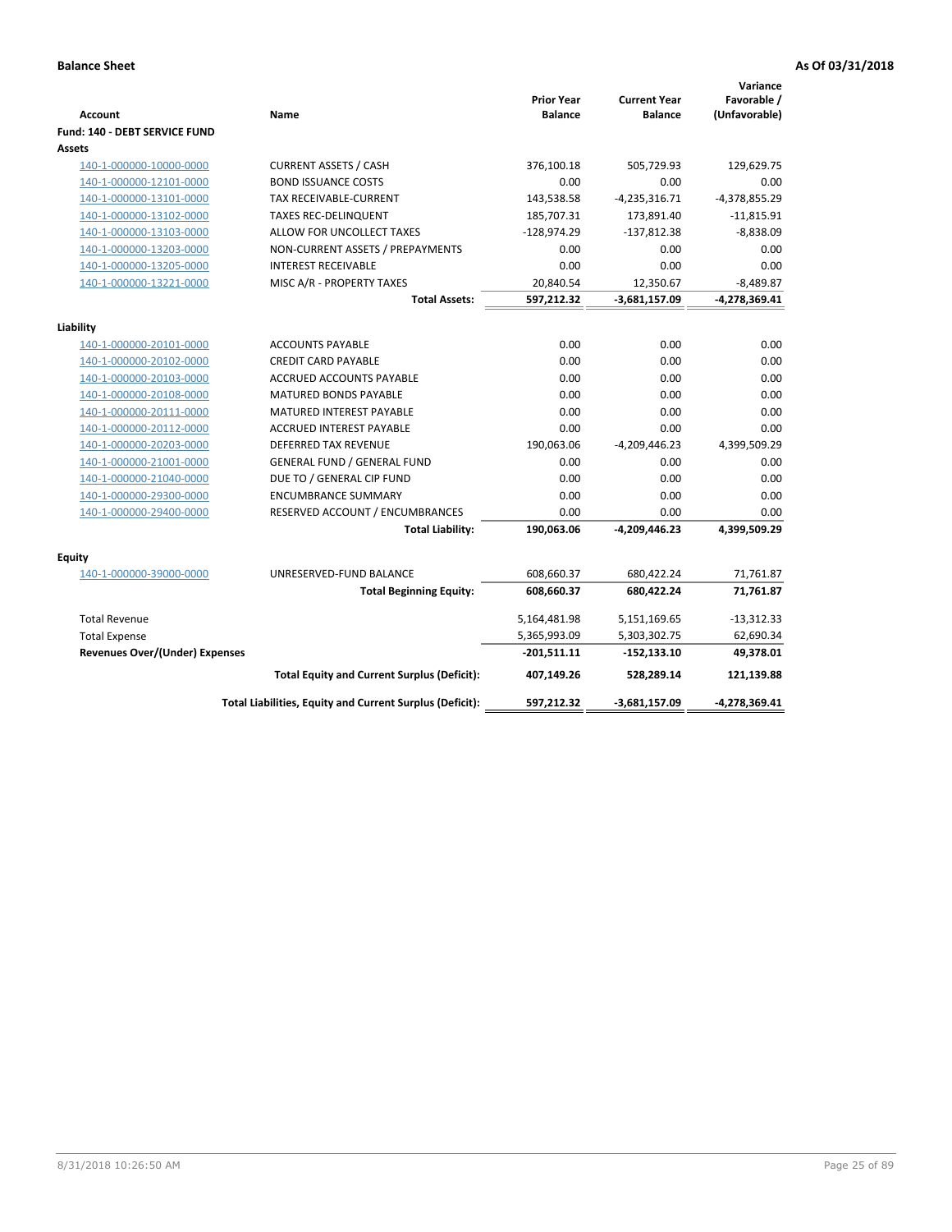**Balance Sheet** **As Of 03/31/2018**

| Account | Name | Prior Year Balance | Current Year Balance | Variance Favorable / (Unfavorable) |
|---|---|---|---|---|
| **Fund: 140 - DEBT SERVICE FUND** | | | | |
| **Assets** | | | | |
| 140-1-000000-10000-0000 | CURRENT ASSETS / CASH | 376,100.18 | 505,729.93 | 129,629.75 |
| 140-1-000000-12101-0000 | BOND ISSUANCE COSTS | 0.00 | 0.00 | 0.00 |
| 140-1-000000-13101-0000 | TAX RECEIVABLE-CURRENT | 143,538.58 | -4,235,316.71 | -4,378,855.29 |
| 140-1-000000-13102-0000 | TAXES REC-DELINQUENT | 185,707.31 | 173,891.40 | -11,815.91 |
| 140-1-000000-13103-0000 | ALLOW FOR UNCOLLECT TAXES | -128,974.29 | -137,812.38 | -8,838.09 |
| 140-1-000000-13203-0000 | NON-CURRENT ASSETS / PREPAYMENTS | 0.00 | 0.00 | 0.00 |
| 140-1-000000-13205-0000 | INTEREST RECEIVABLE | 0.00 | 0.00 | 0.00 |
| 140-1-000000-13221-0000 | MISC A/R - PROPERTY TAXES | 20,840.54 | 12,350.67 | -8,489.87 |
| | **Total Assets:** | **597,212.32** | **-3,681,157.09** | **-4,278,369.41** |
| **Liability** | | | | |
| 140-1-000000-20101-0000 | ACCOUNTS PAYABLE | 0.00 | 0.00 | 0.00 |
| 140-1-000000-20102-0000 | CREDIT CARD PAYABLE | 0.00 | 0.00 | 0.00 |
| 140-1-000000-20103-0000 | ACCRUED ACCOUNTS PAYABLE | 0.00 | 0.00 | 0.00 |
| 140-1-000000-20108-0000 | MATURED BONDS PAYABLE | 0.00 | 0.00 | 0.00 |
| 140-1-000000-20111-0000 | MATURED INTEREST PAYABLE | 0.00 | 0.00 | 0.00 |
| 140-1-000000-20112-0000 | ACCRUED INTEREST PAYABLE | 0.00 | 0.00 | 0.00 |
| 140-1-000000-20203-0000 | DEFERRED TAX REVENUE | 190,063.06 | -4,209,446.23 | 4,399,509.29 |
| 140-1-000000-21001-0000 | GENERAL FUND / GENERAL FUND | 0.00 | 0.00 | 0.00 |
| 140-1-000000-21040-0000 | DUE TO / GENERAL CIP FUND | 0.00 | 0.00 | 0.00 |
| 140-1-000000-29300-0000 | ENCUMBRANCE SUMMARY | 0.00 | 0.00 | 0.00 |
| 140-1-000000-29400-0000 | RESERVED ACCOUNT / ENCUMBRANCES | 0.00 | 0.00 | 0.00 |
| | **Total Liability:** | **190,063.06** | **-4,209,446.23** | **4,399,509.29** |
| **Equity** | | | | |
| 140-1-000000-39000-0000 | UNRESERVED-FUND BALANCE | 608,660.37 | 680,422.24 | 71,761.87 |
| | **Total Beginning Equity:** | **608,660.37** | **680,422.24** | **71,761.87** |
| Total Revenue | | 5,164,481.98 | 5,151,169.65 | -13,312.33 |
| Total Expense | | 5,365,993.09 | 5,303,302.75 | 62,690.34 |
| **Revenues Over/(Under) Expenses** | | **-201,511.11** | **-152,133.10** | **49,378.01** |
| | **Total Equity and Current Surplus (Deficit):** | **407,149.26** | **528,289.14** | **121,139.88** |
| | **Total Liabilities, Equity and Current Surplus (Deficit):** | **597,212.32** | **-3,681,157.09** | **-4,278,369.41** |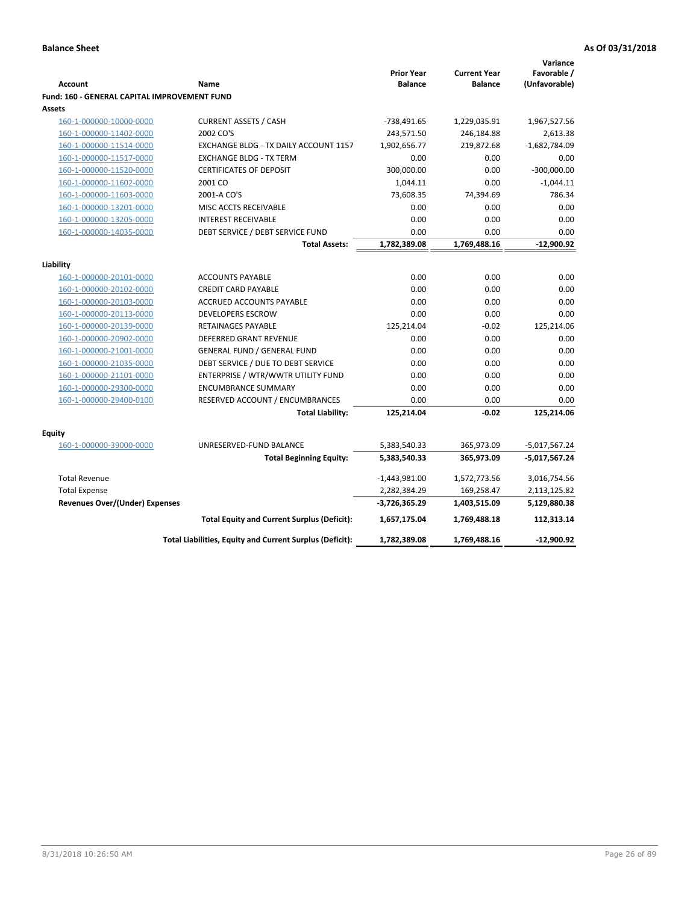**Balance Sheet** **As Of 03/31/2018**

| Account | Name | Prior Year Balance | Current Year Balance | Variance Favorable / (Unfavorable) |
|---|---|---|---|---|
| **Fund: 160 - GENERAL CAPITAL IMPROVEMENT FUND** | | | | |
| **Assets** | | | | |
| 160-1-000000-10000-0000 | CURRENT ASSETS / CASH | -738,491.65 | 1,229,035.91 | 1,967,527.56 |
| 160-1-000000-11402-0000 | 2002 CO'S | 243,571.50 | 246,184.88 | 2,613.38 |
| 160-1-000000-11514-0000 | EXCHANGE BLDG - TX DAILY ACCOUNT 1157 | 1,902,656.77 | 219,872.68 | -1,682,784.09 |
| 160-1-000000-11517-0000 | EXCHANGE BLDG - TX TERM | 0.00 | 0.00 | 0.00 |
| 160-1-000000-11520-0000 | CERTIFICATES OF DEPOSIT | 300,000.00 | 0.00 | -300,000.00 |
| 160-1-000000-11602-0000 | 2001 CO | 1,044.11 | 0.00 | -1,044.11 |
| 160-1-000000-11603-0000 | 2001-A CO'S | 73,608.35 | 74,394.69 | 786.34 |
| 160-1-000000-13201-0000 | MISC ACCTS RECEIVABLE | 0.00 | 0.00 | 0.00 |
| 160-1-000000-13205-0000 | INTEREST RECEIVABLE | 0.00 | 0.00 | 0.00 |
| 160-1-000000-14035-0000 | DEBT SERVICE / DEBT SERVICE FUND | 0.00 | 0.00 | 0.00 |
| | **Total Assets:** | **1,782,389.08** | **1,769,488.16** | **-12,900.92** |
| **Liability** | | | | |
| 160-1-000000-20101-0000 | ACCOUNTS PAYABLE | 0.00 | 0.00 | 0.00 |
| 160-1-000000-20102-0000 | CREDIT CARD PAYABLE | 0.00 | 0.00 | 0.00 |
| 160-1-000000-20103-0000 | ACCRUED ACCOUNTS PAYABLE | 0.00 | 0.00 | 0.00 |
| 160-1-000000-20113-0000 | DEVELOPERS ESCROW | 0.00 | 0.00 | 0.00 |
| 160-1-000000-20139-0000 | RETAINAGES PAYABLE | 125,214.04 | -0.02 | 125,214.06 |
| 160-1-000000-20902-0000 | DEFERRED GRANT REVENUE | 0.00 | 0.00 | 0.00 |
| 160-1-000000-21001-0000 | GENERAL FUND / GENERAL FUND | 0.00 | 0.00 | 0.00 |
| 160-1-000000-21035-0000 | DEBT SERVICE / DUE TO DEBT SERVICE | 0.00 | 0.00 | 0.00 |
| 160-1-000000-21101-0000 | ENTERPRISE / WTR/WWTR UTILITY FUND | 0.00 | 0.00 | 0.00 |
| 160-1-000000-29300-0000 | ENCUMBRANCE SUMMARY | 0.00 | 0.00 | 0.00 |
| 160-1-000000-29400-0100 | RESERVED ACCOUNT / ENCUMBRANCES | 0.00 | 0.00 | 0.00 |
| | **Total Liability:** | **125,214.04** | **-0.02** | **125,214.06** |
| **Equity** | | | | |
| 160-1-000000-39000-0000 | UNRESERVED-FUND BALANCE | 5,383,540.33 | 365,973.09 | -5,017,567.24 |
| | **Total Beginning Equity:** | **5,383,540.33** | **365,973.09** | **-5,017,567.24** |
| Total Revenue | | -1,443,981.00 | 1,572,773.56 | 3,016,754.56 |
| Total Expense | | 2,282,384.29 | 169,258.47 | 2,113,125.82 |
| **Revenues Over/(Under) Expenses** | | **-3,726,365.29** | **1,403,515.09** | **5,129,880.38** |
| | **Total Equity and Current Surplus (Deficit):** | **1,657,175.04** | **1,769,488.18** | **112,313.14** |
| | **Total Liabilities, Equity and Current Surplus (Deficit):** | **1,782,389.08** | **1,769,488.16** | **-12,900.92** |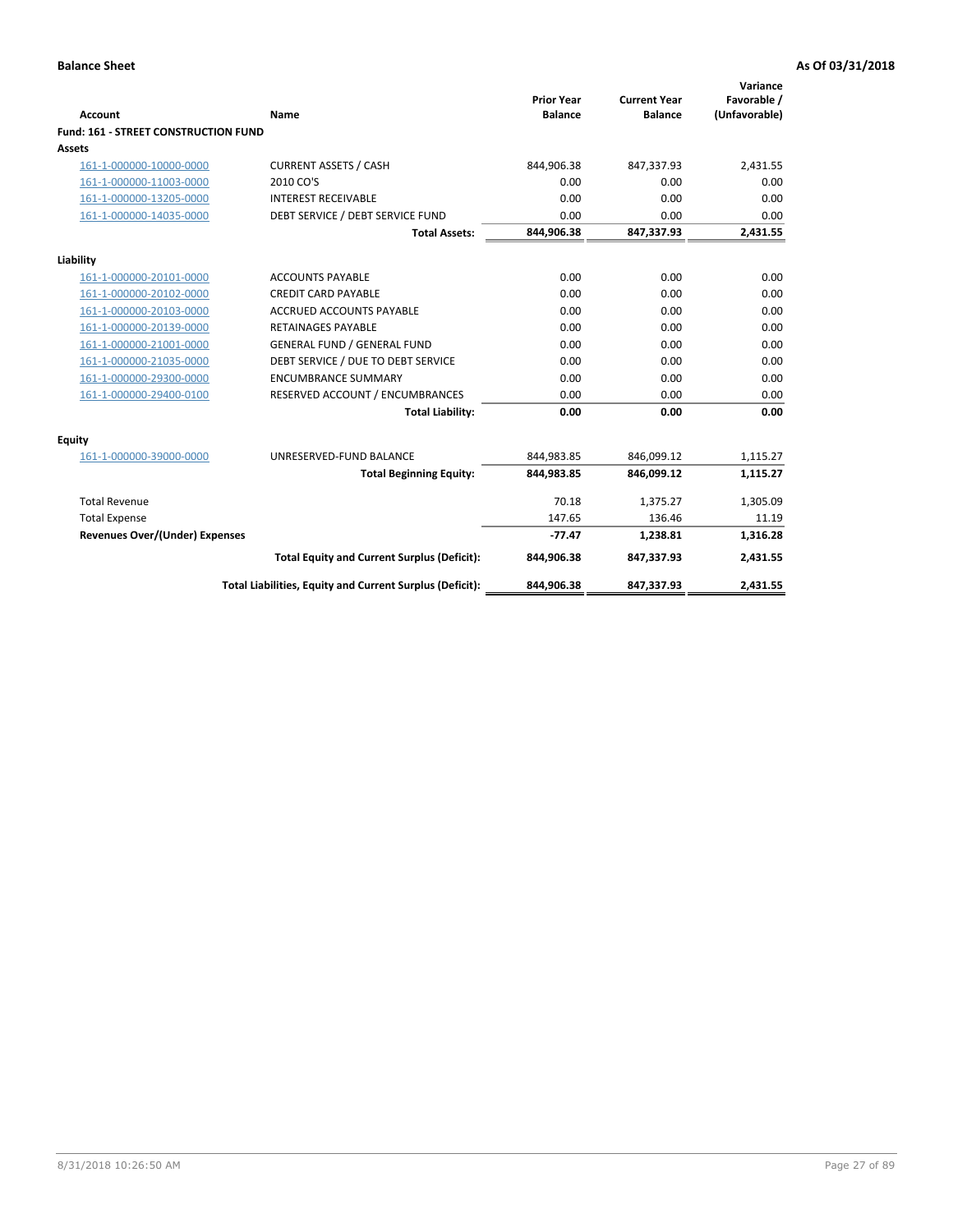**Balance Sheet** **As Of 03/31/2018**

| Account | Name | Prior Year Balance | Current Year Balance | Variance Favorable / (Unfavorable) |
|---|---|---|---|---|
| **Fund: 161 - STREET CONSTRUCTION FUND** | | | | |
| **Assets** | | | | |
| 161-1-000000-10000-0000 | CURRENT ASSETS / CASH | 844,906.38 | 847,337.93 | 2,431.55 |
| 161-1-000000-11003-0000 | 2010 CO'S | 0.00 | 0.00 | 0.00 |
| 161-1-000000-13205-0000 | INTEREST RECEIVABLE | 0.00 | 0.00 | 0.00 |
| 161-1-000000-14035-0000 | DEBT SERVICE / DEBT SERVICE FUND | 0.00 | 0.00 | 0.00 |
| | **Total Assets:** | **844,906.38** | **847,337.93** | **2,431.55** |
| **Liability** | | | | |
| 161-1-000000-20101-0000 | ACCOUNTS PAYABLE | 0.00 | 0.00 | 0.00 |
| 161-1-000000-20102-0000 | CREDIT CARD PAYABLE | 0.00 | 0.00 | 0.00 |
| 161-1-000000-20103-0000 | ACCRUED ACCOUNTS PAYABLE | 0.00 | 0.00 | 0.00 |
| 161-1-000000-20139-0000 | RETAINAGES PAYABLE | 0.00 | 0.00 | 0.00 |
| 161-1-000000-21001-0000 | GENERAL FUND / GENERAL FUND | 0.00 | 0.00 | 0.00 |
| 161-1-000000-21035-0000 | DEBT SERVICE / DUE TO DEBT SERVICE | 0.00 | 0.00 | 0.00 |
| 161-1-000000-29300-0000 | ENCUMBRANCE SUMMARY | 0.00 | 0.00 | 0.00 |
| 161-1-000000-29400-0100 | RESERVED ACCOUNT / ENCUMBRANCES | 0.00 | 0.00 | 0.00 |
| | **Total Liability:** | **0.00** | **0.00** | **0.00** |
| **Equity** | | | | |
| 161-1-000000-39000-0000 | UNRESERVED-FUND BALANCE | 844,983.85 | 846,099.12 | 1,115.27 |
| | **Total Beginning Equity:** | **844,983.85** | **846,099.12** | **1,115.27** |
| Total Revenue | | 70.18 | 1,375.27 | 1,305.09 |
| Total Expense | | 147.65 | 136.46 | 11.19 |
| **Revenues Over/(Under) Expenses** | | **-77.47** | **1,238.81** | **1,316.28** |
| | **Total Equity and Current Surplus (Deficit):** | **844,906.38** | **847,337.93** | **2,431.55** |
| | **Total Liabilities, Equity and Current Surplus (Deficit):** | **844,906.38** | **847,337.93** | **2,431.55** |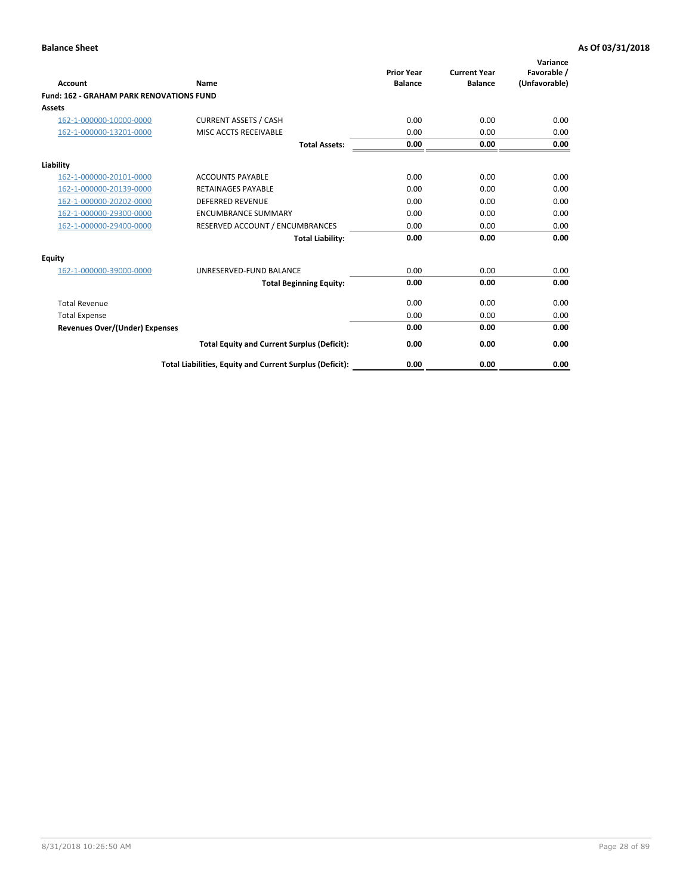**Balance Sheet** **As Of 03/31/2018**

| Account | Name | Prior Year Balance | Current Year Balance | Variance Favorable / (Unfavorable) |
|---|---|---|---|---|
| **Fund: 162 - GRAHAM PARK RENOVATIONS FUND** | | | | |
| **Assets** | | | | |
| 162-1-000000-10000-0000 | CURRENT ASSETS / CASH | 0.00 | 0.00 | 0.00 |
| 162-1-000000-13201-0000 | MISC ACCTS RECEIVABLE | 0.00 | 0.00 | 0.00 |
| | **Total Assets:** | **0.00** | **0.00** | **0.00** |
| **Liability** | | | | |
| 162-1-000000-20101-0000 | ACCOUNTS PAYABLE | 0.00 | 0.00 | 0.00 |
| 162-1-000000-20139-0000 | RETAINAGES PAYABLE | 0.00 | 0.00 | 0.00 |
| 162-1-000000-20202-0000 | DEFERRED REVENUE | 0.00 | 0.00 | 0.00 |
| 162-1-000000-29300-0000 | ENCUMBRANCE SUMMARY | 0.00 | 0.00 | 0.00 |
| 162-1-000000-29400-0000 | RESERVED ACCOUNT / ENCUMBRANCES | 0.00 | 0.00 | 0.00 |
| | **Total Liability:** | **0.00** | **0.00** | **0.00** |
| **Equity** | | | | |
| 162-1-000000-39000-0000 | UNRESERVED-FUND BALANCE | 0.00 | 0.00 | 0.00 |
| | **Total Beginning Equity:** | **0.00** | **0.00** | **0.00** |
| Total Revenue | | 0.00 | 0.00 | 0.00 |
| Total Expense | | 0.00 | 0.00 | 0.00 |
| **Revenues Over/(Under) Expenses** | | **0.00** | **0.00** | **0.00** |
| | **Total Equity and Current Surplus (Deficit):** | **0.00** | **0.00** | **0.00** |
| | **Total Liabilities, Equity and Current Surplus (Deficit):** | **0.00** | **0.00** | **0.00** |

8/31/2018 10:26:50 AM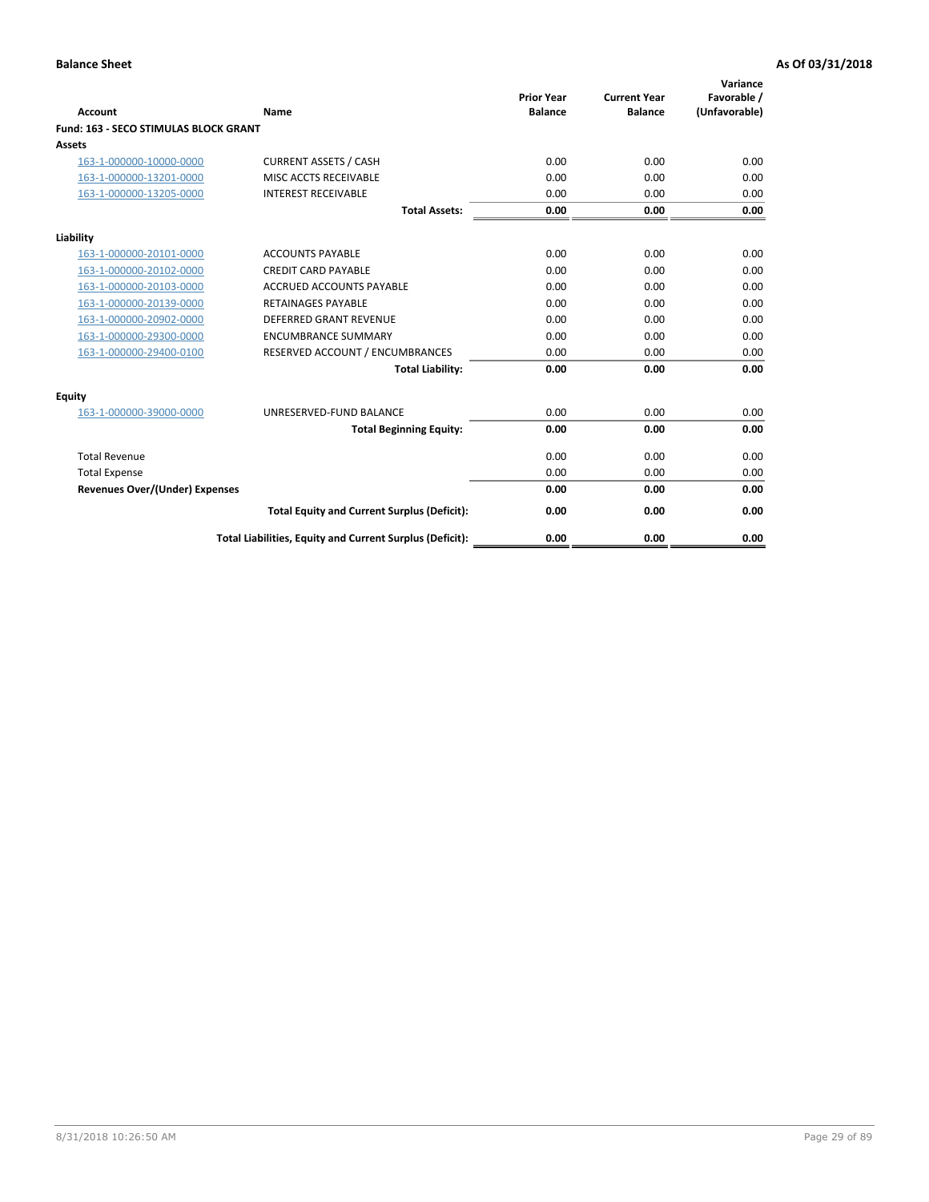**Balance Sheet** — **As Of 03/31/2018**

| Account | Name | Prior Year Balance | Current Year Balance | Variance Favorable / (Unfavorable) |
|---|---|---|---|---|
| **Fund: 163 - SECO STIMULAS BLOCK GRANT** | | | | |
| **Assets** | | | | |
| 163-1-000000-10000-0000 | CURRENT ASSETS / CASH | 0.00 | 0.00 | 0.00 |
| 163-1-000000-13201-0000 | MISC ACCTS RECEIVABLE | 0.00 | 0.00 | 0.00 |
| 163-1-000000-13205-0000 | INTEREST RECEIVABLE | 0.00 | 0.00 | 0.00 |
| | **Total Assets:** | **0.00** | **0.00** | **0.00** |
| **Liability** | | | | |
| 163-1-000000-20101-0000 | ACCOUNTS PAYABLE | 0.00 | 0.00 | 0.00 |
| 163-1-000000-20102-0000 | CREDIT CARD PAYABLE | 0.00 | 0.00 | 0.00 |
| 163-1-000000-20103-0000 | ACCRUED ACCOUNTS PAYABLE | 0.00 | 0.00 | 0.00 |
| 163-1-000000-20139-0000 | RETAINAGES PAYABLE | 0.00 | 0.00 | 0.00 |
| 163-1-000000-20902-0000 | DEFERRED GRANT REVENUE | 0.00 | 0.00 | 0.00 |
| 163-1-000000-29300-0000 | ENCUMBRANCE SUMMARY | 0.00 | 0.00 | 0.00 |
| 163-1-000000-29400-0100 | RESERVED ACCOUNT / ENCUMBRANCES | 0.00 | 0.00 | 0.00 |
| | **Total Liability:** | **0.00** | **0.00** | **0.00** |
| **Equity** | | | | |
| 163-1-000000-39000-0000 | UNRESERVED-FUND BALANCE | 0.00 | 0.00 | 0.00 |
| | **Total Beginning Equity:** | **0.00** | **0.00** | **0.00** |
| Total Revenue | | 0.00 | 0.00 | 0.00 |
| Total Expense | | 0.00 | 0.00 | 0.00 |
| **Revenues Over/(Under) Expenses** | | **0.00** | **0.00** | **0.00** |
| | **Total Equity and Current Surplus (Deficit):** | **0.00** | **0.00** | **0.00** |
| | **Total Liabilities, Equity and Current Surplus (Deficit):** | **0.00** | **0.00** | **0.00** |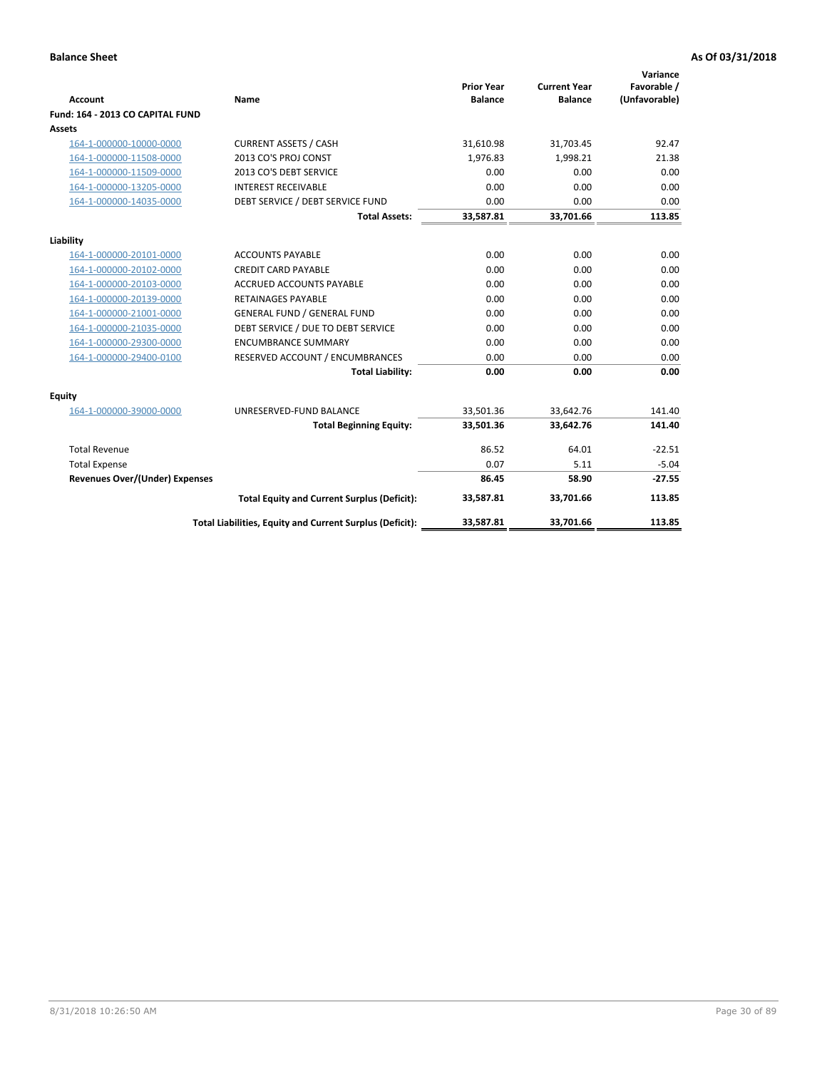**Balance Sheet** **As Of 03/31/2018**

| Account | Name | Prior Year Balance | Current Year Balance | Variance Favorable / (Unfavorable) |
|---|---|---|---|---|
| **Fund: 164 - 2013 CO CAPITAL FUND** | | | | |
| **Assets** | | | | |
| 164-1-000000-10000-0000 | CURRENT ASSETS / CASH | 31,610.98 | 31,703.45 | 92.47 |
| 164-1-000000-11508-0000 | 2013 CO'S PROJ CONST | 1,976.83 | 1,998.21 | 21.38 |
| 164-1-000000-11509-0000 | 2013 CO'S DEBT SERVICE | 0.00 | 0.00 | 0.00 |
| 164-1-000000-13205-0000 | INTEREST RECEIVABLE | 0.00 | 0.00 | 0.00 |
| 164-1-000000-14035-0000 | DEBT SERVICE / DEBT SERVICE FUND | 0.00 | 0.00 | 0.00 |
| | **Total Assets:** | **33,587.81** | **33,701.66** | **113.85** |
| **Liability** | | | | |
| 164-1-000000-20101-0000 | ACCOUNTS PAYABLE | 0.00 | 0.00 | 0.00 |
| 164-1-000000-20102-0000 | CREDIT CARD PAYABLE | 0.00 | 0.00 | 0.00 |
| 164-1-000000-20103-0000 | ACCRUED ACCOUNTS PAYABLE | 0.00 | 0.00 | 0.00 |
| 164-1-000000-20139-0000 | RETAINAGES PAYABLE | 0.00 | 0.00 | 0.00 |
| 164-1-000000-21001-0000 | GENERAL FUND / GENERAL FUND | 0.00 | 0.00 | 0.00 |
| 164-1-000000-21035-0000 | DEBT SERVICE / DUE TO DEBT SERVICE | 0.00 | 0.00 | 0.00 |
| 164-1-000000-29300-0000 | ENCUMBRANCE SUMMARY | 0.00 | 0.00 | 0.00 |
| 164-1-000000-29400-0100 | RESERVED ACCOUNT / ENCUMBRANCES | 0.00 | 0.00 | 0.00 |
| | **Total Liability:** | **0.00** | **0.00** | **0.00** |
| **Equity** | | | | |
| 164-1-000000-39000-0000 | UNRESERVED-FUND BALANCE | 33,501.36 | 33,642.76 | 141.40 |
| | **Total Beginning Equity:** | **33,501.36** | **33,642.76** | **141.40** |
| Total Revenue | | 86.52 | 64.01 | -22.51 |
| Total Expense | | 0.07 | 5.11 | -5.04 |
| **Revenues Over/(Under) Expenses** | | **86.45** | **58.90** | **-27.55** |
| | **Total Equity and Current Surplus (Deficit):** | **33,587.81** | **33,701.66** | **113.85** |
| | **Total Liabilities, Equity and Current Surplus (Deficit):** | **33,587.81** | **33,701.66** | **113.85** |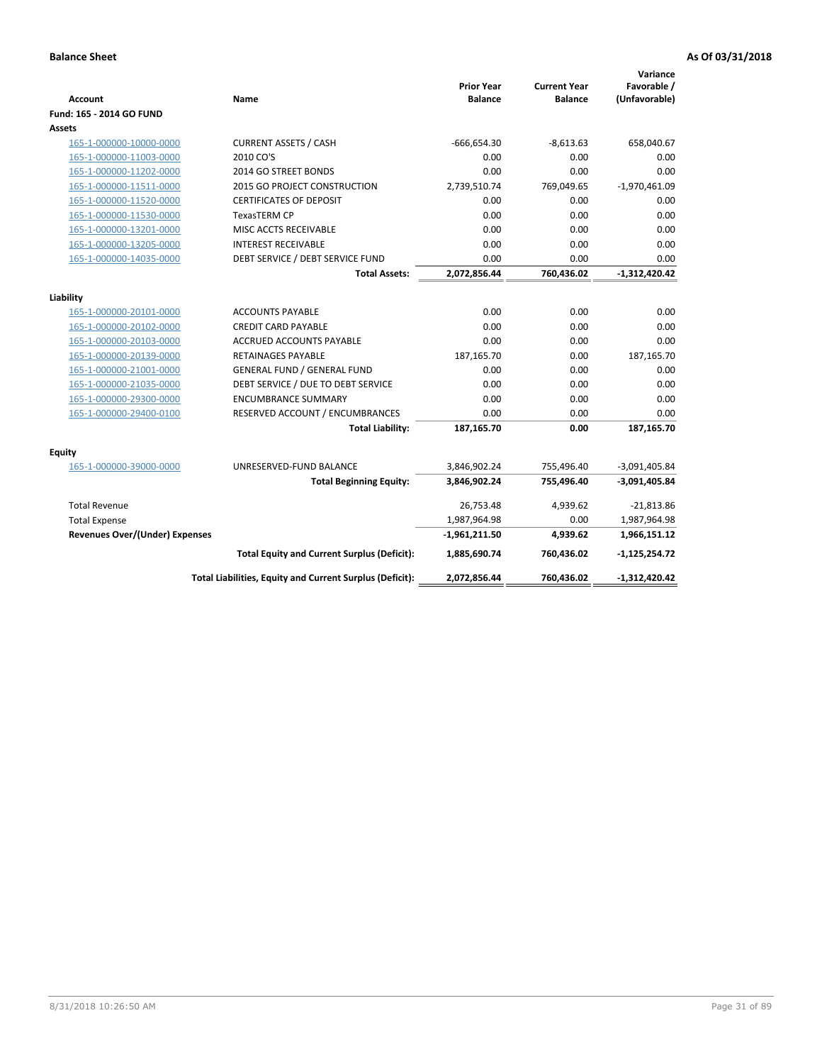**Balance Sheet** **As Of 03/31/2018**

| Account | Name | Prior Year Balance | Current Year Balance | Variance Favorable / (Unfavorable) |
|---|---|---|---|---|
| **Fund: 165 - 2014 GO FUND** | | | | |
| **Assets** | | | | |
| 165-1-000000-10000-0000 | CURRENT ASSETS / CASH | -666,654.30 | -8,613.63 | 658,040.67 |
| 165-1-000000-11003-0000 | 2010 CO'S | 0.00 | 0.00 | 0.00 |
| 165-1-000000-11202-0000 | 2014 GO STREET BONDS | 0.00 | 0.00 | 0.00 |
| 165-1-000000-11511-0000 | 2015 GO PROJECT CONSTRUCTION | 2,739,510.74 | 769,049.65 | -1,970,461.09 |
| 165-1-000000-11520-0000 | CERTIFICATES OF DEPOSIT | 0.00 | 0.00 | 0.00 |
| 165-1-000000-11530-0000 | TexasTERM CP | 0.00 | 0.00 | 0.00 |
| 165-1-000000-13201-0000 | MISC ACCTS RECEIVABLE | 0.00 | 0.00 | 0.00 |
| 165-1-000000-13205-0000 | INTEREST RECEIVABLE | 0.00 | 0.00 | 0.00 |
| 165-1-000000-14035-0000 | DEBT SERVICE / DEBT SERVICE FUND | 0.00 | 0.00 | 0.00 |
| | **Total Assets:** | **2,072,856.44** | **760,436.02** | **-1,312,420.42** |
| **Liability** | | | | |
| 165-1-000000-20101-0000 | ACCOUNTS PAYABLE | 0.00 | 0.00 | 0.00 |
| 165-1-000000-20102-0000 | CREDIT CARD PAYABLE | 0.00 | 0.00 | 0.00 |
| 165-1-000000-20103-0000 | ACCRUED ACCOUNTS PAYABLE | 0.00 | 0.00 | 0.00 |
| 165-1-000000-20139-0000 | RETAINAGES PAYABLE | 187,165.70 | 0.00 | 187,165.70 |
| 165-1-000000-21001-0000 | GENERAL FUND / GENERAL FUND | 0.00 | 0.00 | 0.00 |
| 165-1-000000-21035-0000 | DEBT SERVICE / DUE TO DEBT SERVICE | 0.00 | 0.00 | 0.00 |
| 165-1-000000-29300-0000 | ENCUMBRANCE SUMMARY | 0.00 | 0.00 | 0.00 |
| 165-1-000000-29400-0100 | RESERVED ACCOUNT / ENCUMBRANCES | 0.00 | 0.00 | 0.00 |
| | **Total Liability:** | **187,165.70** | **0.00** | **187,165.70** |
| **Equity** | | | | |
| 165-1-000000-39000-0000 | UNRESERVED-FUND BALANCE | 3,846,902.24 | 755,496.40 | -3,091,405.84 |
| | **Total Beginning Equity:** | **3,846,902.24** | **755,496.40** | **-3,091,405.84** |
| Total Revenue | | 26,753.48 | 4,939.62 | -21,813.86 |
| Total Expense | | 1,987,964.98 | 0.00 | 1,987,964.98 |
| **Revenues Over/(Under) Expenses** | | **-1,961,211.50** | **4,939.62** | **1,966,151.12** |
| | **Total Equity and Current Surplus (Deficit):** | **1,885,690.74** | **760,436.02** | **-1,125,254.72** |
| | **Total Liabilities, Equity and Current Surplus (Deficit):** | **2,072,856.44** | **760,436.02** | **-1,312,420.42** |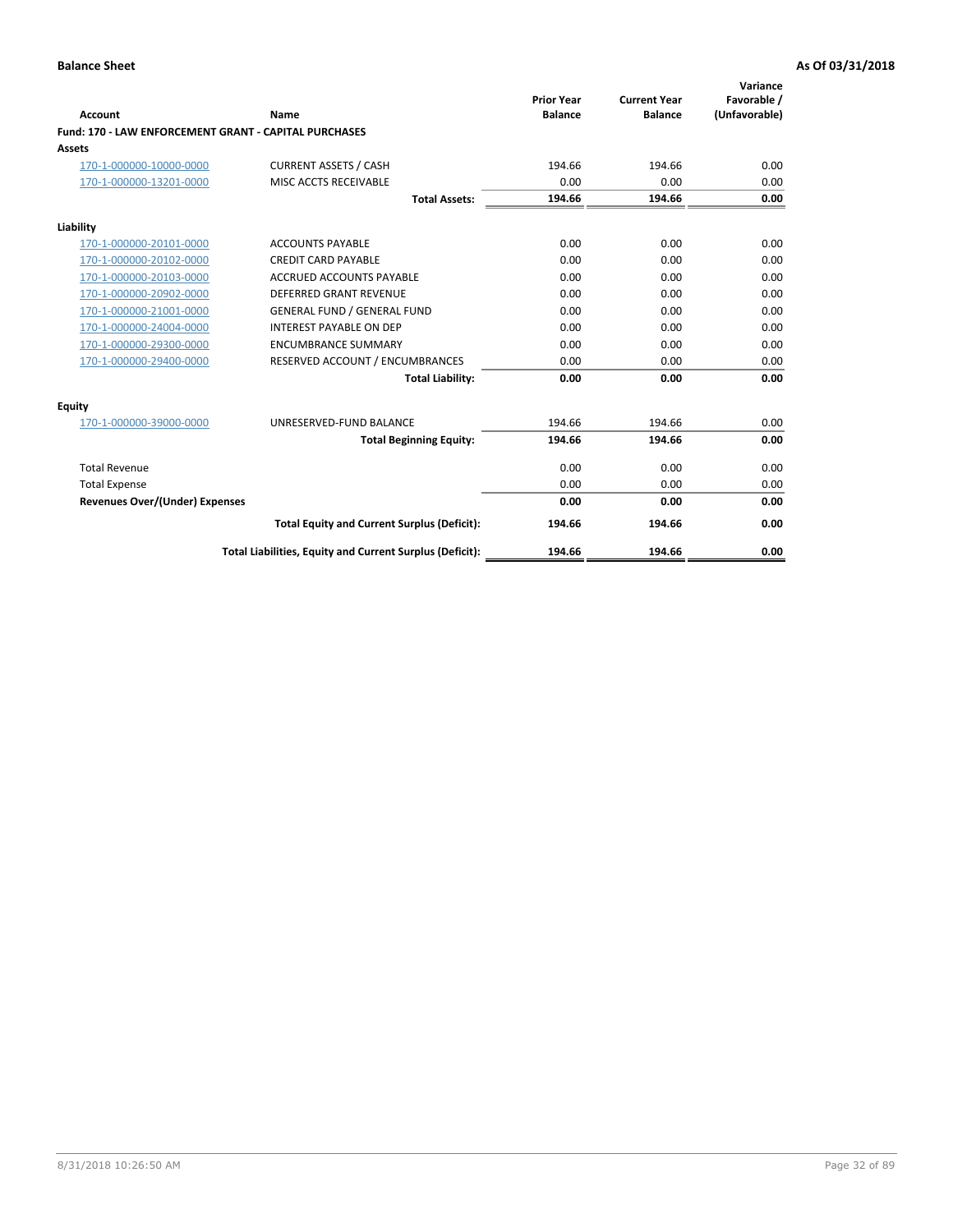**Balance Sheet** **As Of 03/31/2018**

| Account | Name | Prior Year Balance | Current Year Balance | Variance Favorable / (Unfavorable) |
|---|---|---|---|---|
| **Fund: 170 - LAW ENFORCEMENT GRANT - CAPITAL PURCHASES** | | | | |
| **Assets** | | | | |
| 170-1-000000-10000-0000 | CURRENT ASSETS / CASH | 194.66 | 194.66 | 0.00 |
| 170-1-000000-13201-0000 | MISC ACCTS RECEIVABLE | 0.00 | 0.00 | 0.00 |
| | **Total Assets:** | **194.66** | **194.66** | **0.00** |
| **Liability** | | | | |
| 170-1-000000-20101-0000 | ACCOUNTS PAYABLE | 0.00 | 0.00 | 0.00 |
| 170-1-000000-20102-0000 | CREDIT CARD PAYABLE | 0.00 | 0.00 | 0.00 |
| 170-1-000000-20103-0000 | ACCRUED ACCOUNTS PAYABLE | 0.00 | 0.00 | 0.00 |
| 170-1-000000-20902-0000 | DEFERRED GRANT REVENUE | 0.00 | 0.00 | 0.00 |
| 170-1-000000-21001-0000 | GENERAL FUND / GENERAL FUND | 0.00 | 0.00 | 0.00 |
| 170-1-000000-24004-0000 | INTEREST PAYABLE ON DEP | 0.00 | 0.00 | 0.00 |
| 170-1-000000-29300-0000 | ENCUMBRANCE SUMMARY | 0.00 | 0.00 | 0.00 |
| 170-1-000000-29400-0000 | RESERVED ACCOUNT / ENCUMBRANCES | 0.00 | 0.00 | 0.00 |
| | **Total Liability:** | **0.00** | **0.00** | **0.00** |
| **Equity** | | | | |
| 170-1-000000-39000-0000 | UNRESERVED-FUND BALANCE | 194.66 | 194.66 | 0.00 |
| | **Total Beginning Equity:** | **194.66** | **194.66** | **0.00** |
| Total Revenue | | 0.00 | 0.00 | 0.00 |
| Total Expense | | 0.00 | 0.00 | 0.00 |
| **Revenues Over/(Under) Expenses** | | **0.00** | **0.00** | **0.00** |
| | **Total Equity and Current Surplus (Deficit):** | **194.66** | **194.66** | **0.00** |
| | **Total Liabilities, Equity and Current Surplus (Deficit):** | **194.66** | **194.66** | **0.00** |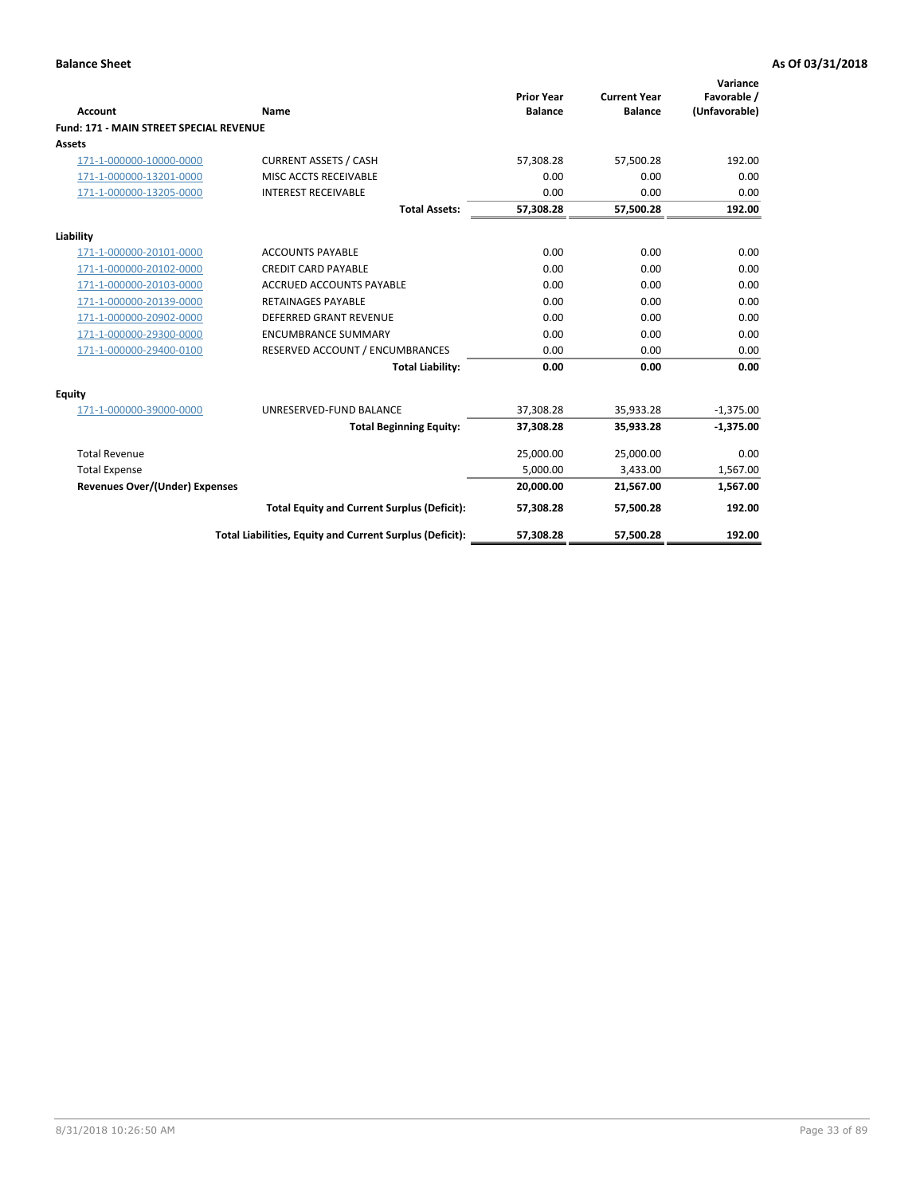**Balance Sheet** **As Of 03/31/2018**

| Account | Name | Prior Year Balance | Current Year Balance | Variance Favorable / (Unfavorable) |
|---|---|---|---|---|
| **Fund: 171 - MAIN STREET SPECIAL REVENUE** | | | | |
| **Assets** | | | | |
| 171-1-000000-10000-0000 | CURRENT ASSETS / CASH | 57,308.28 | 57,500.28 | 192.00 |
| 171-1-000000-13201-0000 | MISC ACCTS RECEIVABLE | 0.00 | 0.00 | 0.00 |
| 171-1-000000-13205-0000 | INTEREST RECEIVABLE | 0.00 | 0.00 | 0.00 |
| | **Total Assets:** | **57,308.28** | **57,500.28** | **192.00** |
| **Liability** | | | | |
| 171-1-000000-20101-0000 | ACCOUNTS PAYABLE | 0.00 | 0.00 | 0.00 |
| 171-1-000000-20102-0000 | CREDIT CARD PAYABLE | 0.00 | 0.00 | 0.00 |
| 171-1-000000-20103-0000 | ACCRUED ACCOUNTS PAYABLE | 0.00 | 0.00 | 0.00 |
| 171-1-000000-20139-0000 | RETAINAGES PAYABLE | 0.00 | 0.00 | 0.00 |
| 171-1-000000-20902-0000 | DEFERRED GRANT REVENUE | 0.00 | 0.00 | 0.00 |
| 171-1-000000-29300-0000 | ENCUMBRANCE SUMMARY | 0.00 | 0.00 | 0.00 |
| 171-1-000000-29400-0100 | RESERVED ACCOUNT / ENCUMBRANCES | 0.00 | 0.00 | 0.00 |
| | **Total Liability:** | **0.00** | **0.00** | **0.00** |
| **Equity** | | | | |
| 171-1-000000-39000-0000 | UNRESERVED-FUND BALANCE | 37,308.28 | 35,933.28 | -1,375.00 |
| | **Total Beginning Equity:** | **37,308.28** | **35,933.28** | **-1,375.00** |
| Total Revenue | | 25,000.00 | 25,000.00 | 0.00 |
| Total Expense | | 5,000.00 | 3,433.00 | 1,567.00 |
| **Revenues Over/(Under) Expenses** | | **20,000.00** | **21,567.00** | **1,567.00** |
| | **Total Equity and Current Surplus (Deficit):** | **57,308.28** | **57,500.28** | **192.00** |
| | **Total Liabilities, Equity and Current Surplus (Deficit):** | **57,308.28** | **57,500.28** | **192.00** |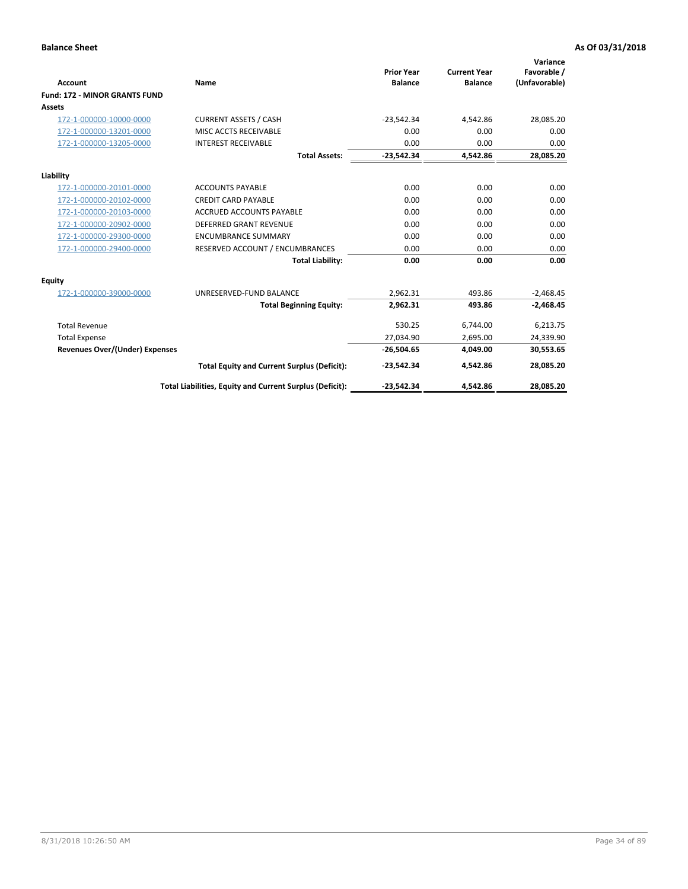**Balance Sheet** — **As Of 03/31/2018**

| Account | Name | Prior Year Balance | Current Year Balance | Variance Favorable / (Unfavorable) |
|---|---|---|---|---|
| **Fund: 172 - MINOR GRANTS FUND** | | | | |
| **Assets** | | | | |
| 172-1-000000-10000-0000 | CURRENT ASSETS / CASH | -23,542.34 | 4,542.86 | 28,085.20 |
| 172-1-000000-13201-0000 | MISC ACCTS RECEIVABLE | 0.00 | 0.00 | 0.00 |
| 172-1-000000-13205-0000 | INTEREST RECEIVABLE | 0.00 | 0.00 | 0.00 |
| | **Total Assets:** | **-23,542.34** | **4,542.86** | **28,085.20** |
| **Liability** | | | | |
| 172-1-000000-20101-0000 | ACCOUNTS PAYABLE | 0.00 | 0.00 | 0.00 |
| 172-1-000000-20102-0000 | CREDIT CARD PAYABLE | 0.00 | 0.00 | 0.00 |
| 172-1-000000-20103-0000 | ACCRUED ACCOUNTS PAYABLE | 0.00 | 0.00 | 0.00 |
| 172-1-000000-20902-0000 | DEFERRED GRANT REVENUE | 0.00 | 0.00 | 0.00 |
| 172-1-000000-29300-0000 | ENCUMBRANCE SUMMARY | 0.00 | 0.00 | 0.00 |
| 172-1-000000-29400-0000 | RESERVED ACCOUNT / ENCUMBRANCES | 0.00 | 0.00 | 0.00 |
| | **Total Liability:** | **0.00** | **0.00** | **0.00** |
| **Equity** | | | | |
| 172-1-000000-39000-0000 | UNRESERVED-FUND BALANCE | 2,962.31 | 493.86 | -2,468.45 |
| | **Total Beginning Equity:** | **2,962.31** | **493.86** | **-2,468.45** |
| Total Revenue | | 530.25 | 6,744.00 | 6,213.75 |
| Total Expense | | 27,034.90 | 2,695.00 | 24,339.90 |
| **Revenues Over/(Under) Expenses** | | **-26,504.65** | **4,049.00** | **30,553.65** |
| | **Total Equity and Current Surplus (Deficit):** | **-23,542.34** | **4,542.86** | **28,085.20** |
| | **Total Liabilities, Equity and Current Surplus (Deficit):** | **-23,542.34** | **4,542.86** | **28,085.20** |

8/31/2018 10:26:50 AM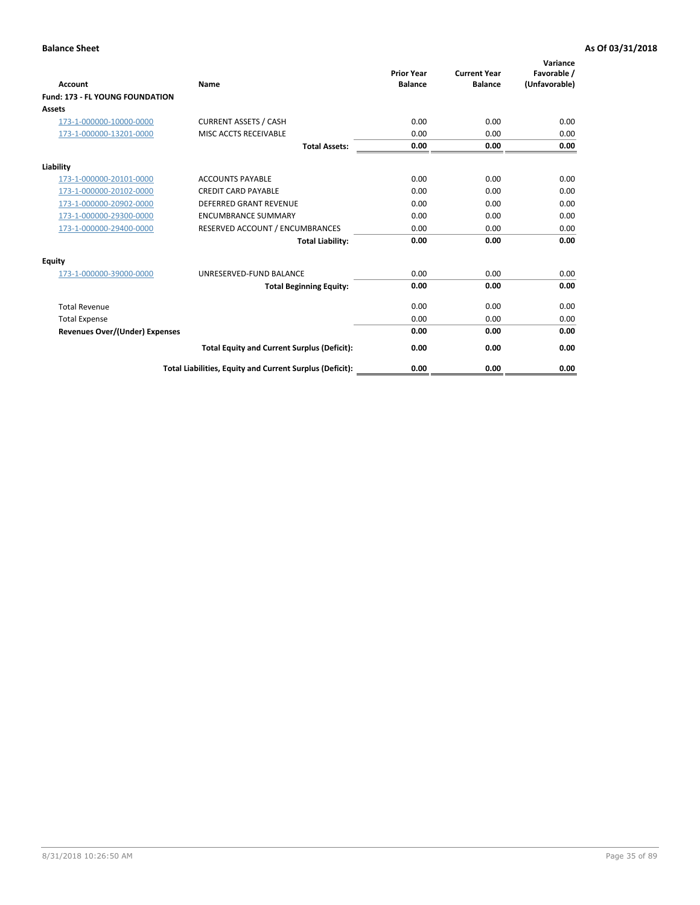**Balance Sheet** **As Of 03/31/2018**

| Account | Name | Prior Year Balance | Current Year Balance | Variance Favorable / (Unfavorable) |
|---|---|---|---|---|
| **Fund: 173 - FL YOUNG FOUNDATION** | | | | |
| **Assets** | | | | |
| 173-1-000000-10000-0000 | CURRENT ASSETS / CASH | 0.00 | 0.00 | 0.00 |
| 173-1-000000-13201-0000 | MISC ACCTS RECEIVABLE | 0.00 | 0.00 | 0.00 |
| | **Total Assets:** | **0.00** | **0.00** | **0.00** |
| **Liability** | | | | |
| 173-1-000000-20101-0000 | ACCOUNTS PAYABLE | 0.00 | 0.00 | 0.00 |
| 173-1-000000-20102-0000 | CREDIT CARD PAYABLE | 0.00 | 0.00 | 0.00 |
| 173-1-000000-20902-0000 | DEFERRED GRANT REVENUE | 0.00 | 0.00 | 0.00 |
| 173-1-000000-29300-0000 | ENCUMBRANCE SUMMARY | 0.00 | 0.00 | 0.00 |
| 173-1-000000-29400-0000 | RESERVED ACCOUNT / ENCUMBRANCES | 0.00 | 0.00 | 0.00 |
| | **Total Liability:** | **0.00** | **0.00** | **0.00** |
| **Equity** | | | | |
| 173-1-000000-39000-0000 | UNRESERVED-FUND BALANCE | 0.00 | 0.00 | 0.00 |
| | **Total Beginning Equity:** | **0.00** | **0.00** | **0.00** |
| Total Revenue | | 0.00 | 0.00 | 0.00 |
| Total Expense | | 0.00 | 0.00 | 0.00 |
| **Revenues Over/(Under) Expenses** | | **0.00** | **0.00** | **0.00** |
| | **Total Equity and Current Surplus (Deficit):** | **0.00** | **0.00** | **0.00** |
| | **Total Liabilities, Equity and Current Surplus (Deficit):** | **0.00** | **0.00** | **0.00** |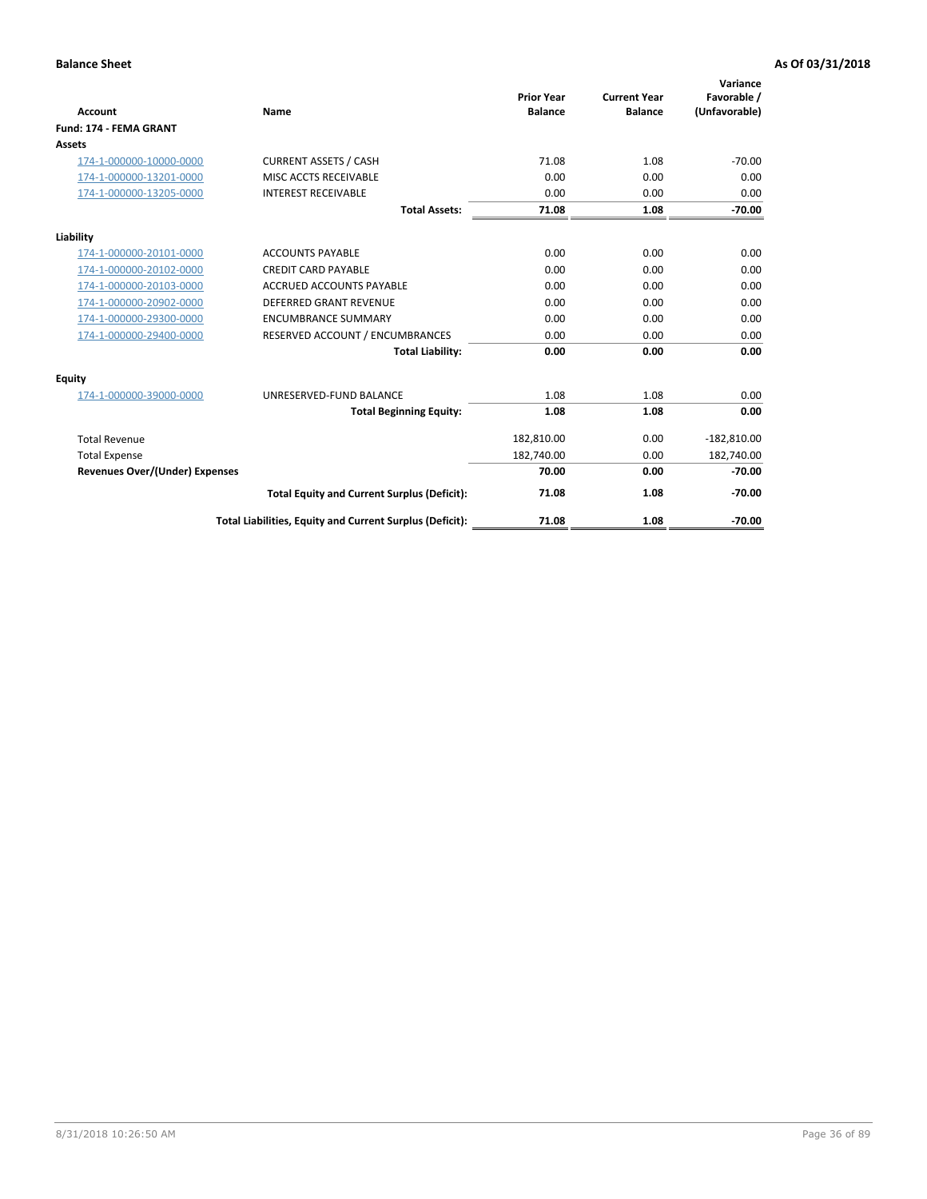**Balance Sheet** | **As Of 03/31/2018**

| Account | Name | Prior Year Balance | Current Year Balance | Variance Favorable / (Unfavorable) |
|---|---|---|---|---|
| **Fund: 174 - FEMA GRANT** | | | | |
| **Assets** | | | | |
| 174-1-000000-10000-0000 | CURRENT ASSETS / CASH | 71.08 | 1.08 | -70.00 |
| 174-1-000000-13201-0000 | MISC ACCTS RECEIVABLE | 0.00 | 0.00 | 0.00 |
| 174-1-000000-13205-0000 | INTEREST RECEIVABLE | 0.00 | 0.00 | 0.00 |
| | **Total Assets:** | **71.08** | **1.08** | **-70.00** |
| **Liability** | | | | |
| 174-1-000000-20101-0000 | ACCOUNTS PAYABLE | 0.00 | 0.00 | 0.00 |
| 174-1-000000-20102-0000 | CREDIT CARD PAYABLE | 0.00 | 0.00 | 0.00 |
| 174-1-000000-20103-0000 | ACCRUED ACCOUNTS PAYABLE | 0.00 | 0.00 | 0.00 |
| 174-1-000000-20902-0000 | DEFERRED GRANT REVENUE | 0.00 | 0.00 | 0.00 |
| 174-1-000000-29300-0000 | ENCUMBRANCE SUMMARY | 0.00 | 0.00 | 0.00 |
| 174-1-000000-29400-0000 | RESERVED ACCOUNT / ENCUMBRANCES | 0.00 | 0.00 | 0.00 |
| | **Total Liability:** | **0.00** | **0.00** | **0.00** |
| **Equity** | | | | |
| 174-1-000000-39000-0000 | UNRESERVED-FUND BALANCE | 1.08 | 1.08 | 0.00 |
| | **Total Beginning Equity:** | **1.08** | **1.08** | **0.00** |
| Total Revenue | | 182,810.00 | 0.00 | -182,810.00 |
| Total Expense | | 182,740.00 | 0.00 | 182,740.00 |
| **Revenues Over/(Under) Expenses** | | **70.00** | **0.00** | **-70.00** |
| | **Total Equity and Current Surplus (Deficit):** | **71.08** | **1.08** | **-70.00** |
| | **Total Liabilities, Equity and Current Surplus (Deficit):** | **71.08** | **1.08** | **-70.00** |

8/31/2018 10:26:50 AM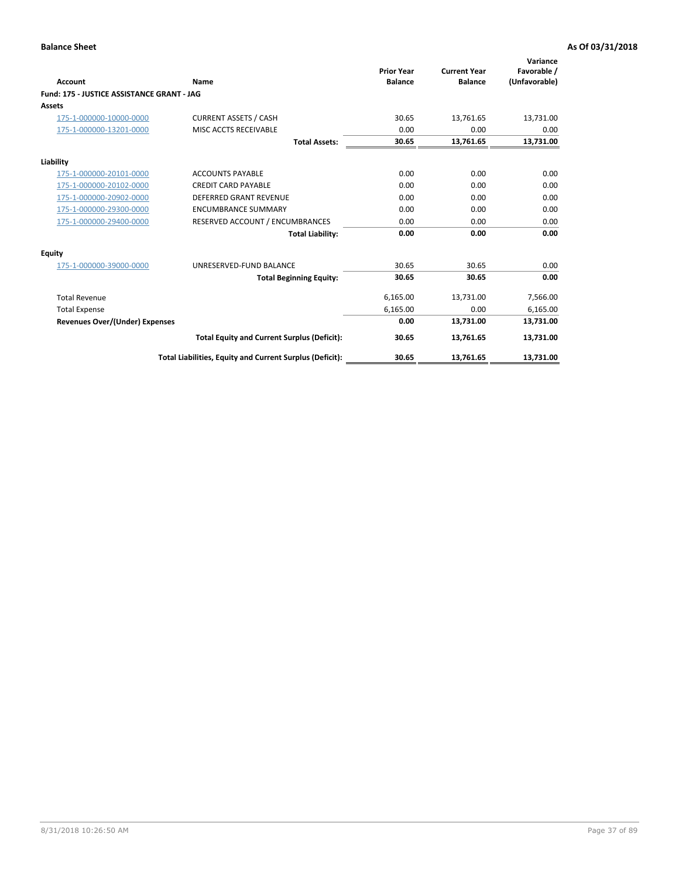**Balance Sheet** | **As Of 03/31/2018**

| Account | Name | Prior Year Balance | Current Year Balance | Variance Favorable / (Unfavorable) |
|---|---|---|---|---|
| **Fund: 175 - JUSTICE ASSISTANCE GRANT - JAG** | | | | |
| **Assets** | | | | |
| 175-1-000000-10000-0000 | CURRENT ASSETS / CASH | 30.65 | 13,761.65 | 13,731.00 |
| 175-1-000000-13201-0000 | MISC ACCTS RECEIVABLE | 0.00 | 0.00 | 0.00 |
| | **Total Assets:** | **30.65** | **13,761.65** | **13,731.00** |
| **Liability** | | | | |
| 175-1-000000-20101-0000 | ACCOUNTS PAYABLE | 0.00 | 0.00 | 0.00 |
| 175-1-000000-20102-0000 | CREDIT CARD PAYABLE | 0.00 | 0.00 | 0.00 |
| 175-1-000000-20902-0000 | DEFERRED GRANT REVENUE | 0.00 | 0.00 | 0.00 |
| 175-1-000000-29300-0000 | ENCUMBRANCE SUMMARY | 0.00 | 0.00 | 0.00 |
| 175-1-000000-29400-0000 | RESERVED ACCOUNT / ENCUMBRANCES | 0.00 | 0.00 | 0.00 |
| | **Total Liability:** | **0.00** | **0.00** | **0.00** |
| **Equity** | | | | |
| 175-1-000000-39000-0000 | UNRESERVED-FUND BALANCE | 30.65 | 30.65 | 0.00 |
| | **Total Beginning Equity:** | **30.65** | **30.65** | **0.00** |
| Total Revenue | | 6,165.00 | 13,731.00 | 7,566.00 |
| Total Expense | | 6,165.00 | 0.00 | 6,165.00 |
| **Revenues Over/(Under) Expenses** | | **0.00** | **13,731.00** | **13,731.00** |
| | **Total Equity and Current Surplus (Deficit):** | **30.65** | **13,761.65** | **13,731.00** |
| | **Total Liabilities, Equity and Current Surplus (Deficit):** | **30.65** | **13,761.65** | **13,731.00** |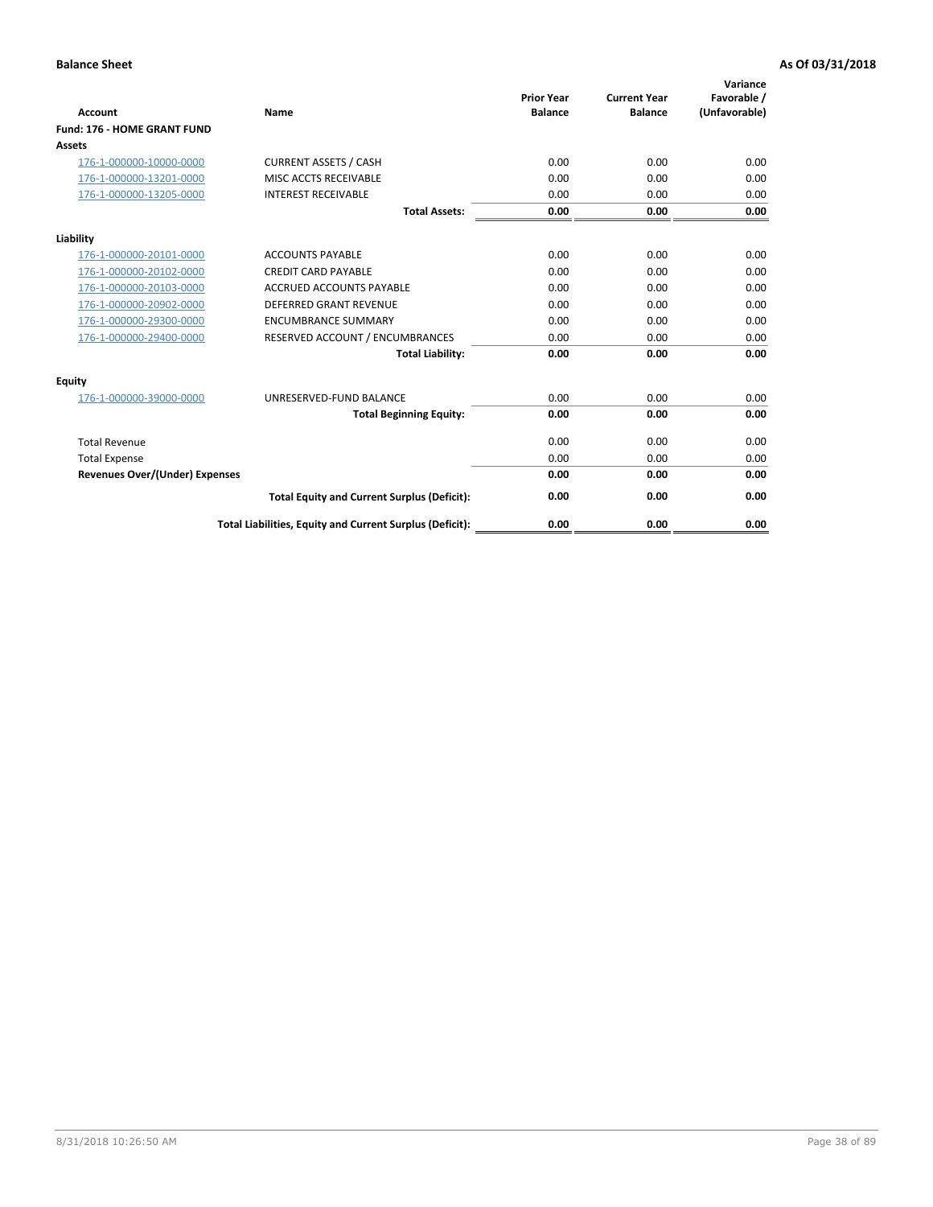**Balance Sheet** **As Of 03/31/2018**

| Account | Name | Prior Year Balance | Current Year Balance | Variance Favorable / (Unfavorable) |
|---|---|---|---|---|
| **Fund: 176 - HOME GRANT FUND** | | | | |
| **Assets** | | | | |
| 176-1-000000-10000-0000 | CURRENT ASSETS / CASH | 0.00 | 0.00 | 0.00 |
| 176-1-000000-13201-0000 | MISC ACCTS RECEIVABLE | 0.00 | 0.00 | 0.00 |
| 176-1-000000-13205-0000 | INTEREST RECEIVABLE | 0.00 | 0.00 | 0.00 |
| | **Total Assets:** | **0.00** | **0.00** | **0.00** |
| **Liability** | | | | |
| 176-1-000000-20101-0000 | ACCOUNTS PAYABLE | 0.00 | 0.00 | 0.00 |
| 176-1-000000-20102-0000 | CREDIT CARD PAYABLE | 0.00 | 0.00 | 0.00 |
| 176-1-000000-20103-0000 | ACCRUED ACCOUNTS PAYABLE | 0.00 | 0.00 | 0.00 |
| 176-1-000000-20902-0000 | DEFERRED GRANT REVENUE | 0.00 | 0.00 | 0.00 |
| 176-1-000000-29300-0000 | ENCUMBRANCE SUMMARY | 0.00 | 0.00 | 0.00 |
| 176-1-000000-29400-0000 | RESERVED ACCOUNT / ENCUMBRANCES | 0.00 | 0.00 | 0.00 |
| | **Total Liability:** | **0.00** | **0.00** | **0.00** |
| **Equity** | | | | |
| 176-1-000000-39000-0000 | UNRESERVED-FUND BALANCE | 0.00 | 0.00 | 0.00 |
| | **Total Beginning Equity:** | **0.00** | **0.00** | **0.00** |
| Total Revenue | | 0.00 | 0.00 | 0.00 |
| Total Expense | | 0.00 | 0.00 | 0.00 |
| **Revenues Over/(Under) Expenses** | | **0.00** | **0.00** | **0.00** |
| | **Total Equity and Current Surplus (Deficit):** | **0.00** | **0.00** | **0.00** |
| | **Total Liabilities, Equity and Current Surplus (Deficit):** | **0.00** | **0.00** | **0.00** |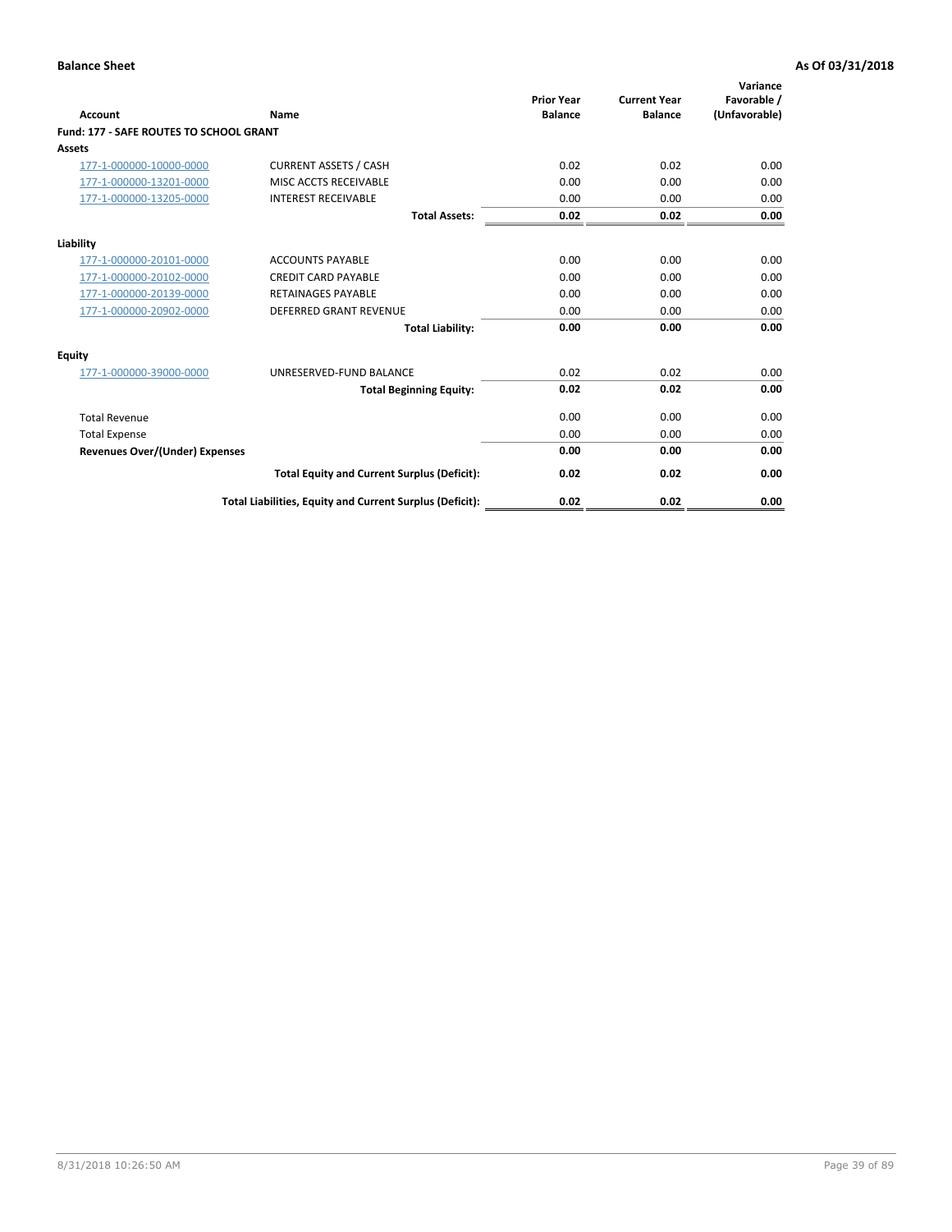**Balance Sheet** — As Of 03/31/2018

| Account | Name | Prior Year Balance | Current Year Balance | Variance Favorable / (Unfavorable) |
|---|---|---|---|---|
| **Fund: 177 - SAFE ROUTES TO SCHOOL GRANT** | | | | |
| **Assets** | | | | |
| 177-1-000000-10000-0000 | CURRENT ASSETS / CASH | 0.02 | 0.02 | 0.00 |
| 177-1-000000-13201-0000 | MISC ACCTS RECEIVABLE | 0.00 | 0.00 | 0.00 |
| 177-1-000000-13205-0000 | INTEREST RECEIVABLE | 0.00 | 0.00 | 0.00 |
| | **Total Assets:** | **0.02** | **0.02** | **0.00** |
| **Liability** | | | | |
| 177-1-000000-20101-0000 | ACCOUNTS PAYABLE | 0.00 | 0.00 | 0.00 |
| 177-1-000000-20102-0000 | CREDIT CARD PAYABLE | 0.00 | 0.00 | 0.00 |
| 177-1-000000-20139-0000 | RETAINAGES PAYABLE | 0.00 | 0.00 | 0.00 |
| 177-1-000000-20902-0000 | DEFERRED GRANT REVENUE | 0.00 | 0.00 | 0.00 |
| | **Total Liability:** | **0.00** | **0.00** | **0.00** |
| **Equity** | | | | |
| 177-1-000000-39000-0000 | UNRESERVED-FUND BALANCE | 0.02 | 0.02 | 0.00 |
| | **Total Beginning Equity:** | **0.02** | **0.02** | **0.00** |
| Total Revenue | | 0.00 | 0.00 | 0.00 |
| Total Expense | | 0.00 | 0.00 | 0.00 |
| **Revenues Over/(Under) Expenses** | | **0.00** | **0.00** | **0.00** |
| | **Total Equity and Current Surplus (Deficit):** | **0.02** | **0.02** | **0.00** |
| | **Total Liabilities, Equity and Current Surplus (Deficit):** | **0.02** | **0.02** | **0.00** |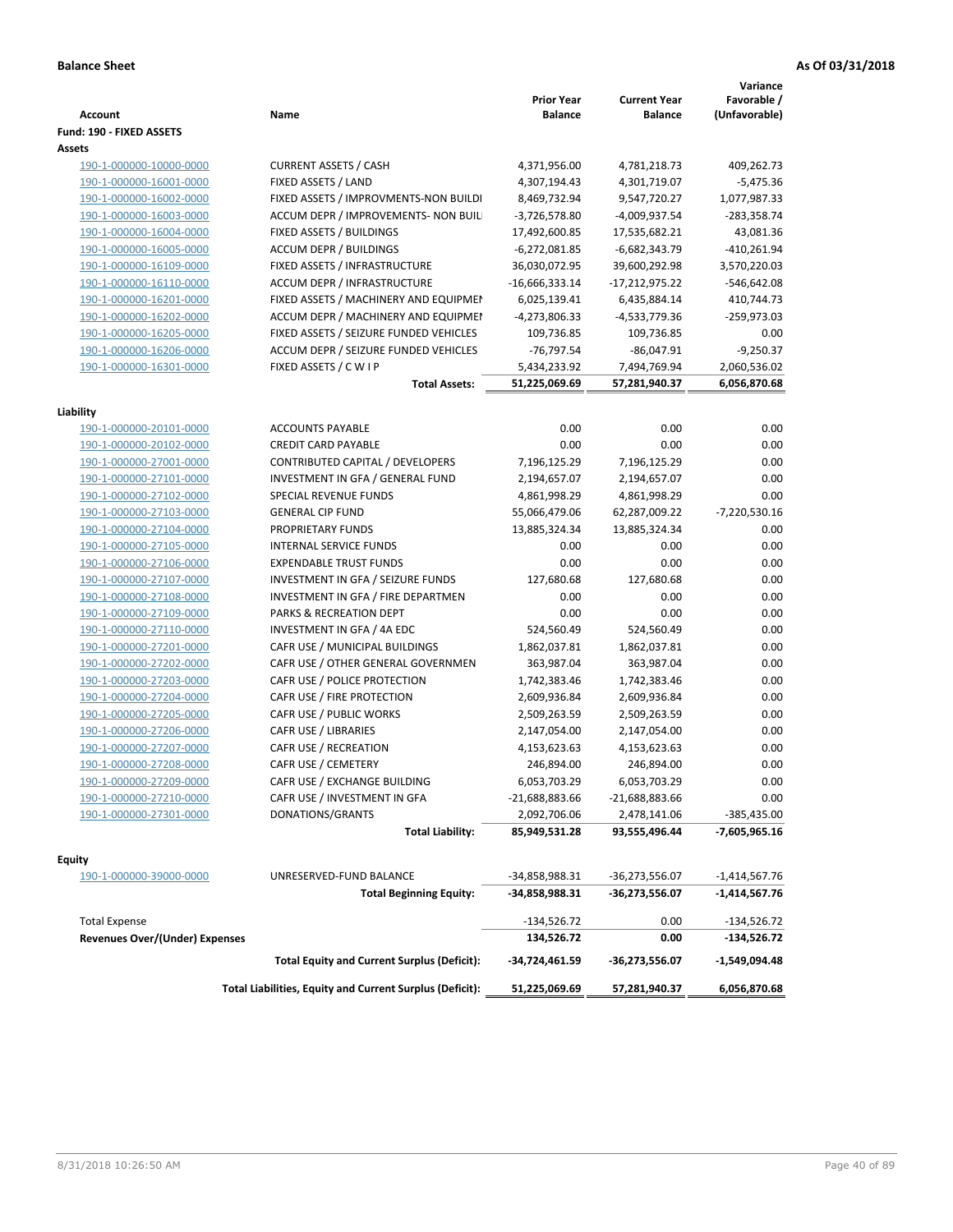**Balance Sheet** **As Of 03/31/2018**

| Account | Name | Prior Year Balance | Current Year Balance | Variance Favorable / (Unfavorable) |
|---|---|---|---|---|
| **Fund: 190 - FIXED ASSETS** | | | | |
| **Assets** | | | | |
| 190-1-000000-10000-0000 | CURRENT ASSETS / CASH | 4,371,956.00 | 4,781,218.73 | 409,262.73 |
| 190-1-000000-16001-0000 | FIXED ASSETS / LAND | 4,307,194.43 | 4,301,719.07 | -5,475.36 |
| 190-1-000000-16002-0000 | FIXED ASSETS / IMPROVMENTS-NON BUILDI | 8,469,732.94 | 9,547,720.27 | 1,077,987.33 |
| 190-1-000000-16003-0000 | ACCUM DEPR / IMPROVEMENTS- NON BUIL | -3,726,578.80 | -4,009,937.54 | -283,358.74 |
| 190-1-000000-16004-0000 | FIXED ASSETS / BUILDINGS | 17,492,600.85 | 17,535,682.21 | 43,081.36 |
| 190-1-000000-16005-0000 | ACCUM DEPR / BUILDINGS | -6,272,081.85 | -6,682,343.79 | -410,261.94 |
| 190-1-000000-16109-0000 | FIXED ASSETS / INFRASTRUCTURE | 36,030,072.95 | 39,600,292.98 | 3,570,220.03 |
| 190-1-000000-16110-0000 | ACCUM DEPR / INFRASTRUCTURE | -16,666,333.14 | -17,212,975.22 | -546,642.08 |
| 190-1-000000-16201-0000 | FIXED ASSETS / MACHINERY AND EQUIPMEN | 6,025,139.41 | 6,435,884.14 | 410,744.73 |
| 190-1-000000-16202-0000 | ACCUM DEPR / MACHINERY AND EQUIPMEI | -4,273,806.33 | -4,533,779.36 | -259,973.03 |
| 190-1-000000-16205-0000 | FIXED ASSETS / SEIZURE FUNDED VEHICLES | 109,736.85 | 109,736.85 | 0.00 |
| 190-1-000000-16206-0000 | ACCUM DEPR / SEIZURE FUNDED VEHICLES | -76,797.54 | -86,047.91 | -9,250.37 |
| 190-1-000000-16301-0000 | FIXED ASSETS / C W I P | 5,434,233.92 | 7,494,769.94 | 2,060,536.02 |
| | **Total Assets:** | **51,225,069.69** | **57,281,940.37** | **6,056,870.68** |
| **Liability** | | | | |
| 190-1-000000-20101-0000 | ACCOUNTS PAYABLE | 0.00 | 0.00 | 0.00 |
| 190-1-000000-20102-0000 | CREDIT CARD PAYABLE | 0.00 | 0.00 | 0.00 |
| 190-1-000000-27001-0000 | CONTRIBUTED CAPITAL / DEVELOPERS | 7,196,125.29 | 7,196,125.29 | 0.00 |
| 190-1-000000-27101-0000 | INVESTMENT IN GFA / GENERAL FUND | 2,194,657.07 | 2,194,657.07 | 0.00 |
| 190-1-000000-27102-0000 | SPECIAL REVENUE FUNDS | 4,861,998.29 | 4,861,998.29 | 0.00 |
| 190-1-000000-27103-0000 | GENERAL CIP FUND | 55,066,479.06 | 62,287,009.22 | -7,220,530.16 |
| 190-1-000000-27104-0000 | PROPRIETARY FUNDS | 13,885,324.34 | 13,885,324.34 | 0.00 |
| 190-1-000000-27105-0000 | INTERNAL SERVICE FUNDS | 0.00 | 0.00 | 0.00 |
| 190-1-000000-27106-0000 | EXPENDABLE TRUST FUNDS | 0.00 | 0.00 | 0.00 |
| 190-1-000000-27107-0000 | INVESTMENT IN GFA / SEIZURE FUNDS | 127,680.68 | 127,680.68 | 0.00 |
| 190-1-000000-27108-0000 | INVESTMENT IN GFA / FIRE DEPARTMEN | 0.00 | 0.00 | 0.00 |
| 190-1-000000-27109-0000 | PARKS & RECREATION DEPT | 0.00 | 0.00 | 0.00 |
| 190-1-000000-27110-0000 | INVESTMENT IN GFA / 4A EDC | 524,560.49 | 524,560.49 | 0.00 |
| 190-1-000000-27201-0000 | CAFR USE / MUNICIPAL BUILDINGS | 1,862,037.81 | 1,862,037.81 | 0.00 |
| 190-1-000000-27202-0000 | CAFR USE / OTHER GENERAL GOVERNMEN | 363,987.04 | 363,987.04 | 0.00 |
| 190-1-000000-27203-0000 | CAFR USE / POLICE PROTECTION | 1,742,383.46 | 1,742,383.46 | 0.00 |
| 190-1-000000-27204-0000 | CAFR USE / FIRE PROTECTION | 2,609,936.84 | 2,609,936.84 | 0.00 |
| 190-1-000000-27205-0000 | CAFR USE / PUBLIC WORKS | 2,509,263.59 | 2,509,263.59 | 0.00 |
| 190-1-000000-27206-0000 | CAFR USE / LIBRARIES | 2,147,054.00 | 2,147,054.00 | 0.00 |
| 190-1-000000-27207-0000 | CAFR USE / RECREATION | 4,153,623.63 | 4,153,623.63 | 0.00 |
| 190-1-000000-27208-0000 | CAFR USE / CEMETERY | 246,894.00 | 246,894.00 | 0.00 |
| 190-1-000000-27209-0000 | CAFR USE / EXCHANGE BUILDING | 6,053,703.29 | 6,053,703.29 | 0.00 |
| 190-1-000000-27210-0000 | CAFR USE / INVESTMENT IN GFA | -21,688,883.66 | -21,688,883.66 | 0.00 |
| 190-1-000000-27301-0000 | DONATIONS/GRANTS | 2,092,706.06 | 2,478,141.06 | -385,435.00 |
| | **Total Liability:** | **85,949,531.28** | **93,555,496.44** | **-7,605,965.16** |
| **Equity** | | | | |
| 190-1-000000-39000-0000 | UNRESERVED-FUND BALANCE | -34,858,988.31 | -36,273,556.07 | -1,414,567.76 |
| | **Total Beginning Equity:** | **-34,858,988.31** | **-36,273,556.07** | **-1,414,567.76** |
| Total Expense | | -134,526.72 | 0.00 | -134,526.72 |
| **Revenues Over/(Under) Expenses** | | **134,526.72** | **0.00** | **-134,526.72** |
| | **Total Equity and Current Surplus (Deficit):** | **-34,724,461.59** | **-36,273,556.07** | **-1,549,094.48** |
| | **Total Liabilities, Equity and Current Surplus (Deficit):** | **51,225,069.69** | **57,281,940.37** | **6,056,870.68** |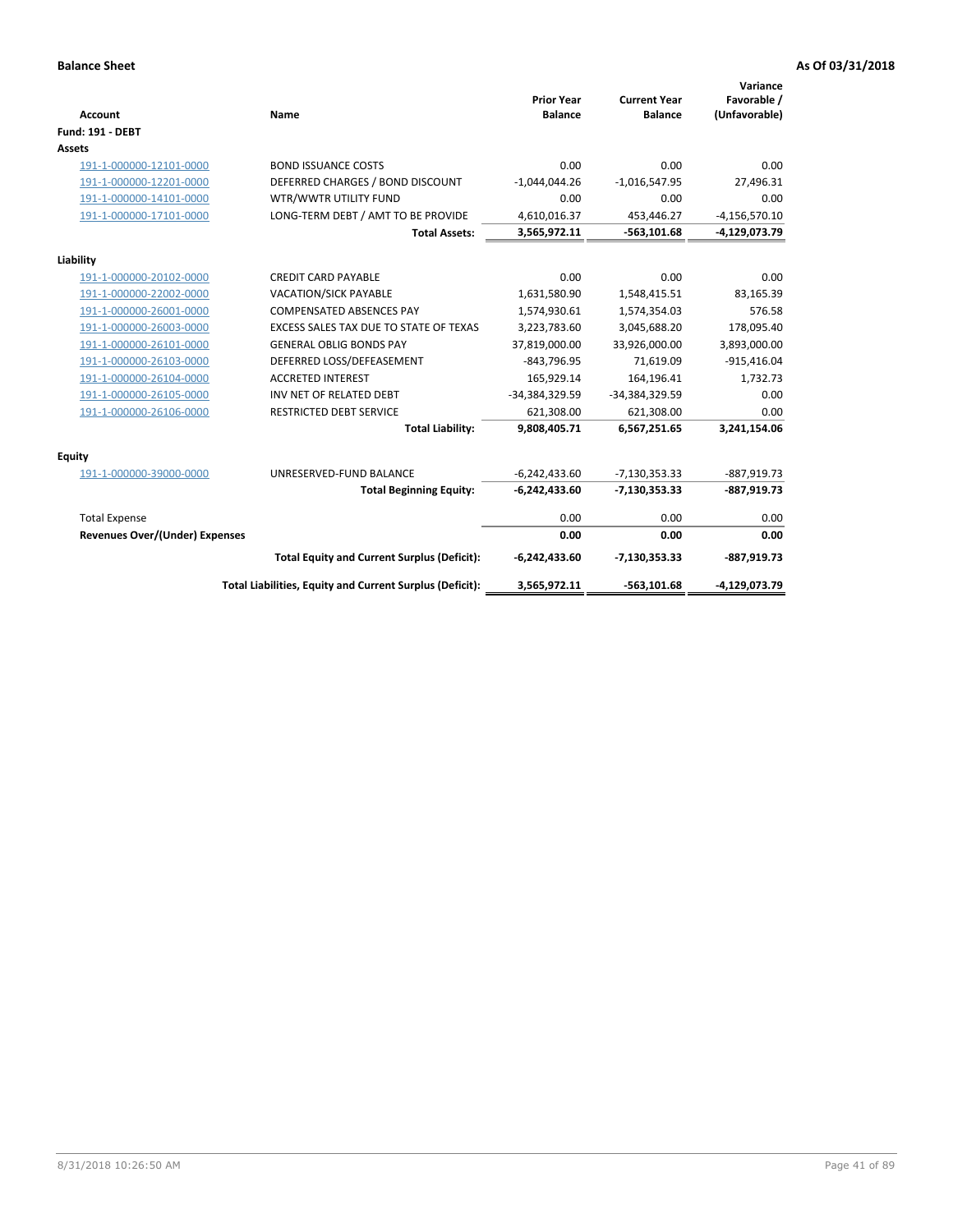**Balance Sheet** **As Of 03/31/2018**

| Account | Name | Prior Year Balance | Current Year Balance | Variance Favorable / (Unfavorable) |
|---|---|---|---|---|
| **Fund: 191 - DEBT** | | | | |
| **Assets** | | | | |
| 191-1-000000-12101-0000 | BOND ISSUANCE COSTS | 0.00 | 0.00 | 0.00 |
| 191-1-000000-12201-0000 | DEFERRED CHARGES / BOND DISCOUNT | -1,044,044.26 | -1,016,547.95 | 27,496.31 |
| 191-1-000000-14101-0000 | WTR/WWTR UTILITY FUND | 0.00 | 0.00 | 0.00 |
| 191-1-000000-17101-0000 | LONG-TERM DEBT / AMT TO BE PROVIDE | 4,610,016.37 | 453,446.27 | -4,156,570.10 |
| | **Total Assets:** | **3,565,972.11** | **-563,101.68** | **-4,129,073.79** |
| **Liability** | | | | |
| 191-1-000000-20102-0000 | CREDIT CARD PAYABLE | 0.00 | 0.00 | 0.00 |
| 191-1-000000-22002-0000 | VACATION/SICK PAYABLE | 1,631,580.90 | 1,548,415.51 | 83,165.39 |
| 191-1-000000-26001-0000 | COMPENSATED ABSENCES PAY | 1,574,930.61 | 1,574,354.03 | 576.58 |
| 191-1-000000-26003-0000 | EXCESS SALES TAX DUE TO STATE OF TEXAS | 3,223,783.60 | 3,045,688.20 | 178,095.40 |
| 191-1-000000-26101-0000 | GENERAL OBLIG BONDS PAY | 37,819,000.00 | 33,926,000.00 | 3,893,000.00 |
| 191-1-000000-26103-0000 | DEFERRED LOSS/DEFEASEMENT | -843,796.95 | 71,619.09 | -915,416.04 |
| 191-1-000000-26104-0000 | ACCRETED INTEREST | 165,929.14 | 164,196.41 | 1,732.73 |
| 191-1-000000-26105-0000 | INV NET OF RELATED DEBT | -34,384,329.59 | -34,384,329.59 | 0.00 |
| 191-1-000000-26106-0000 | RESTRICTED DEBT SERVICE | 621,308.00 | 621,308.00 | 0.00 |
| | **Total Liability:** | **9,808,405.71** | **6,567,251.65** | **3,241,154.06** |
| **Equity** | | | | |
| 191-1-000000-39000-0000 | UNRESERVED-FUND BALANCE | -6,242,433.60 | -7,130,353.33 | -887,919.73 |
| | **Total Beginning Equity:** | **-6,242,433.60** | **-7,130,353.33** | **-887,919.73** |
| Total Expense | | 0.00 | 0.00 | 0.00 |
| **Revenues Over/(Under) Expenses** | | **0.00** | **0.00** | **0.00** |
| | **Total Equity and Current Surplus (Deficit):** | **-6,242,433.60** | **-7,130,353.33** | **-887,919.73** |
| | **Total Liabilities, Equity and Current Surplus (Deficit):** | **3,565,972.11** | **-563,101.68** | **-4,129,073.79** |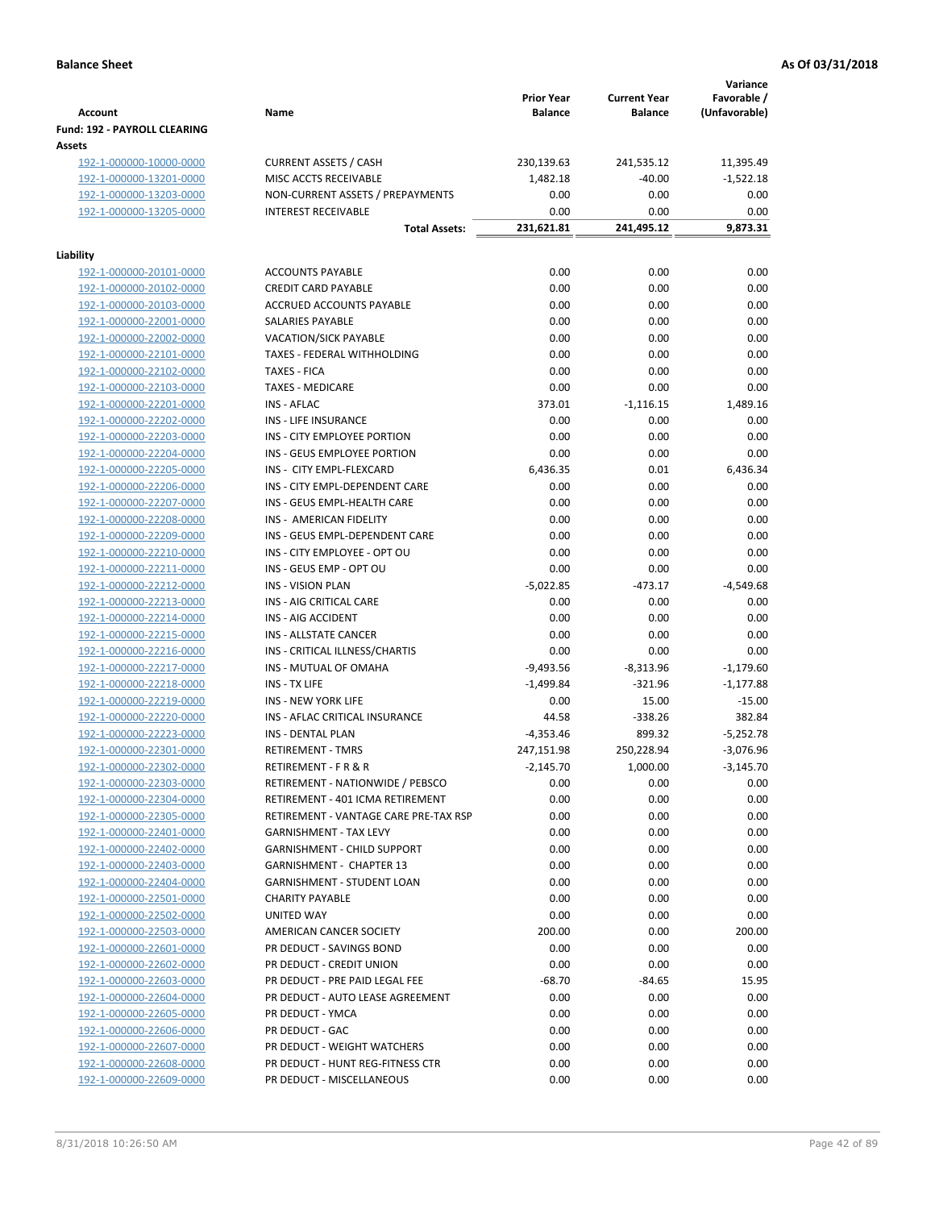**Balance Sheet** **As Of 03/31/2018**

| Account | Name | Prior Year Balance | Current Year Balance | Variance Favorable / (Unfavorable) |
|---|---|---|---|---|
| **Fund: 192 - PAYROLL CLEARING** | | | | |
| **Assets** | | | | |
| 192-1-000000-10000-0000 | CURRENT ASSETS / CASH | 230,139.63 | 241,535.12 | 11,395.49 |
| 192-1-000000-13201-0000 | MISC ACCTS RECEIVABLE | 1,482.18 | -40.00 | -1,522.18 |
| 192-1-000000-13203-0000 | NON-CURRENT ASSETS / PREPAYMENTS | 0.00 | 0.00 | 0.00 |
| 192-1-000000-13205-0000 | INTEREST RECEIVABLE | 0.00 | 0.00 | 0.00 |
| | **Total Assets:** | **231,621.81** | **241,495.12** | **9,873.31** |
| **Liability** | | | | |
| 192-1-000000-20101-0000 | ACCOUNTS PAYABLE | 0.00 | 0.00 | 0.00 |
| 192-1-000000-20102-0000 | CREDIT CARD PAYABLE | 0.00 | 0.00 | 0.00 |
| 192-1-000000-20103-0000 | ACCRUED ACCOUNTS PAYABLE | 0.00 | 0.00 | 0.00 |
| 192-1-000000-22001-0000 | SALARIES PAYABLE | 0.00 | 0.00 | 0.00 |
| 192-1-000000-22002-0000 | VACATION/SICK PAYABLE | 0.00 | 0.00 | 0.00 |
| 192-1-000000-22101-0000 | TAXES - FEDERAL WITHHOLDING | 0.00 | 0.00 | 0.00 |
| 192-1-000000-22102-0000 | TAXES - FICA | 0.00 | 0.00 | 0.00 |
| 192-1-000000-22103-0000 | TAXES - MEDICARE | 0.00 | 0.00 | 0.00 |
| 192-1-000000-22201-0000 | INS - AFLAC | 373.01 | -1,116.15 | 1,489.16 |
| 192-1-000000-22202-0000 | INS - LIFE INSURANCE | 0.00 | 0.00 | 0.00 |
| 192-1-000000-22203-0000 | INS - CITY EMPLOYEE PORTION | 0.00 | 0.00 | 0.00 |
| 192-1-000000-22204-0000 | INS - GEUS EMPLOYEE PORTION | 0.00 | 0.00 | 0.00 |
| 192-1-000000-22205-0000 | INS - CITY EMPL-FLEXCARD | 6,436.35 | 0.01 | 6,436.34 |
| 192-1-000000-22206-0000 | INS - CITY EMPL-DEPENDENT CARE | 0.00 | 0.00 | 0.00 |
| 192-1-000000-22207-0000 | INS - GEUS EMPL-HEALTH CARE | 0.00 | 0.00 | 0.00 |
| 192-1-000000-22208-0000 | INS - AMERICAN FIDELITY | 0.00 | 0.00 | 0.00 |
| 192-1-000000-22209-0000 | INS - GEUS EMPL-DEPENDENT CARE | 0.00 | 0.00 | 0.00 |
| 192-1-000000-22210-0000 | INS - CITY EMPLOYEE - OPT OU | 0.00 | 0.00 | 0.00 |
| 192-1-000000-22211-0000 | INS - GEUS EMP - OPT OU | 0.00 | 0.00 | 0.00 |
| 192-1-000000-22212-0000 | INS - VISION PLAN | -5,022.85 | -473.17 | -4,549.68 |
| 192-1-000000-22213-0000 | INS - AIG CRITICAL CARE | 0.00 | 0.00 | 0.00 |
| 192-1-000000-22214-0000 | INS - AIG ACCIDENT | 0.00 | 0.00 | 0.00 |
| 192-1-000000-22215-0000 | INS - ALLSTATE CANCER | 0.00 | 0.00 | 0.00 |
| 192-1-000000-22216-0000 | INS - CRITICAL ILLNESS/CHARTIS | 0.00 | 0.00 | 0.00 |
| 192-1-000000-22217-0000 | INS - MUTUAL OF OMAHA | -9,493.56 | -8,313.96 | -1,179.60 |
| 192-1-000000-22218-0000 | INS - TX LIFE | -1,499.84 | -321.96 | -1,177.88 |
| 192-1-000000-22219-0000 | INS - NEW YORK LIFE | 0.00 | 15.00 | -15.00 |
| 192-1-000000-22220-0000 | INS - AFLAC CRITICAL INSURANCE | 44.58 | -338.26 | 382.84 |
| 192-1-000000-22223-0000 | INS - DENTAL PLAN | -4,353.46 | 899.32 | -5,252.78 |
| 192-1-000000-22301-0000 | RETIREMENT - TMRS | 247,151.98 | 250,228.94 | -3,076.96 |
| 192-1-000000-22302-0000 | RETIREMENT - F R & R | -2,145.70 | 1,000.00 | -3,145.70 |
| 192-1-000000-22303-0000 | RETIREMENT - NATIONWIDE / PEBSCO | 0.00 | 0.00 | 0.00 |
| 192-1-000000-22304-0000 | RETIREMENT - 401 ICMA RETIREMENT | 0.00 | 0.00 | 0.00 |
| 192-1-000000-22305-0000 | RETIREMENT - VANTAGE CARE PRE-TAX RSP | 0.00 | 0.00 | 0.00 |
| 192-1-000000-22401-0000 | GARNISHMENT - TAX LEVY | 0.00 | 0.00 | 0.00 |
| 192-1-000000-22402-0000 | GARNISHMENT - CHILD SUPPORT | 0.00 | 0.00 | 0.00 |
| 192-1-000000-22403-0000 | GARNISHMENT - CHAPTER 13 | 0.00 | 0.00 | 0.00 |
| 192-1-000000-22404-0000 | GARNISHMENT - STUDENT LOAN | 0.00 | 0.00 | 0.00 |
| 192-1-000000-22501-0000 | CHARITY PAYABLE | 0.00 | 0.00 | 0.00 |
| 192-1-000000-22502-0000 | UNITED WAY | 0.00 | 0.00 | 0.00 |
| 192-1-000000-22503-0000 | AMERICAN CANCER SOCIETY | 200.00 | 0.00 | 200.00 |
| 192-1-000000-22601-0000 | PR DEDUCT - SAVINGS BOND | 0.00 | 0.00 | 0.00 |
| 192-1-000000-22602-0000 | PR DEDUCT - CREDIT UNION | 0.00 | 0.00 | 0.00 |
| 192-1-000000-22603-0000 | PR DEDUCT - PRE PAID LEGAL FEE | -68.70 | -84.65 | 15.95 |
| 192-1-000000-22604-0000 | PR DEDUCT - AUTO LEASE AGREEMENT | 0.00 | 0.00 | 0.00 |
| 192-1-000000-22605-0000 | PR DEDUCT - YMCA | 0.00 | 0.00 | 0.00 |
| 192-1-000000-22606-0000 | PR DEDUCT - GAC | 0.00 | 0.00 | 0.00 |
| 192-1-000000-22607-0000 | PR DEDUCT - WEIGHT WATCHERS | 0.00 | 0.00 | 0.00 |
| 192-1-000000-22608-0000 | PR DEDUCT - HUNT REG-FITNESS CTR | 0.00 | 0.00 | 0.00 |
| 192-1-000000-22609-0000 | PR DEDUCT - MISCELLANEOUS | 0.00 | 0.00 | 0.00 |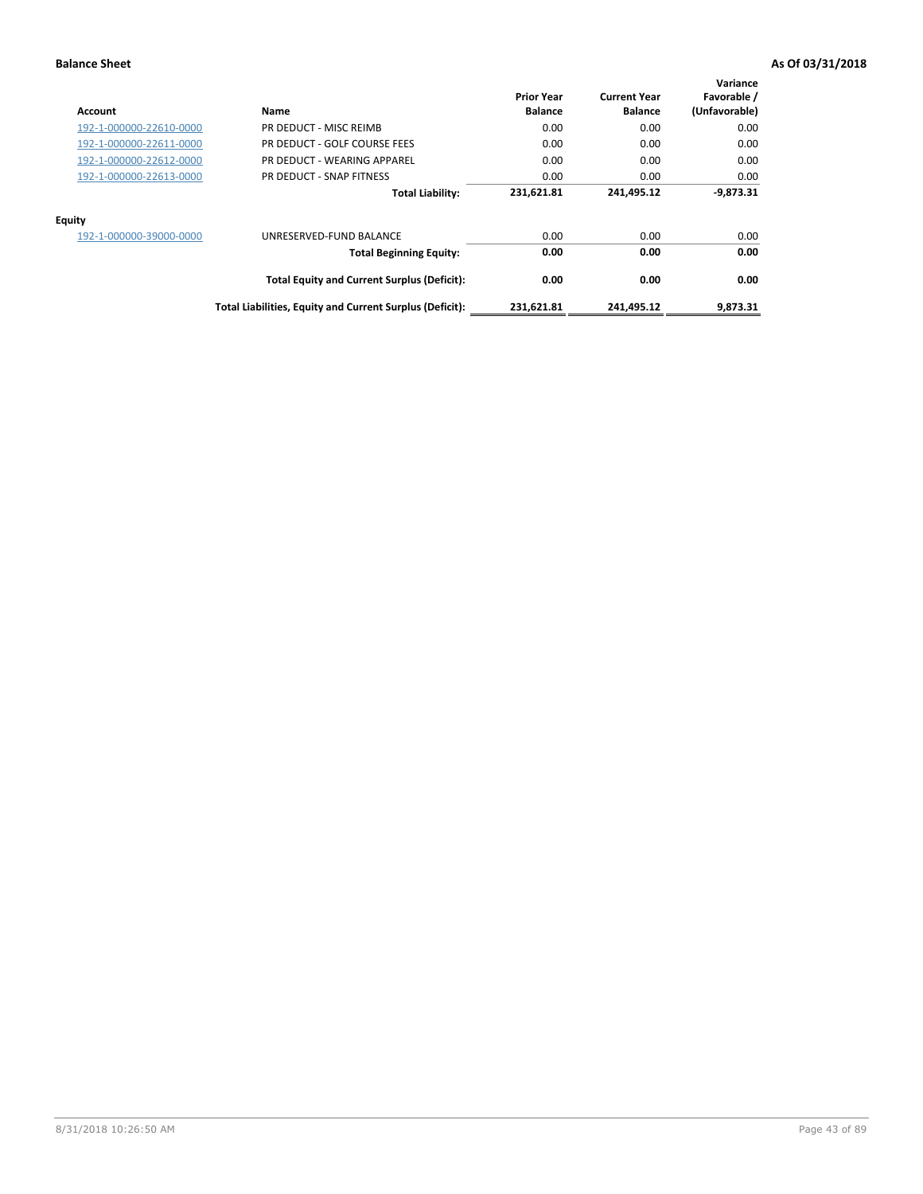**Balance Sheet** **As Of 03/31/2018**

| Account | Name | Prior Year Balance | Current Year Balance | Variance Favorable / (Unfavorable) |
|---|---|---|---|---|
| 192-1-000000-22610-0000 | PR DEDUCT - MISC REIMB | 0.00 | 0.00 | 0.00 |
| 192-1-000000-22611-0000 | PR DEDUCT - GOLF COURSE FEES | 0.00 | 0.00 | 0.00 |
| 192-1-000000-22612-0000 | PR DEDUCT - WEARING APPAREL | 0.00 | 0.00 | 0.00 |
| 192-1-000000-22613-0000 | PR DEDUCT - SNAP FITNESS | 0.00 | 0.00 | 0.00 |
| | **Total Liability:** | **231,621.81** | **241,495.12** | **-9,873.31** |
| **Equity** | | | | |
| 192-1-000000-39000-0000 | UNRESERVED-FUND BALANCE | 0.00 | 0.00 | 0.00 |
| | **Total Beginning Equity:** | **0.00** | **0.00** | **0.00** |
| | **Total Equity and Current Surplus (Deficit):** | **0.00** | **0.00** | **0.00** |
| | **Total Liabilities, Equity and Current Surplus (Deficit):** | **231,621.81** | **241,495.12** | **9,873.31** |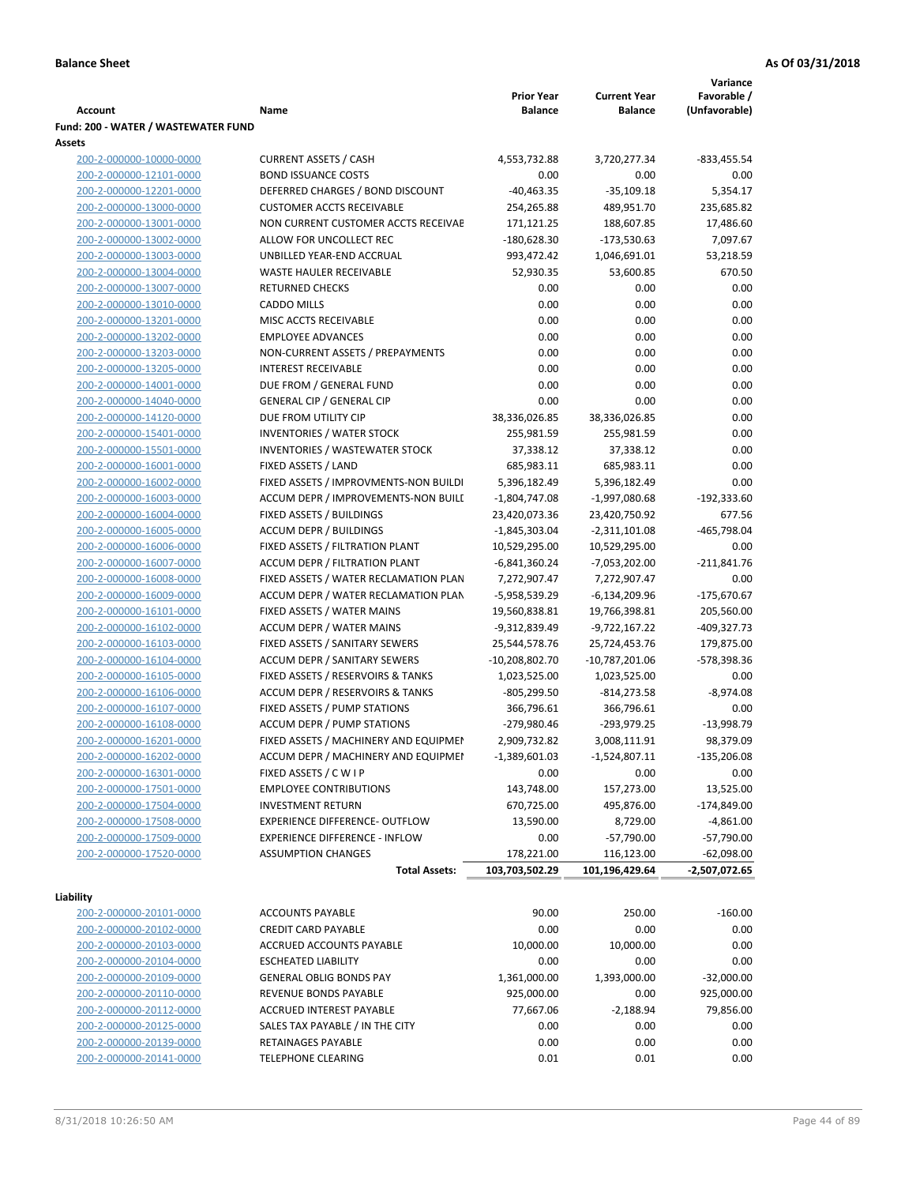**Balance Sheet** **As Of 03/31/2018**

| Account | Name | Prior Year Balance | Current Year Balance | Variance Favorable / (Unfavorable) |
|---|---|---|---|---|
| **Fund: 200 - WATER / WASTEWATER FUND** | | | | |
| **Assets** | | | | |
| 200-2-000000-10000-0000 | CURRENT ASSETS / CASH | 4,553,732.88 | 3,720,277.34 | -833,455.54 |
| 200-2-000000-12101-0000 | BOND ISSUANCE COSTS | 0.00 | 0.00 | 0.00 |
| 200-2-000000-12201-0000 | DEFERRED CHARGES / BOND DISCOUNT | -40,463.35 | -35,109.18 | 5,354.17 |
| 200-2-000000-13000-0000 | CUSTOMER ACCTS RECEIVABLE | 254,265.88 | 489,951.70 | 235,685.82 |
| 200-2-000000-13001-0000 | NON CURRENT CUSTOMER ACCTS RECEIVAE | 171,121.25 | 188,607.85 | 17,486.60 |
| 200-2-000000-13002-0000 | ALLOW FOR UNCOLLECT REC | -180,628.30 | -173,530.63 | 7,097.67 |
| 200-2-000000-13003-0000 | UNBILLED YEAR-END ACCRUAL | 993,472.42 | 1,046,691.01 | 53,218.59 |
| 200-2-000000-13004-0000 | WASTE HAULER RECEIVABLE | 52,930.35 | 53,600.85 | 670.50 |
| 200-2-000000-13007-0000 | RETURNED CHECKS | 0.00 | 0.00 | 0.00 |
| 200-2-000000-13010-0000 | CADDO MILLS | 0.00 | 0.00 | 0.00 |
| 200-2-000000-13201-0000 | MISC ACCTS RECEIVABLE | 0.00 | 0.00 | 0.00 |
| 200-2-000000-13202-0000 | EMPLOYEE ADVANCES | 0.00 | 0.00 | 0.00 |
| 200-2-000000-13203-0000 | NON-CURRENT ASSETS / PREPAYMENTS | 0.00 | 0.00 | 0.00 |
| 200-2-000000-13205-0000 | INTEREST RECEIVABLE | 0.00 | 0.00 | 0.00 |
| 200-2-000000-14001-0000 | DUE FROM / GENERAL FUND | 0.00 | 0.00 | 0.00 |
| 200-2-000000-14040-0000 | GENERAL CIP / GENERAL CIP | 0.00 | 0.00 | 0.00 |
| 200-2-000000-14120-0000 | DUE FROM UTILITY CIP | 38,336,026.85 | 38,336,026.85 | 0.00 |
| 200-2-000000-15401-0000 | INVENTORIES / WATER STOCK | 255,981.59 | 255,981.59 | 0.00 |
| 200-2-000000-15501-0000 | INVENTORIES / WASTEWATER STOCK | 37,338.12 | 37,338.12 | 0.00 |
| 200-2-000000-16001-0000 | FIXED ASSETS / LAND | 685,983.11 | 685,983.11 | 0.00 |
| 200-2-000000-16002-0000 | FIXED ASSETS / IMPROVMENTS-NON BUILDI | 5,396,182.49 | 5,396,182.49 | 0.00 |
| 200-2-000000-16003-0000 | ACCUM DEPR / IMPROVEMENTS-NON BUILI | -1,804,747.08 | -1,997,080.68 | -192,333.60 |
| 200-2-000000-16004-0000 | FIXED ASSETS / BUILDINGS | 23,420,073.36 | 23,420,750.92 | 677.56 |
| 200-2-000000-16005-0000 | ACCUM DEPR / BUILDINGS | -1,845,303.04 | -2,311,101.08 | -465,798.04 |
| 200-2-000000-16006-0000 | FIXED ASSETS / FILTRATION PLANT | 10,529,295.00 | 10,529,295.00 | 0.00 |
| 200-2-000000-16007-0000 | ACCUM DEPR / FILTRATION PLANT | -6,841,360.24 | -7,053,202.00 | -211,841.76 |
| 200-2-000000-16008-0000 | FIXED ASSETS / WATER RECLAMATION PLAN | 7,272,907.47 | 7,272,907.47 | 0.00 |
| 200-2-000000-16009-0000 | ACCUM DEPR / WATER RECLAMATION PLAN | -5,958,539.29 | -6,134,209.96 | -175,670.67 |
| 200-2-000000-16101-0000 | FIXED ASSETS / WATER MAINS | 19,560,838.81 | 19,766,398.81 | 205,560.00 |
| 200-2-000000-16102-0000 | ACCUM DEPR / WATER MAINS | -9,312,839.49 | -9,722,167.22 | -409,327.73 |
| 200-2-000000-16103-0000 | FIXED ASSETS / SANITARY SEWERS | 25,544,578.76 | 25,724,453.76 | 179,875.00 |
| 200-2-000000-16104-0000 | ACCUM DEPR / SANITARY SEWERS | -10,208,802.70 | -10,787,201.06 | -578,398.36 |
| 200-2-000000-16105-0000 | FIXED ASSETS / RESERVOIRS & TANKS | 1,023,525.00 | 1,023,525.00 | 0.00 |
| 200-2-000000-16106-0000 | ACCUM DEPR / RESERVOIRS & TANKS | -805,299.50 | -814,273.58 | -8,974.08 |
| 200-2-000000-16107-0000 | FIXED ASSETS / PUMP STATIONS | 366,796.61 | 366,796.61 | 0.00 |
| 200-2-000000-16108-0000 | ACCUM DEPR / PUMP STATIONS | -279,980.46 | -293,979.25 | -13,998.79 |
| 200-2-000000-16201-0000 | FIXED ASSETS / MACHINERY AND EQUIPMEI | 2,909,732.82 | 3,008,111.91 | 98,379.09 |
| 200-2-000000-16202-0000 | ACCUM DEPR / MACHINERY AND EQUIPMEI | -1,389,601.03 | -1,524,807.11 | -135,206.08 |
| 200-2-000000-16301-0000 | FIXED ASSETS / C W I P | 0.00 | 0.00 | 0.00 |
| 200-2-000000-17501-0000 | EMPLOYEE CONTRIBUTIONS | 143,748.00 | 157,273.00 | 13,525.00 |
| 200-2-000000-17504-0000 | INVESTMENT RETURN | 670,725.00 | 495,876.00 | -174,849.00 |
| 200-2-000000-17508-0000 | EXPERIENCE DIFFERENCE- OUTFLOW | 13,590.00 | 8,729.00 | -4,861.00 |
| 200-2-000000-17509-0000 | EXPERIENCE DIFFERENCE - INFLOW | 0.00 | -57,790.00 | -57,790.00 |
| 200-2-000000-17520-0000 | ASSUMPTION CHANGES | 178,221.00 | 116,123.00 | -62,098.00 |
| | **Total Assets:** | **103,703,502.29** | **101,196,429.64** | **-2,507,072.65** |
| **Liability** | | | | |
| 200-2-000000-20101-0000 | ACCOUNTS PAYABLE | 90.00 | 250.00 | -160.00 |
| 200-2-000000-20102-0000 | CREDIT CARD PAYABLE | 0.00 | 0.00 | 0.00 |
| 200-2-000000-20103-0000 | ACCRUED ACCOUNTS PAYABLE | 10,000.00 | 10,000.00 | 0.00 |
| 200-2-000000-20104-0000 | ESCHEATED LIABILITY | 0.00 | 0.00 | 0.00 |
| 200-2-000000-20109-0000 | GENERAL OBLIG BONDS PAY | 1,361,000.00 | 1,393,000.00 | -32,000.00 |
| 200-2-000000-20110-0000 | REVENUE BONDS PAYABLE | 925,000.00 | 0.00 | 925,000.00 |
| 200-2-000000-20112-0000 | ACCRUED INTEREST PAYABLE | 77,667.06 | -2,188.94 | 79,856.00 |
| 200-2-000000-20125-0000 | SALES TAX PAYABLE / IN THE CITY | 0.00 | 0.00 | 0.00 |
| 200-2-000000-20139-0000 | RETAINAGES PAYABLE | 0.00 | 0.00 | 0.00 |
| 200-2-000000-20141-0000 | TELEPHONE CLEARING | 0.01 | 0.01 | 0.00 |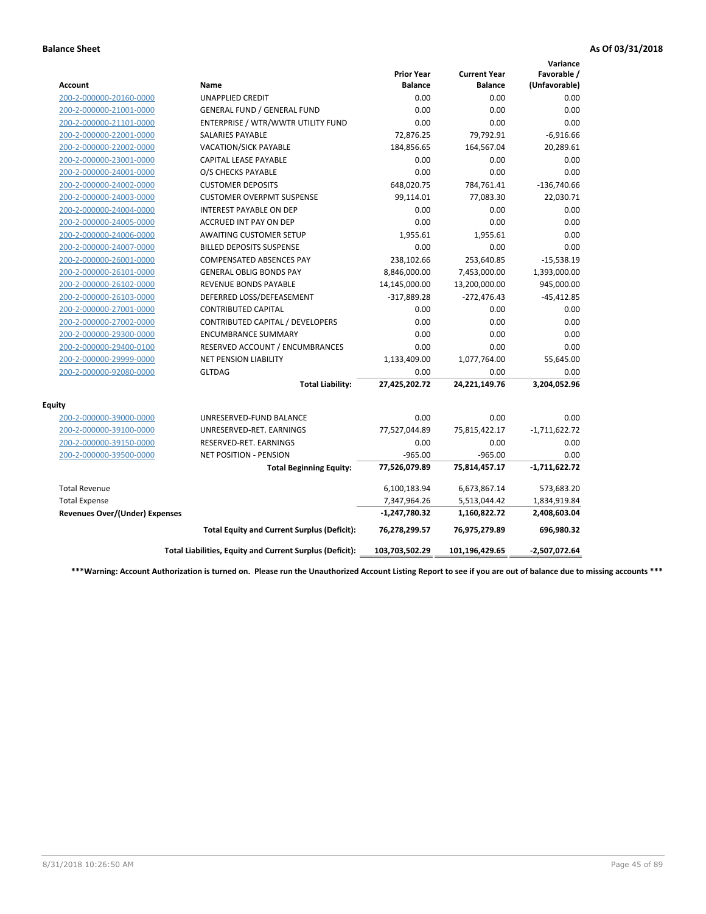**Balance Sheet** **As Of 03/31/2018**

| Account | Name | Prior Year Balance | Current Year Balance | Variance Favorable / (Unfavorable) |
|---|---|---|---|---|
| 200-2-000000-20160-0000 | UNAPPLIED CREDIT | 0.00 | 0.00 | 0.00 |
| 200-2-000000-21001-0000 | GENERAL FUND / GENERAL FUND | 0.00 | 0.00 | 0.00 |
| 200-2-000000-21101-0000 | ENTERPRISE / WTR/WWTR UTILITY FUND | 0.00 | 0.00 | 0.00 |
| 200-2-000000-22001-0000 | SALARIES PAYABLE | 72,876.25 | 79,792.91 | -6,916.66 |
| 200-2-000000-22002-0000 | VACATION/SICK PAYABLE | 184,856.65 | 164,567.04 | 20,289.61 |
| 200-2-000000-23001-0000 | CAPITAL LEASE PAYABLE | 0.00 | 0.00 | 0.00 |
| 200-2-000000-24001-0000 | O/S CHECKS PAYABLE | 0.00 | 0.00 | 0.00 |
| 200-2-000000-24002-0000 | CUSTOMER DEPOSITS | 648,020.75 | 784,761.41 | -136,740.66 |
| 200-2-000000-24003-0000 | CUSTOMER OVERPMT SUSPENSE | 99,114.01 | 77,083.30 | 22,030.71 |
| 200-2-000000-24004-0000 | INTEREST PAYABLE ON DEP | 0.00 | 0.00 | 0.00 |
| 200-2-000000-24005-0000 | ACCRUED INT PAY ON DEP | 0.00 | 0.00 | 0.00 |
| 200-2-000000-24006-0000 | AWAITING CUSTOMER SETUP | 1,955.61 | 1,955.61 | 0.00 |
| 200-2-000000-24007-0000 | BILLED DEPOSITS SUSPENSE | 0.00 | 0.00 | 0.00 |
| 200-2-000000-26001-0000 | COMPENSATED ABSENCES PAY | 238,102.66 | 253,640.85 | -15,538.19 |
| 200-2-000000-26101-0000 | GENERAL OBLIG BONDS PAY | 8,846,000.00 | 7,453,000.00 | 1,393,000.00 |
| 200-2-000000-26102-0000 | REVENUE BONDS PAYABLE | 14,145,000.00 | 13,200,000.00 | 945,000.00 |
| 200-2-000000-26103-0000 | DEFERRED LOSS/DEFEASEMENT | -317,889.28 | -272,476.43 | -45,412.85 |
| 200-2-000000-27001-0000 | CONTRIBUTED CAPITAL | 0.00 | 0.00 | 0.00 |
| 200-2-000000-27002-0000 | CONTRIBUTED CAPITAL / DEVELOPERS | 0.00 | 0.00 | 0.00 |
| 200-2-000000-29300-0000 | ENCUMBRANCE SUMMARY | 0.00 | 0.00 | 0.00 |
| 200-2-000000-29400-0100 | RESERVED ACCOUNT / ENCUMBRANCES | 0.00 | 0.00 | 0.00 |
| 200-2-000000-29999-0000 | NET PENSION LIABILITY | 1,133,409.00 | 1,077,764.00 | 55,645.00 |
| 200-2-000000-92080-0000 | GLTDAG | 0.00 | 0.00 | 0.00 |
| | **Total Liability:** | **27,425,202.72** | **24,221,149.76** | **3,204,052.96** |
| **Equity** | | | | |
| 200-2-000000-39000-0000 | UNRESERVED-FUND BALANCE | 0.00 | 0.00 | 0.00 |
| 200-2-000000-39100-0000 | UNRESERVED-RET. EARNINGS | 77,527,044.89 | 75,815,422.17 | -1,711,622.72 |
| 200-2-000000-39150-0000 | RESERVED-RET. EARNINGS | 0.00 | 0.00 | 0.00 |
| 200-2-000000-39500-0000 | NET POSITION - PENSION | -965.00 | -965.00 | 0.00 |
| | **Total Beginning Equity:** | **77,526,079.89** | **75,814,457.17** | **-1,711,622.72** |
| Total Revenue | | 6,100,183.94 | 6,673,867.14 | 573,683.20 |
| Total Expense | | 7,347,964.26 | 5,513,044.42 | 1,834,919.84 |
| **Revenues Over/(Under) Expenses** | | **-1,247,780.32** | **1,160,822.72** | **2,408,603.04** |
| | **Total Equity and Current Surplus (Deficit):** | **76,278,299.57** | **76,975,279.89** | **696,980.32** |
| | **Total Liabilities, Equity and Current Surplus (Deficit):** | **103,703,502.29** | **101,196,429.65** | **-2,507,072.64** |

**\*\*\*Warning: Account Authorization is turned on. Please run the Unauthorized Account Listing Report to see if you are out of balance due to missing accounts \*\*\***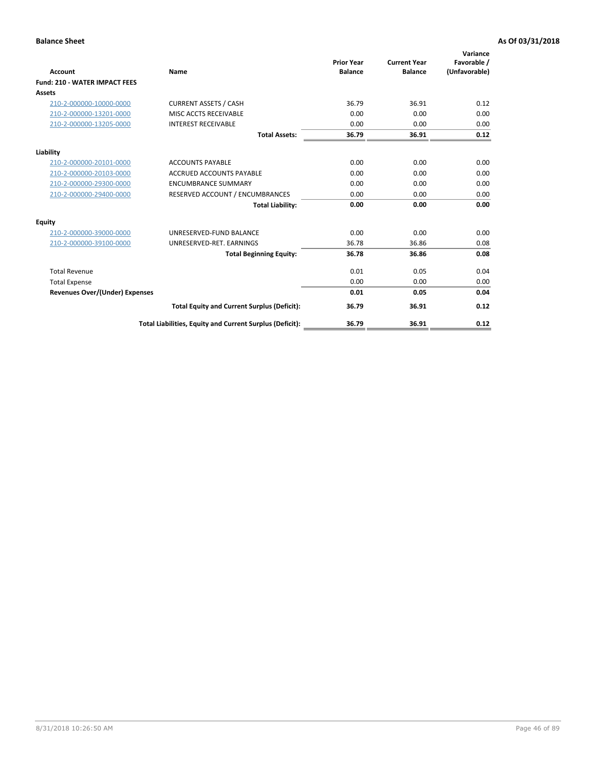**Balance Sheet** **As Of 03/31/2018**

| Account | Name | Prior Year Balance | Current Year Balance | Variance Favorable / (Unfavorable) |
|---|---|---|---|---|
| **Fund: 210 - WATER IMPACT FEES** | | | | |
| **Assets** | | | | |
| 210-2-000000-10000-0000 | CURRENT ASSETS / CASH | 36.79 | 36.91 | 0.12 |
| 210-2-000000-13201-0000 | MISC ACCTS RECEIVABLE | 0.00 | 0.00 | 0.00 |
| 210-2-000000-13205-0000 | INTEREST RECEIVABLE | 0.00 | 0.00 | 0.00 |
| | **Total Assets:** | **36.79** | **36.91** | **0.12** |
| **Liability** | | | | |
| 210-2-000000-20101-0000 | ACCOUNTS PAYABLE | 0.00 | 0.00 | 0.00 |
| 210-2-000000-20103-0000 | ACCRUED ACCOUNTS PAYABLE | 0.00 | 0.00 | 0.00 |
| 210-2-000000-29300-0000 | ENCUMBRANCE SUMMARY | 0.00 | 0.00 | 0.00 |
| 210-2-000000-29400-0000 | RESERVED ACCOUNT / ENCUMBRANCES | 0.00 | 0.00 | 0.00 |
| | **Total Liability:** | **0.00** | **0.00** | **0.00** |
| **Equity** | | | | |
| 210-2-000000-39000-0000 | UNRESERVED-FUND BALANCE | 0.00 | 0.00 | 0.00 |
| 210-2-000000-39100-0000 | UNRESERVED-RET. EARNINGS | 36.78 | 36.86 | 0.08 |
| | **Total Beginning Equity:** | **36.78** | **36.86** | **0.08** |
| Total Revenue | | 0.01 | 0.05 | 0.04 |
| Total Expense | | 0.00 | 0.00 | 0.00 |
| **Revenues Over/(Under) Expenses** | | **0.01** | **0.05** | **0.04** |
| | **Total Equity and Current Surplus (Deficit):** | **36.79** | **36.91** | **0.12** |
| | **Total Liabilities, Equity and Current Surplus (Deficit):** | **36.79** | **36.91** | **0.12** |

8/31/2018 10:26:50 AM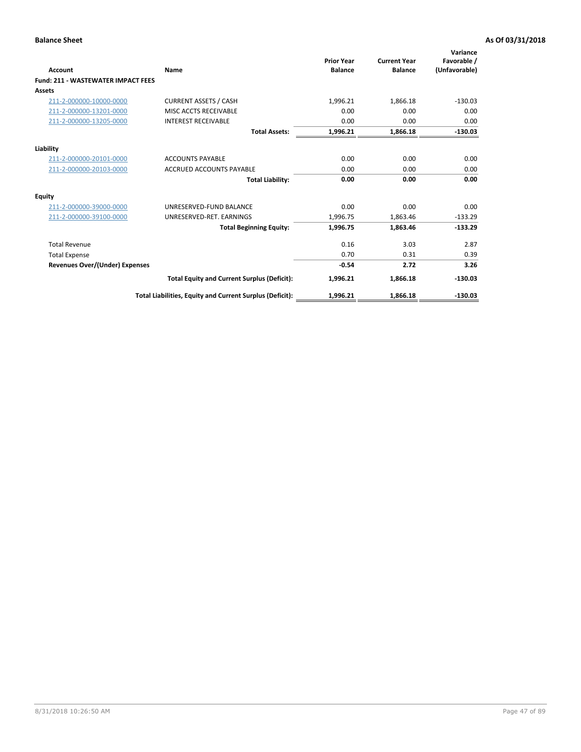**Balance Sheet** **As Of 03/31/2018**

| Account | Name | Prior Year Balance | Current Year Balance | Variance Favorable / (Unfavorable) |
|---|---|---|---|---|
| **Fund: 211 - WASTEWATER IMPACT FEES** | | | | |
| **Assets** | | | | |
| 211-2-000000-10000-0000 | CURRENT ASSETS / CASH | 1,996.21 | 1,866.18 | -130.03 |
| 211-2-000000-13201-0000 | MISC ACCTS RECEIVABLE | 0.00 | 0.00 | 0.00 |
| 211-2-000000-13205-0000 | INTEREST RECEIVABLE | 0.00 | 0.00 | 0.00 |
| | **Total Assets:** | **1,996.21** | **1,866.18** | **-130.03** |
| **Liability** | | | | |
| 211-2-000000-20101-0000 | ACCOUNTS PAYABLE | 0.00 | 0.00 | 0.00 |
| 211-2-000000-20103-0000 | ACCRUED ACCOUNTS PAYABLE | 0.00 | 0.00 | 0.00 |
| | **Total Liability:** | **0.00** | **0.00** | **0.00** |
| **Equity** | | | | |
| 211-2-000000-39000-0000 | UNRESERVED-FUND BALANCE | 0.00 | 0.00 | 0.00 |
| 211-2-000000-39100-0000 | UNRESERVED-RET. EARNINGS | 1,996.75 | 1,863.46 | -133.29 |
| | **Total Beginning Equity:** | **1,996.75** | **1,863.46** | **-133.29** |
| Total Revenue | | 0.16 | 3.03 | 2.87 |
| Total Expense | | 0.70 | 0.31 | 0.39 |
| **Revenues Over/(Under) Expenses** | | **-0.54** | **2.72** | **3.26** |
| | **Total Equity and Current Surplus (Deficit):** | **1,996.21** | **1,866.18** | **-130.03** |
| | **Total Liabilities, Equity and Current Surplus (Deficit):** | **1,996.21** | **1,866.18** | **-130.03** |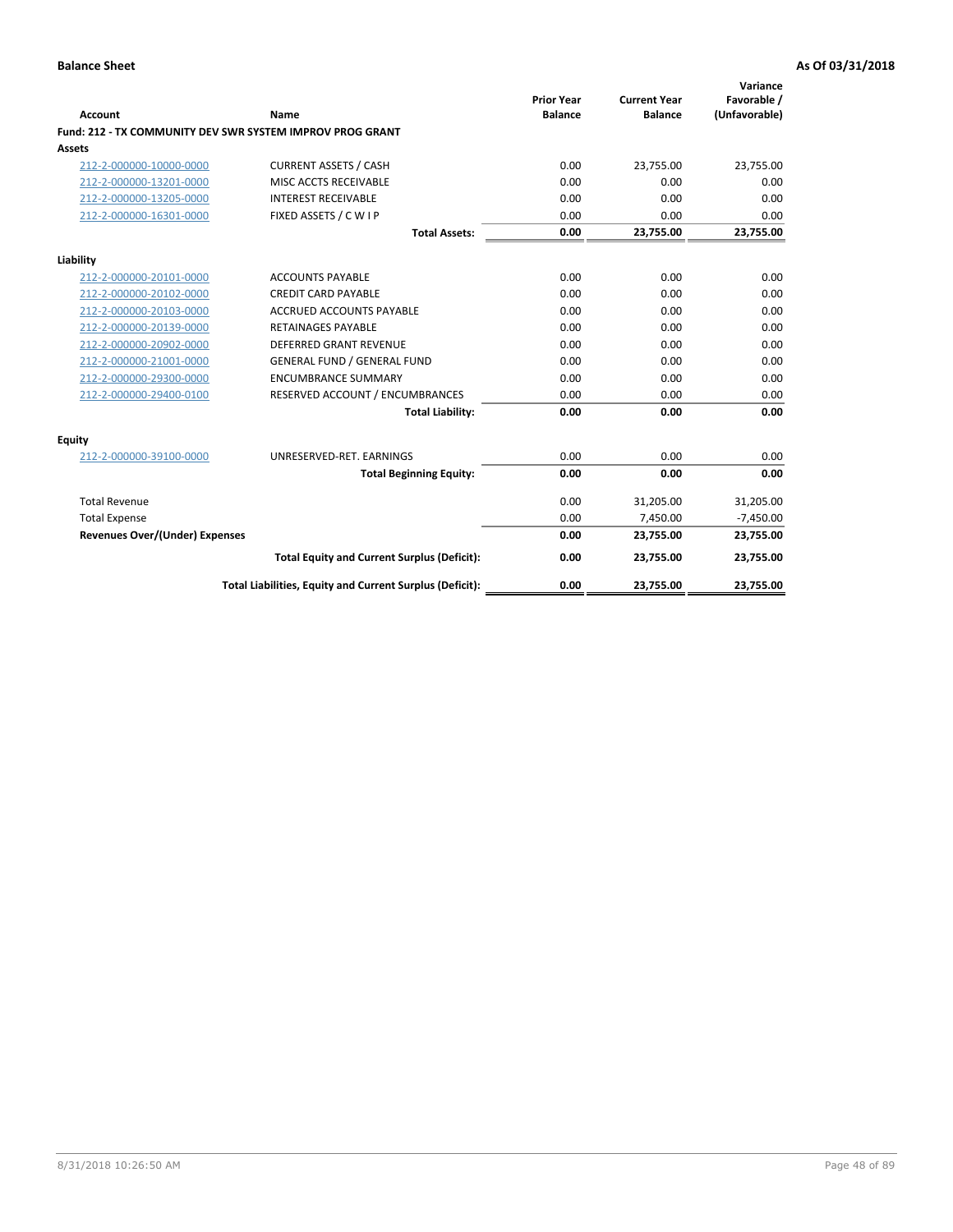**Balance Sheet** **As Of 03/31/2018**

| Account | Name | Prior Year Balance | Current Year Balance | Variance Favorable / (Unfavorable) |
|---|---|---|---|---|
| **Fund: 212 - TX COMMUNITY DEV SWR SYSTEM IMPROV PROG GRANT** | | | | |
| **Assets** | | | | |
| 212-2-000000-10000-0000 | CURRENT ASSETS / CASH | 0.00 | 23,755.00 | 23,755.00 |
| 212-2-000000-13201-0000 | MISC ACCTS RECEIVABLE | 0.00 | 0.00 | 0.00 |
| 212-2-000000-13205-0000 | INTEREST RECEIVABLE | 0.00 | 0.00 | 0.00 |
| 212-2-000000-16301-0000 | FIXED ASSETS / C W I P | 0.00 | 0.00 | 0.00 |
| | **Total Assets:** | **0.00** | **23,755.00** | **23,755.00** |
| **Liability** | | | | |
| 212-2-000000-20101-0000 | ACCOUNTS PAYABLE | 0.00 | 0.00 | 0.00 |
| 212-2-000000-20102-0000 | CREDIT CARD PAYABLE | 0.00 | 0.00 | 0.00 |
| 212-2-000000-20103-0000 | ACCRUED ACCOUNTS PAYABLE | 0.00 | 0.00 | 0.00 |
| 212-2-000000-20139-0000 | RETAINAGES PAYABLE | 0.00 | 0.00 | 0.00 |
| 212-2-000000-20902-0000 | DEFERRED GRANT REVENUE | 0.00 | 0.00 | 0.00 |
| 212-2-000000-21001-0000 | GENERAL FUND / GENERAL FUND | 0.00 | 0.00 | 0.00 |
| 212-2-000000-29300-0000 | ENCUMBRANCE SUMMARY | 0.00 | 0.00 | 0.00 |
| 212-2-000000-29400-0100 | RESERVED ACCOUNT / ENCUMBRANCES | 0.00 | 0.00 | 0.00 |
| | **Total Liability:** | **0.00** | **0.00** | **0.00** |
| **Equity** | | | | |
| 212-2-000000-39100-0000 | UNRESERVED-RET. EARNINGS | 0.00 | 0.00 | 0.00 |
| | **Total Beginning Equity:** | **0.00** | **0.00** | **0.00** |
| Total Revenue | | 0.00 | 31,205.00 | 31,205.00 |
| Total Expense | | 0.00 | 7,450.00 | -7,450.00 |
| **Revenues Over/(Under) Expenses** | | **0.00** | **23,755.00** | **23,755.00** |
| | **Total Equity and Current Surplus (Deficit):** | **0.00** | **23,755.00** | **23,755.00** |
| | **Total Liabilities, Equity and Current Surplus (Deficit):** | **0.00** | **23,755.00** | **23,755.00** |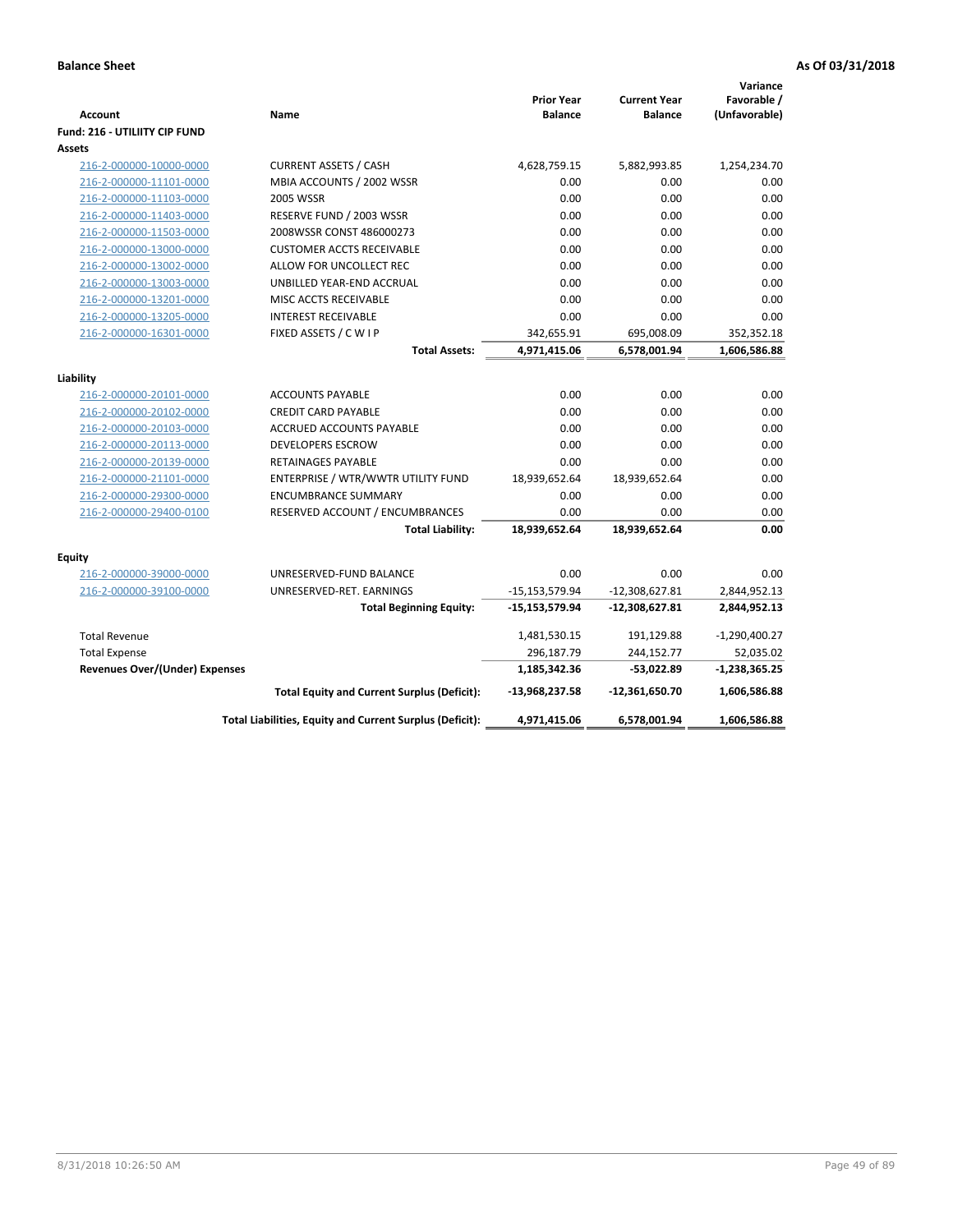**Balance Sheet** **As Of 03/31/2018**

| Account | Name | Prior Year Balance | Current Year Balance | Variance Favorable / (Unfavorable) |
|---|---|---|---|---|
| **Fund: 216 - UTILIITY CIP FUND** | | | | |
| **Assets** | | | | |
| 216-2-000000-10000-0000 | CURRENT ASSETS / CASH | 4,628,759.15 | 5,882,993.85 | 1,254,234.70 |
| 216-2-000000-11101-0000 | MBIA ACCOUNTS / 2002 WSSR | 0.00 | 0.00 | 0.00 |
| 216-2-000000-11103-0000 | 2005 WSSR | 0.00 | 0.00 | 0.00 |
| 216-2-000000-11403-0000 | RESERVE FUND / 2003 WSSR | 0.00 | 0.00 | 0.00 |
| 216-2-000000-11503-0000 | 2008WSSR CONST 486000273 | 0.00 | 0.00 | 0.00 |
| 216-2-000000-13000-0000 | CUSTOMER ACCTS RECEIVABLE | 0.00 | 0.00 | 0.00 |
| 216-2-000000-13002-0000 | ALLOW FOR UNCOLLECT REC | 0.00 | 0.00 | 0.00 |
| 216-2-000000-13003-0000 | UNBILLED YEAR-END ACCRUAL | 0.00 | 0.00 | 0.00 |
| 216-2-000000-13201-0000 | MISC ACCTS RECEIVABLE | 0.00 | 0.00 | 0.00 |
| 216-2-000000-13205-0000 | INTEREST RECEIVABLE | 0.00 | 0.00 | 0.00 |
| 216-2-000000-16301-0000 | FIXED ASSETS / C W I P | 342,655.91 | 695,008.09 | 352,352.18 |
| | **Total Assets:** | **4,971,415.06** | **6,578,001.94** | **1,606,586.88** |
| **Liability** | | | | |
| 216-2-000000-20101-0000 | ACCOUNTS PAYABLE | 0.00 | 0.00 | 0.00 |
| 216-2-000000-20102-0000 | CREDIT CARD PAYABLE | 0.00 | 0.00 | 0.00 |
| 216-2-000000-20103-0000 | ACCRUED ACCOUNTS PAYABLE | 0.00 | 0.00 | 0.00 |
| 216-2-000000-20113-0000 | DEVELOPERS ESCROW | 0.00 | 0.00 | 0.00 |
| 216-2-000000-20139-0000 | RETAINAGES PAYABLE | 0.00 | 0.00 | 0.00 |
| 216-2-000000-21101-0000 | ENTERPRISE / WTR/WWTR UTILITY FUND | 18,939,652.64 | 18,939,652.64 | 0.00 |
| 216-2-000000-29300-0000 | ENCUMBRANCE SUMMARY | 0.00 | 0.00 | 0.00 |
| 216-2-000000-29400-0100 | RESERVED ACCOUNT / ENCUMBRANCES | 0.00 | 0.00 | 0.00 |
| | **Total Liability:** | **18,939,652.64** | **18,939,652.64** | **0.00** |
| **Equity** | | | | |
| 216-2-000000-39000-0000 | UNRESERVED-FUND BALANCE | 0.00 | 0.00 | 0.00 |
| 216-2-000000-39100-0000 | UNRESERVED-RET. EARNINGS | -15,153,579.94 | -12,308,627.81 | 2,844,952.13 |
| | **Total Beginning Equity:** | **-15,153,579.94** | **-12,308,627.81** | **2,844,952.13** |
| Total Revenue | | 1,481,530.15 | 191,129.88 | -1,290,400.27 |
| Total Expense | | 296,187.79 | 244,152.77 | 52,035.02 |
| **Revenues Over/(Under) Expenses** | | **1,185,342.36** | **-53,022.89** | **-1,238,365.25** |
| | **Total Equity and Current Surplus (Deficit):** | **-13,968,237.58** | **-12,361,650.70** | **1,606,586.88** |
| | **Total Liabilities, Equity and Current Surplus (Deficit):** | **4,971,415.06** | **6,578,001.94** | **1,606,586.88** |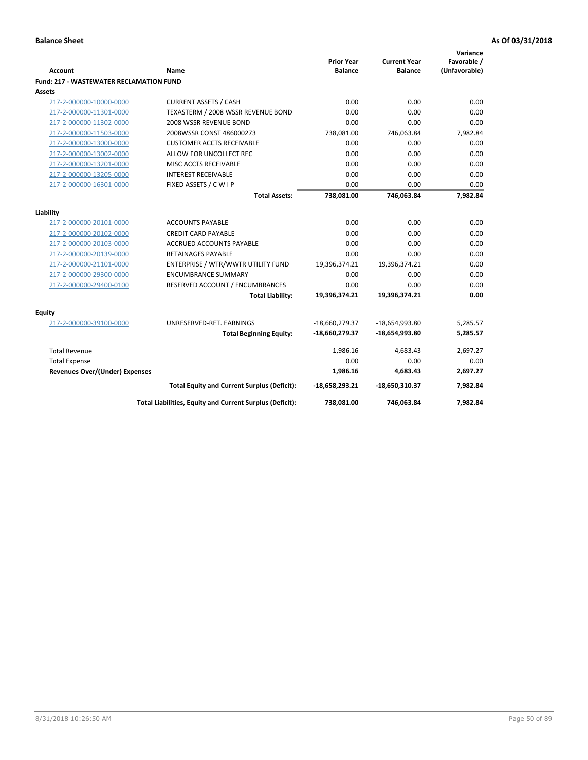**Balance Sheet** **As Of 03/31/2018**

| Account | Name | Prior Year Balance | Current Year Balance | Variance Favorable / (Unfavorable) |
|---|---|---|---|---|
| **Fund: 217 - WASTEWATER RECLAMATION FUND** | | | | |
| **Assets** | | | | |
| 217-2-000000-10000-0000 | CURRENT ASSETS / CASH | 0.00 | 0.00 | 0.00 |
| 217-2-000000-11301-0000 | TEXASTERM / 2008 WSSR REVENUE BOND | 0.00 | 0.00 | 0.00 |
| 217-2-000000-11302-0000 | 2008 WSSR REVENUE BOND | 0.00 | 0.00 | 0.00 |
| 217-2-000000-11503-0000 | 2008WSSR CONST 486000273 | 738,081.00 | 746,063.84 | 7,982.84 |
| 217-2-000000-13000-0000 | CUSTOMER ACCTS RECEIVABLE | 0.00 | 0.00 | 0.00 |
| 217-2-000000-13002-0000 | ALLOW FOR UNCOLLECT REC | 0.00 | 0.00 | 0.00 |
| 217-2-000000-13201-0000 | MISC ACCTS RECEIVABLE | 0.00 | 0.00 | 0.00 |
| 217-2-000000-13205-0000 | INTEREST RECEIVABLE | 0.00 | 0.00 | 0.00 |
| 217-2-000000-16301-0000 | FIXED ASSETS / C W I P | 0.00 | 0.00 | 0.00 |
| | **Total Assets:** | **738,081.00** | **746,063.84** | **7,982.84** |
| **Liability** | | | | |
| 217-2-000000-20101-0000 | ACCOUNTS PAYABLE | 0.00 | 0.00 | 0.00 |
| 217-2-000000-20102-0000 | CREDIT CARD PAYABLE | 0.00 | 0.00 | 0.00 |
| 217-2-000000-20103-0000 | ACCRUED ACCOUNTS PAYABLE | 0.00 | 0.00 | 0.00 |
| 217-2-000000-20139-0000 | RETAINAGES PAYABLE | 0.00 | 0.00 | 0.00 |
| 217-2-000000-21101-0000 | ENTERPRISE / WTR/WWTR UTILITY FUND | 19,396,374.21 | 19,396,374.21 | 0.00 |
| 217-2-000000-29300-0000 | ENCUMBRANCE SUMMARY | 0.00 | 0.00 | 0.00 |
| 217-2-000000-29400-0100 | RESERVED ACCOUNT / ENCUMBRANCES | 0.00 | 0.00 | 0.00 |
| | **Total Liability:** | **19,396,374.21** | **19,396,374.21** | **0.00** |
| **Equity** | | | | |
| 217-2-000000-39100-0000 | UNRESERVED-RET. EARNINGS | -18,660,279.37 | -18,654,993.80 | 5,285.57 |
| | **Total Beginning Equity:** | **-18,660,279.37** | **-18,654,993.80** | **5,285.57** |
| Total Revenue | | 1,986.16 | 4,683.43 | 2,697.27 |
| Total Expense | | 0.00 | 0.00 | 0.00 |
| **Revenues Over/(Under) Expenses** | | **1,986.16** | **4,683.43** | **2,697.27** |
| | **Total Equity and Current Surplus (Deficit):** | **-18,658,293.21** | **-18,650,310.37** | **7,982.84** |
| | **Total Liabilities, Equity and Current Surplus (Deficit):** | **738,081.00** | **746,063.84** | **7,982.84** |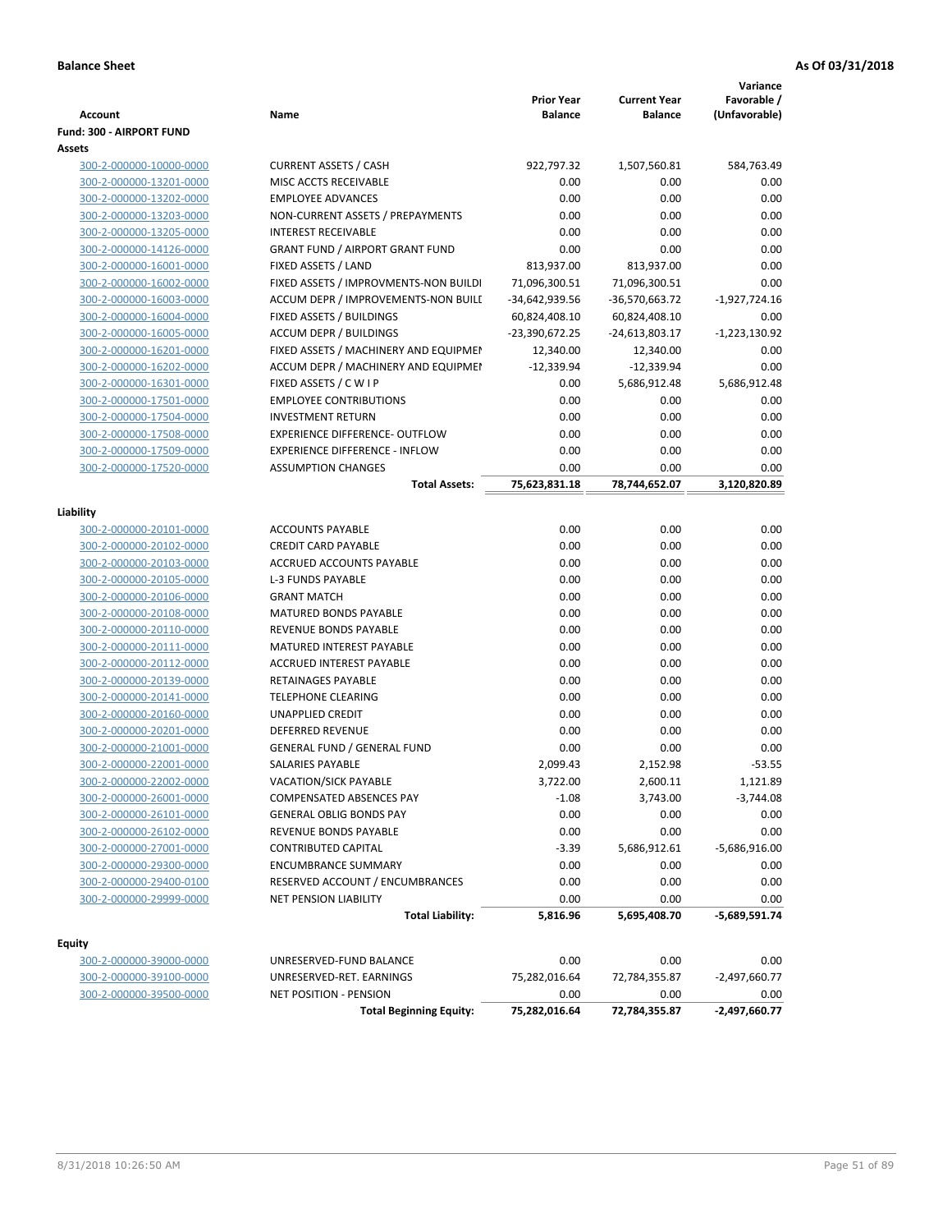**Balance Sheet** **As Of 03/31/2018**

| Account | Name | Prior Year Balance | Current Year Balance | Variance Favorable / (Unfavorable) |
|---|---|---|---|---|
| **Fund: 300 - AIRPORT FUND** | | | | |
| **Assets** | | | | |
| 300-2-000000-10000-0000 | CURRENT ASSETS / CASH | 922,797.32 | 1,507,560.81 | 584,763.49 |
| 300-2-000000-13201-0000 | MISC ACCTS RECEIVABLE | 0.00 | 0.00 | 0.00 |
| 300-2-000000-13202-0000 | EMPLOYEE ADVANCES | 0.00 | 0.00 | 0.00 |
| 300-2-000000-13203-0000 | NON-CURRENT ASSETS / PREPAYMENTS | 0.00 | 0.00 | 0.00 |
| 300-2-000000-13205-0000 | INTEREST RECEIVABLE | 0.00 | 0.00 | 0.00 |
| 300-2-000000-14126-0000 | GRANT FUND / AIRPORT GRANT FUND | 0.00 | 0.00 | 0.00 |
| 300-2-000000-16001-0000 | FIXED ASSETS / LAND | 813,937.00 | 813,937.00 | 0.00 |
| 300-2-000000-16002-0000 | FIXED ASSETS / IMPROVMENTS-NON BUILDI | 71,096,300.51 | 71,096,300.51 | 0.00 |
| 300-2-000000-16003-0000 | ACCUM DEPR / IMPROVEMENTS-NON BUILI | -34,642,939.56 | -36,570,663.72 | -1,927,724.16 |
| 300-2-000000-16004-0000 | FIXED ASSETS / BUILDINGS | 60,824,408.10 | 60,824,408.10 | 0.00 |
| 300-2-000000-16005-0000 | ACCUM DEPR / BUILDINGS | -23,390,672.25 | -24,613,803.17 | -1,223,130.92 |
| 300-2-000000-16201-0000 | FIXED ASSETS / MACHINERY AND EQUIPMEI | 12,340.00 | 12,340.00 | 0.00 |
| 300-2-000000-16202-0000 | ACCUM DEPR / MACHINERY AND EQUIPMEI | -12,339.94 | -12,339.94 | 0.00 |
| 300-2-000000-16301-0000 | FIXED ASSETS / C W I P | 0.00 | 5,686,912.48 | 5,686,912.48 |
| 300-2-000000-17501-0000 | EMPLOYEE CONTRIBUTIONS | 0.00 | 0.00 | 0.00 |
| 300-2-000000-17504-0000 | INVESTMENT RETURN | 0.00 | 0.00 | 0.00 |
| 300-2-000000-17508-0000 | EXPERIENCE DIFFERENCE- OUTFLOW | 0.00 | 0.00 | 0.00 |
| 300-2-000000-17509-0000 | EXPERIENCE DIFFERENCE - INFLOW | 0.00 | 0.00 | 0.00 |
| 300-2-000000-17520-0000 | ASSUMPTION CHANGES | 0.00 | 0.00 | 0.00 |
| | **Total Assets:** | **75,623,831.18** | **78,744,652.07** | **3,120,820.89** |
| **Liability** | | | | |
| 300-2-000000-20101-0000 | ACCOUNTS PAYABLE | 0.00 | 0.00 | 0.00 |
| 300-2-000000-20102-0000 | CREDIT CARD PAYABLE | 0.00 | 0.00 | 0.00 |
| 300-2-000000-20103-0000 | ACCRUED ACCOUNTS PAYABLE | 0.00 | 0.00 | 0.00 |
| 300-2-000000-20105-0000 | L-3 FUNDS PAYABLE | 0.00 | 0.00 | 0.00 |
| 300-2-000000-20106-0000 | GRANT MATCH | 0.00 | 0.00 | 0.00 |
| 300-2-000000-20108-0000 | MATURED BONDS PAYABLE | 0.00 | 0.00 | 0.00 |
| 300-2-000000-20110-0000 | REVENUE BONDS PAYABLE | 0.00 | 0.00 | 0.00 |
| 300-2-000000-20111-0000 | MATURED INTEREST PAYABLE | 0.00 | 0.00 | 0.00 |
| 300-2-000000-20112-0000 | ACCRUED INTEREST PAYABLE | 0.00 | 0.00 | 0.00 |
| 300-2-000000-20139-0000 | RETAINAGES PAYABLE | 0.00 | 0.00 | 0.00 |
| 300-2-000000-20141-0000 | TELEPHONE CLEARING | 0.00 | 0.00 | 0.00 |
| 300-2-000000-20160-0000 | UNAPPLIED CREDIT | 0.00 | 0.00 | 0.00 |
| 300-2-000000-20201-0000 | DEFERRED REVENUE | 0.00 | 0.00 | 0.00 |
| 300-2-000000-21001-0000 | GENERAL FUND / GENERAL FUND | 0.00 | 0.00 | 0.00 |
| 300-2-000000-22001-0000 | SALARIES PAYABLE | 2,099.43 | 2,152.98 | -53.55 |
| 300-2-000000-22002-0000 | VACATION/SICK PAYABLE | 3,722.00 | 2,600.11 | 1,121.89 |
| 300-2-000000-26001-0000 | COMPENSATED ABSENCES PAY | -1.08 | 3,743.00 | -3,744.08 |
| 300-2-000000-26101-0000 | GENERAL OBLIG BONDS PAY | 0.00 | 0.00 | 0.00 |
| 300-2-000000-26102-0000 | REVENUE BONDS PAYABLE | 0.00 | 0.00 | 0.00 |
| 300-2-000000-27001-0000 | CONTRIBUTED CAPITAL | -3.39 | 5,686,912.61 | -5,686,916.00 |
| 300-2-000000-29300-0000 | ENCUMBRANCE SUMMARY | 0.00 | 0.00 | 0.00 |
| 300-2-000000-29400-0100 | RESERVED ACCOUNT / ENCUMBRANCES | 0.00 | 0.00 | 0.00 |
| 300-2-000000-29999-0000 | NET PENSION LIABILITY | 0.00 | 0.00 | 0.00 |
| | **Total Liability:** | **5,816.96** | **5,695,408.70** | **-5,689,591.74** |
| **Equity** | | | | |
| 300-2-000000-39000-0000 | UNRESERVED-FUND BALANCE | 0.00 | 0.00 | 0.00 |
| 300-2-000000-39100-0000 | UNRESERVED-RET. EARNINGS | 75,282,016.64 | 72,784,355.87 | -2,497,660.77 |
| 300-2-000000-39500-0000 | NET POSITION - PENSION | 0.00 | 0.00 | 0.00 |
| | **Total Beginning Equity:** | **75,282,016.64** | **72,784,355.87** | **-2,497,660.77** |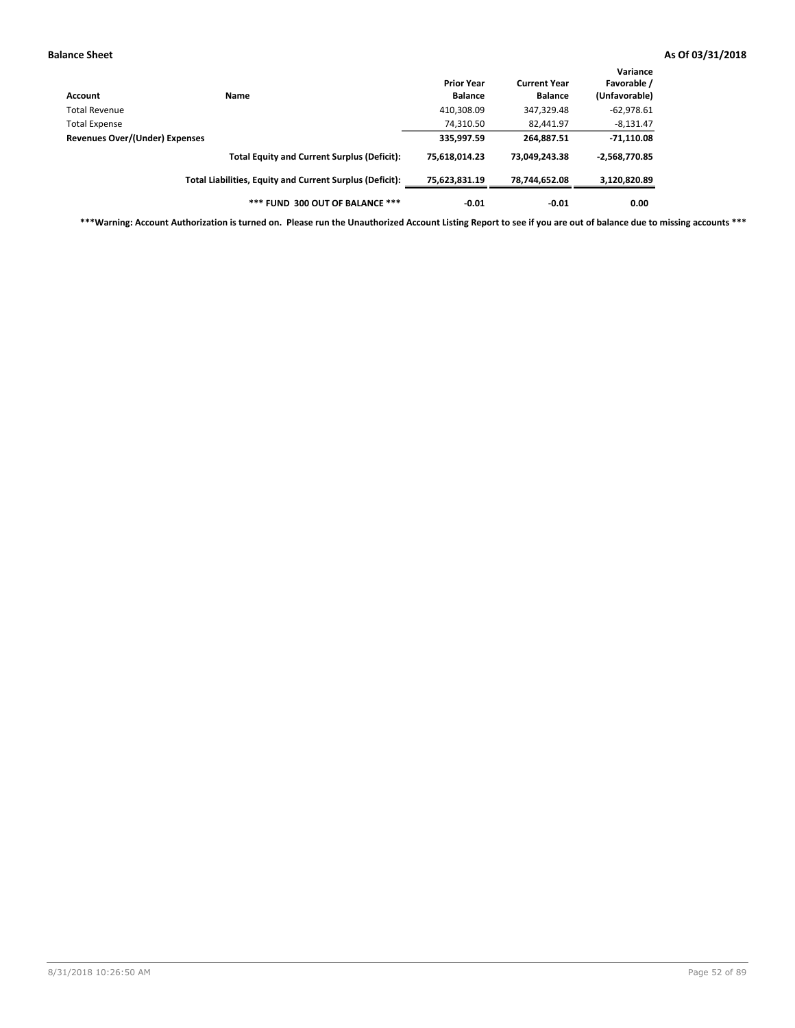| Account | Name | Prior Year Balance | Current Year Balance | Variance Favorable / (Unfavorable) |
|---|---|---|---|---|
| Total Revenue | | 410,308.09 | 347,329.48 | -62,978.61 |
| Total Expense | | 74,310.50 | 82,441.97 | -8,131.47 |
| **Revenues Over/(Under) Expenses** | | **335,997.59** | **264,887.51** | **-71,110.08** |
| | **Total Equity and Current Surplus (Deficit):** | **75,618,014.23** | **73,049,243.38** | **-2,568,770.85** |
| | **Total Liabilities, Equity and Current Surplus (Deficit):** | **75,623,831.19** | **78,744,652.08** | **3,120,820.89** |
| | **\*\*\* FUND 300 OUT OF BALANCE \*\*\*** | **-0.01** | **-0.01** | **0.00** |

**\*\*\*Warning: Account Authorization is turned on. Please run the Unauthorized Account Listing Report to see if you are out of balance due to missing accounts \*\*\***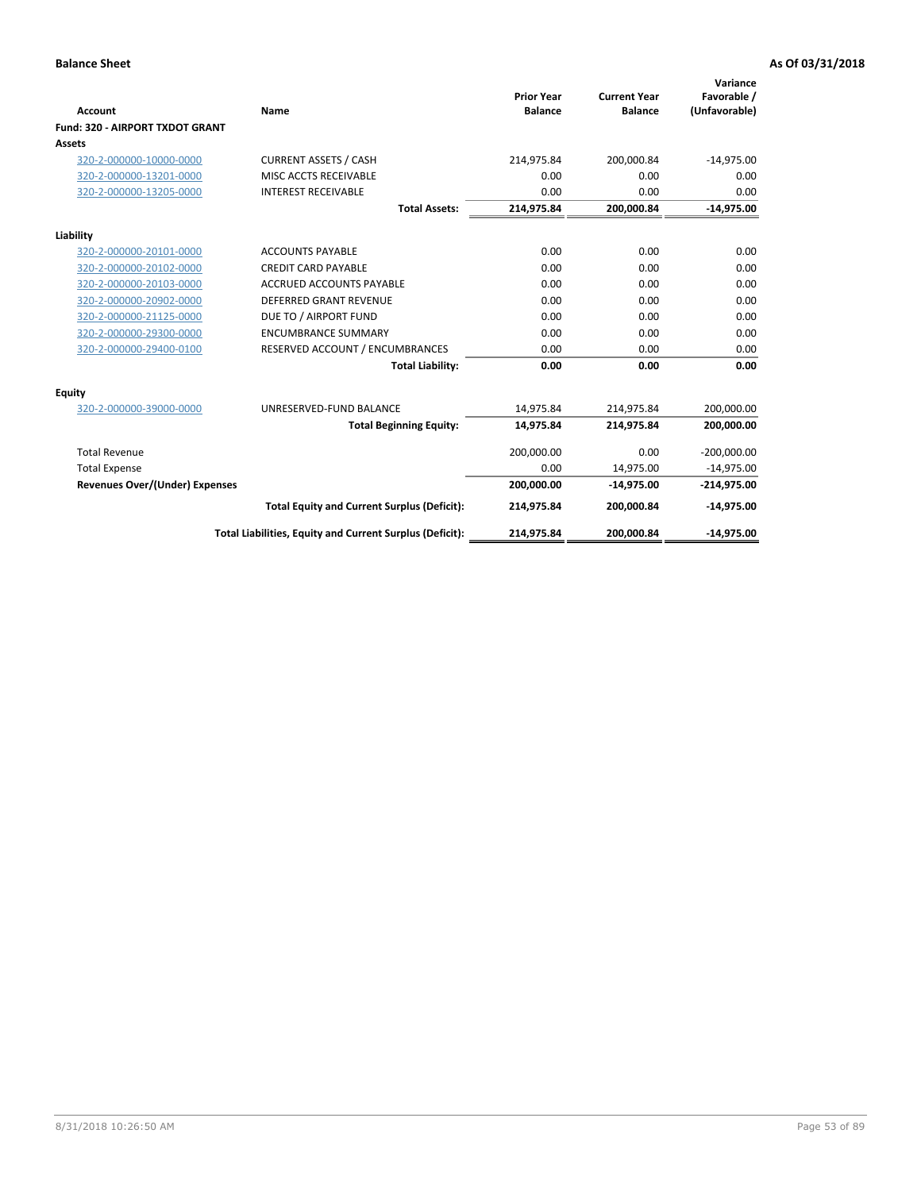**Balance Sheet** **As Of 03/31/2018**

| Account | Name | Prior Year Balance | Current Year Balance | Variance Favorable / (Unfavorable) |
|---|---|---|---|---|
| **Fund: 320 - AIRPORT TXDOT GRANT** | | | | |
| **Assets** | | | | |
| 320-2-000000-10000-0000 | CURRENT ASSETS / CASH | 214,975.84 | 200,000.84 | -14,975.00 |
| 320-2-000000-13201-0000 | MISC ACCTS RECEIVABLE | 0.00 | 0.00 | 0.00 |
| 320-2-000000-13205-0000 | INTEREST RECEIVABLE | 0.00 | 0.00 | 0.00 |
| | **Total Assets:** | **214,975.84** | **200,000.84** | **-14,975.00** |
| **Liability** | | | | |
| 320-2-000000-20101-0000 | ACCOUNTS PAYABLE | 0.00 | 0.00 | 0.00 |
| 320-2-000000-20102-0000 | CREDIT CARD PAYABLE | 0.00 | 0.00 | 0.00 |
| 320-2-000000-20103-0000 | ACCRUED ACCOUNTS PAYABLE | 0.00 | 0.00 | 0.00 |
| 320-2-000000-20902-0000 | DEFERRED GRANT REVENUE | 0.00 | 0.00 | 0.00 |
| 320-2-000000-21125-0000 | DUE TO / AIRPORT FUND | 0.00 | 0.00 | 0.00 |
| 320-2-000000-29300-0000 | ENCUMBRANCE SUMMARY | 0.00 | 0.00 | 0.00 |
| 320-2-000000-29400-0100 | RESERVED ACCOUNT / ENCUMBRANCES | 0.00 | 0.00 | 0.00 |
| | **Total Liability:** | **0.00** | **0.00** | **0.00** |
| **Equity** | | | | |
| 320-2-000000-39000-0000 | UNRESERVED-FUND BALANCE | 14,975.84 | 214,975.84 | 200,000.00 |
| | **Total Beginning Equity:** | **14,975.84** | **214,975.84** | **200,000.00** |
| Total Revenue | | 200,000.00 | 0.00 | -200,000.00 |
| Total Expense | | 0.00 | 14,975.00 | -14,975.00 |
| **Revenues Over/(Under) Expenses** | | **200,000.00** | **-14,975.00** | **-214,975.00** |
| | **Total Equity and Current Surplus (Deficit):** | **214,975.84** | **200,000.84** | **-14,975.00** |
| | **Total Liabilities, Equity and Current Surplus (Deficit):** | **214,975.84** | **200,000.84** | **-14,975.00** |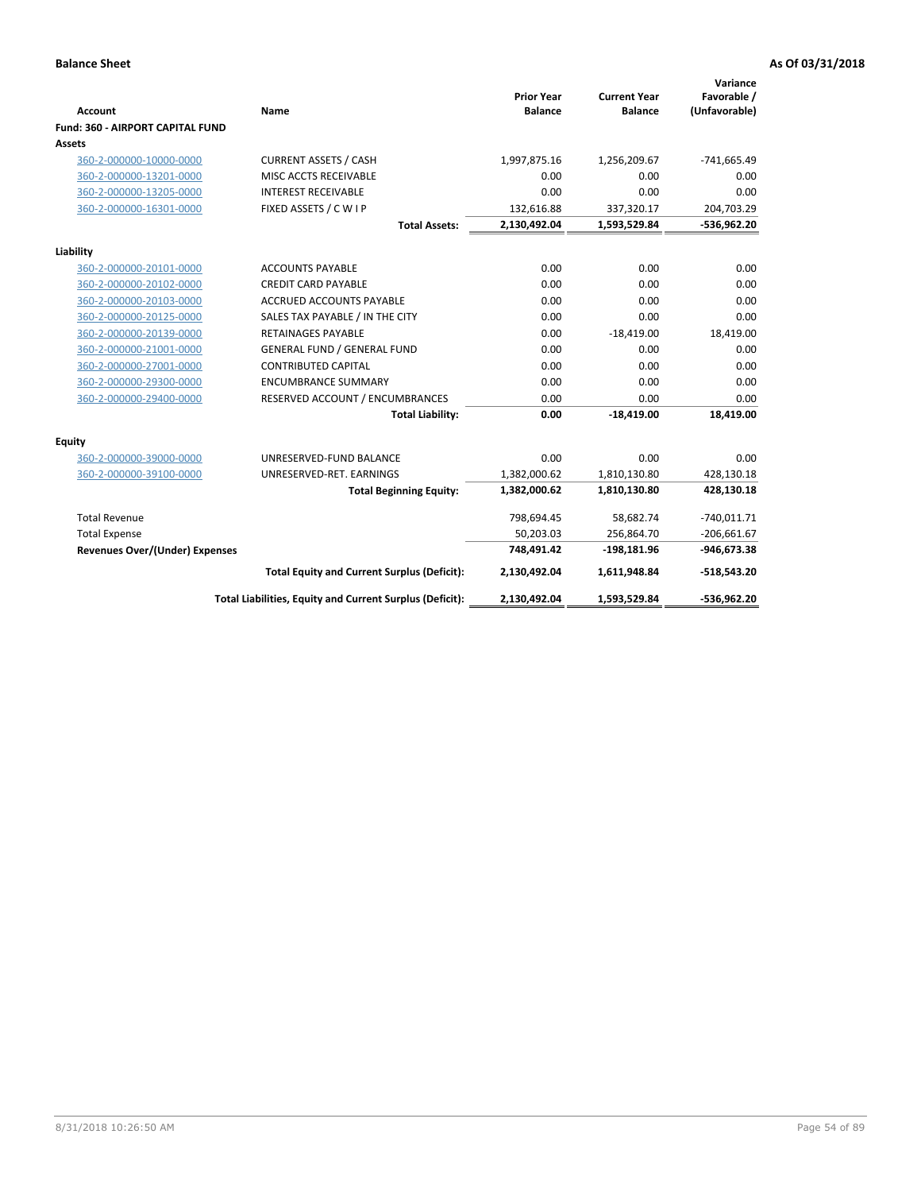**Balance Sheet** | **As Of 03/31/2018**

| Account | Name | Prior Year Balance | Current Year Balance | Variance Favorable / (Unfavorable) |
|---|---|---|---|---|
| **Fund: 360 - AIRPORT CAPITAL FUND** | | | | |
| **Assets** | | | | |
| 360-2-000000-10000-0000 | CURRENT ASSETS / CASH | 1,997,875.16 | 1,256,209.67 | -741,665.49 |
| 360-2-000000-13201-0000 | MISC ACCTS RECEIVABLE | 0.00 | 0.00 | 0.00 |
| 360-2-000000-13205-0000 | INTEREST RECEIVABLE | 0.00 | 0.00 | 0.00 |
| 360-2-000000-16301-0000 | FIXED ASSETS / C W I P | 132,616.88 | 337,320.17 | 204,703.29 |
| | **Total Assets:** | **2,130,492.04** | **1,593,529.84** | **-536,962.20** |
| **Liability** | | | | |
| 360-2-000000-20101-0000 | ACCOUNTS PAYABLE | 0.00 | 0.00 | 0.00 |
| 360-2-000000-20102-0000 | CREDIT CARD PAYABLE | 0.00 | 0.00 | 0.00 |
| 360-2-000000-20103-0000 | ACCRUED ACCOUNTS PAYABLE | 0.00 | 0.00 | 0.00 |
| 360-2-000000-20125-0000 | SALES TAX PAYABLE / IN THE CITY | 0.00 | 0.00 | 0.00 |
| 360-2-000000-20139-0000 | RETAINAGES PAYABLE | 0.00 | -18,419.00 | 18,419.00 |
| 360-2-000000-21001-0000 | GENERAL FUND / GENERAL FUND | 0.00 | 0.00 | 0.00 |
| 360-2-000000-27001-0000 | CONTRIBUTED CAPITAL | 0.00 | 0.00 | 0.00 |
| 360-2-000000-29300-0000 | ENCUMBRANCE SUMMARY | 0.00 | 0.00 | 0.00 |
| 360-2-000000-29400-0000 | RESERVED ACCOUNT / ENCUMBRANCES | 0.00 | 0.00 | 0.00 |
| | **Total Liability:** | **0.00** | **-18,419.00** | **18,419.00** |
| **Equity** | | | | |
| 360-2-000000-39000-0000 | UNRESERVED-FUND BALANCE | 0.00 | 0.00 | 0.00 |
| 360-2-000000-39100-0000 | UNRESERVED-RET. EARNINGS | 1,382,000.62 | 1,810,130.80 | 428,130.18 |
| | **Total Beginning Equity:** | **1,382,000.62** | **1,810,130.80** | **428,130.18** |
| Total Revenue | | 798,694.45 | 58,682.74 | -740,011.71 |
| Total Expense | | 50,203.03 | 256,864.70 | -206,661.67 |
| **Revenues Over/(Under) Expenses** | | **748,491.42** | **-198,181.96** | **-946,673.38** |
| | **Total Equity and Current Surplus (Deficit):** | **2,130,492.04** | **1,611,948.84** | **-518,543.20** |
| | **Total Liabilities, Equity and Current Surplus (Deficit):** | **2,130,492.04** | **1,593,529.84** | **-536,962.20** |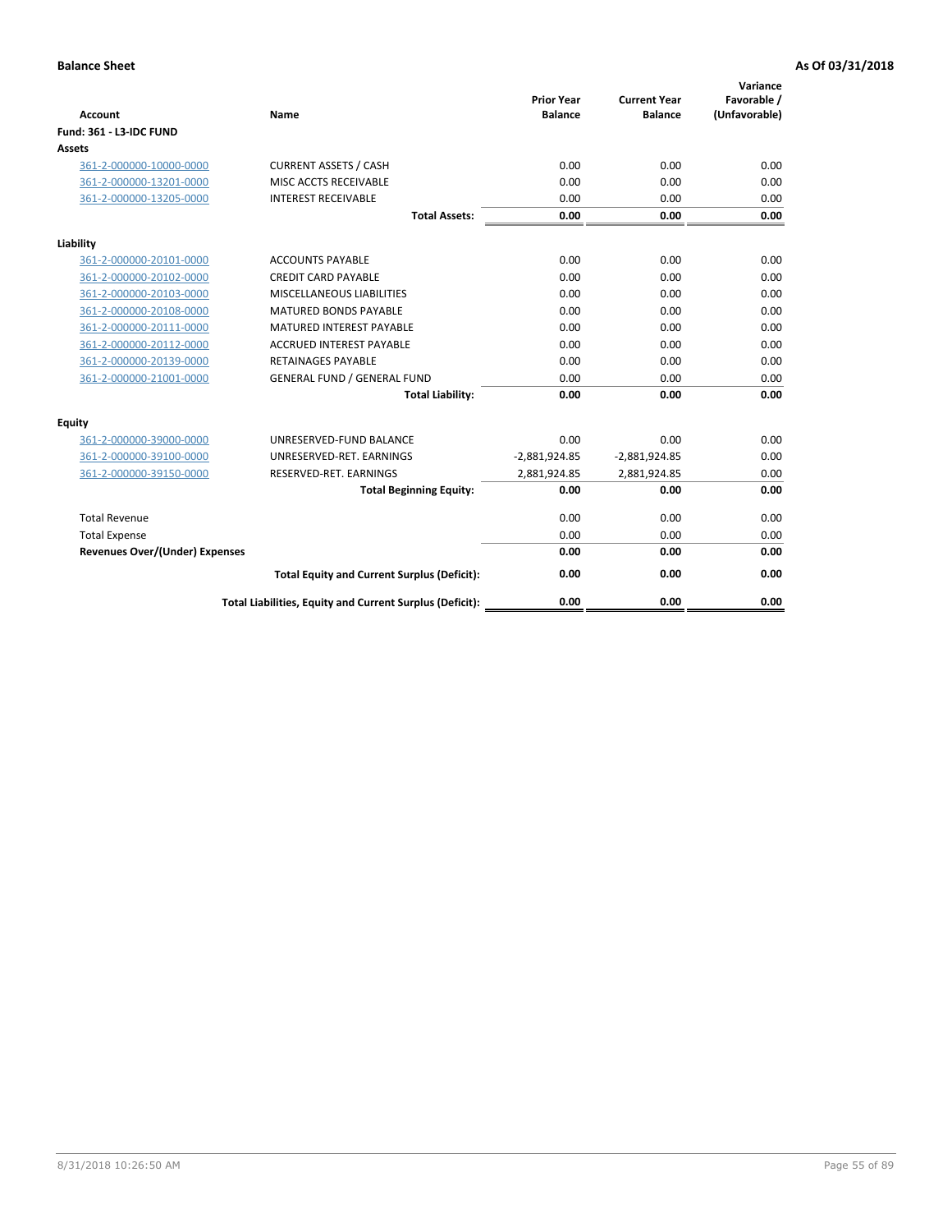**Balance Sheet** **As Of 03/31/2018**

| Account | Name | Prior Year Balance | Current Year Balance | Variance Favorable / (Unfavorable) |
|---|---|---|---|---|
| **Fund: 361 - L3-IDC FUND** | | | | |
| **Assets** | | | | |
| 361-2-000000-10000-0000 | CURRENT ASSETS / CASH | 0.00 | 0.00 | 0.00 |
| 361-2-000000-13201-0000 | MISC ACCTS RECEIVABLE | 0.00 | 0.00 | 0.00 |
| 361-2-000000-13205-0000 | INTEREST RECEIVABLE | 0.00 | 0.00 | 0.00 |
| | **Total Assets:** | **0.00** | **0.00** | **0.00** |
| **Liability** | | | | |
| 361-2-000000-20101-0000 | ACCOUNTS PAYABLE | 0.00 | 0.00 | 0.00 |
| 361-2-000000-20102-0000 | CREDIT CARD PAYABLE | 0.00 | 0.00 | 0.00 |
| 361-2-000000-20103-0000 | MISCELLANEOUS LIABILITIES | 0.00 | 0.00 | 0.00 |
| 361-2-000000-20108-0000 | MATURED BONDS PAYABLE | 0.00 | 0.00 | 0.00 |
| 361-2-000000-20111-0000 | MATURED INTEREST PAYABLE | 0.00 | 0.00 | 0.00 |
| 361-2-000000-20112-0000 | ACCRUED INTEREST PAYABLE | 0.00 | 0.00 | 0.00 |
| 361-2-000000-20139-0000 | RETAINAGES PAYABLE | 0.00 | 0.00 | 0.00 |
| 361-2-000000-21001-0000 | GENERAL FUND / GENERAL FUND | 0.00 | 0.00 | 0.00 |
| | **Total Liability:** | **0.00** | **0.00** | **0.00** |
| **Equity** | | | | |
| 361-2-000000-39000-0000 | UNRESERVED-FUND BALANCE | 0.00 | 0.00 | 0.00 |
| 361-2-000000-39100-0000 | UNRESERVED-RET. EARNINGS | -2,881,924.85 | -2,881,924.85 | 0.00 |
| 361-2-000000-39150-0000 | RESERVED-RET. EARNINGS | 2,881,924.85 | 2,881,924.85 | 0.00 |
| | **Total Beginning Equity:** | **0.00** | **0.00** | **0.00** |
| Total Revenue | | 0.00 | 0.00 | 0.00 |
| Total Expense | | 0.00 | 0.00 | 0.00 |
| **Revenues Over/(Under) Expenses** | | **0.00** | **0.00** | **0.00** |
| | **Total Equity and Current Surplus (Deficit):** | **0.00** | **0.00** | **0.00** |
| | **Total Liabilities, Equity and Current Surplus (Deficit):** | **0.00** | **0.00** | **0.00** |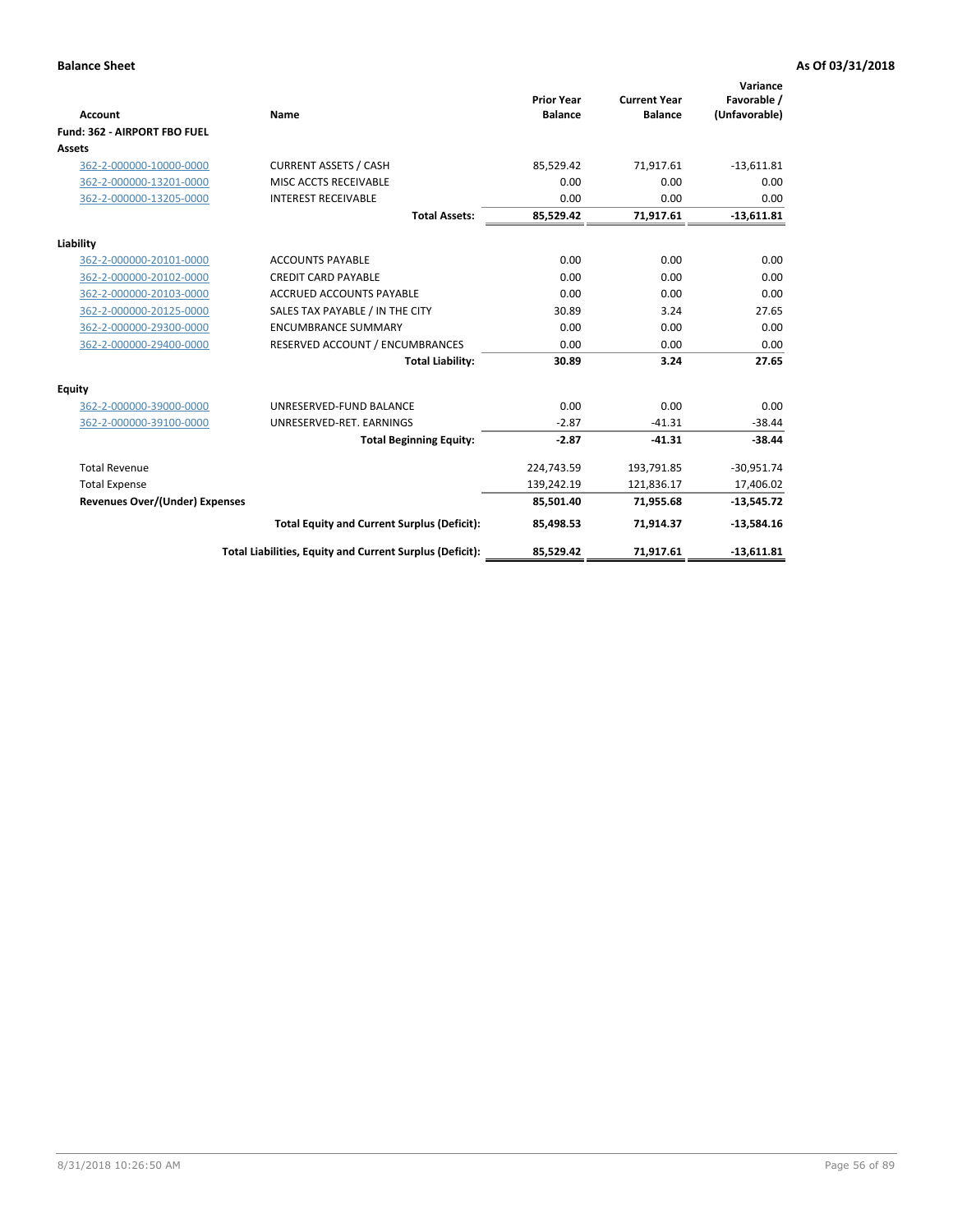**Balance Sheet** | **As Of 03/31/2018**

| Account | Name | Prior Year Balance | Current Year Balance | Variance Favorable / (Unfavorable) |
|---|---|---|---|---|
| **Fund: 362 - AIRPORT FBO FUEL** | | | | |
| **Assets** | | | | |
| 362-2-000000-10000-0000 | CURRENT ASSETS / CASH | 85,529.42 | 71,917.61 | -13,611.81 |
| 362-2-000000-13201-0000 | MISC ACCTS RECEIVABLE | 0.00 | 0.00 | 0.00 |
| 362-2-000000-13205-0000 | INTEREST RECEIVABLE | 0.00 | 0.00 | 0.00 |
| | **Total Assets:** | **85,529.42** | **71,917.61** | **-13,611.81** |
| **Liability** | | | | |
| 362-2-000000-20101-0000 | ACCOUNTS PAYABLE | 0.00 | 0.00 | 0.00 |
| 362-2-000000-20102-0000 | CREDIT CARD PAYABLE | 0.00 | 0.00 | 0.00 |
| 362-2-000000-20103-0000 | ACCRUED ACCOUNTS PAYABLE | 0.00 | 0.00 | 0.00 |
| 362-2-000000-20125-0000 | SALES TAX PAYABLE / IN THE CITY | 30.89 | 3.24 | 27.65 |
| 362-2-000000-29300-0000 | ENCUMBRANCE SUMMARY | 0.00 | 0.00 | 0.00 |
| 362-2-000000-29400-0000 | RESERVED ACCOUNT / ENCUMBRANCES | 0.00 | 0.00 | 0.00 |
| | **Total Liability:** | **30.89** | **3.24** | **27.65** |
| **Equity** | | | | |
| 362-2-000000-39000-0000 | UNRESERVED-FUND BALANCE | 0.00 | 0.00 | 0.00 |
| 362-2-000000-39100-0000 | UNRESERVED-RET. EARNINGS | -2.87 | -41.31 | -38.44 |
| | **Total Beginning Equity:** | **-2.87** | **-41.31** | **-38.44** |
| Total Revenue | | 224,743.59 | 193,791.85 | -30,951.74 |
| Total Expense | | 139,242.19 | 121,836.17 | 17,406.02 |
| **Revenues Over/(Under) Expenses** | | **85,501.40** | **71,955.68** | **-13,545.72** |
| | **Total Equity and Current Surplus (Deficit):** | **85,498.53** | **71,914.37** | **-13,584.16** |
| | **Total Liabilities, Equity and Current Surplus (Deficit):** | **85,529.42** | **71,917.61** | **-13,611.81** |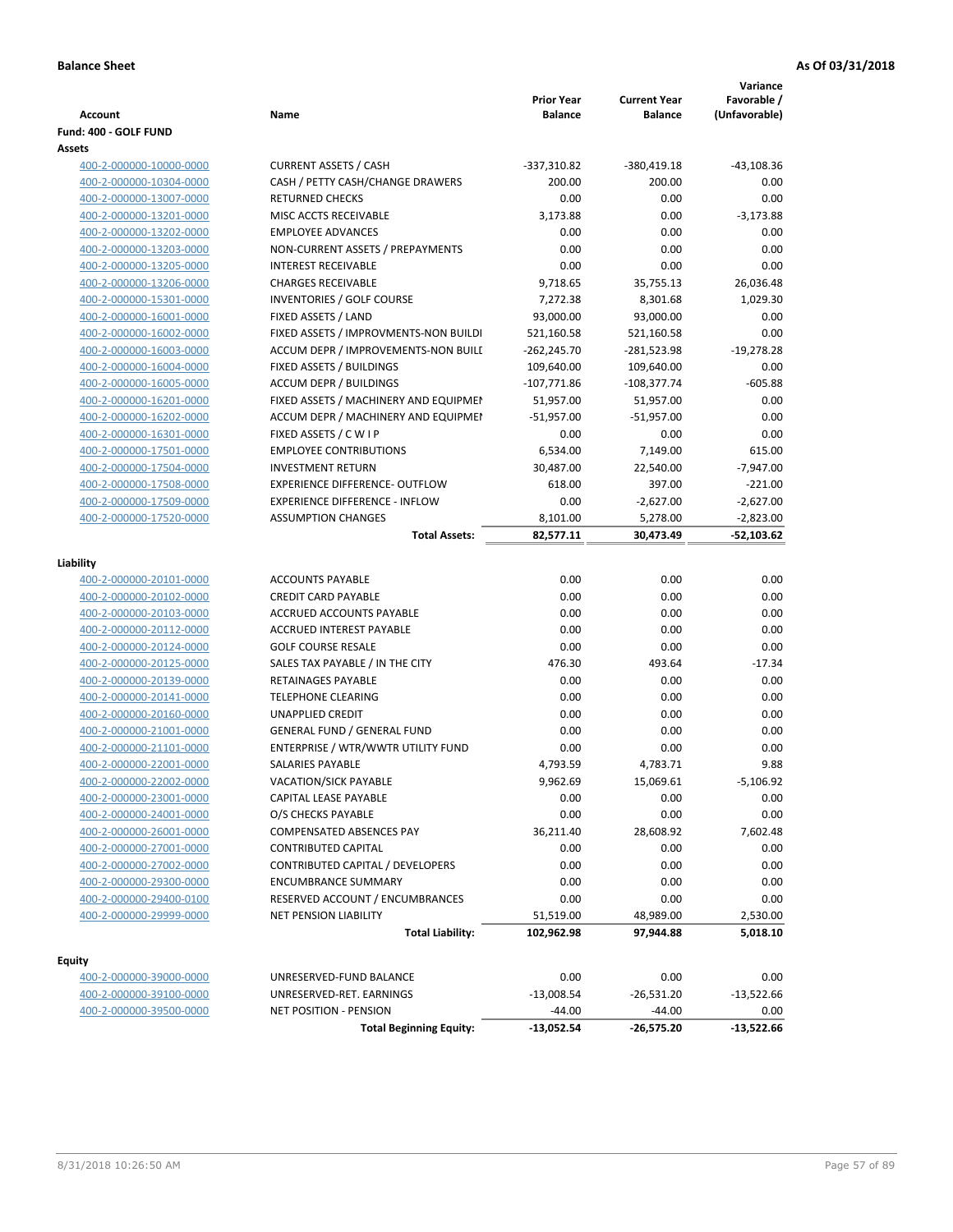**Balance Sheet** | **As Of 03/31/2018**

| Account | Name | Prior Year Balance | Current Year Balance | Variance Favorable / (Unfavorable) |
|---|---|---|---|---|
| **Fund: 400 - GOLF FUND** | | | | |
| **Assets** | | | | |
| 400-2-000000-10000-0000 | CURRENT ASSETS / CASH | -337,310.82 | -380,419.18 | -43,108.36 |
| 400-2-000000-10304-0000 | CASH / PETTY CASH/CHANGE DRAWERS | 200.00 | 200.00 | 0.00 |
| 400-2-000000-13007-0000 | RETURNED CHECKS | 0.00 | 0.00 | 0.00 |
| 400-2-000000-13201-0000 | MISC ACCTS RECEIVABLE | 3,173.88 | 0.00 | -3,173.88 |
| 400-2-000000-13202-0000 | EMPLOYEE ADVANCES | 0.00 | 0.00 | 0.00 |
| 400-2-000000-13203-0000 | NON-CURRENT ASSETS / PREPAYMENTS | 0.00 | 0.00 | 0.00 |
| 400-2-000000-13205-0000 | INTEREST RECEIVABLE | 0.00 | 0.00 | 0.00 |
| 400-2-000000-13206-0000 | CHARGES RECEIVABLE | 9,718.65 | 35,755.13 | 26,036.48 |
| 400-2-000000-15301-0000 | INVENTORIES / GOLF COURSE | 7,272.38 | 8,301.68 | 1,029.30 |
| 400-2-000000-16001-0000 | FIXED ASSETS / LAND | 93,000.00 | 93,000.00 | 0.00 |
| 400-2-000000-16002-0000 | FIXED ASSETS / IMPROVMENTS-NON BUILDI | 521,160.58 | 521,160.58 | 0.00 |
| 400-2-000000-16003-0000 | ACCUM DEPR / IMPROVEMENTS-NON BUILI | -262,245.70 | -281,523.98 | -19,278.28 |
| 400-2-000000-16004-0000 | FIXED ASSETS / BUILDINGS | 109,640.00 | 109,640.00 | 0.00 |
| 400-2-000000-16005-0000 | ACCUM DEPR / BUILDINGS | -107,771.86 | -108,377.74 | -605.88 |
| 400-2-000000-16201-0000 | FIXED ASSETS / MACHINERY AND EQUIPMEI | 51,957.00 | 51,957.00 | 0.00 |
| 400-2-000000-16202-0000 | ACCUM DEPR / MACHINERY AND EQUIPMEI | -51,957.00 | -51,957.00 | 0.00 |
| 400-2-000000-16301-0000 | FIXED ASSETS / C W I P | 0.00 | 0.00 | 0.00 |
| 400-2-000000-17501-0000 | EMPLOYEE CONTRIBUTIONS | 6,534.00 | 7,149.00 | 615.00 |
| 400-2-000000-17504-0000 | INVESTMENT RETURN | 30,487.00 | 22,540.00 | -7,947.00 |
| 400-2-000000-17508-0000 | EXPERIENCE DIFFERENCE- OUTFLOW | 618.00 | 397.00 | -221.00 |
| 400-2-000000-17509-0000 | EXPERIENCE DIFFERENCE - INFLOW | 0.00 | -2,627.00 | -2,627.00 |
| 400-2-000000-17520-0000 | ASSUMPTION CHANGES | 8,101.00 | 5,278.00 | -2,823.00 |
| | **Total Assets:** | **82,577.11** | **30,473.49** | **-52,103.62** |
| **Liability** | | | | |
| 400-2-000000-20101-0000 | ACCOUNTS PAYABLE | 0.00 | 0.00 | 0.00 |
| 400-2-000000-20102-0000 | CREDIT CARD PAYABLE | 0.00 | 0.00 | 0.00 |
| 400-2-000000-20103-0000 | ACCRUED ACCOUNTS PAYABLE | 0.00 | 0.00 | 0.00 |
| 400-2-000000-20112-0000 | ACCRUED INTEREST PAYABLE | 0.00 | 0.00 | 0.00 |
| 400-2-000000-20124-0000 | GOLF COURSE RESALE | 0.00 | 0.00 | 0.00 |
| 400-2-000000-20125-0000 | SALES TAX PAYABLE / IN THE CITY | 476.30 | 493.64 | -17.34 |
| 400-2-000000-20139-0000 | RETAINAGES PAYABLE | 0.00 | 0.00 | 0.00 |
| 400-2-000000-20141-0000 | TELEPHONE CLEARING | 0.00 | 0.00 | 0.00 |
| 400-2-000000-20160-0000 | UNAPPLIED CREDIT | 0.00 | 0.00 | 0.00 |
| 400-2-000000-21001-0000 | GENERAL FUND / GENERAL FUND | 0.00 | 0.00 | 0.00 |
| 400-2-000000-21101-0000 | ENTERPRISE / WTR/WWTR UTILITY FUND | 0.00 | 0.00 | 0.00 |
| 400-2-000000-22001-0000 | SALARIES PAYABLE | 4,793.59 | 4,783.71 | 9.88 |
| 400-2-000000-22002-0000 | VACATION/SICK PAYABLE | 9,962.69 | 15,069.61 | -5,106.92 |
| 400-2-000000-23001-0000 | CAPITAL LEASE PAYABLE | 0.00 | 0.00 | 0.00 |
| 400-2-000000-24001-0000 | O/S CHECKS PAYABLE | 0.00 | 0.00 | 0.00 |
| 400-2-000000-26001-0000 | COMPENSATED ABSENCES PAY | 36,211.40 | 28,608.92 | 7,602.48 |
| 400-2-000000-27001-0000 | CONTRIBUTED CAPITAL | 0.00 | 0.00 | 0.00 |
| 400-2-000000-27002-0000 | CONTRIBUTED CAPITAL / DEVELOPERS | 0.00 | 0.00 | 0.00 |
| 400-2-000000-29300-0000 | ENCUMBRANCE SUMMARY | 0.00 | 0.00 | 0.00 |
| 400-2-000000-29400-0100 | RESERVED ACCOUNT / ENCUMBRANCES | 0.00 | 0.00 | 0.00 |
| 400-2-000000-29999-0000 | NET PENSION LIABILITY | 51,519.00 | 48,989.00 | 2,530.00 |
| | **Total Liability:** | **102,962.98** | **97,944.88** | **5,018.10** |
| **Equity** | | | | |
| 400-2-000000-39000-0000 | UNRESERVED-FUND BALANCE | 0.00 | 0.00 | 0.00 |
| 400-2-000000-39100-0000 | UNRESERVED-RET. EARNINGS | -13,008.54 | -26,531.20 | -13,522.66 |
| 400-2-000000-39500-0000 | NET POSITION - PENSION | -44.00 | -44.00 | 0.00 |
| | **Total Beginning Equity:** | **-13,052.54** | **-26,575.20** | **-13,522.66** |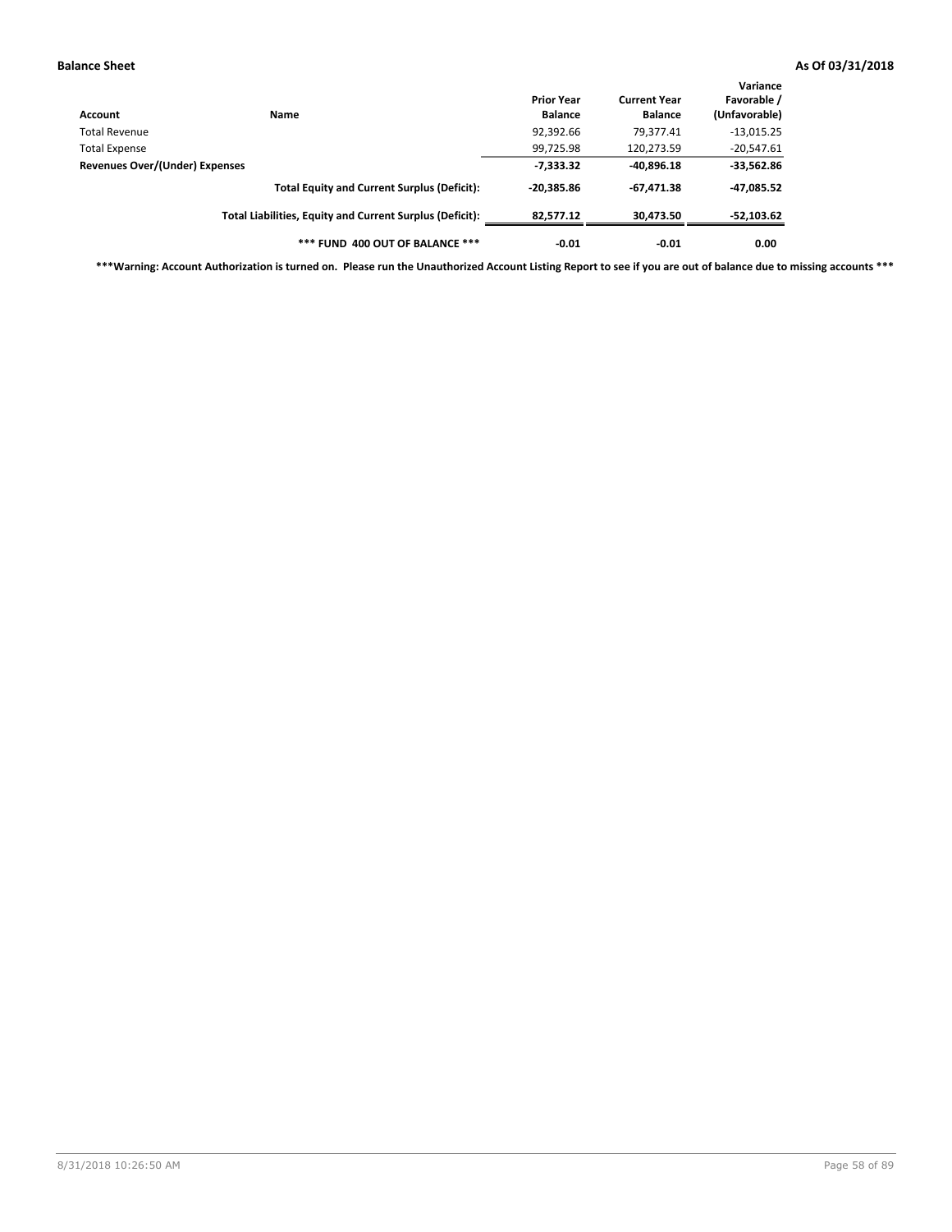**Balance Sheet** **As Of 03/31/2018**

| Account | Name | Prior Year Balance | Current Year Balance | Variance Favorable / (Unfavorable) |
|---|---|---|---|---|
| Total Revenue | | 92,392.66 | 79,377.41 | -13,015.25 |
| Total Expense | | 99,725.98 | 120,273.59 | -20,547.61 |
| **Revenues Over/(Under) Expenses** | | **-7,333.32** | **-40,896.18** | **-33,562.86** |
| | **Total Equity and Current Surplus (Deficit):** | **-20,385.86** | **-67,471.38** | **-47,085.52** |
| | **Total Liabilities, Equity and Current Surplus (Deficit):** | **82,577.12** | **30,473.50** | **-52,103.62** |
| | **\*\*\* FUND 400 OUT OF BALANCE \*\*\*** | **-0.01** | **-0.01** | **0.00** |

**\*\*\*Warning: Account Authorization is turned on. Please run the Unauthorized Account Listing Report to see if you are out of balance due to missing accounts \*\*\***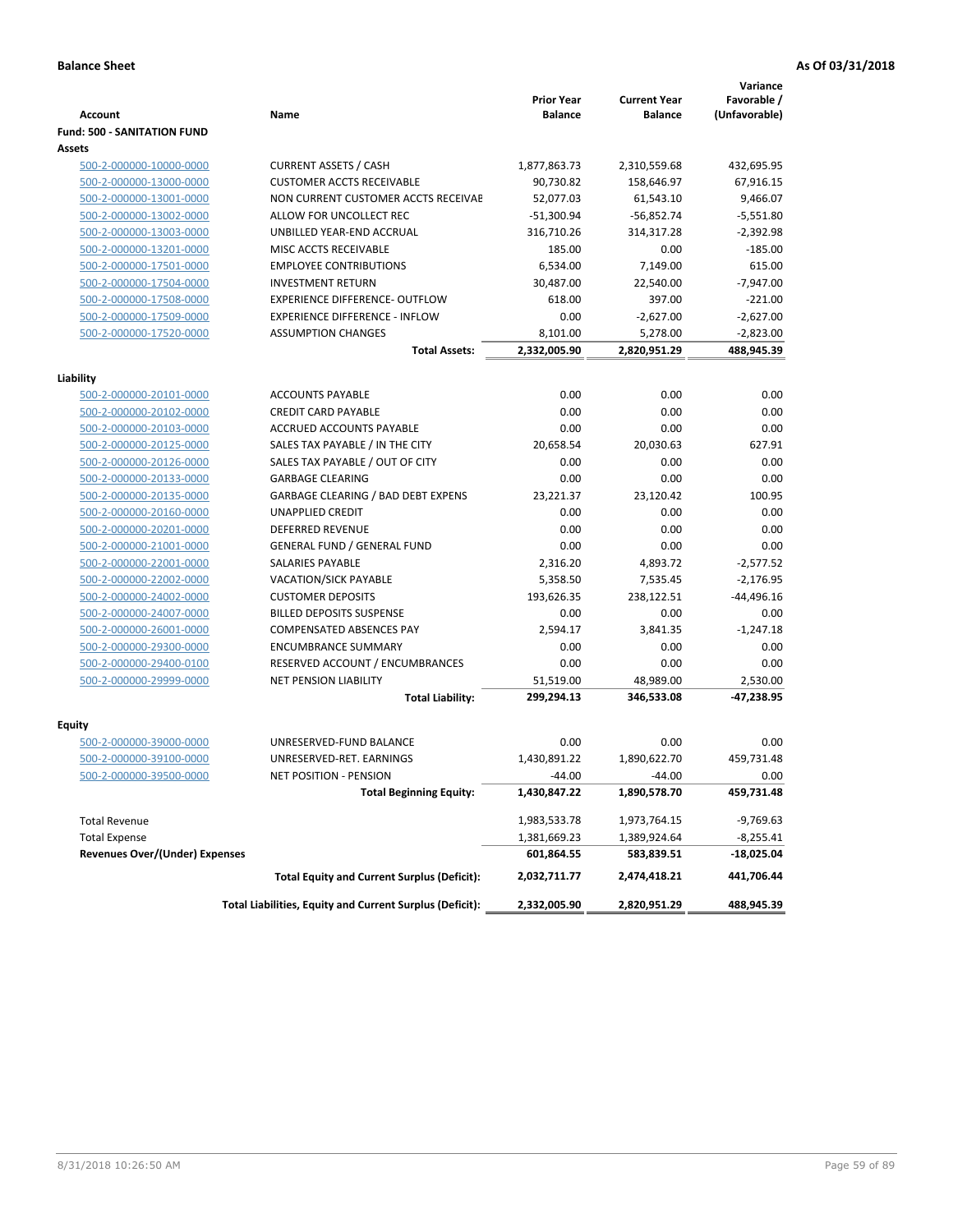**Balance Sheet** **As Of 03/31/2018**

| Account | Name | Prior Year Balance | Current Year Balance | Variance Favorable / (Unfavorable) |
|---|---|---|---|---|
| **Fund: 500 - SANITATION FUND** | | | | |
| **Assets** | | | | |
| 500-2-000000-10000-0000 | CURRENT ASSETS / CASH | 1,877,863.73 | 2,310,559.68 | 432,695.95 |
| 500-2-000000-13000-0000 | CUSTOMER ACCTS RECEIVABLE | 90,730.82 | 158,646.97 | 67,916.15 |
| 500-2-000000-13001-0000 | NON CURRENT CUSTOMER ACCTS RECEIVAE | 52,077.03 | 61,543.10 | 9,466.07 |
| 500-2-000000-13002-0000 | ALLOW FOR UNCOLLECT REC | -51,300.94 | -56,852.74 | -5,551.80 |
| 500-2-000000-13003-0000 | UNBILLED YEAR-END ACCRUAL | 316,710.26 | 314,317.28 | -2,392.98 |
| 500-2-000000-13201-0000 | MISC ACCTS RECEIVABLE | 185.00 | 0.00 | -185.00 |
| 500-2-000000-17501-0000 | EMPLOYEE CONTRIBUTIONS | 6,534.00 | 7,149.00 | 615.00 |
| 500-2-000000-17504-0000 | INVESTMENT RETURN | 30,487.00 | 22,540.00 | -7,947.00 |
| 500-2-000000-17508-0000 | EXPERIENCE DIFFERENCE- OUTFLOW | 618.00 | 397.00 | -221.00 |
| 500-2-000000-17509-0000 | EXPERIENCE DIFFERENCE - INFLOW | 0.00 | -2,627.00 | -2,627.00 |
| 500-2-000000-17520-0000 | ASSUMPTION CHANGES | 8,101.00 | 5,278.00 | -2,823.00 |
| | **Total Assets:** | **2,332,005.90** | **2,820,951.29** | **488,945.39** |
| **Liability** | | | | |
| 500-2-000000-20101-0000 | ACCOUNTS PAYABLE | 0.00 | 0.00 | 0.00 |
| 500-2-000000-20102-0000 | CREDIT CARD PAYABLE | 0.00 | 0.00 | 0.00 |
| 500-2-000000-20103-0000 | ACCRUED ACCOUNTS PAYABLE | 0.00 | 0.00 | 0.00 |
| 500-2-000000-20125-0000 | SALES TAX PAYABLE / IN THE CITY | 20,658.54 | 20,030.63 | 627.91 |
| 500-2-000000-20126-0000 | SALES TAX PAYABLE / OUT OF CITY | 0.00 | 0.00 | 0.00 |
| 500-2-000000-20133-0000 | GARBAGE CLEARING | 0.00 | 0.00 | 0.00 |
| 500-2-000000-20135-0000 | GARBAGE CLEARING / BAD DEBT EXPENS | 23,221.37 | 23,120.42 | 100.95 |
| 500-2-000000-20160-0000 | UNAPPLIED CREDIT | 0.00 | 0.00 | 0.00 |
| 500-2-000000-20201-0000 | DEFERRED REVENUE | 0.00 | 0.00 | 0.00 |
| 500-2-000000-21001-0000 | GENERAL FUND / GENERAL FUND | 0.00 | 0.00 | 0.00 |
| 500-2-000000-22001-0000 | SALARIES PAYABLE | 2,316.20 | 4,893.72 | -2,577.52 |
| 500-2-000000-22002-0000 | VACATION/SICK PAYABLE | 5,358.50 | 7,535.45 | -2,176.95 |
| 500-2-000000-24002-0000 | CUSTOMER DEPOSITS | 193,626.35 | 238,122.51 | -44,496.16 |
| 500-2-000000-24007-0000 | BILLED DEPOSITS SUSPENSE | 0.00 | 0.00 | 0.00 |
| 500-2-000000-26001-0000 | COMPENSATED ABSENCES PAY | 2,594.17 | 3,841.35 | -1,247.18 |
| 500-2-000000-29300-0000 | ENCUMBRANCE SUMMARY | 0.00 | 0.00 | 0.00 |
| 500-2-000000-29400-0100 | RESERVED ACCOUNT / ENCUMBRANCES | 0.00 | 0.00 | 0.00 |
| 500-2-000000-29999-0000 | NET PENSION LIABILITY | 51,519.00 | 48,989.00 | 2,530.00 |
| | **Total Liability:** | **299,294.13** | **346,533.08** | **-47,238.95** |
| **Equity** | | | | |
| 500-2-000000-39000-0000 | UNRESERVED-FUND BALANCE | 0.00 | 0.00 | 0.00 |
| 500-2-000000-39100-0000 | UNRESERVED-RET. EARNINGS | 1,430,891.22 | 1,890,622.70 | 459,731.48 |
| 500-2-000000-39500-0000 | NET POSITION - PENSION | -44.00 | -44.00 | 0.00 |
| | **Total Beginning Equity:** | **1,430,847.22** | **1,890,578.70** | **459,731.48** |
| Total Revenue | | 1,983,533.78 | 1,973,764.15 | -9,769.63 |
| Total Expense | | 1,381,669.23 | 1,389,924.64 | -8,255.41 |
| **Revenues Over/(Under) Expenses** | | **601,864.55** | **583,839.51** | **-18,025.04** |
| | **Total Equity and Current Surplus (Deficit):** | **2,032,711.77** | **2,474,418.21** | **441,706.44** |
| | **Total Liabilities, Equity and Current Surplus (Deficit):** | **2,332,005.90** | **2,820,951.29** | **488,945.39** |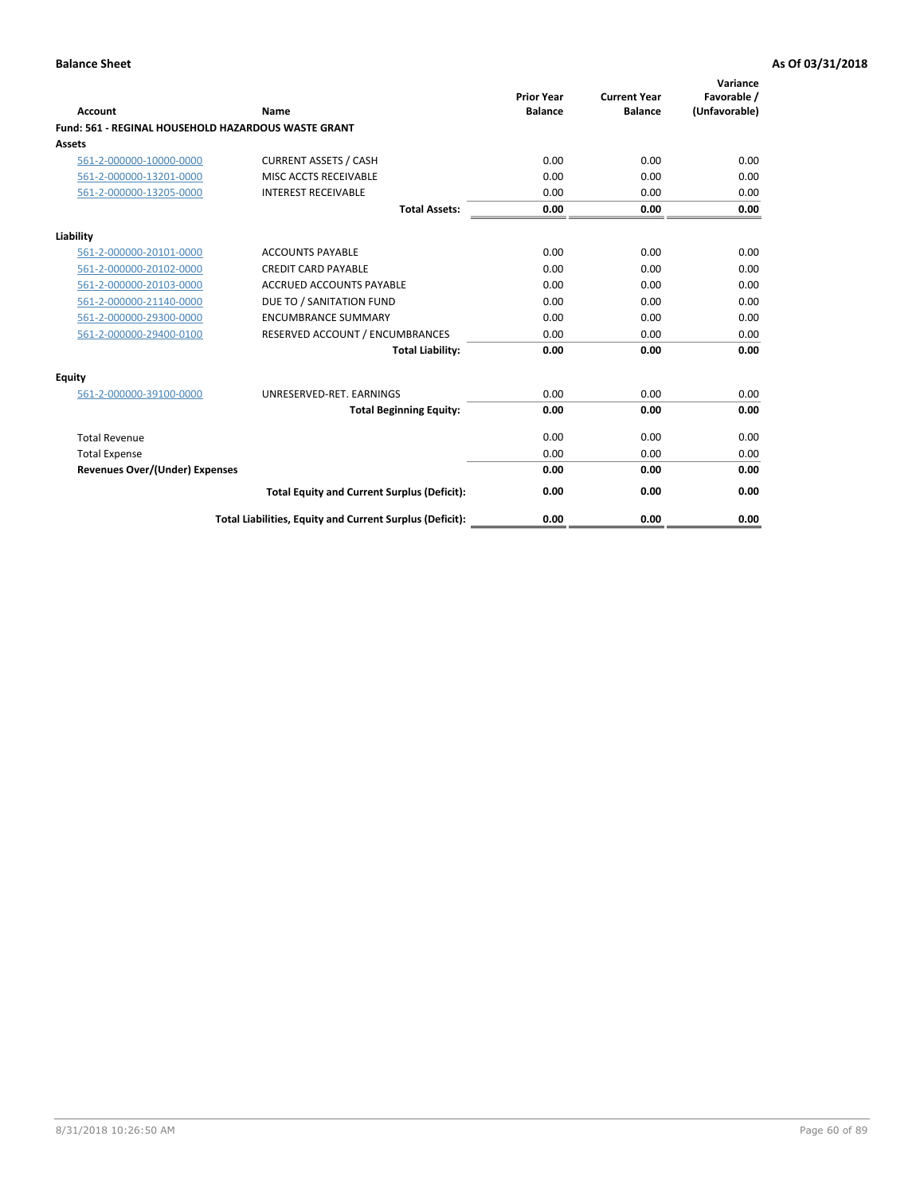**Balance Sheet** **As Of 03/31/2018**

| Account | Name | Prior Year Balance | Current Year Balance | Variance Favorable / (Unfavorable) |
|---|---|---|---|---|
| **Fund: 561 - REGINAL HOUSEHOLD HAZARDOUS WASTE GRANT** | | | | |
| **Assets** | | | | |
| 561-2-000000-10000-0000 | CURRENT ASSETS / CASH | 0.00 | 0.00 | 0.00 |
| 561-2-000000-13201-0000 | MISC ACCTS RECEIVABLE | 0.00 | 0.00 | 0.00 |
| 561-2-000000-13205-0000 | INTEREST RECEIVABLE | 0.00 | 0.00 | 0.00 |
| | **Total Assets:** | **0.00** | **0.00** | **0.00** |
| **Liability** | | | | |
| 561-2-000000-20101-0000 | ACCOUNTS PAYABLE | 0.00 | 0.00 | 0.00 |
| 561-2-000000-20102-0000 | CREDIT CARD PAYABLE | 0.00 | 0.00 | 0.00 |
| 561-2-000000-20103-0000 | ACCRUED ACCOUNTS PAYABLE | 0.00 | 0.00 | 0.00 |
| 561-2-000000-21140-0000 | DUE TO / SANITATION FUND | 0.00 | 0.00 | 0.00 |
| 561-2-000000-29300-0000 | ENCUMBRANCE SUMMARY | 0.00 | 0.00 | 0.00 |
| 561-2-000000-29400-0100 | RESERVED ACCOUNT / ENCUMBRANCES | 0.00 | 0.00 | 0.00 |
| | **Total Liability:** | **0.00** | **0.00** | **0.00** |
| **Equity** | | | | |
| 561-2-000000-39100-0000 | UNRESERVED-RET. EARNINGS | 0.00 | 0.00 | 0.00 |
| | **Total Beginning Equity:** | **0.00** | **0.00** | **0.00** |
| Total Revenue | | 0.00 | 0.00 | 0.00 |
| Total Expense | | 0.00 | 0.00 | 0.00 |
| **Revenues Over/(Under) Expenses** | | **0.00** | **0.00** | **0.00** |
| | **Total Equity and Current Surplus (Deficit):** | **0.00** | **0.00** | **0.00** |
| | **Total Liabilities, Equity and Current Surplus (Deficit):** | **0.00** | **0.00** | **0.00** |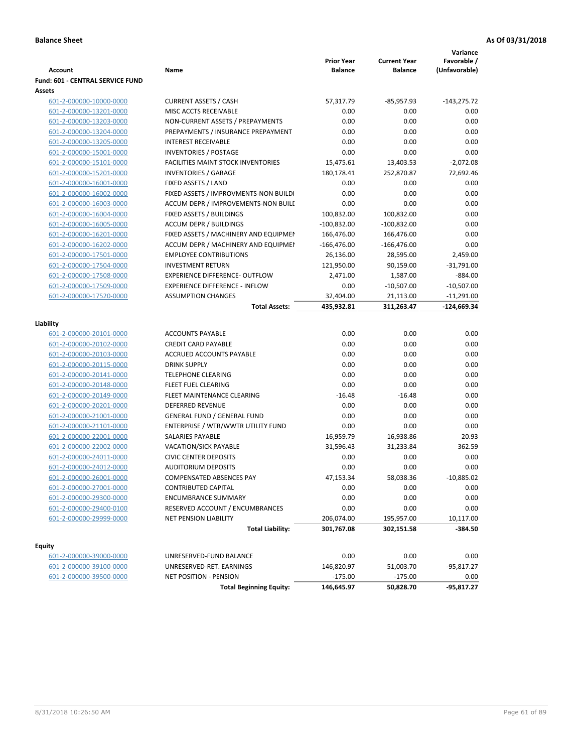**Balance Sheet** | **As Of 03/31/2018**

| Account | Name | Prior Year Balance | Current Year Balance | Variance Favorable / (Unfavorable) |
|---|---|---|---|---|
| **Fund: 601 - CENTRAL SERVICE FUND** | | | | |
| **Assets** | | | | |
| 601-2-000000-10000-0000 | CURRENT ASSETS / CASH | 57,317.79 | -85,957.93 | -143,275.72 |
| 601-2-000000-13201-0000 | MISC ACCTS RECEIVABLE | 0.00 | 0.00 | 0.00 |
| 601-2-000000-13203-0000 | NON-CURRENT ASSETS / PREPAYMENTS | 0.00 | 0.00 | 0.00 |
| 601-2-000000-13204-0000 | PREPAYMENTS / INSURANCE PREPAYMENT | 0.00 | 0.00 | 0.00 |
| 601-2-000000-13205-0000 | INTEREST RECEIVABLE | 0.00 | 0.00 | 0.00 |
| 601-2-000000-15001-0000 | INVENTORIES / POSTAGE | 0.00 | 0.00 | 0.00 |
| 601-2-000000-15101-0000 | FACILITIES MAINT STOCK INVENTORIES | 15,475.61 | 13,403.53 | -2,072.08 |
| 601-2-000000-15201-0000 | INVENTORIES / GARAGE | 180,178.41 | 252,870.87 | 72,692.46 |
| 601-2-000000-16001-0000 | FIXED ASSETS / LAND | 0.00 | 0.00 | 0.00 |
| 601-2-000000-16002-0000 | FIXED ASSETS / IMPROVMENTS-NON BUILDI | 0.00 | 0.00 | 0.00 |
| 601-2-000000-16003-0000 | ACCUM DEPR / IMPROVEMENTS-NON BUILI | 0.00 | 0.00 | 0.00 |
| 601-2-000000-16004-0000 | FIXED ASSETS / BUILDINGS | 100,832.00 | 100,832.00 | 0.00 |
| 601-2-000000-16005-0000 | ACCUM DEPR / BUILDINGS | -100,832.00 | -100,832.00 | 0.00 |
| 601-2-000000-16201-0000 | FIXED ASSETS / MACHINERY AND EQUIPMEI | 166,476.00 | 166,476.00 | 0.00 |
| 601-2-000000-16202-0000 | ACCUM DEPR / MACHINERY AND EQUIPMEI | -166,476.00 | -166,476.00 | 0.00 |
| 601-2-000000-17501-0000 | EMPLOYEE CONTRIBUTIONS | 26,136.00 | 28,595.00 | 2,459.00 |
| 601-2-000000-17504-0000 | INVESTMENT RETURN | 121,950.00 | 90,159.00 | -31,791.00 |
| 601-2-000000-17508-0000 | EXPERIENCE DIFFERENCE- OUTFLOW | 2,471.00 | 1,587.00 | -884.00 |
| 601-2-000000-17509-0000 | EXPERIENCE DIFFERENCE - INFLOW | 0.00 | -10,507.00 | -10,507.00 |
| 601-2-000000-17520-0000 | ASSUMPTION CHANGES | 32,404.00 | 21,113.00 | -11,291.00 |
| | **Total Assets:** | **435,932.81** | **311,263.47** | **-124,669.34** |
| **Liability** | | | | |
| 601-2-000000-20101-0000 | ACCOUNTS PAYABLE | 0.00 | 0.00 | 0.00 |
| 601-2-000000-20102-0000 | CREDIT CARD PAYABLE | 0.00 | 0.00 | 0.00 |
| 601-2-000000-20103-0000 | ACCRUED ACCOUNTS PAYABLE | 0.00 | 0.00 | 0.00 |
| 601-2-000000-20115-0000 | DRINK SUPPLY | 0.00 | 0.00 | 0.00 |
| 601-2-000000-20141-0000 | TELEPHONE CLEARING | 0.00 | 0.00 | 0.00 |
| 601-2-000000-20148-0000 | FLEET FUEL CLEARING | 0.00 | 0.00 | 0.00 |
| 601-2-000000-20149-0000 | FLEET MAINTENANCE CLEARING | -16.48 | -16.48 | 0.00 |
| 601-2-000000-20201-0000 | DEFERRED REVENUE | 0.00 | 0.00 | 0.00 |
| 601-2-000000-21001-0000 | GENERAL FUND / GENERAL FUND | 0.00 | 0.00 | 0.00 |
| 601-2-000000-21101-0000 | ENTERPRISE / WTR/WWTR UTILITY FUND | 0.00 | 0.00 | 0.00 |
| 601-2-000000-22001-0000 | SALARIES PAYABLE | 16,959.79 | 16,938.86 | 20.93 |
| 601-2-000000-22002-0000 | VACATION/SICK PAYABLE | 31,596.43 | 31,233.84 | 362.59 |
| 601-2-000000-24011-0000 | CIVIC CENTER DEPOSITS | 0.00 | 0.00 | 0.00 |
| 601-2-000000-24012-0000 | AUDITORIUM DEPOSITS | 0.00 | 0.00 | 0.00 |
| 601-2-000000-26001-0000 | COMPENSATED ABSENCES PAY | 47,153.34 | 58,038.36 | -10,885.02 |
| 601-2-000000-27001-0000 | CONTRIBUTED CAPITAL | 0.00 | 0.00 | 0.00 |
| 601-2-000000-29300-0000 | ENCUMBRANCE SUMMARY | 0.00 | 0.00 | 0.00 |
| 601-2-000000-29400-0100 | RESERVED ACCOUNT / ENCUMBRANCES | 0.00 | 0.00 | 0.00 |
| 601-2-000000-29999-0000 | NET PENSION LIABILITY | 206,074.00 | 195,957.00 | 10,117.00 |
| | **Total Liability:** | **301,767.08** | **302,151.58** | **-384.50** |
| **Equity** | | | | |
| 601-2-000000-39000-0000 | UNRESERVED-FUND BALANCE | 0.00 | 0.00 | 0.00 |
| 601-2-000000-39100-0000 | UNRESERVED-RET. EARNINGS | 146,820.97 | 51,003.70 | -95,817.27 |
| 601-2-000000-39500-0000 | NET POSITION - PENSION | -175.00 | -175.00 | 0.00 |
| | **Total Beginning Equity:** | **146,645.97** | **50,828.70** | **-95,817.27** |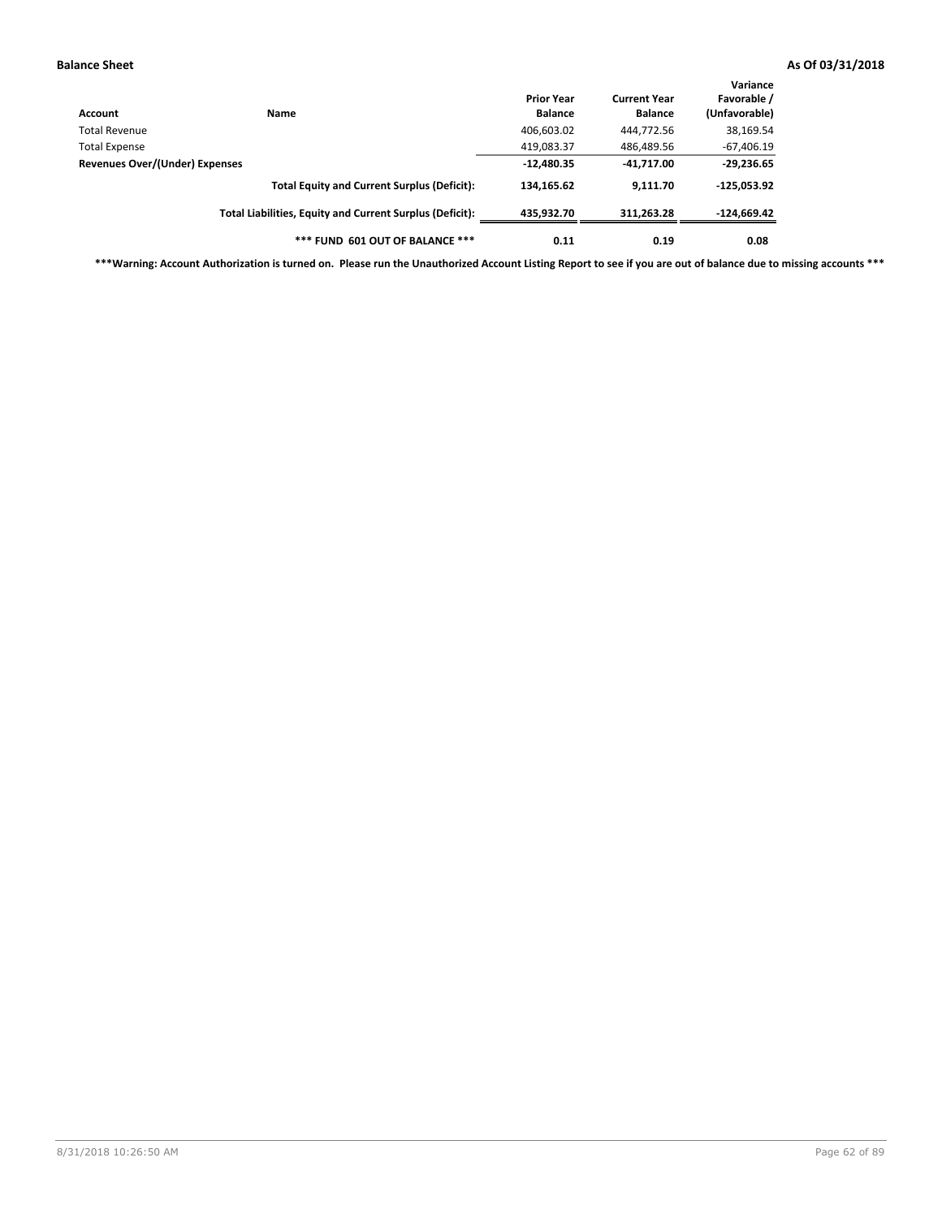**Balance Sheet** **As Of 03/31/2018**

| Account | Name | Prior Year Balance | Current Year Balance | Variance Favorable / (Unfavorable) |
|---|---|---|---|---|
| Total Revenue | | 406,603.02 | 444,772.56 | 38,169.54 |
| Total Expense | | 419,083.37 | 486,489.56 | -67,406.19 |
| **Revenues Over/(Under) Expenses** | | **-12,480.35** | **-41,717.00** | **-29,236.65** |
| | **Total Equity and Current Surplus (Deficit):** | **134,165.62** | **9,111.70** | **-125,053.92** |
| | **Total Liabilities, Equity and Current Surplus (Deficit):** | **435,932.70** | **311,263.28** | **-124,669.42** |
| | **\*\*\* FUND 601 OUT OF BALANCE \*\*\*** | **0.11** | **0.19** | **0.08** |

**\*\*\*Warning: Account Authorization is turned on. Please run the Unauthorized Account Listing Report to see if you are out of balance due to missing accounts \*\*\***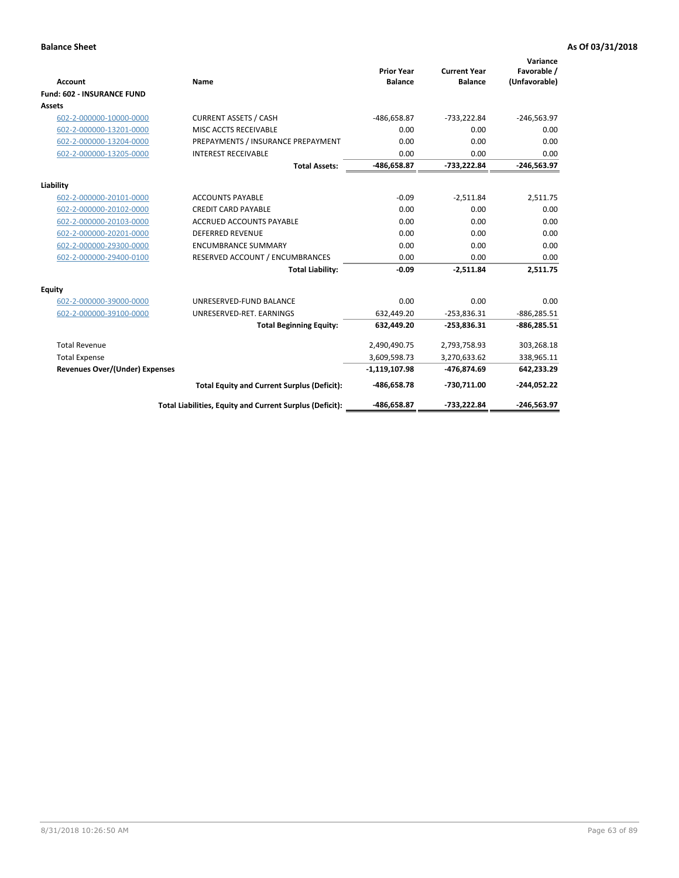**Balance Sheet** **As Of 03/31/2018**

| Account | Name | Prior Year Balance | Current Year Balance | Variance Favorable / (Unfavorable) |
|---|---|---|---|---|
| **Fund: 602 - INSURANCE FUND** | | | | |
| **Assets** | | | | |
| 602-2-000000-10000-0000 | CURRENT ASSETS / CASH | -486,658.87 | -733,222.84 | -246,563.97 |
| 602-2-000000-13201-0000 | MISC ACCTS RECEIVABLE | 0.00 | 0.00 | 0.00 |
| 602-2-000000-13204-0000 | PREPAYMENTS / INSURANCE PREPAYMENT | 0.00 | 0.00 | 0.00 |
| 602-2-000000-13205-0000 | INTEREST RECEIVABLE | 0.00 | 0.00 | 0.00 |
| | **Total Assets:** | **-486,658.87** | **-733,222.84** | **-246,563.97** |
| **Liability** | | | | |
| 602-2-000000-20101-0000 | ACCOUNTS PAYABLE | -0.09 | -2,511.84 | 2,511.75 |
| 602-2-000000-20102-0000 | CREDIT CARD PAYABLE | 0.00 | 0.00 | 0.00 |
| 602-2-000000-20103-0000 | ACCRUED ACCOUNTS PAYABLE | 0.00 | 0.00 | 0.00 |
| 602-2-000000-20201-0000 | DEFERRED REVENUE | 0.00 | 0.00 | 0.00 |
| 602-2-000000-29300-0000 | ENCUMBRANCE SUMMARY | 0.00 | 0.00 | 0.00 |
| 602-2-000000-29400-0100 | RESERVED ACCOUNT / ENCUMBRANCES | 0.00 | 0.00 | 0.00 |
| | **Total Liability:** | **-0.09** | **-2,511.84** | **2,511.75** |
| **Equity** | | | | |
| 602-2-000000-39000-0000 | UNRESERVED-FUND BALANCE | 0.00 | 0.00 | 0.00 |
| 602-2-000000-39100-0000 | UNRESERVED-RET. EARNINGS | 632,449.20 | -253,836.31 | -886,285.51 |
| | **Total Beginning Equity:** | **632,449.20** | **-253,836.31** | **-886,285.51** |
| Total Revenue | | 2,490,490.75 | 2,793,758.93 | 303,268.18 |
| Total Expense | | 3,609,598.73 | 3,270,633.62 | 338,965.11 |
| **Revenues Over/(Under) Expenses** | | **-1,119,107.98** | **-476,874.69** | **642,233.29** |
| | **Total Equity and Current Surplus (Deficit):** | **-486,658.78** | **-730,711.00** | **-244,052.22** |
| | **Total Liabilities, Equity and Current Surplus (Deficit):** | **-486,658.87** | **-733,222.84** | **-246,563.97** |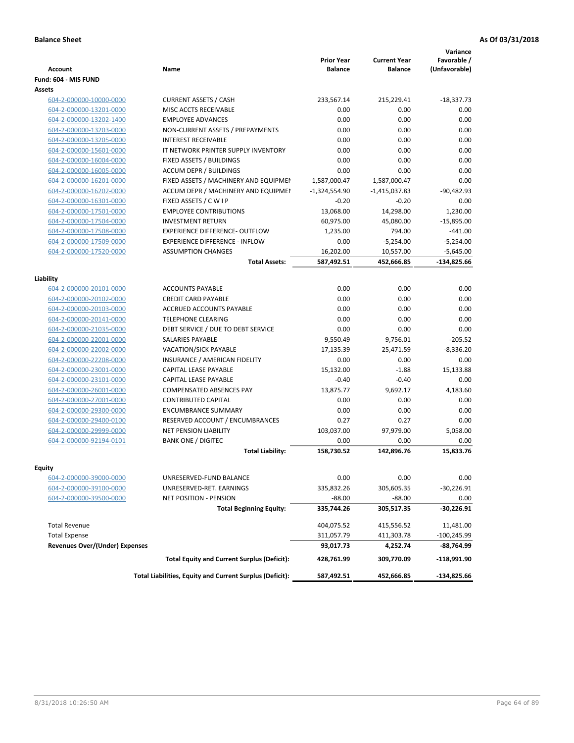**Balance Sheet** **As Of 03/31/2018**

| Account | Name | Prior Year Balance | Current Year Balance | Variance Favorable / (Unfavorable) |
|---|---|---|---|---|
| **Fund: 604 - MIS FUND** | | | | |
| **Assets** | | | | |
| 604-2-000000-10000-0000 | CURRENT ASSETS / CASH | 233,567.14 | 215,229.41 | -18,337.73 |
| 604-2-000000-13201-0000 | MISC ACCTS RECEIVABLE | 0.00 | 0.00 | 0.00 |
| 604-2-000000-13202-1400 | EMPLOYEE ADVANCES | 0.00 | 0.00 | 0.00 |
| 604-2-000000-13203-0000 | NON-CURRENT ASSETS / PREPAYMENTS | 0.00 | 0.00 | 0.00 |
| 604-2-000000-13205-0000 | INTEREST RECEIVABLE | 0.00 | 0.00 | 0.00 |
| 604-2-000000-15601-0000 | IT NETWORK PRINTER SUPPLY INVENTORY | 0.00 | 0.00 | 0.00 |
| 604-2-000000-16004-0000 | FIXED ASSETS / BUILDINGS | 0.00 | 0.00 | 0.00 |
| 604-2-000000-16005-0000 | ACCUM DEPR / BUILDINGS | 0.00 | 0.00 | 0.00 |
| 604-2-000000-16201-0000 | FIXED ASSETS / MACHINERY AND EQUIPMEI | 1,587,000.47 | 1,587,000.47 | 0.00 |
| 604-2-000000-16202-0000 | ACCUM DEPR / MACHINERY AND EQUIPMEI | -1,324,554.90 | -1,415,037.83 | -90,482.93 |
| 604-2-000000-16301-0000 | FIXED ASSETS / C W I P | -0.20 | -0.20 | 0.00 |
| 604-2-000000-17501-0000 | EMPLOYEE CONTRIBUTIONS | 13,068.00 | 14,298.00 | 1,230.00 |
| 604-2-000000-17504-0000 | INVESTMENT RETURN | 60,975.00 | 45,080.00 | -15,895.00 |
| 604-2-000000-17508-0000 | EXPERIENCE DIFFERENCE- OUTFLOW | 1,235.00 | 794.00 | -441.00 |
| 604-2-000000-17509-0000 | EXPERIENCE DIFFERENCE - INFLOW | 0.00 | -5,254.00 | -5,254.00 |
| 604-2-000000-17520-0000 | ASSUMPTION CHANGES | 16,202.00 | 10,557.00 | -5,645.00 |
| | **Total Assets:** | **587,492.51** | **452,666.85** | **-134,825.66** |
| **Liability** | | | | |
| 604-2-000000-20101-0000 | ACCOUNTS PAYABLE | 0.00 | 0.00 | 0.00 |
| 604-2-000000-20102-0000 | CREDIT CARD PAYABLE | 0.00 | 0.00 | 0.00 |
| 604-2-000000-20103-0000 | ACCRUED ACCOUNTS PAYABLE | 0.00 | 0.00 | 0.00 |
| 604-2-000000-20141-0000 | TELEPHONE CLEARING | 0.00 | 0.00 | 0.00 |
| 604-2-000000-21035-0000 | DEBT SERVICE / DUE TO DEBT SERVICE | 0.00 | 0.00 | 0.00 |
| 604-2-000000-22001-0000 | SALARIES PAYABLE | 9,550.49 | 9,756.01 | -205.52 |
| 604-2-000000-22002-0000 | VACATION/SICK PAYABLE | 17,135.39 | 25,471.59 | -8,336.20 |
| 604-2-000000-22208-0000 | INSURANCE / AMERICAN FIDELITY | 0.00 | 0.00 | 0.00 |
| 604-2-000000-23001-0000 | CAPITAL LEASE PAYABLE | 15,132.00 | -1.88 | 15,133.88 |
| 604-2-000000-23101-0000 | CAPITAL LEASE PAYABLE | -0.40 | -0.40 | 0.00 |
| 604-2-000000-26001-0000 | COMPENSATED ABSENCES PAY | 13,875.77 | 9,692.17 | 4,183.60 |
| 604-2-000000-27001-0000 | CONTRIBUTED CAPITAL | 0.00 | 0.00 | 0.00 |
| 604-2-000000-29300-0000 | ENCUMBRANCE SUMMARY | 0.00 | 0.00 | 0.00 |
| 604-2-000000-29400-0100 | RESERVED ACCOUNT / ENCUMBRANCES | 0.27 | 0.27 | 0.00 |
| 604-2-000000-29999-0000 | NET PENSION LIABILITY | 103,037.00 | 97,979.00 | 5,058.00 |
| 604-2-000000-92194-0101 | BANK ONE / DIGITEC | 0.00 | 0.00 | 0.00 |
| | **Total Liability:** | **158,730.52** | **142,896.76** | **15,833.76** |
| **Equity** | | | | |
| 604-2-000000-39000-0000 | UNRESERVED-FUND BALANCE | 0.00 | 0.00 | 0.00 |
| 604-2-000000-39100-0000 | UNRESERVED-RET. EARNINGS | 335,832.26 | 305,605.35 | -30,226.91 |
| 604-2-000000-39500-0000 | NET POSITION - PENSION | -88.00 | -88.00 | 0.00 |
| | **Total Beginning Equity:** | **335,744.26** | **305,517.35** | **-30,226.91** |
| Total Revenue | | 404,075.52 | 415,556.52 | 11,481.00 |
| Total Expense | | 311,057.79 | 411,303.78 | -100,245.99 |
| **Revenues Over/(Under) Expenses** | | **93,017.73** | **4,252.74** | **-88,764.99** |
| | **Total Equity and Current Surplus (Deficit):** | **428,761.99** | **309,770.09** | **-118,991.90** |
| | **Total Liabilities, Equity and Current Surplus (Deficit):** | **587,492.51** | **452,666.85** | **-134,825.66** |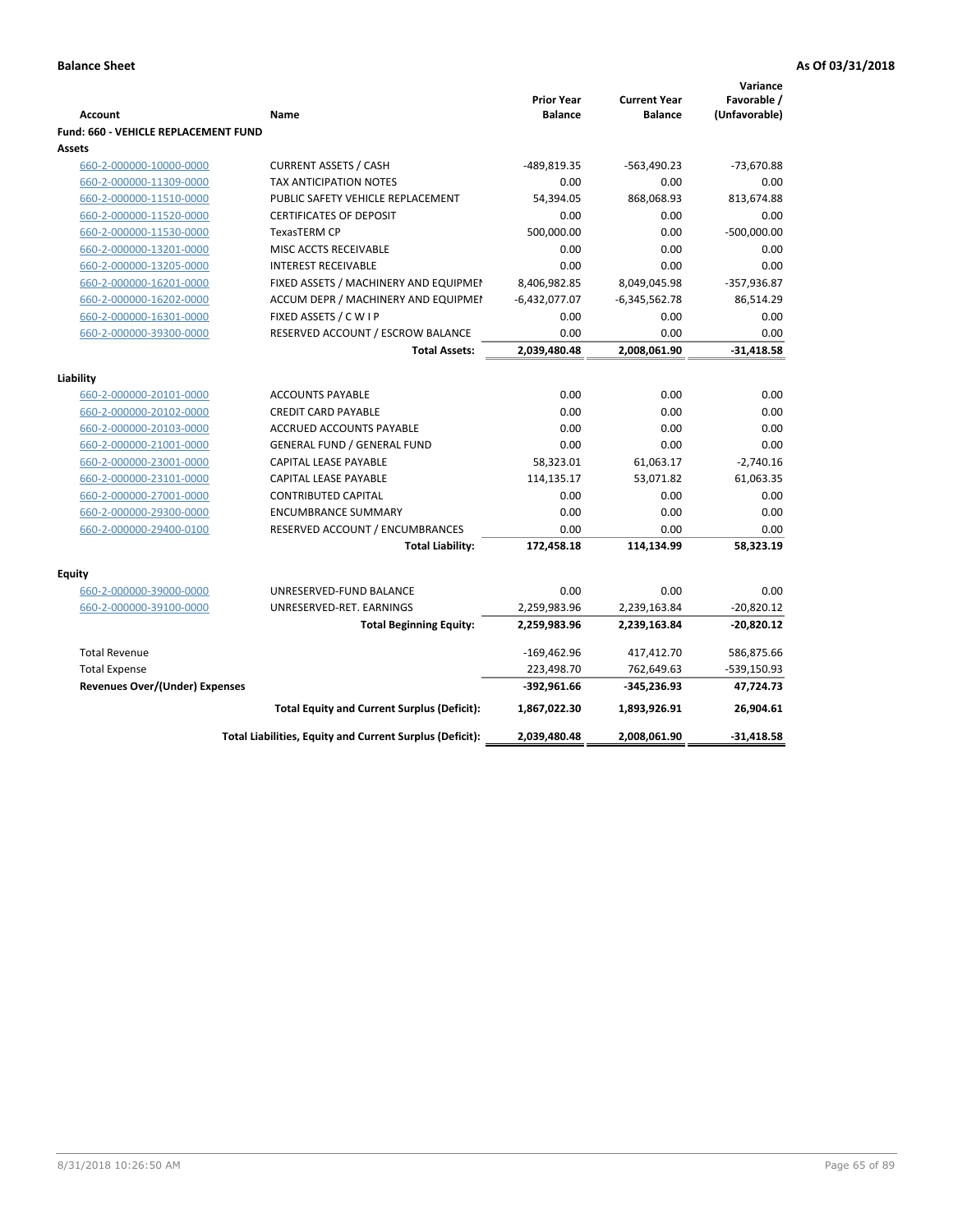**Balance Sheet** **As Of 03/31/2018**

| Account | Name | Prior Year Balance | Current Year Balance | Variance Favorable / (Unfavorable) |
|---|---|---|---|---|
| **Fund: 660 - VEHICLE REPLACEMENT FUND** | | | | |
| **Assets** | | | | |
| 660-2-000000-10000-0000 | CURRENT ASSETS / CASH | -489,819.35 | -563,490.23 | -73,670.88 |
| 660-2-000000-11309-0000 | TAX ANTICIPATION NOTES | 0.00 | 0.00 | 0.00 |
| 660-2-000000-11510-0000 | PUBLIC SAFETY VEHICLE REPLACEMENT | 54,394.05 | 868,068.93 | 813,674.88 |
| 660-2-000000-11520-0000 | CERTIFICATES OF DEPOSIT | 0.00 | 0.00 | 0.00 |
| 660-2-000000-11530-0000 | TexasTERM CP | 500,000.00 | 0.00 | -500,000.00 |
| 660-2-000000-13201-0000 | MISC ACCTS RECEIVABLE | 0.00 | 0.00 | 0.00 |
| 660-2-000000-13205-0000 | INTEREST RECEIVABLE | 0.00 | 0.00 | 0.00 |
| 660-2-000000-16201-0000 | FIXED ASSETS / MACHINERY AND EQUIPMEN | 8,406,982.85 | 8,049,045.98 | -357,936.87 |
| 660-2-000000-16202-0000 | ACCUM DEPR / MACHINERY AND EQUIPMEI | -6,432,077.07 | -6,345,562.78 | 86,514.29 |
| 660-2-000000-16301-0000 | FIXED ASSETS / C W I P | 0.00 | 0.00 | 0.00 |
| 660-2-000000-39300-0000 | RESERVED ACCOUNT / ESCROW BALANCE | 0.00 | 0.00 | 0.00 |
| | **Total Assets:** | **2,039,480.48** | **2,008,061.90** | **-31,418.58** |
| **Liability** | | | | |
| 660-2-000000-20101-0000 | ACCOUNTS PAYABLE | 0.00 | 0.00 | 0.00 |
| 660-2-000000-20102-0000 | CREDIT CARD PAYABLE | 0.00 | 0.00 | 0.00 |
| 660-2-000000-20103-0000 | ACCRUED ACCOUNTS PAYABLE | 0.00 | 0.00 | 0.00 |
| 660-2-000000-21001-0000 | GENERAL FUND / GENERAL FUND | 0.00 | 0.00 | 0.00 |
| 660-2-000000-23001-0000 | CAPITAL LEASE PAYABLE | 58,323.01 | 61,063.17 | -2,740.16 |
| 660-2-000000-23101-0000 | CAPITAL LEASE PAYABLE | 114,135.17 | 53,071.82 | 61,063.35 |
| 660-2-000000-27001-0000 | CONTRIBUTED CAPITAL | 0.00 | 0.00 | 0.00 |
| 660-2-000000-29300-0000 | ENCUMBRANCE SUMMARY | 0.00 | 0.00 | 0.00 |
| 660-2-000000-29400-0100 | RESERVED ACCOUNT / ENCUMBRANCES | 0.00 | 0.00 | 0.00 |
| | **Total Liability:** | **172,458.18** | **114,134.99** | **58,323.19** |
| **Equity** | | | | |
| 660-2-000000-39000-0000 | UNRESERVED-FUND BALANCE | 0.00 | 0.00 | 0.00 |
| 660-2-000000-39100-0000 | UNRESERVED-RET. EARNINGS | 2,259,983.96 | 2,239,163.84 | -20,820.12 |
| | **Total Beginning Equity:** | **2,259,983.96** | **2,239,163.84** | **-20,820.12** |
| Total Revenue | | -169,462.96 | 417,412.70 | 586,875.66 |
| Total Expense | | 223,498.70 | 762,649.63 | -539,150.93 |
| **Revenues Over/(Under) Expenses** | | **-392,961.66** | **-345,236.93** | **47,724.73** |
| | **Total Equity and Current Surplus (Deficit):** | **1,867,022.30** | **1,893,926.91** | **26,904.61** |
| | **Total Liabilities, Equity and Current Surplus (Deficit):** | **2,039,480.48** | **2,008,061.90** | **-31,418.58** |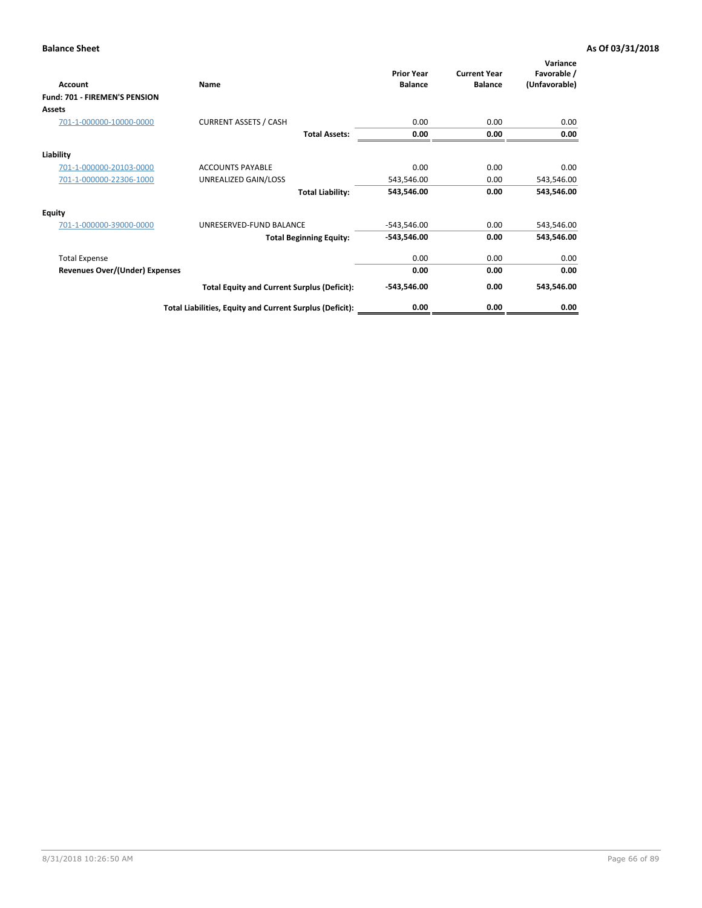**Balance Sheet** **As Of 03/31/2018**

| Account | Name | Prior Year Balance | Current Year Balance | Variance Favorable / (Unfavorable) |
|---|---|---|---|---|
| **Fund: 701 - FIREMEN'S PENSION** | | | | |
| **Assets** | | | | |
| 701-1-000000-10000-0000 | CURRENT ASSETS / CASH | 0.00 | 0.00 | 0.00 |
| | **Total Assets:** | **0.00** | **0.00** | **0.00** |
| **Liability** | | | | |
| 701-1-000000-20103-0000 | ACCOUNTS PAYABLE | 0.00 | 0.00 | 0.00 |
| 701-1-000000-22306-1000 | UNREALIZED GAIN/LOSS | 543,546.00 | 0.00 | 543,546.00 |
| | **Total Liability:** | **543,546.00** | **0.00** | **543,546.00** |
| **Equity** | | | | |
| 701-1-000000-39000-0000 | UNRESERVED-FUND BALANCE | -543,546.00 | 0.00 | 543,546.00 |
| | **Total Beginning Equity:** | **-543,546.00** | **0.00** | **543,546.00** |
| Total Expense | | 0.00 | 0.00 | 0.00 |
| **Revenues Over/(Under) Expenses** | | **0.00** | **0.00** | **0.00** |
| | **Total Equity and Current Surplus (Deficit):** | **-543,546.00** | **0.00** | **543,546.00** |
| | **Total Liabilities, Equity and Current Surplus (Deficit):** | **0.00** | **0.00** | **0.00** |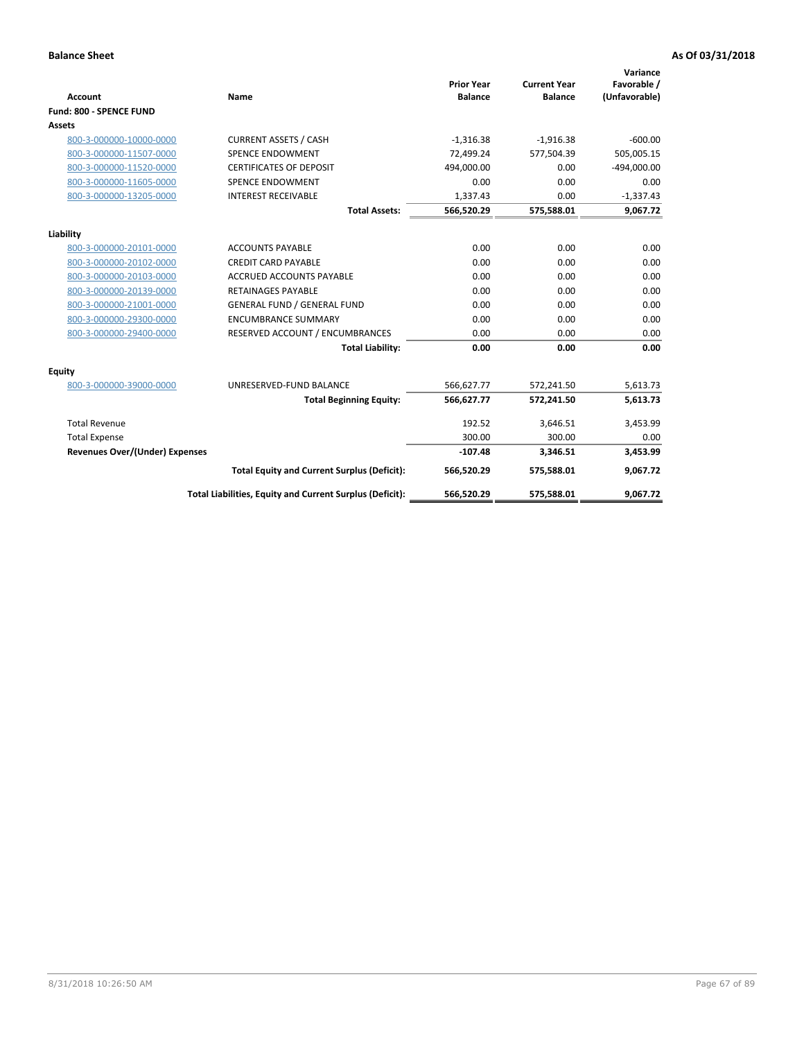**Balance Sheet** **As Of 03/31/2018**

| Account | Name | Prior Year Balance | Current Year Balance | Variance Favorable / (Unfavorable) |
|---|---|---|---|---|
| **Fund: 800 - SPENCE FUND** | | | | |
| **Assets** | | | | |
| 800-3-000000-10000-0000 | CURRENT ASSETS / CASH | -1,316.38 | -1,916.38 | -600.00 |
| 800-3-000000-11507-0000 | SPENCE ENDOWMENT | 72,499.24 | 577,504.39 | 505,005.15 |
| 800-3-000000-11520-0000 | CERTIFICATES OF DEPOSIT | 494,000.00 | 0.00 | -494,000.00 |
| 800-3-000000-11605-0000 | SPENCE ENDOWMENT | 0.00 | 0.00 | 0.00 |
| 800-3-000000-13205-0000 | INTEREST RECEIVABLE | 1,337.43 | 0.00 | -1,337.43 |
| | **Total Assets:** | **566,520.29** | **575,588.01** | **9,067.72** |
| **Liability** | | | | |
| 800-3-000000-20101-0000 | ACCOUNTS PAYABLE | 0.00 | 0.00 | 0.00 |
| 800-3-000000-20102-0000 | CREDIT CARD PAYABLE | 0.00 | 0.00 | 0.00 |
| 800-3-000000-20103-0000 | ACCRUED ACCOUNTS PAYABLE | 0.00 | 0.00 | 0.00 |
| 800-3-000000-20139-0000 | RETAINAGES PAYABLE | 0.00 | 0.00 | 0.00 |
| 800-3-000000-21001-0000 | GENERAL FUND / GENERAL FUND | 0.00 | 0.00 | 0.00 |
| 800-3-000000-29300-0000 | ENCUMBRANCE SUMMARY | 0.00 | 0.00 | 0.00 |
| 800-3-000000-29400-0000 | RESERVED ACCOUNT / ENCUMBRANCES | 0.00 | 0.00 | 0.00 |
| | **Total Liability:** | **0.00** | **0.00** | **0.00** |
| **Equity** | | | | |
| 800-3-000000-39000-0000 | UNRESERVED-FUND BALANCE | 566,627.77 | 572,241.50 | 5,613.73 |
| | **Total Beginning Equity:** | **566,627.77** | **572,241.50** | **5,613.73** |
| Total Revenue | | 192.52 | 3,646.51 | 3,453.99 |
| Total Expense | | 300.00 | 300.00 | 0.00 |
| **Revenues Over/(Under) Expenses** | | **-107.48** | **3,346.51** | **3,453.99** |
| | **Total Equity and Current Surplus (Deficit):** | **566,520.29** | **575,588.01** | **9,067.72** |
| | **Total Liabilities, Equity and Current Surplus (Deficit):** | **566,520.29** | **575,588.01** | **9,067.72** |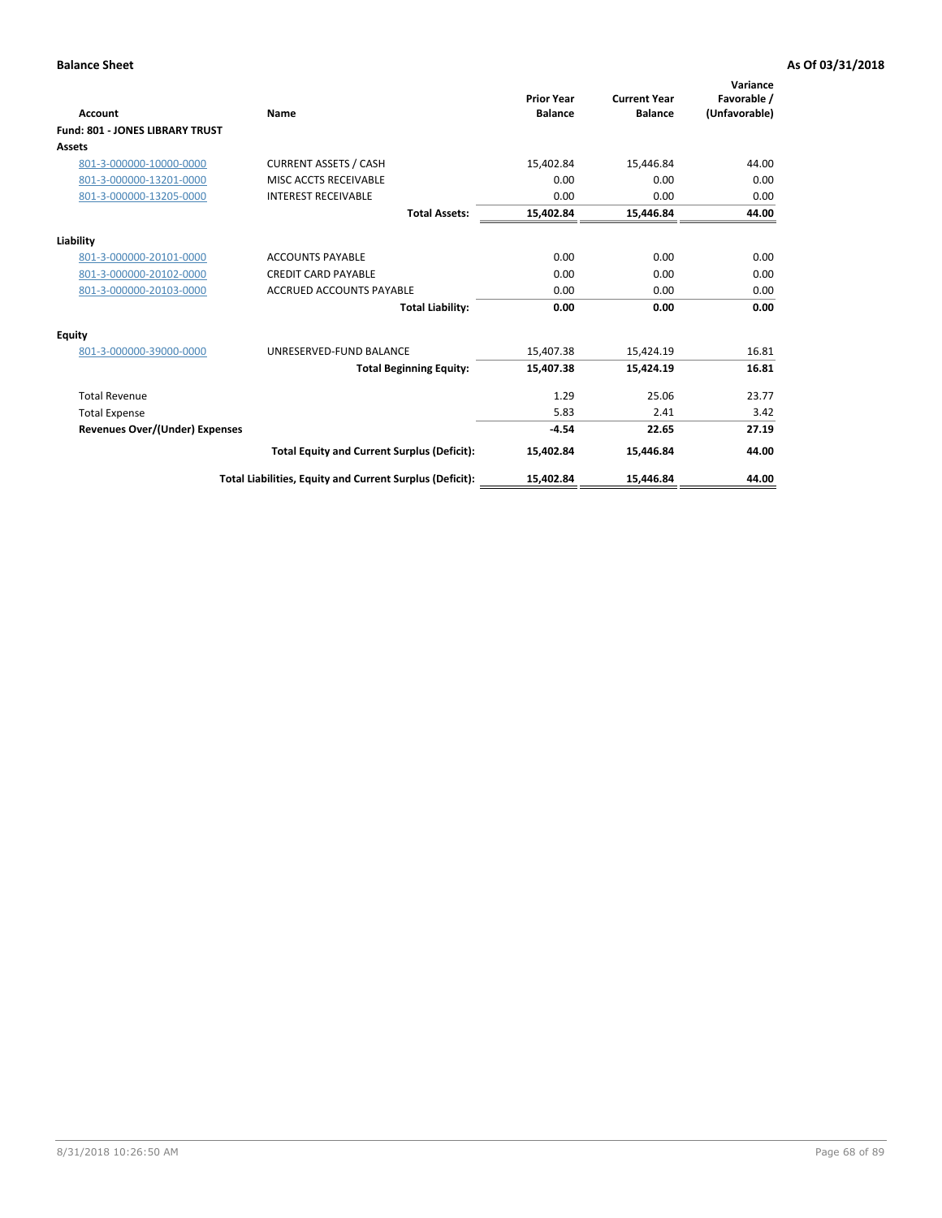**Balance Sheet** **As Of 03/31/2018**

| Account | Name | Prior Year Balance | Current Year Balance | Variance Favorable / (Unfavorable) |
|---|---|---|---|---|
| **Fund: 801 - JONES LIBRARY TRUST** | | | | |
| **Assets** | | | | |
| 801-3-000000-10000-0000 | CURRENT ASSETS / CASH | 15,402.84 | 15,446.84 | 44.00 |
| 801-3-000000-13201-0000 | MISC ACCTS RECEIVABLE | 0.00 | 0.00 | 0.00 |
| 801-3-000000-13205-0000 | INTEREST RECEIVABLE | 0.00 | 0.00 | 0.00 |
| | **Total Assets:** | **15,402.84** | **15,446.84** | **44.00** |
| **Liability** | | | | |
| 801-3-000000-20101-0000 | ACCOUNTS PAYABLE | 0.00 | 0.00 | 0.00 |
| 801-3-000000-20102-0000 | CREDIT CARD PAYABLE | 0.00 | 0.00 | 0.00 |
| 801-3-000000-20103-0000 | ACCRUED ACCOUNTS PAYABLE | 0.00 | 0.00 | 0.00 |
| | **Total Liability:** | **0.00** | **0.00** | **0.00** |
| **Equity** | | | | |
| 801-3-000000-39000-0000 | UNRESERVED-FUND BALANCE | 15,407.38 | 15,424.19 | 16.81 |
| | **Total Beginning Equity:** | **15,407.38** | **15,424.19** | **16.81** |
| Total Revenue | | 1.29 | 25.06 | 23.77 |
| Total Expense | | 5.83 | 2.41 | 3.42 |
| **Revenues Over/(Under) Expenses** | | **-4.54** | **22.65** | **27.19** |
| | **Total Equity and Current Surplus (Deficit):** | **15,402.84** | **15,446.84** | **44.00** |
| | **Total Liabilities, Equity and Current Surplus (Deficit):** | **15,402.84** | **15,446.84** | **44.00** |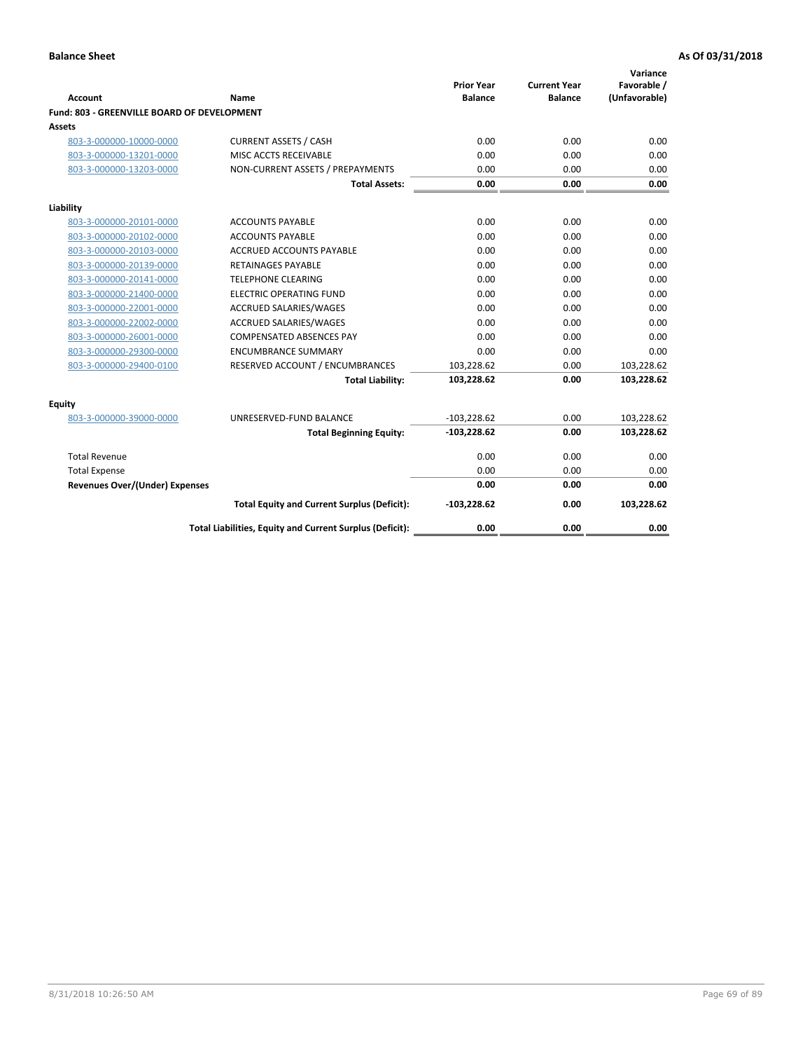**Balance Sheet** **As Of 03/31/2018**

| Account | Name | Prior Year Balance | Current Year Balance | Variance Favorable / (Unfavorable) |
|---|---|---|---|---|
| **Fund: 803 - GREENVILLE BOARD OF DEVELOPMENT** | | | | |
| **Assets** | | | | |
| 803-3-000000-10000-0000 | CURRENT ASSETS / CASH | 0.00 | 0.00 | 0.00 |
| 803-3-000000-13201-0000 | MISC ACCTS RECEIVABLE | 0.00 | 0.00 | 0.00 |
| 803-3-000000-13203-0000 | NON-CURRENT ASSETS / PREPAYMENTS | 0.00 | 0.00 | 0.00 |
| | **Total Assets:** | **0.00** | **0.00** | **0.00** |
| **Liability** | | | | |
| 803-3-000000-20101-0000 | ACCOUNTS PAYABLE | 0.00 | 0.00 | 0.00 |
| 803-3-000000-20102-0000 | ACCOUNTS PAYABLE | 0.00 | 0.00 | 0.00 |
| 803-3-000000-20103-0000 | ACCRUED ACCOUNTS PAYABLE | 0.00 | 0.00 | 0.00 |
| 803-3-000000-20139-0000 | RETAINAGES PAYABLE | 0.00 | 0.00 | 0.00 |
| 803-3-000000-20141-0000 | TELEPHONE CLEARING | 0.00 | 0.00 | 0.00 |
| 803-3-000000-21400-0000 | ELECTRIC OPERATING FUND | 0.00 | 0.00 | 0.00 |
| 803-3-000000-22001-0000 | ACCRUED SALARIES/WAGES | 0.00 | 0.00 | 0.00 |
| 803-3-000000-22002-0000 | ACCRUED SALARIES/WAGES | 0.00 | 0.00 | 0.00 |
| 803-3-000000-26001-0000 | COMPENSATED ABSENCES PAY | 0.00 | 0.00 | 0.00 |
| 803-3-000000-29300-0000 | ENCUMBRANCE SUMMARY | 0.00 | 0.00 | 0.00 |
| 803-3-000000-29400-0100 | RESERVED ACCOUNT / ENCUMBRANCES | 103,228.62 | 0.00 | 103,228.62 |
| | **Total Liability:** | **103,228.62** | **0.00** | **103,228.62** |
| **Equity** | | | | |
| 803-3-000000-39000-0000 | UNRESERVED-FUND BALANCE | -103,228.62 | 0.00 | 103,228.62 |
| | **Total Beginning Equity:** | **-103,228.62** | **0.00** | **103,228.62** |
| Total Revenue | | 0.00 | 0.00 | 0.00 |
| Total Expense | | 0.00 | 0.00 | 0.00 |
| **Revenues Over/(Under) Expenses** | | **0.00** | **0.00** | **0.00** |
| | **Total Equity and Current Surplus (Deficit):** | **-103,228.62** | **0.00** | **103,228.62** |
| | **Total Liabilities, Equity and Current Surplus (Deficit):** | **0.00** | **0.00** | **0.00** |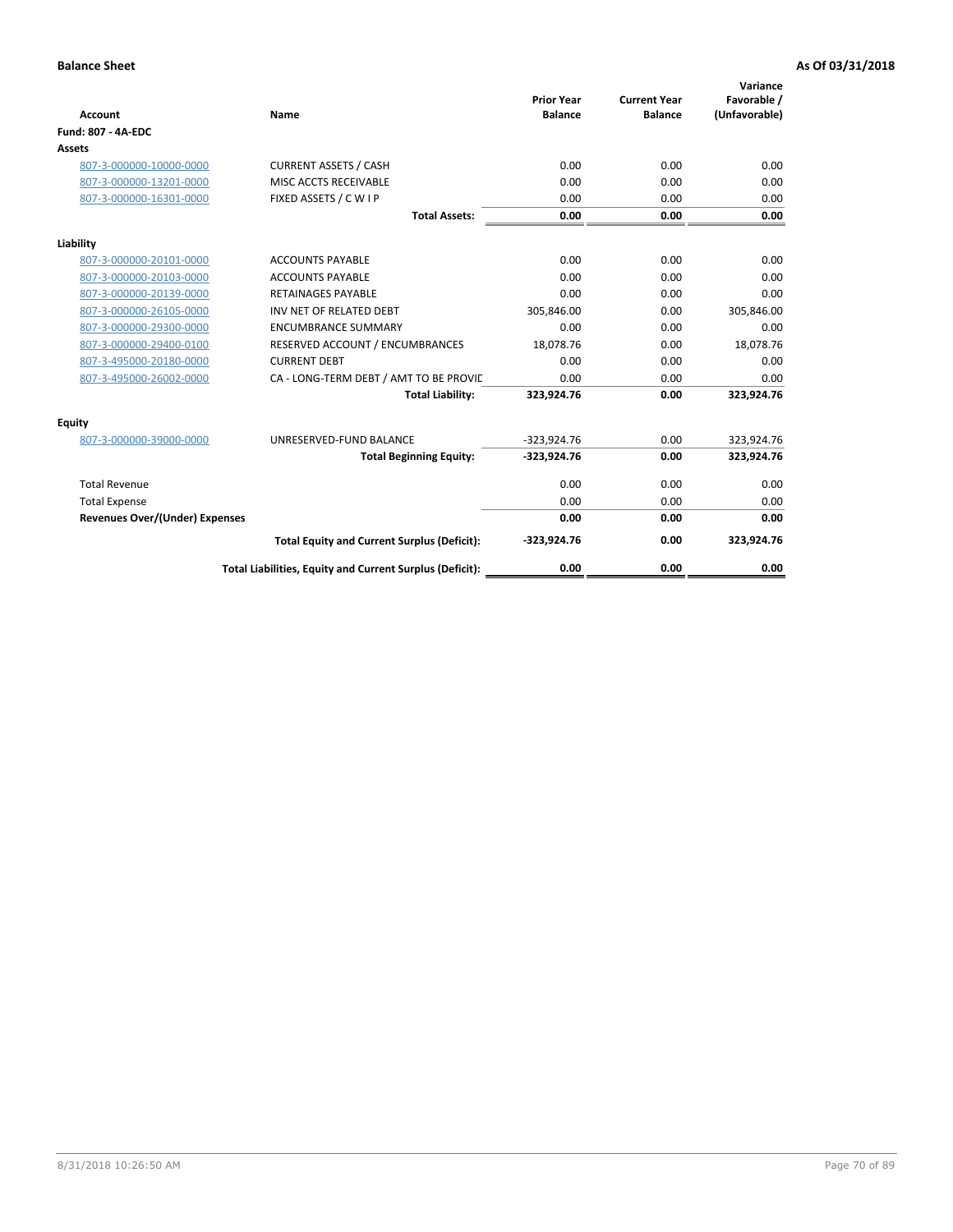**Balance Sheet** **As Of 03/31/2018**

| Account | Name | Prior Year Balance | Current Year Balance | Variance Favorable / (Unfavorable) |
|---|---|---|---|---|
| **Fund: 807 - 4A-EDC** | | | | |
| **Assets** | | | | |
| 807-3-000000-10000-0000 | CURRENT ASSETS / CASH | 0.00 | 0.00 | 0.00 |
| 807-3-000000-13201-0000 | MISC ACCTS RECEIVABLE | 0.00 | 0.00 | 0.00 |
| 807-3-000000-16301-0000 | FIXED ASSETS / C W I P | 0.00 | 0.00 | 0.00 |
| | **Total Assets:** | **0.00** | **0.00** | **0.00** |
| **Liability** | | | | |
| 807-3-000000-20101-0000 | ACCOUNTS PAYABLE | 0.00 | 0.00 | 0.00 |
| 807-3-000000-20103-0000 | ACCOUNTS PAYABLE | 0.00 | 0.00 | 0.00 |
| 807-3-000000-20139-0000 | RETAINAGES PAYABLE | 0.00 | 0.00 | 0.00 |
| 807-3-000000-26105-0000 | INV NET OF RELATED DEBT | 305,846.00 | 0.00 | 305,846.00 |
| 807-3-000000-29300-0000 | ENCUMBRANCE SUMMARY | 0.00 | 0.00 | 0.00 |
| 807-3-000000-29400-0100 | RESERVED ACCOUNT / ENCUMBRANCES | 18,078.76 | 0.00 | 18,078.76 |
| 807-3-495000-20180-0000 | CURRENT DEBT | 0.00 | 0.00 | 0.00 |
| 807-3-495000-26002-0000 | CA - LONG-TERM DEBT / AMT TO BE PROVIC | 0.00 | 0.00 | 0.00 |
| | **Total Liability:** | **323,924.76** | **0.00** | **323,924.76** |
| **Equity** | | | | |
| 807-3-000000-39000-0000 | UNRESERVED-FUND BALANCE | -323,924.76 | 0.00 | 323,924.76 |
| | **Total Beginning Equity:** | **-323,924.76** | **0.00** | **323,924.76** |
| Total Revenue | | 0.00 | 0.00 | 0.00 |
| Total Expense | | 0.00 | 0.00 | 0.00 |
| **Revenues Over/(Under) Expenses** | | **0.00** | **0.00** | **0.00** |
| | **Total Equity and Current Surplus (Deficit):** | **-323,924.76** | **0.00** | **323,924.76** |
| | **Total Liabilities, Equity and Current Surplus (Deficit):** | **0.00** | **0.00** | **0.00** |

8/31/2018 10:26:50 AM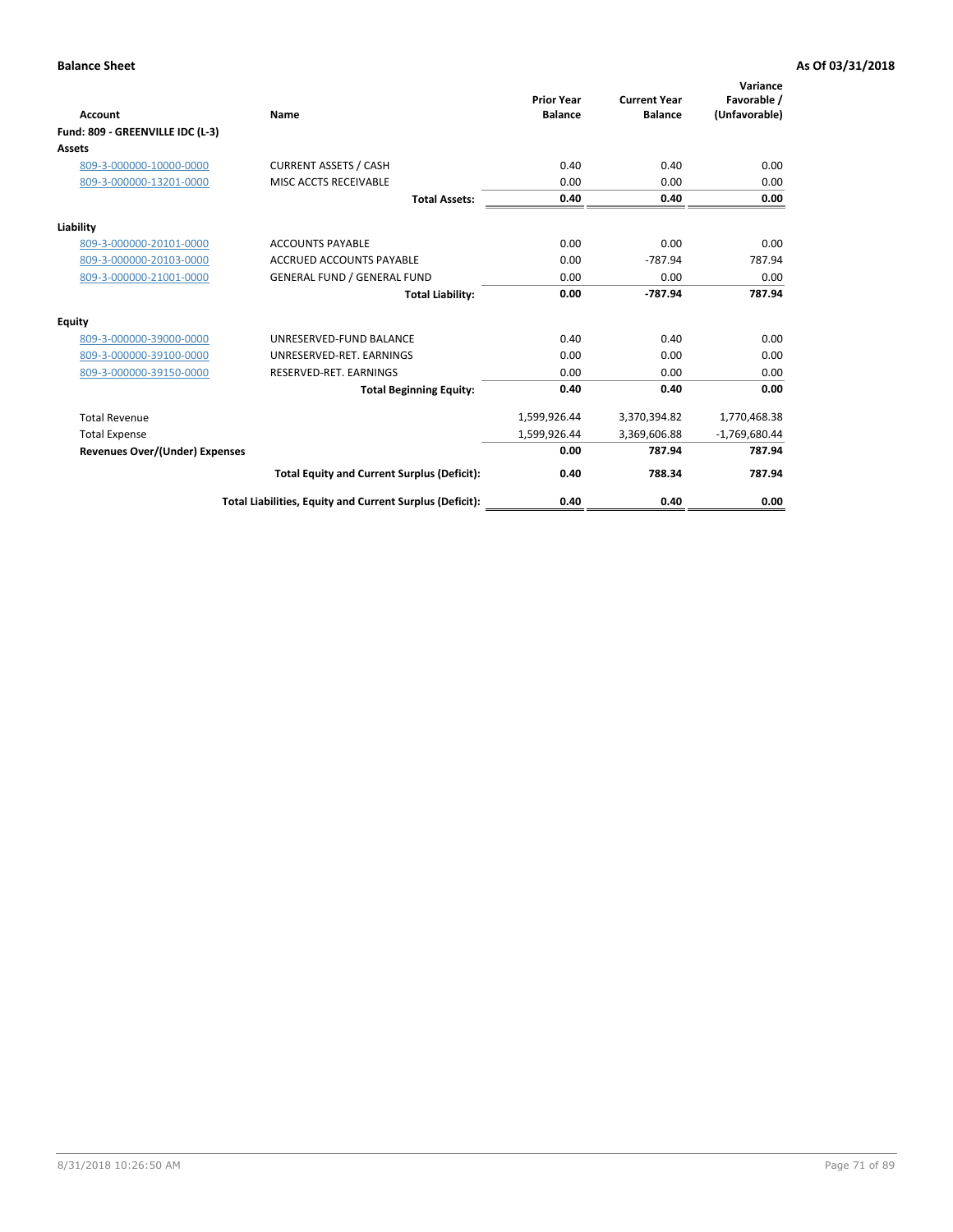**Balance Sheet** **As Of 03/31/2018**

| Account | Name | Prior Year Balance | Current Year Balance | Variance Favorable / (Unfavorable) |
|---|---|---|---|---|
| **Fund: 809 - GREENVILLE IDC (L-3)** | | | | |
| **Assets** | | | | |
| 809-3-000000-10000-0000 | CURRENT ASSETS / CASH | 0.40 | 0.40 | 0.00 |
| 809-3-000000-13201-0000 | MISC ACCTS RECEIVABLE | 0.00 | 0.00 | 0.00 |
| | **Total Assets:** | **0.40** | **0.40** | **0.00** |
| **Liability** | | | | |
| 809-3-000000-20101-0000 | ACCOUNTS PAYABLE | 0.00 | 0.00 | 0.00 |
| 809-3-000000-20103-0000 | ACCRUED ACCOUNTS PAYABLE | 0.00 | -787.94 | 787.94 |
| 809-3-000000-21001-0000 | GENERAL FUND / GENERAL FUND | 0.00 | 0.00 | 0.00 |
| | **Total Liability:** | **0.00** | **-787.94** | **787.94** |
| **Equity** | | | | |
| 809-3-000000-39000-0000 | UNRESERVED-FUND BALANCE | 0.40 | 0.40 | 0.00 |
| 809-3-000000-39100-0000 | UNRESERVED-RET. EARNINGS | 0.00 | 0.00 | 0.00 |
| 809-3-000000-39150-0000 | RESERVED-RET. EARNINGS | 0.00 | 0.00 | 0.00 |
| | **Total Beginning Equity:** | **0.40** | **0.40** | **0.00** |
| Total Revenue | | 1,599,926.44 | 3,370,394.82 | 1,770,468.38 |
| Total Expense | | 1,599,926.44 | 3,369,606.88 | -1,769,680.44 |
| **Revenues Over/(Under) Expenses** | | **0.00** | **787.94** | **787.94** |
| | **Total Equity and Current Surplus (Deficit):** | **0.40** | **788.34** | **787.94** |
| | **Total Liabilities, Equity and Current Surplus (Deficit):** | **0.40** | **0.40** | **0.00** |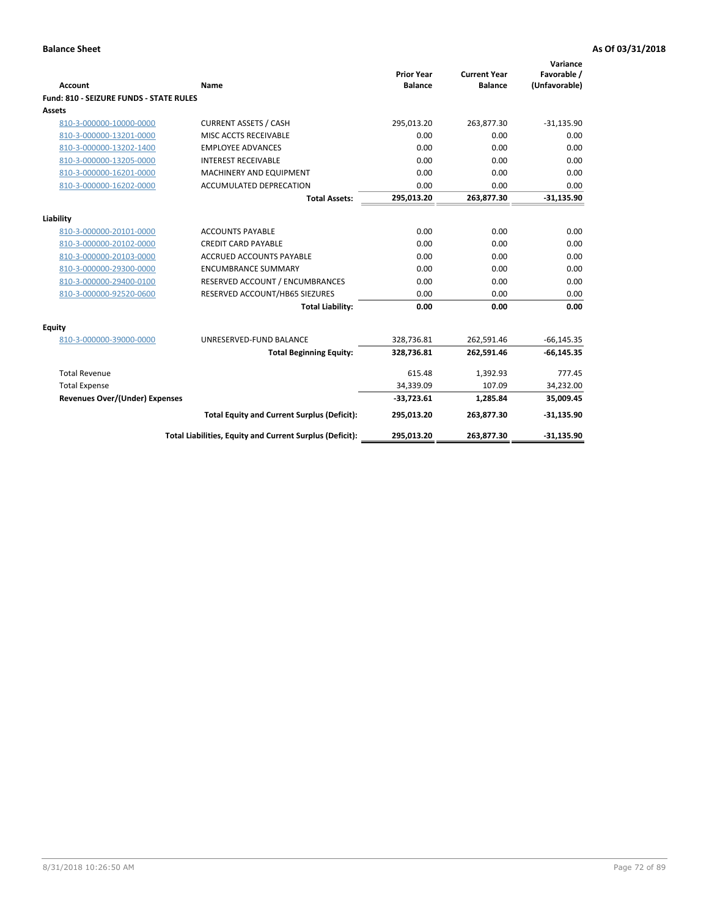**Balance Sheet** | **As Of 03/31/2018**

| Account | Name | Prior Year Balance | Current Year Balance | Variance Favorable / (Unfavorable) |
|---|---|---|---|---|
| **Fund: 810 - SEIZURE FUNDS - STATE RULES** | | | | |
| **Assets** | | | | |
| 810-3-000000-10000-0000 | CURRENT ASSETS / CASH | 295,013.20 | 263,877.30 | -31,135.90 |
| 810-3-000000-13201-0000 | MISC ACCTS RECEIVABLE | 0.00 | 0.00 | 0.00 |
| 810-3-000000-13202-1400 | EMPLOYEE ADVANCES | 0.00 | 0.00 | 0.00 |
| 810-3-000000-13205-0000 | INTEREST RECEIVABLE | 0.00 | 0.00 | 0.00 |
| 810-3-000000-16201-0000 | MACHINERY AND EQUIPMENT | 0.00 | 0.00 | 0.00 |
| 810-3-000000-16202-0000 | ACCUMULATED DEPRECATION | 0.00 | 0.00 | 0.00 |
| | **Total Assets:** | **295,013.20** | **263,877.30** | **-31,135.90** |
| **Liability** | | | | |
| 810-3-000000-20101-0000 | ACCOUNTS PAYABLE | 0.00 | 0.00 | 0.00 |
| 810-3-000000-20102-0000 | CREDIT CARD PAYABLE | 0.00 | 0.00 | 0.00 |
| 810-3-000000-20103-0000 | ACCRUED ACCOUNTS PAYABLE | 0.00 | 0.00 | 0.00 |
| 810-3-000000-29300-0000 | ENCUMBRANCE SUMMARY | 0.00 | 0.00 | 0.00 |
| 810-3-000000-29400-0100 | RESERVED ACCOUNT / ENCUMBRANCES | 0.00 | 0.00 | 0.00 |
| 810-3-000000-92520-0600 | RESERVED ACCOUNT/HB65 SIEZURES | 0.00 | 0.00 | 0.00 |
| | **Total Liability:** | **0.00** | **0.00** | **0.00** |
| **Equity** | | | | |
| 810-3-000000-39000-0000 | UNRESERVED-FUND BALANCE | 328,736.81 | 262,591.46 | -66,145.35 |
| | **Total Beginning Equity:** | **328,736.81** | **262,591.46** | **-66,145.35** |
| Total Revenue | | 615.48 | 1,392.93 | 777.45 |
| Total Expense | | 34,339.09 | 107.09 | 34,232.00 |
| **Revenues Over/(Under) Expenses** | | **-33,723.61** | **1,285.84** | **35,009.45** |
| | **Total Equity and Current Surplus (Deficit):** | **295,013.20** | **263,877.30** | **-31,135.90** |
| | **Total Liabilities, Equity and Current Surplus (Deficit):** | **295,013.20** | **263,877.30** | **-31,135.90** |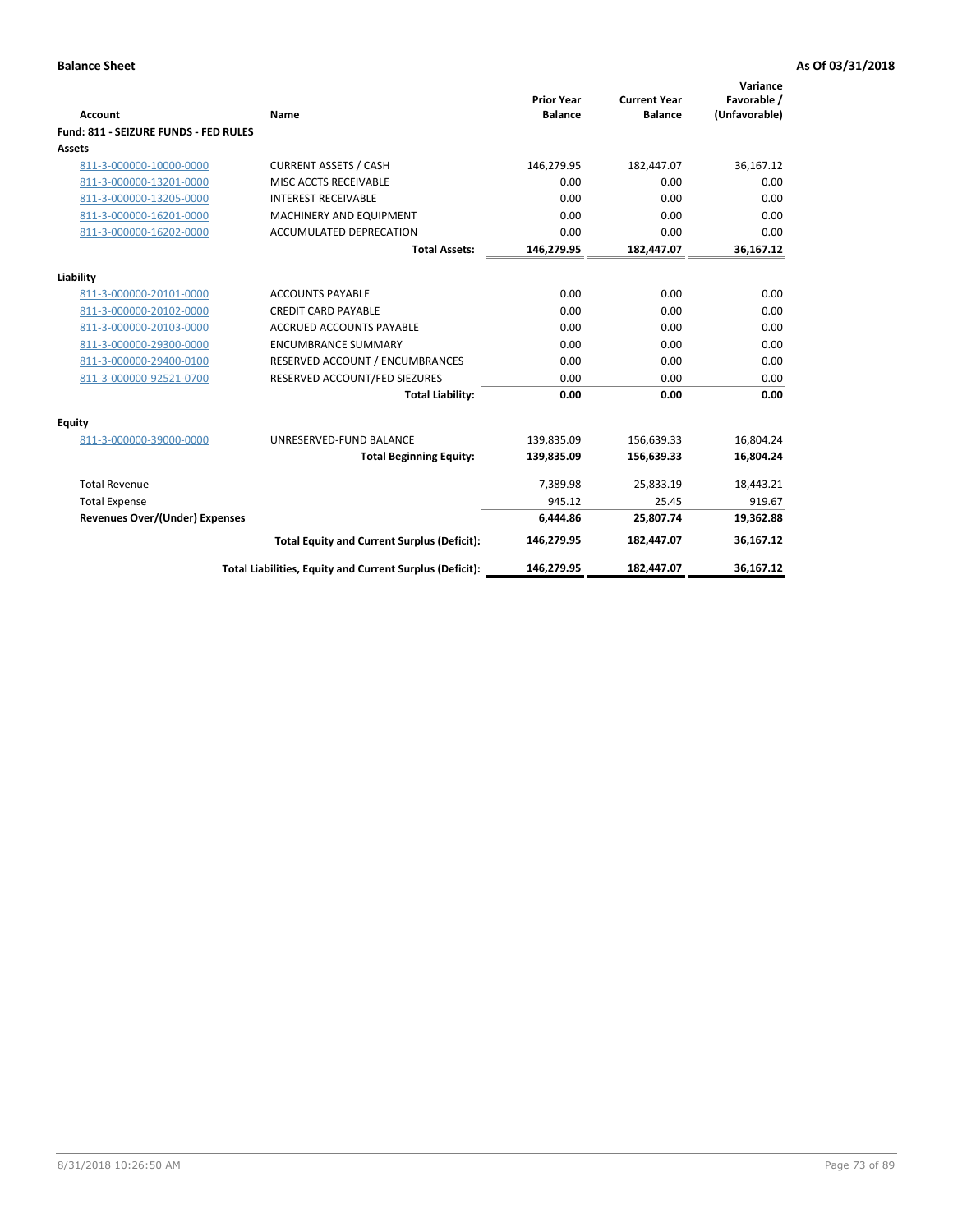**Balance Sheet** **As Of 03/31/2018**

| Account | Name | Prior Year Balance | Current Year Balance | Variance Favorable / (Unfavorable) |
|---|---|---|---|---|
| **Fund: 811 - SEIZURE FUNDS - FED RULES** | | | | |
| **Assets** | | | | |
| 811-3-000000-10000-0000 | CURRENT ASSETS / CASH | 146,279.95 | 182,447.07 | 36,167.12 |
| 811-3-000000-13201-0000 | MISC ACCTS RECEIVABLE | 0.00 | 0.00 | 0.00 |
| 811-3-000000-13205-0000 | INTEREST RECEIVABLE | 0.00 | 0.00 | 0.00 |
| 811-3-000000-16201-0000 | MACHINERY AND EQUIPMENT | 0.00 | 0.00 | 0.00 |
| 811-3-000000-16202-0000 | ACCUMULATED DEPRECATION | 0.00 | 0.00 | 0.00 |
| | **Total Assets:** | **146,279.95** | **182,447.07** | **36,167.12** |
| **Liability** | | | | |
| 811-3-000000-20101-0000 | ACCOUNTS PAYABLE | 0.00 | 0.00 | 0.00 |
| 811-3-000000-20102-0000 | CREDIT CARD PAYABLE | 0.00 | 0.00 | 0.00 |
| 811-3-000000-20103-0000 | ACCRUED ACCOUNTS PAYABLE | 0.00 | 0.00 | 0.00 |
| 811-3-000000-29300-0000 | ENCUMBRANCE SUMMARY | 0.00 | 0.00 | 0.00 |
| 811-3-000000-29400-0100 | RESERVED ACCOUNT / ENCUMBRANCES | 0.00 | 0.00 | 0.00 |
| 811-3-000000-92521-0700 | RESERVED ACCOUNT/FED SIEZURES | 0.00 | 0.00 | 0.00 |
| | **Total Liability:** | **0.00** | **0.00** | **0.00** |
| **Equity** | | | | |
| 811-3-000000-39000-0000 | UNRESERVED-FUND BALANCE | 139,835.09 | 156,639.33 | 16,804.24 |
| | **Total Beginning Equity:** | **139,835.09** | **156,639.33** | **16,804.24** |
| Total Revenue | | 7,389.98 | 25,833.19 | 18,443.21 |
| Total Expense | | 945.12 | 25.45 | 919.67 |
| **Revenues Over/(Under) Expenses** | | **6,444.86** | **25,807.74** | **19,362.88** |
| | **Total Equity and Current Surplus (Deficit):** | **146,279.95** | **182,447.07** | **36,167.12** |
| | **Total Liabilities, Equity and Current Surplus (Deficit):** | **146,279.95** | **182,447.07** | **36,167.12** |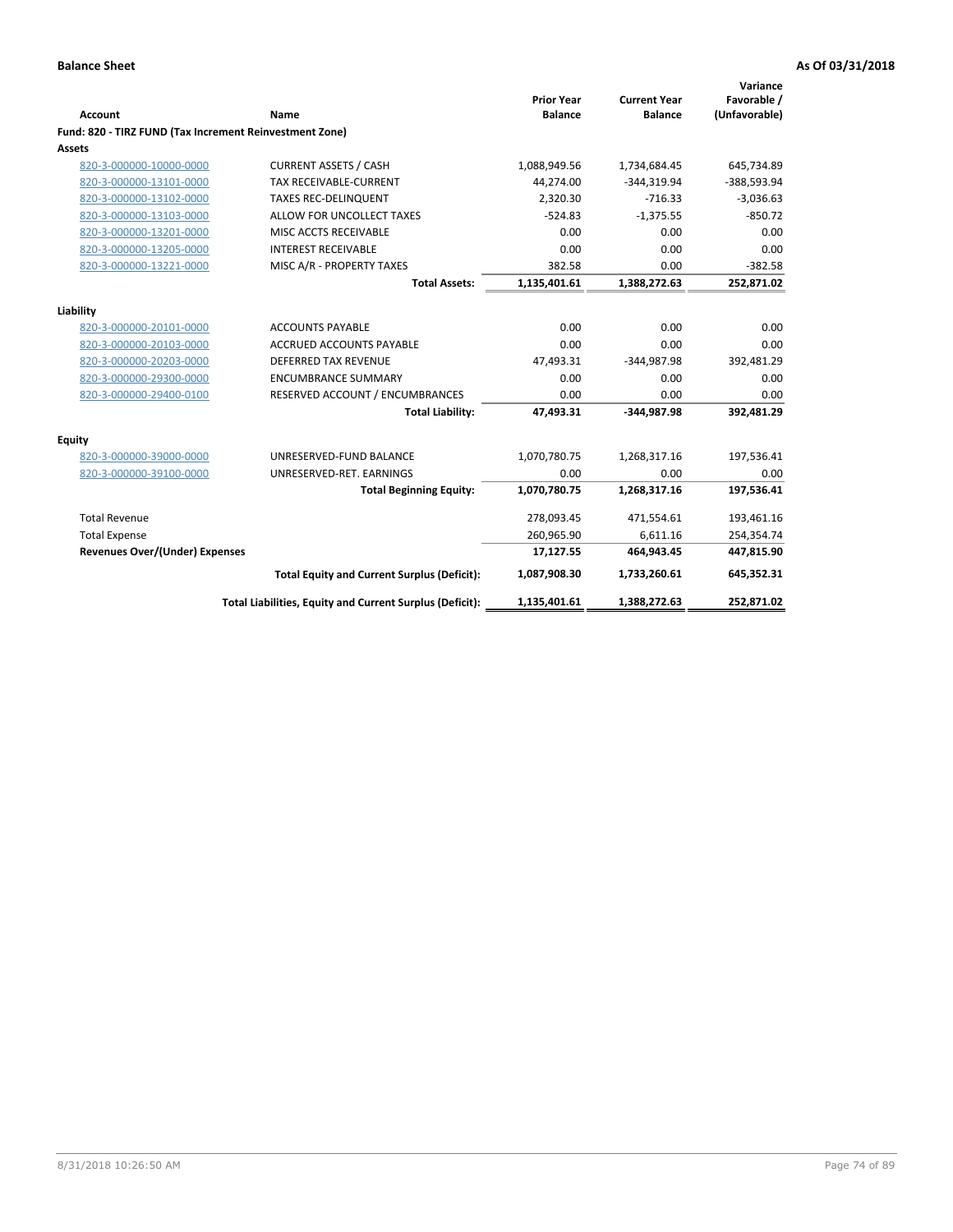**Balance Sheet** **As Of 03/31/2018**

| Account | Name | Prior Year Balance | Current Year Balance | Variance Favorable / (Unfavorable) |
|---|---|---|---|---|
| **Fund: 820 - TIRZ FUND (Tax Increment Reinvestment Zone)** | | | | |
| **Assets** | | | | |
| 820-3-000000-10000-0000 | CURRENT ASSETS / CASH | 1,088,949.56 | 1,734,684.45 | 645,734.89 |
| 820-3-000000-13101-0000 | TAX RECEIVABLE-CURRENT | 44,274.00 | -344,319.94 | -388,593.94 |
| 820-3-000000-13102-0000 | TAXES REC-DELINQUENT | 2,320.30 | -716.33 | -3,036.63 |
| 820-3-000000-13103-0000 | ALLOW FOR UNCOLLECT TAXES | -524.83 | -1,375.55 | -850.72 |
| 820-3-000000-13201-0000 | MISC ACCTS RECEIVABLE | 0.00 | 0.00 | 0.00 |
| 820-3-000000-13205-0000 | INTEREST RECEIVABLE | 0.00 | 0.00 | 0.00 |
| 820-3-000000-13221-0000 | MISC A/R - PROPERTY TAXES | 382.58 | 0.00 | -382.58 |
| | **Total Assets:** | **1,135,401.61** | **1,388,272.63** | **252,871.02** |
| **Liability** | | | | |
| 820-3-000000-20101-0000 | ACCOUNTS PAYABLE | 0.00 | 0.00 | 0.00 |
| 820-3-000000-20103-0000 | ACCRUED ACCOUNTS PAYABLE | 0.00 | 0.00 | 0.00 |
| 820-3-000000-20203-0000 | DEFERRED TAX REVENUE | 47,493.31 | -344,987.98 | 392,481.29 |
| 820-3-000000-29300-0000 | ENCUMBRANCE SUMMARY | 0.00 | 0.00 | 0.00 |
| 820-3-000000-29400-0100 | RESERVED ACCOUNT / ENCUMBRANCES | 0.00 | 0.00 | 0.00 |
| | **Total Liability:** | **47,493.31** | **-344,987.98** | **392,481.29** |
| **Equity** | | | | |
| 820-3-000000-39000-0000 | UNRESERVED-FUND BALANCE | 1,070,780.75 | 1,268,317.16 | 197,536.41 |
| 820-3-000000-39100-0000 | UNRESERVED-RET. EARNINGS | 0.00 | 0.00 | 0.00 |
| | **Total Beginning Equity:** | **1,070,780.75** | **1,268,317.16** | **197,536.41** |
| Total Revenue | | 278,093.45 | 471,554.61 | 193,461.16 |
| Total Expense | | 260,965.90 | 6,611.16 | 254,354.74 |
| **Revenues Over/(Under) Expenses** | | **17,127.55** | **464,943.45** | **447,815.90** |
| | **Total Equity and Current Surplus (Deficit):** | **1,087,908.30** | **1,733,260.61** | **645,352.31** |
| | **Total Liabilities, Equity and Current Surplus (Deficit):** | **1,135,401.61** | **1,388,272.63** | **252,871.02** |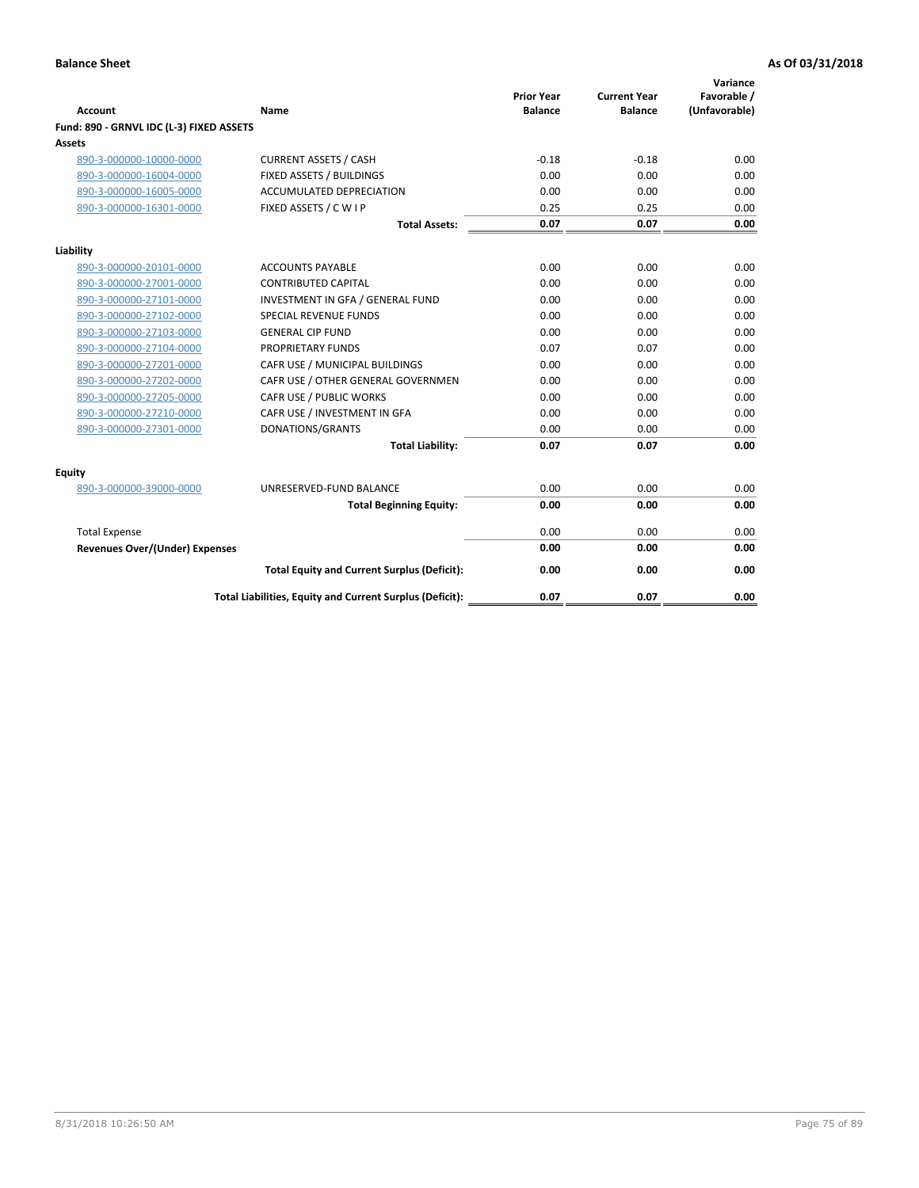**Balance Sheet** — **As Of 03/31/2018**

| Account | Name | Prior Year Balance | Current Year Balance | Variance Favorable / (Unfavorable) |
|---|---|---|---|---|
| **Fund: 890 - GRNVL IDC (L-3) FIXED ASSETS** | | | | |
| **Assets** | | | | |
| 890-3-000000-10000-0000 | CURRENT ASSETS / CASH | -0.18 | -0.18 | 0.00 |
| 890-3-000000-16004-0000 | FIXED ASSETS / BUILDINGS | 0.00 | 0.00 | 0.00 |
| 890-3-000000-16005-0000 | ACCUMULATED DEPRECIATION | 0.00 | 0.00 | 0.00 |
| 890-3-000000-16301-0000 | FIXED ASSETS / C W I P | 0.25 | 0.25 | 0.00 |
| | **Total Assets:** | **0.07** | **0.07** | **0.00** |
| **Liability** | | | | |
| 890-3-000000-20101-0000 | ACCOUNTS PAYABLE | 0.00 | 0.00 | 0.00 |
| 890-3-000000-27001-0000 | CONTRIBUTED CAPITAL | 0.00 | 0.00 | 0.00 |
| 890-3-000000-27101-0000 | INVESTMENT IN GFA / GENERAL FUND | 0.00 | 0.00 | 0.00 |
| 890-3-000000-27102-0000 | SPECIAL REVENUE FUNDS | 0.00 | 0.00 | 0.00 |
| 890-3-000000-27103-0000 | GENERAL CIP FUND | 0.00 | 0.00 | 0.00 |
| 890-3-000000-27104-0000 | PROPRIETARY FUNDS | 0.07 | 0.07 | 0.00 |
| 890-3-000000-27201-0000 | CAFR USE / MUNICIPAL BUILDINGS | 0.00 | 0.00 | 0.00 |
| 890-3-000000-27202-0000 | CAFR USE / OTHER GENERAL GOVERNMEN | 0.00 | 0.00 | 0.00 |
| 890-3-000000-27205-0000 | CAFR USE / PUBLIC WORKS | 0.00 | 0.00 | 0.00 |
| 890-3-000000-27210-0000 | CAFR USE / INVESTMENT IN GFA | 0.00 | 0.00 | 0.00 |
| 890-3-000000-27301-0000 | DONATIONS/GRANTS | 0.00 | 0.00 | 0.00 |
| | **Total Liability:** | **0.07** | **0.07** | **0.00** |
| **Equity** | | | | |
| 890-3-000000-39000-0000 | UNRESERVED-FUND BALANCE | 0.00 | 0.00 | 0.00 |
| | **Total Beginning Equity:** | **0.00** | **0.00** | **0.00** |
| Total Expense | | 0.00 | 0.00 | 0.00 |
| **Revenues Over/(Under) Expenses** | | **0.00** | **0.00** | **0.00** |
| | **Total Equity and Current Surplus (Deficit):** | **0.00** | **0.00** | **0.00** |
| | **Total Liabilities, Equity and Current Surplus (Deficit):** | **0.07** | **0.07** | **0.00** |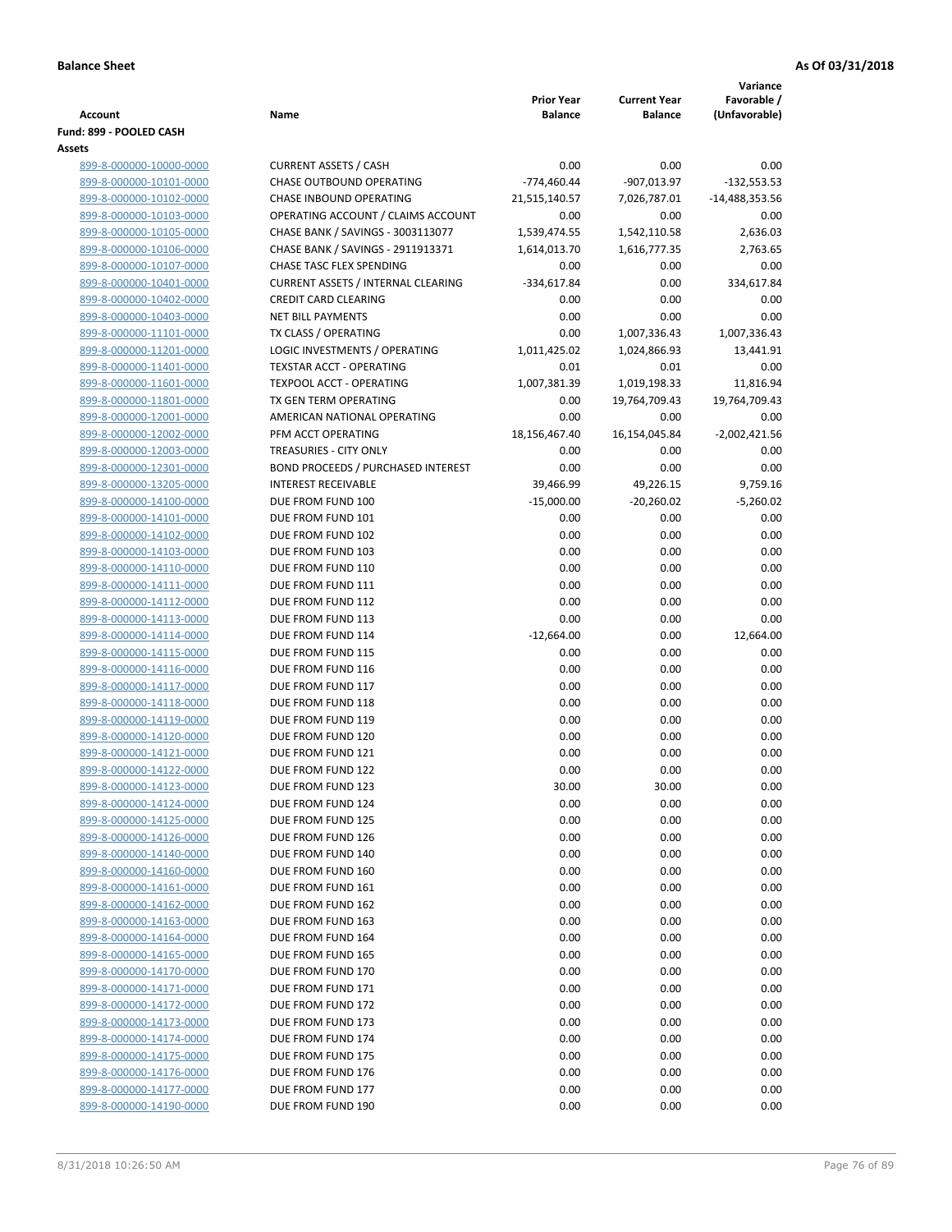**Balance Sheet** **As Of 03/31/2018**

| Account | Name | Prior Year Balance | Current Year Balance | Variance Favorable / (Unfavorable) |
|---|---|---|---|---|
| **Fund: 899 - POOLED CASH** | | | | |
| **Assets** | | | | |
| 899-8-000000-10000-0000 | CURRENT ASSETS / CASH | 0.00 | 0.00 | 0.00 |
| 899-8-000000-10101-0000 | CHASE OUTBOUND OPERATING | -774,460.44 | -907,013.97 | -132,553.53 |
| 899-8-000000-10102-0000 | CHASE INBOUND OPERATING | 21,515,140.57 | 7,026,787.01 | -14,488,353.56 |
| 899-8-000000-10103-0000 | OPERATING ACCOUNT / CLAIMS ACCOUNT | 0.00 | 0.00 | 0.00 |
| 899-8-000000-10105-0000 | CHASE BANK / SAVINGS - 3003113077 | 1,539,474.55 | 1,542,110.58 | 2,636.03 |
| 899-8-000000-10106-0000 | CHASE BANK / SAVINGS - 2911913371 | 1,614,013.70 | 1,616,777.35 | 2,763.65 |
| 899-8-000000-10107-0000 | CHASE TASC FLEX SPENDING | 0.00 | 0.00 | 0.00 |
| 899-8-000000-10401-0000 | CURRENT ASSETS / INTERNAL CLEARING | -334,617.84 | 0.00 | 334,617.84 |
| 899-8-000000-10402-0000 | CREDIT CARD CLEARING | 0.00 | 0.00 | 0.00 |
| 899-8-000000-10403-0000 | NET BILL PAYMENTS | 0.00 | 0.00 | 0.00 |
| 899-8-000000-11101-0000 | TX CLASS / OPERATING | 0.00 | 1,007,336.43 | 1,007,336.43 |
| 899-8-000000-11201-0000 | LOGIC INVESTMENTS / OPERATING | 1,011,425.02 | 1,024,866.93 | 13,441.91 |
| 899-8-000000-11401-0000 | TEXSTAR ACCT - OPERATING | 0.01 | 0.01 | 0.00 |
| 899-8-000000-11601-0000 | TEXPOOL ACCT - OPERATING | 1,007,381.39 | 1,019,198.33 | 11,816.94 |
| 899-8-000000-11801-0000 | TX GEN TERM OPERATING | 0.00 | 19,764,709.43 | 19,764,709.43 |
| 899-8-000000-12001-0000 | AMERICAN NATIONAL OPERATING | 0.00 | 0.00 | 0.00 |
| 899-8-000000-12002-0000 | PFM ACCT OPERATING | 18,156,467.40 | 16,154,045.84 | -2,002,421.56 |
| 899-8-000000-12003-0000 | TREASURIES - CITY ONLY | 0.00 | 0.00 | 0.00 |
| 899-8-000000-12301-0000 | BOND PROCEEDS / PURCHASED INTEREST | 0.00 | 0.00 | 0.00 |
| 899-8-000000-13205-0000 | INTEREST RECEIVABLE | 39,466.99 | 49,226.15 | 9,759.16 |
| 899-8-000000-14100-0000 | DUE FROM FUND 100 | -15,000.00 | -20,260.02 | -5,260.02 |
| 899-8-000000-14101-0000 | DUE FROM FUND 101 | 0.00 | 0.00 | 0.00 |
| 899-8-000000-14102-0000 | DUE FROM FUND 102 | 0.00 | 0.00 | 0.00 |
| 899-8-000000-14103-0000 | DUE FROM FUND 103 | 0.00 | 0.00 | 0.00 |
| 899-8-000000-14110-0000 | DUE FROM FUND 110 | 0.00 | 0.00 | 0.00 |
| 899-8-000000-14111-0000 | DUE FROM FUND 111 | 0.00 | 0.00 | 0.00 |
| 899-8-000000-14112-0000 | DUE FROM FUND 112 | 0.00 | 0.00 | 0.00 |
| 899-8-000000-14113-0000 | DUE FROM FUND 113 | 0.00 | 0.00 | 0.00 |
| 899-8-000000-14114-0000 | DUE FROM FUND 114 | -12,664.00 | 0.00 | 12,664.00 |
| 899-8-000000-14115-0000 | DUE FROM FUND 115 | 0.00 | 0.00 | 0.00 |
| 899-8-000000-14116-0000 | DUE FROM FUND 116 | 0.00 | 0.00 | 0.00 |
| 899-8-000000-14117-0000 | DUE FROM FUND 117 | 0.00 | 0.00 | 0.00 |
| 899-8-000000-14118-0000 | DUE FROM FUND 118 | 0.00 | 0.00 | 0.00 |
| 899-8-000000-14119-0000 | DUE FROM FUND 119 | 0.00 | 0.00 | 0.00 |
| 899-8-000000-14120-0000 | DUE FROM FUND 120 | 0.00 | 0.00 | 0.00 |
| 899-8-000000-14121-0000 | DUE FROM FUND 121 | 0.00 | 0.00 | 0.00 |
| 899-8-000000-14122-0000 | DUE FROM FUND 122 | 0.00 | 0.00 | 0.00 |
| 899-8-000000-14123-0000 | DUE FROM FUND 123 | 30.00 | 30.00 | 0.00 |
| 899-8-000000-14124-0000 | DUE FROM FUND 124 | 0.00 | 0.00 | 0.00 |
| 899-8-000000-14125-0000 | DUE FROM FUND 125 | 0.00 | 0.00 | 0.00 |
| 899-8-000000-14126-0000 | DUE FROM FUND 126 | 0.00 | 0.00 | 0.00 |
| 899-8-000000-14140-0000 | DUE FROM FUND 140 | 0.00 | 0.00 | 0.00 |
| 899-8-000000-14160-0000 | DUE FROM FUND 160 | 0.00 | 0.00 | 0.00 |
| 899-8-000000-14161-0000 | DUE FROM FUND 161 | 0.00 | 0.00 | 0.00 |
| 899-8-000000-14162-0000 | DUE FROM FUND 162 | 0.00 | 0.00 | 0.00 |
| 899-8-000000-14163-0000 | DUE FROM FUND 163 | 0.00 | 0.00 | 0.00 |
| 899-8-000000-14164-0000 | DUE FROM FUND 164 | 0.00 | 0.00 | 0.00 |
| 899-8-000000-14165-0000 | DUE FROM FUND 165 | 0.00 | 0.00 | 0.00 |
| 899-8-000000-14170-0000 | DUE FROM FUND 170 | 0.00 | 0.00 | 0.00 |
| 899-8-000000-14171-0000 | DUE FROM FUND 171 | 0.00 | 0.00 | 0.00 |
| 899-8-000000-14172-0000 | DUE FROM FUND 172 | 0.00 | 0.00 | 0.00 |
| 899-8-000000-14173-0000 | DUE FROM FUND 173 | 0.00 | 0.00 | 0.00 |
| 899-8-000000-14174-0000 | DUE FROM FUND 174 | 0.00 | 0.00 | 0.00 |
| 899-8-000000-14175-0000 | DUE FROM FUND 175 | 0.00 | 0.00 | 0.00 |
| 899-8-000000-14176-0000 | DUE FROM FUND 176 | 0.00 | 0.00 | 0.00 |
| 899-8-000000-14177-0000 | DUE FROM FUND 177 | 0.00 | 0.00 | 0.00 |
| 899-8-000000-14190-0000 | DUE FROM FUND 190 | 0.00 | 0.00 | 0.00 |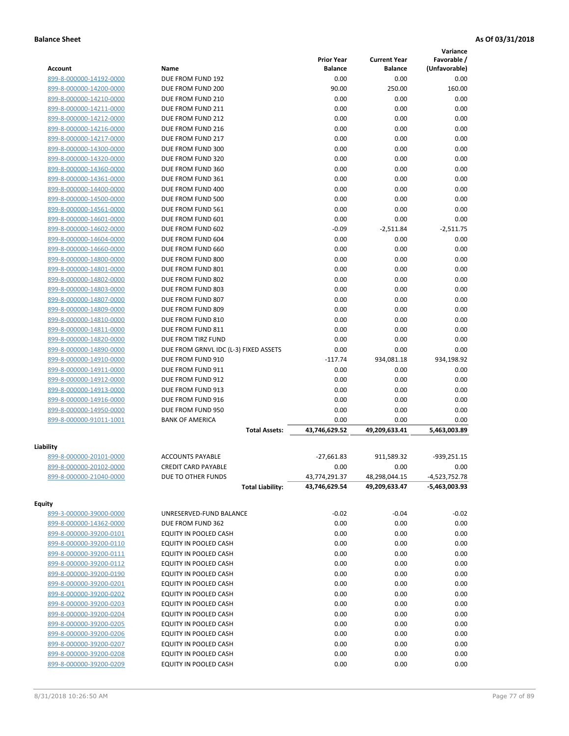**Balance Sheet** **As Of 03/31/2018**

| Account | Name | Prior Year Balance | Current Year Balance | Variance Favorable / (Unfavorable) |
|---|---|---|---|---|
| 899-8-000000-14192-0000 | DUE FROM FUND 192 | 0.00 | 0.00 | 0.00 |
| 899-8-000000-14200-0000 | DUE FROM FUND 200 | 90.00 | 250.00 | 160.00 |
| 899-8-000000-14210-0000 | DUE FROM FUND 210 | 0.00 | 0.00 | 0.00 |
| 899-8-000000-14211-0000 | DUE FROM FUND 211 | 0.00 | 0.00 | 0.00 |
| 899-8-000000-14212-0000 | DUE FROM FUND 212 | 0.00 | 0.00 | 0.00 |
| 899-8-000000-14216-0000 | DUE FROM FUND 216 | 0.00 | 0.00 | 0.00 |
| 899-8-000000-14217-0000 | DUE FROM FUND 217 | 0.00 | 0.00 | 0.00 |
| 899-8-000000-14300-0000 | DUE FROM FUND 300 | 0.00 | 0.00 | 0.00 |
| 899-8-000000-14320-0000 | DUE FROM FUND 320 | 0.00 | 0.00 | 0.00 |
| 899-8-000000-14360-0000 | DUE FROM FUND 360 | 0.00 | 0.00 | 0.00 |
| 899-8-000000-14361-0000 | DUE FROM FUND 361 | 0.00 | 0.00 | 0.00 |
| 899-8-000000-14400-0000 | DUE FROM FUND 400 | 0.00 | 0.00 | 0.00 |
| 899-8-000000-14500-0000 | DUE FROM FUND 500 | 0.00 | 0.00 | 0.00 |
| 899-8-000000-14561-0000 | DUE FROM FUND 561 | 0.00 | 0.00 | 0.00 |
| 899-8-000000-14601-0000 | DUE FROM FUND 601 | 0.00 | 0.00 | 0.00 |
| 899-8-000000-14602-0000 | DUE FROM FUND 602 | -0.09 | -2,511.84 | -2,511.75 |
| 899-8-000000-14604-0000 | DUE FROM FUND 604 | 0.00 | 0.00 | 0.00 |
| 899-8-000000-14660-0000 | DUE FROM FUND 660 | 0.00 | 0.00 | 0.00 |
| 899-8-000000-14800-0000 | DUE FROM FUND 800 | 0.00 | 0.00 | 0.00 |
| 899-8-000000-14801-0000 | DUE FROM FUND 801 | 0.00 | 0.00 | 0.00 |
| 899-8-000000-14802-0000 | DUE FROM FUND 802 | 0.00 | 0.00 | 0.00 |
| 899-8-000000-14803-0000 | DUE FROM FUND 803 | 0.00 | 0.00 | 0.00 |
| 899-8-000000-14807-0000 | DUE FROM FUND 807 | 0.00 | 0.00 | 0.00 |
| 899-8-000000-14809-0000 | DUE FROM FUND 809 | 0.00 | 0.00 | 0.00 |
| 899-8-000000-14810-0000 | DUE FROM FUND 810 | 0.00 | 0.00 | 0.00 |
| 899-8-000000-14811-0000 | DUE FROM FUND 811 | 0.00 | 0.00 | 0.00 |
| 899-8-000000-14820-0000 | DUE FROM TIRZ FUND | 0.00 | 0.00 | 0.00 |
| 899-8-000000-14890-0000 | DUE FROM GRNVL IDC (L-3) FIXED ASSETS | 0.00 | 0.00 | 0.00 |
| 899-8-000000-14910-0000 | DUE FROM FUND 910 | -117.74 | 934,081.18 | 934,198.92 |
| 899-8-000000-14911-0000 | DUE FROM FUND 911 | 0.00 | 0.00 | 0.00 |
| 899-8-000000-14912-0000 | DUE FROM FUND 912 | 0.00 | 0.00 | 0.00 |
| 899-8-000000-14913-0000 | DUE FROM FUND 913 | 0.00 | 0.00 | 0.00 |
| 899-8-000000-14916-0000 | DUE FROM FUND 916 | 0.00 | 0.00 | 0.00 |
| 899-8-000000-14950-0000 | DUE FROM FUND 950 | 0.00 | 0.00 | 0.00 |
| 899-8-000000-91011-1001 | BANK OF AMERICA | 0.00 | 0.00 | 0.00 |
| | **Total Assets:** | **43,746,629.52** | **49,209,633.41** | **5,463,003.89** |
| **Liability** | | | | |
| 899-8-000000-20101-0000 | ACCOUNTS PAYABLE | -27,661.83 | 911,589.32 | -939,251.15 |
| 899-8-000000-20102-0000 | CREDIT CARD PAYABLE | 0.00 | 0.00 | 0.00 |
| 899-8-000000-21040-0000 | DUE TO OTHER FUNDS | 43,774,291.37 | 48,298,044.15 | -4,523,752.78 |
| | **Total Liability:** | **43,746,629.54** | **49,209,633.47** | **-5,463,003.93** |
| **Equity** | | | | |
| 899-3-000000-39000-0000 | UNRESERVED-FUND BALANCE | -0.02 | -0.04 | -0.02 |
| 899-8-000000-14362-0000 | DUE FROM FUND 362 | 0.00 | 0.00 | 0.00 |
| 899-8-000000-39200-0101 | EQUITY IN POOLED CASH | 0.00 | 0.00 | 0.00 |
| 899-8-000000-39200-0110 | EQUITY IN POOLED CASH | 0.00 | 0.00 | 0.00 |
| 899-8-000000-39200-0111 | EQUITY IN POOLED CASH | 0.00 | 0.00 | 0.00 |
| 899-8-000000-39200-0112 | EQUITY IN POOLED CASH | 0.00 | 0.00 | 0.00 |
| 899-8-000000-39200-0190 | EQUITY IN POOLED CASH | 0.00 | 0.00 | 0.00 |
| 899-8-000000-39200-0201 | EQUITY IN POOLED CASH | 0.00 | 0.00 | 0.00 |
| 899-8-000000-39200-0202 | EQUITY IN POOLED CASH | 0.00 | 0.00 | 0.00 |
| 899-8-000000-39200-0203 | EQUITY IN POOLED CASH | 0.00 | 0.00 | 0.00 |
| 899-8-000000-39200-0204 | EQUITY IN POOLED CASH | 0.00 | 0.00 | 0.00 |
| 899-8-000000-39200-0205 | EQUITY IN POOLED CASH | 0.00 | 0.00 | 0.00 |
| 899-8-000000-39200-0206 | EQUITY IN POOLED CASH | 0.00 | 0.00 | 0.00 |
| 899-8-000000-39200-0207 | EQUITY IN POOLED CASH | 0.00 | 0.00 | 0.00 |
| 899-8-000000-39200-0208 | EQUITY IN POOLED CASH | 0.00 | 0.00 | 0.00 |
| 899-8-000000-39200-0209 | EQUITY IN POOLED CASH | 0.00 | 0.00 | 0.00 |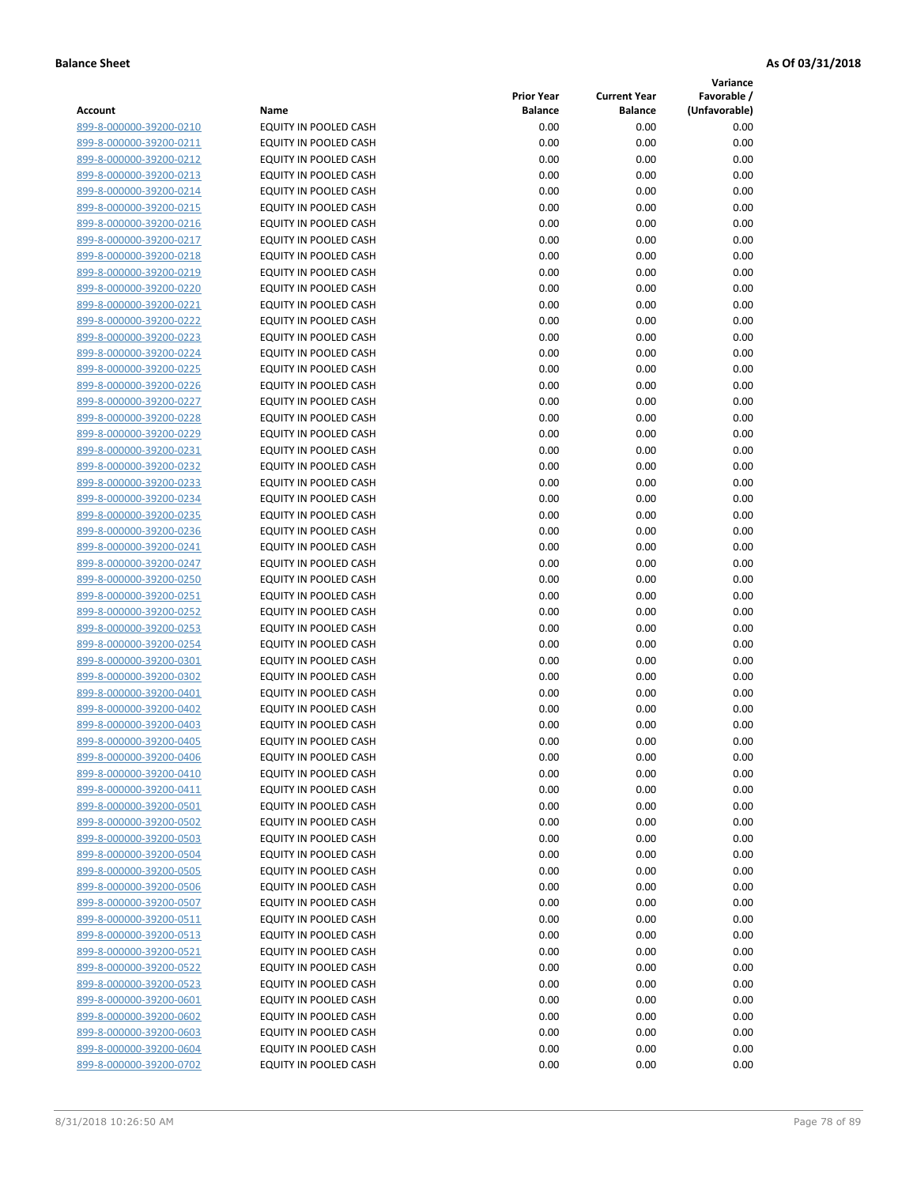**Balance Sheet** **As Of 03/31/2018**

| Account | Name | Prior Year Balance | Current Year Balance | Variance Favorable / (Unfavorable) |
|---|---|---|---|---|
| 899-8-000000-39200-0210 | EQUITY IN POOLED CASH | 0.00 | 0.00 | 0.00 |
| 899-8-000000-39200-0211 | EQUITY IN POOLED CASH | 0.00 | 0.00 | 0.00 |
| 899-8-000000-39200-0212 | EQUITY IN POOLED CASH | 0.00 | 0.00 | 0.00 |
| 899-8-000000-39200-0213 | EQUITY IN POOLED CASH | 0.00 | 0.00 | 0.00 |
| 899-8-000000-39200-0214 | EQUITY IN POOLED CASH | 0.00 | 0.00 | 0.00 |
| 899-8-000000-39200-0215 | EQUITY IN POOLED CASH | 0.00 | 0.00 | 0.00 |
| 899-8-000000-39200-0216 | EQUITY IN POOLED CASH | 0.00 | 0.00 | 0.00 |
| 899-8-000000-39200-0217 | EQUITY IN POOLED CASH | 0.00 | 0.00 | 0.00 |
| 899-8-000000-39200-0218 | EQUITY IN POOLED CASH | 0.00 | 0.00 | 0.00 |
| 899-8-000000-39200-0219 | EQUITY IN POOLED CASH | 0.00 | 0.00 | 0.00 |
| 899-8-000000-39200-0220 | EQUITY IN POOLED CASH | 0.00 | 0.00 | 0.00 |
| 899-8-000000-39200-0221 | EQUITY IN POOLED CASH | 0.00 | 0.00 | 0.00 |
| 899-8-000000-39200-0222 | EQUITY IN POOLED CASH | 0.00 | 0.00 | 0.00 |
| 899-8-000000-39200-0223 | EQUITY IN POOLED CASH | 0.00 | 0.00 | 0.00 |
| 899-8-000000-39200-0224 | EQUITY IN POOLED CASH | 0.00 | 0.00 | 0.00 |
| 899-8-000000-39200-0225 | EQUITY IN POOLED CASH | 0.00 | 0.00 | 0.00 |
| 899-8-000000-39200-0226 | EQUITY IN POOLED CASH | 0.00 | 0.00 | 0.00 |
| 899-8-000000-39200-0227 | EQUITY IN POOLED CASH | 0.00 | 0.00 | 0.00 |
| 899-8-000000-39200-0228 | EQUITY IN POOLED CASH | 0.00 | 0.00 | 0.00 |
| 899-8-000000-39200-0229 | EQUITY IN POOLED CASH | 0.00 | 0.00 | 0.00 |
| 899-8-000000-39200-0231 | EQUITY IN POOLED CASH | 0.00 | 0.00 | 0.00 |
| 899-8-000000-39200-0232 | EQUITY IN POOLED CASH | 0.00 | 0.00 | 0.00 |
| 899-8-000000-39200-0233 | EQUITY IN POOLED CASH | 0.00 | 0.00 | 0.00 |
| 899-8-000000-39200-0234 | EQUITY IN POOLED CASH | 0.00 | 0.00 | 0.00 |
| 899-8-000000-39200-0235 | EQUITY IN POOLED CASH | 0.00 | 0.00 | 0.00 |
| 899-8-000000-39200-0236 | EQUITY IN POOLED CASH | 0.00 | 0.00 | 0.00 |
| 899-8-000000-39200-0241 | EQUITY IN POOLED CASH | 0.00 | 0.00 | 0.00 |
| 899-8-000000-39200-0247 | EQUITY IN POOLED CASH | 0.00 | 0.00 | 0.00 |
| 899-8-000000-39200-0250 | EQUITY IN POOLED CASH | 0.00 | 0.00 | 0.00 |
| 899-8-000000-39200-0251 | EQUITY IN POOLED CASH | 0.00 | 0.00 | 0.00 |
| 899-8-000000-39200-0252 | EQUITY IN POOLED CASH | 0.00 | 0.00 | 0.00 |
| 899-8-000000-39200-0253 | EQUITY IN POOLED CASH | 0.00 | 0.00 | 0.00 |
| 899-8-000000-39200-0254 | EQUITY IN POOLED CASH | 0.00 | 0.00 | 0.00 |
| 899-8-000000-39200-0301 | EQUITY IN POOLED CASH | 0.00 | 0.00 | 0.00 |
| 899-8-000000-39200-0302 | EQUITY IN POOLED CASH | 0.00 | 0.00 | 0.00 |
| 899-8-000000-39200-0401 | EQUITY IN POOLED CASH | 0.00 | 0.00 | 0.00 |
| 899-8-000000-39200-0402 | EQUITY IN POOLED CASH | 0.00 | 0.00 | 0.00 |
| 899-8-000000-39200-0403 | EQUITY IN POOLED CASH | 0.00 | 0.00 | 0.00 |
| 899-8-000000-39200-0405 | EQUITY IN POOLED CASH | 0.00 | 0.00 | 0.00 |
| 899-8-000000-39200-0406 | EQUITY IN POOLED CASH | 0.00 | 0.00 | 0.00 |
| 899-8-000000-39200-0410 | EQUITY IN POOLED CASH | 0.00 | 0.00 | 0.00 |
| 899-8-000000-39200-0411 | EQUITY IN POOLED CASH | 0.00 | 0.00 | 0.00 |
| 899-8-000000-39200-0501 | EQUITY IN POOLED CASH | 0.00 | 0.00 | 0.00 |
| 899-8-000000-39200-0502 | EQUITY IN POOLED CASH | 0.00 | 0.00 | 0.00 |
| 899-8-000000-39200-0503 | EQUITY IN POOLED CASH | 0.00 | 0.00 | 0.00 |
| 899-8-000000-39200-0504 | EQUITY IN POOLED CASH | 0.00 | 0.00 | 0.00 |
| 899-8-000000-39200-0505 | EQUITY IN POOLED CASH | 0.00 | 0.00 | 0.00 |
| 899-8-000000-39200-0506 | EQUITY IN POOLED CASH | 0.00 | 0.00 | 0.00 |
| 899-8-000000-39200-0507 | EQUITY IN POOLED CASH | 0.00 | 0.00 | 0.00 |
| 899-8-000000-39200-0511 | EQUITY IN POOLED CASH | 0.00 | 0.00 | 0.00 |
| 899-8-000000-39200-0513 | EQUITY IN POOLED CASH | 0.00 | 0.00 | 0.00 |
| 899-8-000000-39200-0521 | EQUITY IN POOLED CASH | 0.00 | 0.00 | 0.00 |
| 899-8-000000-39200-0522 | EQUITY IN POOLED CASH | 0.00 | 0.00 | 0.00 |
| 899-8-000000-39200-0523 | EQUITY IN POOLED CASH | 0.00 | 0.00 | 0.00 |
| 899-8-000000-39200-0601 | EQUITY IN POOLED CASH | 0.00 | 0.00 | 0.00 |
| 899-8-000000-39200-0602 | EQUITY IN POOLED CASH | 0.00 | 0.00 | 0.00 |
| 899-8-000000-39200-0603 | EQUITY IN POOLED CASH | 0.00 | 0.00 | 0.00 |
| 899-8-000000-39200-0604 | EQUITY IN POOLED CASH | 0.00 | 0.00 | 0.00 |
| 899-8-000000-39200-0702 | EQUITY IN POOLED CASH | 0.00 | 0.00 | 0.00 |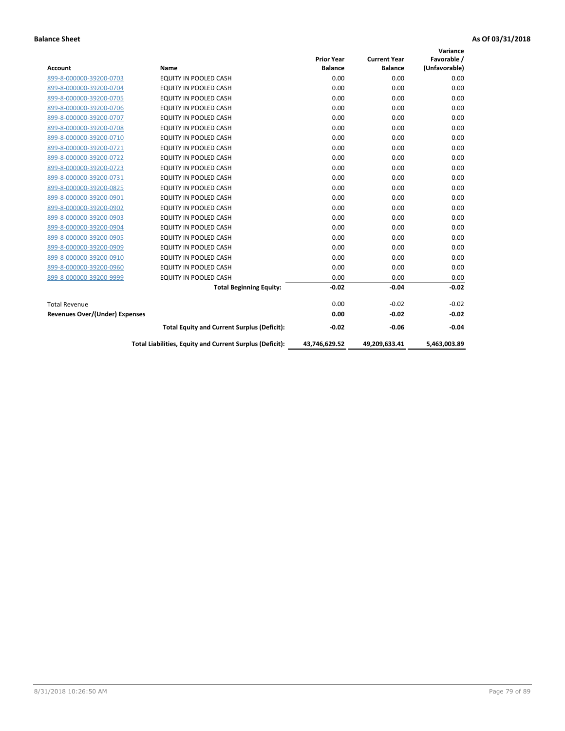**Balance Sheet** **As Of 03/31/2018**

| Account | Name | Prior Year Balance | Current Year Balance | Variance Favorable / (Unfavorable) |
|---|---|---|---|---|
| 899-8-000000-39200-0703 | EQUITY IN POOLED CASH | 0.00 | 0.00 | 0.00 |
| 899-8-000000-39200-0704 | EQUITY IN POOLED CASH | 0.00 | 0.00 | 0.00 |
| 899-8-000000-39200-0705 | EQUITY IN POOLED CASH | 0.00 | 0.00 | 0.00 |
| 899-8-000000-39200-0706 | EQUITY IN POOLED CASH | 0.00 | 0.00 | 0.00 |
| 899-8-000000-39200-0707 | EQUITY IN POOLED CASH | 0.00 | 0.00 | 0.00 |
| 899-8-000000-39200-0708 | EQUITY IN POOLED CASH | 0.00 | 0.00 | 0.00 |
| 899-8-000000-39200-0710 | EQUITY IN POOLED CASH | 0.00 | 0.00 | 0.00 |
| 899-8-000000-39200-0721 | EQUITY IN POOLED CASH | 0.00 | 0.00 | 0.00 |
| 899-8-000000-39200-0722 | EQUITY IN POOLED CASH | 0.00 | 0.00 | 0.00 |
| 899-8-000000-39200-0723 | EQUITY IN POOLED CASH | 0.00 | 0.00 | 0.00 |
| 899-8-000000-39200-0731 | EQUITY IN POOLED CASH | 0.00 | 0.00 | 0.00 |
| 899-8-000000-39200-0825 | EQUITY IN POOLED CASH | 0.00 | 0.00 | 0.00 |
| 899-8-000000-39200-0901 | EQUITY IN POOLED CASH | 0.00 | 0.00 | 0.00 |
| 899-8-000000-39200-0902 | EQUITY IN POOLED CASH | 0.00 | 0.00 | 0.00 |
| 899-8-000000-39200-0903 | EQUITY IN POOLED CASH | 0.00 | 0.00 | 0.00 |
| 899-8-000000-39200-0904 | EQUITY IN POOLED CASH | 0.00 | 0.00 | 0.00 |
| 899-8-000000-39200-0905 | EQUITY IN POOLED CASH | 0.00 | 0.00 | 0.00 |
| 899-8-000000-39200-0909 | EQUITY IN POOLED CASH | 0.00 | 0.00 | 0.00 |
| 899-8-000000-39200-0910 | EQUITY IN POOLED CASH | 0.00 | 0.00 | 0.00 |
| 899-8-000000-39200-0960 | EQUITY IN POOLED CASH | 0.00 | 0.00 | 0.00 |
| 899-8-000000-39200-9999 | EQUITY IN POOLED CASH | 0.00 | 0.00 | 0.00 |
| | **Total Beginning Equity:** | **-0.02** | **-0.04** | **-0.02** |
| Total Revenue | | 0.00 | -0.02 | -0.02 |
| **Revenues Over/(Under) Expenses** | | **0.00** | **-0.02** | **-0.02** |
| | **Total Equity and Current Surplus (Deficit):** | **-0.02** | **-0.06** | **-0.04** |
| | **Total Liabilities, Equity and Current Surplus (Deficit):** | **43,746,629.52** | **49,209,633.41** | **5,463,003.89** |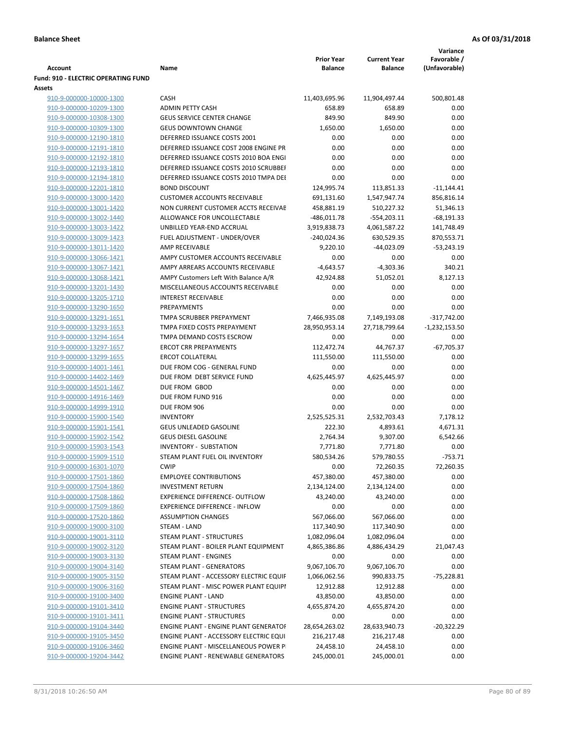**Balance Sheet** **As Of 03/31/2018**

| Account | Name | Prior Year Balance | Current Year Balance | Variance Favorable / (Unfavorable) |
|---|---|---|---|---|
| **Fund: 910 - ELECTRIC OPERATING FUND** | | | | |
| **Assets** | | | | |
| 910-9-000000-10000-1300 | CASH | 11,403,695.96 | 11,904,497.44 | 500,801.48 |
| 910-9-000000-10209-1300 | ADMIN PETTY CASH | 658.89 | 658.89 | 0.00 |
| 910-9-000000-10308-1300 | GEUS SERVICE CENTER CHANGE | 849.90 | 849.90 | 0.00 |
| 910-9-000000-10309-1300 | GEUS DOWNTOWN CHANGE | 1,650.00 | 1,650.00 | 0.00 |
| 910-9-000000-12190-1810 | DEFERRED ISSUANCE COSTS 2001 | 0.00 | 0.00 | 0.00 |
| 910-9-000000-12191-1810 | DEFERRED ISSUANCE COST 2008 ENGINE PR | 0.00 | 0.00 | 0.00 |
| 910-9-000000-12192-1810 | DEFERRED ISSUANCE COSTS 2010 BOA ENGI | 0.00 | 0.00 | 0.00 |
| 910-9-000000-12193-1810 | DEFERRED ISSUANCE COSTS 2010 SCRUBBEI | 0.00 | 0.00 | 0.00 |
| 910-9-000000-12194-1810 | DEFERRED ISSUANCE COSTS 2010 TMPA DEI | 0.00 | 0.00 | 0.00 |
| 910-9-000000-12201-1810 | BOND DISCOUNT | 124,995.74 | 113,851.33 | -11,144.41 |
| 910-9-000000-13000-1420 | CUSTOMER ACCOUNTS RECEIVABLE | 691,131.60 | 1,547,947.74 | 856,816.14 |
| 910-9-000000-13001-1420 | NON CURRENT CUSTOMER ACCTS RECEIVAE | 458,881.19 | 510,227.32 | 51,346.13 |
| 910-9-000000-13002-1440 | ALLOWANCE FOR UNCOLLECTABLE | -486,011.78 | -554,203.11 | -68,191.33 |
| 910-9-000000-13003-1422 | UNBILLED YEAR-END ACCRUAL | 3,919,838.73 | 4,061,587.22 | 141,748.49 |
| 910-9-000000-13009-1423 | FUEL ADJUSTMENT - UNDER/OVER | -240,024.36 | 630,529.35 | 870,553.71 |
| 910-9-000000-13011-1420 | AMP RECEIVABLE | 9,220.10 | -44,023.09 | -53,243.19 |
| 910-9-000000-13066-1421 | AMPY CUSTOMER ACCOUNTS RECEIVABLE | 0.00 | 0.00 | 0.00 |
| 910-9-000000-13067-1421 | AMPY ARREARS ACCOUNTS RECEIVABLE | -4,643.57 | -4,303.36 | 340.21 |
| 910-9-000000-13068-1421 | AMPY Customers Left With Balance A/R | 42,924.88 | 51,052.01 | 8,127.13 |
| 910-9-000000-13201-1430 | MISCELLANEOUS ACCOUNTS RECEIVABLE | 0.00 | 0.00 | 0.00 |
| 910-9-000000-13205-1710 | INTEREST RECEIVABLE | 0.00 | 0.00 | 0.00 |
| 910-9-000000-13290-1650 | PREPAYMENTS | 0.00 | 0.00 | 0.00 |
| 910-9-000000-13291-1651 | TMPA SCRUBBER PREPAYMENT | 7,466,935.08 | 7,149,193.08 | -317,742.00 |
| 910-9-000000-13293-1653 | TMPA FIXED COSTS PREPAYMENT | 28,950,953.14 | 27,718,799.64 | -1,232,153.50 |
| 910-9-000000-13294-1654 | TMPA DEMAND COSTS ESCROW | 0.00 | 0.00 | 0.00 |
| 910-9-000000-13297-1657 | ERCOT CRR PREPAYMENTS | 112,472.74 | 44,767.37 | -67,705.37 |
| 910-9-000000-13299-1655 | ERCOT COLLATERAL | 111,550.00 | 111,550.00 | 0.00 |
| 910-9-000000-14001-1461 | DUE FROM COG - GENERAL FUND | 0.00 | 0.00 | 0.00 |
| 910-9-000000-14402-1469 | DUE FROM DEBT SERVICE FUND | 4,625,445.97 | 4,625,445.97 | 0.00 |
| 910-9-000000-14501-1467 | DUE FROM GBOD | 0.00 | 0.00 | 0.00 |
| 910-9-000000-14916-1469 | DUE FROM FUND 916 | 0.00 | 0.00 | 0.00 |
| 910-9-000000-14999-1910 | DUE FROM 906 | 0.00 | 0.00 | 0.00 |
| 910-9-000000-15900-1540 | INVENTORY | 2,525,525.31 | 2,532,703.43 | 7,178.12 |
| 910-9-000000-15901-1541 | GEUS UNLEADED GASOLINE | 222.30 | 4,893.61 | 4,671.31 |
| 910-9-000000-15902-1542 | GEUS DIESEL GASOLINE | 2,764.34 | 9,307.00 | 6,542.66 |
| 910-9-000000-15903-1543 | INVENTORY - SUBSTATION | 7,771.80 | 7,771.80 | 0.00 |
| 910-9-000000-15909-1510 | STEAM PLANT FUEL OIL INVENTORY | 580,534.26 | 579,780.55 | -753.71 |
| 910-9-000000-16301-1070 | CWIP | 0.00 | 72,260.35 | 72,260.35 |
| 910-9-000000-17501-1860 | EMPLOYEE CONTRIBUTIONS | 457,380.00 | 457,380.00 | 0.00 |
| 910-9-000000-17504-1860 | INVESTMENT RETURN | 2,134,124.00 | 2,134,124.00 | 0.00 |
| 910-9-000000-17508-1860 | EXPERIENCE DIFFERENCE- OUTFLOW | 43,240.00 | 43,240.00 | 0.00 |
| 910-9-000000-17509-1860 | EXPERIENCE DIFFERENCE - INFLOW | 0.00 | 0.00 | 0.00 |
| 910-9-000000-17520-1860 | ASSUMPTION CHANGES | 567,066.00 | 567,066.00 | 0.00 |
| 910-9-000000-19000-3100 | STEAM - LAND | 117,340.90 | 117,340.90 | 0.00 |
| 910-9-000000-19001-3110 | STEAM PLANT - STRUCTURES | 1,082,096.04 | 1,082,096.04 | 0.00 |
| 910-9-000000-19002-3120 | STEAM PLANT - BOILER PLANT EQUIPMENT | 4,865,386.86 | 4,886,434.29 | 21,047.43 |
| 910-9-000000-19003-3130 | STEAM PLANT - ENGINES | 0.00 | 0.00 | 0.00 |
| 910-9-000000-19004-3140 | STEAM PLANT - GENERATORS | 9,067,106.70 | 9,067,106.70 | 0.00 |
| 910-9-000000-19005-3150 | STEAM PLANT - ACCESSORY ELECTRIC EQUIF | 1,066,062.56 | 990,833.75 | -75,228.81 |
| 910-9-000000-19006-3160 | STEAM PLANT - MISC POWER PLANT EQUIPI | 12,912.88 | 12,912.88 | 0.00 |
| 910-9-000000-19100-3400 | ENGINE PLANT - LAND | 43,850.00 | 43,850.00 | 0.00 |
| 910-9-000000-19101-3410 | ENGINE PLANT - STRUCTURES | 4,655,874.20 | 4,655,874.20 | 0.00 |
| 910-9-000000-19101-3411 | ENGINE PLANT - STRUCTURES | 0.00 | 0.00 | 0.00 |
| 910-9-000000-19104-3440 | ENGINE PLANT - ENGINE PLANT GENERATOF | 28,654,263.02 | 28,633,940.73 | -20,322.29 |
| 910-9-000000-19105-3450 | ENGINE PLANT - ACCESSORY ELECTRIC EQUI | 216,217.48 | 216,217.48 | 0.00 |
| 910-9-000000-19106-3460 | ENGINE PLANT - MISCELLANEOUS POWER PI | 24,458.10 | 24,458.10 | 0.00 |
| 910-9-000000-19204-3442 | ENGINE PLANT - RENEWABLE GENERATORS | 245,000.01 | 245,000.01 | 0.00 |

8/31/2018 10:26:50 AM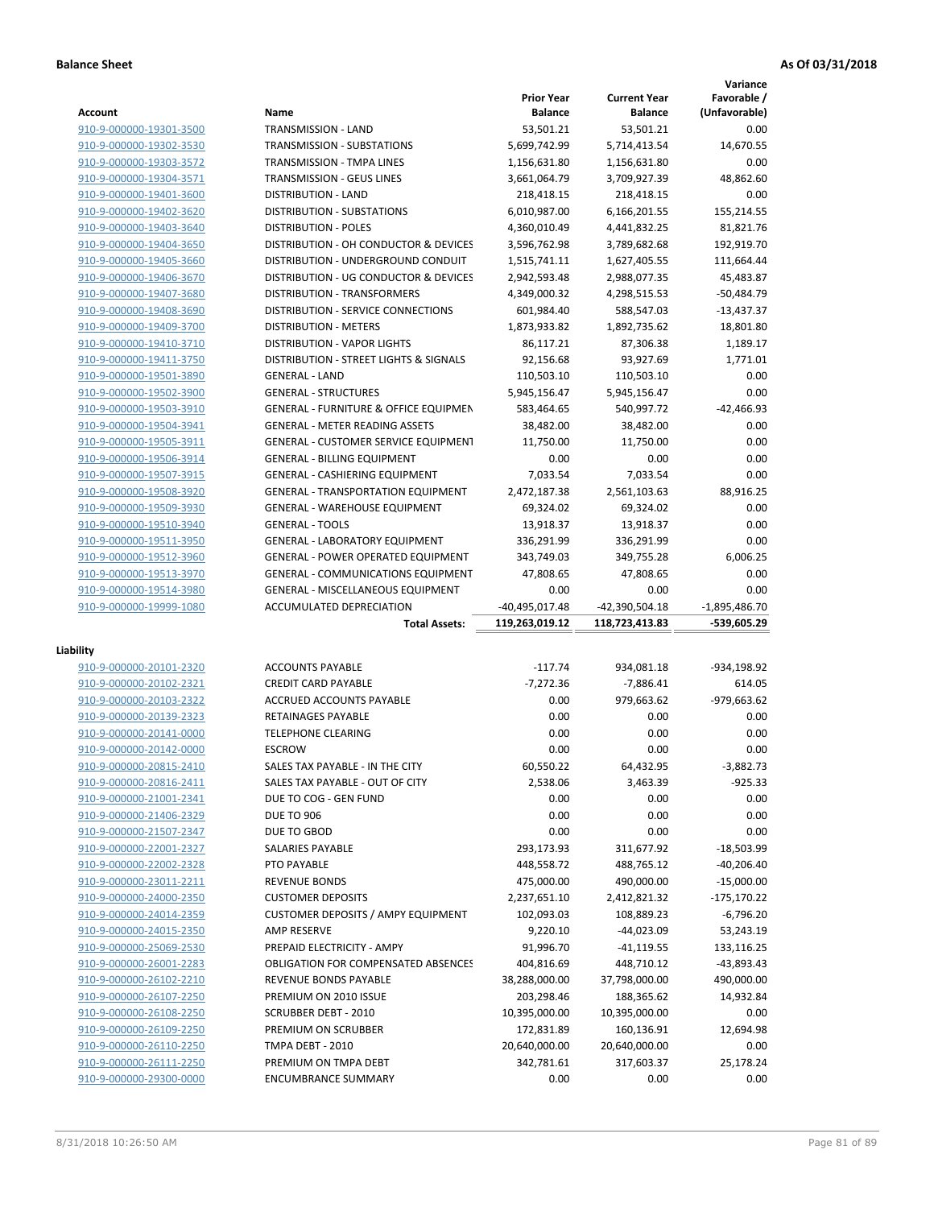**Balance Sheet** **As Of 03/31/2018**

| Account | Name | Prior Year Balance | Current Year Balance | Variance Favorable / (Unfavorable) |
|---|---|---|---|---|
| 910-9-000000-19301-3500 | TRANSMISSION - LAND | 53,501.21 | 53,501.21 | 0.00 |
| 910-9-000000-19302-3530 | TRANSMISSION - SUBSTATIONS | 5,699,742.99 | 5,714,413.54 | 14,670.55 |
| 910-9-000000-19303-3572 | TRANSMISSION - TMPA LINES | 1,156,631.80 | 1,156,631.80 | 0.00 |
| 910-9-000000-19304-3571 | TRANSMISSION - GEUS LINES | 3,661,064.79 | 3,709,927.39 | 48,862.60 |
| 910-9-000000-19401-3600 | DISTRIBUTION - LAND | 218,418.15 | 218,418.15 | 0.00 |
| 910-9-000000-19402-3620 | DISTRIBUTION - SUBSTATIONS | 6,010,987.00 | 6,166,201.55 | 155,214.55 |
| 910-9-000000-19403-3640 | DISTRIBUTION - POLES | 4,360,010.49 | 4,441,832.25 | 81,821.76 |
| 910-9-000000-19404-3650 | DISTRIBUTION - OH CONDUCTOR & DEVICES | 3,596,762.98 | 3,789,682.68 | 192,919.70 |
| 910-9-000000-19405-3660 | DISTRIBUTION - UNDERGROUND CONDUIT | 1,515,741.11 | 1,627,405.55 | 111,664.44 |
| 910-9-000000-19406-3670 | DISTRIBUTION - UG CONDUCTOR & DEVICES | 2,942,593.48 | 2,988,077.35 | 45,483.87 |
| 910-9-000000-19407-3680 | DISTRIBUTION - TRANSFORMERS | 4,349,000.32 | 4,298,515.53 | -50,484.79 |
| 910-9-000000-19408-3690 | DISTRIBUTION - SERVICE CONNECTIONS | 601,984.40 | 588,547.03 | -13,437.37 |
| 910-9-000000-19409-3700 | DISTRIBUTION - METERS | 1,873,933.82 | 1,892,735.62 | 18,801.80 |
| 910-9-000000-19410-3710 | DISTRIBUTION - VAPOR LIGHTS | 86,117.21 | 87,306.38 | 1,189.17 |
| 910-9-000000-19411-3750 | DISTRIBUTION - STREET LIGHTS & SIGNALS | 92,156.68 | 93,927.69 | 1,771.01 |
| 910-9-000000-19501-3890 | GENERAL - LAND | 110,503.10 | 110,503.10 | 0.00 |
| 910-9-000000-19502-3900 | GENERAL - STRUCTURES | 5,945,156.47 | 5,945,156.47 | 0.00 |
| 910-9-000000-19503-3910 | GENERAL - FURNITURE & OFFICE EQUIPMEN | 583,464.65 | 540,997.72 | -42,466.93 |
| 910-9-000000-19504-3941 | GENERAL - METER READING ASSETS | 38,482.00 | 38,482.00 | 0.00 |
| 910-9-000000-19505-3911 | GENERAL - CUSTOMER SERVICE EQUIPMENT | 11,750.00 | 11,750.00 | 0.00 |
| 910-9-000000-19506-3914 | GENERAL - BILLING EQUIPMENT | 0.00 | 0.00 | 0.00 |
| 910-9-000000-19507-3915 | GENERAL - CASHIERING EQUIPMENT | 7,033.54 | 7,033.54 | 0.00 |
| 910-9-000000-19508-3920 | GENERAL - TRANSPORTATION EQUIPMENT | 2,472,187.38 | 2,561,103.63 | 88,916.25 |
| 910-9-000000-19509-3930 | GENERAL - WAREHOUSE EQUIPMENT | 69,324.02 | 69,324.02 | 0.00 |
| 910-9-000000-19510-3940 | GENERAL - TOOLS | 13,918.37 | 13,918.37 | 0.00 |
| 910-9-000000-19511-3950 | GENERAL - LABORATORY EQUIPMENT | 336,291.99 | 336,291.99 | 0.00 |
| 910-9-000000-19512-3960 | GENERAL - POWER OPERATED EQUIPMENT | 343,749.03 | 349,755.28 | 6,006.25 |
| 910-9-000000-19513-3970 | GENERAL - COMMUNICATIONS EQUIPMENT | 47,808.65 | 47,808.65 | 0.00 |
| 910-9-000000-19514-3980 | GENERAL - MISCELLANEOUS EQUIPMENT | 0.00 | 0.00 | 0.00 |
| 910-9-000000-19999-1080 | ACCUMULATED DEPRECIATION | -40,495,017.48 | -42,390,504.18 | -1,895,486.70 |
| | **Total Assets:** | **119,263,019.12** | **118,723,413.83** | **-539,605.29** |

**Liability**

| Account | Name | Prior Year Balance | Current Year Balance | Variance Favorable / (Unfavorable) |
|---|---|---|---|---|
| 910-9-000000-20101-2320 | ACCOUNTS PAYABLE | -117.74 | 934,081.18 | -934,198.92 |
| 910-9-000000-20102-2321 | CREDIT CARD PAYABLE | -7,272.36 | -7,886.41 | 614.05 |
| 910-9-000000-20103-2322 | ACCRUED ACCOUNTS PAYABLE | 0.00 | 979,663.62 | -979,663.62 |
| 910-9-000000-20139-2323 | RETAINAGES PAYABLE | 0.00 | 0.00 | 0.00 |
| 910-9-000000-20141-0000 | TELEPHONE CLEARING | 0.00 | 0.00 | 0.00 |
| 910-9-000000-20142-0000 | ESCROW | 0.00 | 0.00 | 0.00 |
| 910-9-000000-20815-2410 | SALES TAX PAYABLE - IN THE CITY | 60,550.22 | 64,432.95 | -3,882.73 |
| 910-9-000000-20816-2411 | SALES TAX PAYABLE - OUT OF CITY | 2,538.06 | 3,463.39 | -925.33 |
| 910-9-000000-21001-2341 | DUE TO COG - GEN FUND | 0.00 | 0.00 | 0.00 |
| 910-9-000000-21406-2329 | DUE TO 906 | 0.00 | 0.00 | 0.00 |
| 910-9-000000-21507-2347 | DUE TO GBOD | 0.00 | 0.00 | 0.00 |
| 910-9-000000-22001-2327 | SALARIES PAYABLE | 293,173.93 | 311,677.92 | -18,503.99 |
| 910-9-000000-22002-2328 | PTO PAYABLE | 448,558.72 | 488,765.12 | -40,206.40 |
| 910-9-000000-23011-2211 | REVENUE BONDS | 475,000.00 | 490,000.00 | -15,000.00 |
| 910-9-000000-24000-2350 | CUSTOMER DEPOSITS | 2,237,651.10 | 2,412,821.32 | -175,170.22 |
| 910-9-000000-24014-2359 | CUSTOMER DEPOSITS / AMPY EQUIPMENT | 102,093.03 | 108,889.23 | -6,796.20 |
| 910-9-000000-24015-2350 | AMP RESERVE | 9,220.10 | -44,023.09 | 53,243.19 |
| 910-9-000000-25069-2530 | PREPAID ELECTRICITY - AMPY | 91,996.70 | -41,119.55 | 133,116.25 |
| 910-9-000000-26001-2283 | OBLIGATION FOR COMPENSATED ABSENCES | 404,816.69 | 448,710.12 | -43,893.43 |
| 910-9-000000-26102-2210 | REVENUE BONDS PAYABLE | 38,288,000.00 | 37,798,000.00 | 490,000.00 |
| 910-9-000000-26107-2250 | PREMIUM ON 2010 ISSUE | 203,298.46 | 188,365.62 | 14,932.84 |
| 910-9-000000-26108-2250 | SCRUBBER DEBT - 2010 | 10,395,000.00 | 10,395,000.00 | 0.00 |
| 910-9-000000-26109-2250 | PREMIUM ON SCRUBBER | 172,831.89 | 160,136.91 | 12,694.98 |
| 910-9-000000-26110-2250 | TMPA DEBT - 2010 | 20,640,000.00 | 20,640,000.00 | 0.00 |
| 910-9-000000-26111-2250 | PREMIUM ON TMPA DEBT | 342,781.61 | 317,603.37 | 25,178.24 |
| 910-9-000000-29300-0000 | ENCUMBRANCE SUMMARY | 0.00 | 0.00 | 0.00 |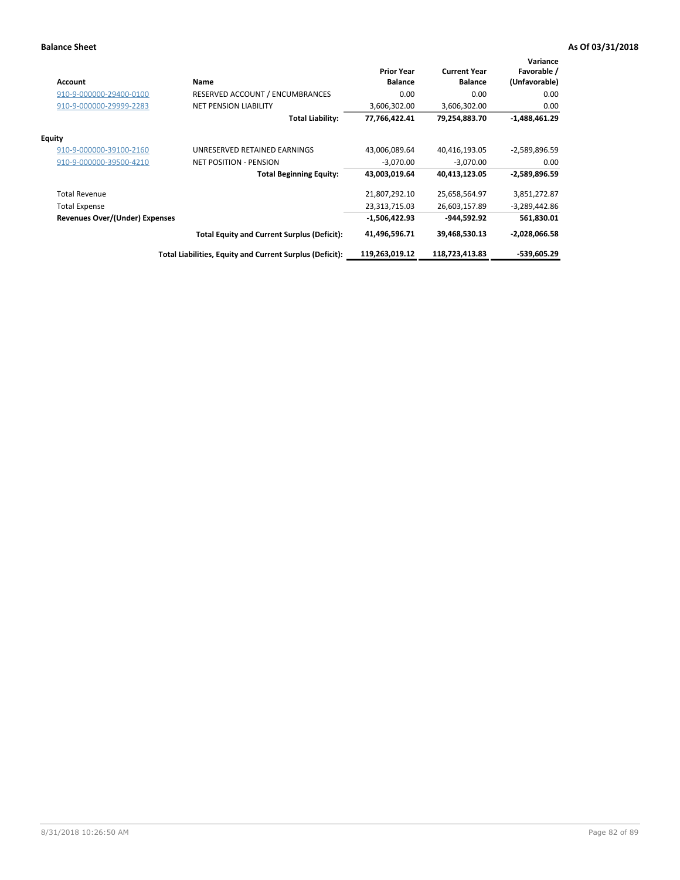**Balance Sheet** **As Of 03/31/2018**

| Account | Name | Prior Year Balance | Current Year Balance | Variance Favorable / (Unfavorable) |
|---|---|---|---|---|
| 910-9-000000-29400-0100 | RESERVED ACCOUNT / ENCUMBRANCES | 0.00 | 0.00 | 0.00 |
| 910-9-000000-29999-2283 | NET PENSION LIABILITY | 3,606,302.00 | 3,606,302.00 | 0.00 |
| | **Total Liability:** | **77,766,422.41** | **79,254,883.70** | **-1,488,461.29** |
| **Equity** | | | | |
| 910-9-000000-39100-2160 | UNRESERVED RETAINED EARNINGS | 43,006,089.64 | 40,416,193.05 | -2,589,896.59 |
| 910-9-000000-39500-4210 | NET POSITION - PENSION | -3,070.00 | -3,070.00 | 0.00 |
| | **Total Beginning Equity:** | **43,003,019.64** | **40,413,123.05** | **-2,589,896.59** |
| Total Revenue | | 21,807,292.10 | 25,658,564.97 | 3,851,272.87 |
| Total Expense | | 23,313,715.03 | 26,603,157.89 | -3,289,442.86 |
| **Revenues Over/(Under) Expenses** | | **-1,506,422.93** | **-944,592.92** | **561,830.01** |
| | **Total Equity and Current Surplus (Deficit):** | **41,496,596.71** | **39,468,530.13** | **-2,028,066.58** |
| | **Total Liabilities, Equity and Current Surplus (Deficit):** | **119,263,019.12** | **118,723,413.83** | **-539,605.29** |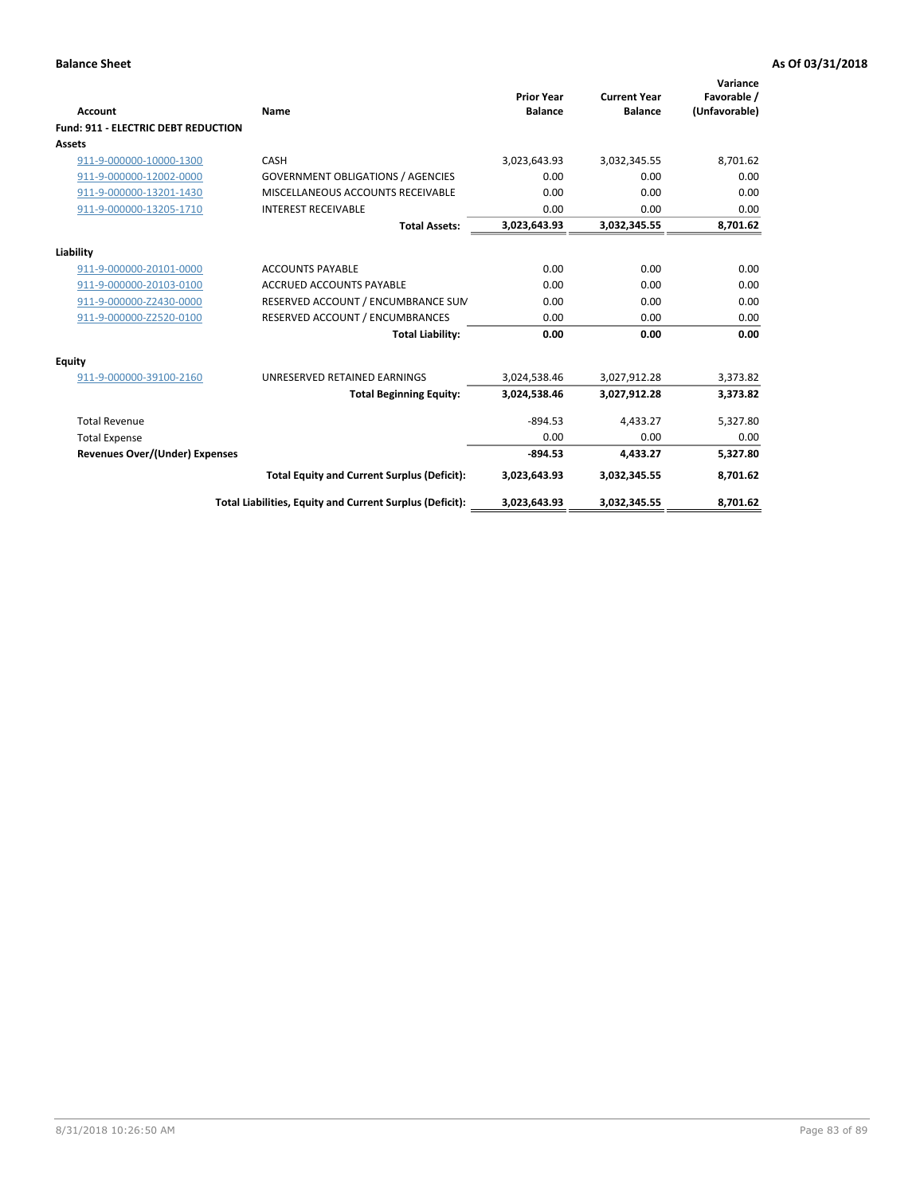**Balance Sheet** **As Of 03/31/2018**

| Account | Name | Prior Year Balance | Current Year Balance | Variance Favorable / (Unfavorable) |
|---|---|---|---|---|
| **Fund: 911 - ELECTRIC DEBT REDUCTION** | | | | |
| **Assets** | | | | |
| 911-9-000000-10000-1300 | CASH | 3,023,643.93 | 3,032,345.55 | 8,701.62 |
| 911-9-000000-12002-0000 | GOVERNMENT OBLIGATIONS / AGENCIES | 0.00 | 0.00 | 0.00 |
| 911-9-000000-13201-1430 | MISCELLANEOUS ACCOUNTS RECEIVABLE | 0.00 | 0.00 | 0.00 |
| 911-9-000000-13205-1710 | INTEREST RECEIVABLE | 0.00 | 0.00 | 0.00 |
| | **Total Assets:** | **3,023,643.93** | **3,032,345.55** | **8,701.62** |
| **Liability** | | | | |
| 911-9-000000-20101-0000 | ACCOUNTS PAYABLE | 0.00 | 0.00 | 0.00 |
| 911-9-000000-20103-0100 | ACCRUED ACCOUNTS PAYABLE | 0.00 | 0.00 | 0.00 |
| 911-9-000000-Z2430-0000 | RESERVED ACCOUNT / ENCUMBRANCE SUM | 0.00 | 0.00 | 0.00 |
| 911-9-000000-Z2520-0100 | RESERVED ACCOUNT / ENCUMBRANCES | 0.00 | 0.00 | 0.00 |
| | **Total Liability:** | **0.00** | **0.00** | **0.00** |
| **Equity** | | | | |
| 911-9-000000-39100-2160 | UNRESERVED RETAINED EARNINGS | 3,024,538.46 | 3,027,912.28 | 3,373.82 |
| | **Total Beginning Equity:** | **3,024,538.46** | **3,027,912.28** | **3,373.82** |
| Total Revenue | | -894.53 | 4,433.27 | 5,327.80 |
| Total Expense | | 0.00 | 0.00 | 0.00 |
| **Revenues Over/(Under) Expenses** | | **-894.53** | **4,433.27** | **5,327.80** |
| | **Total Equity and Current Surplus (Deficit):** | **3,023,643.93** | **3,032,345.55** | **8,701.62** |
| | **Total Liabilities, Equity and Current Surplus (Deficit):** | **3,023,643.93** | **3,032,345.55** | **8,701.62** |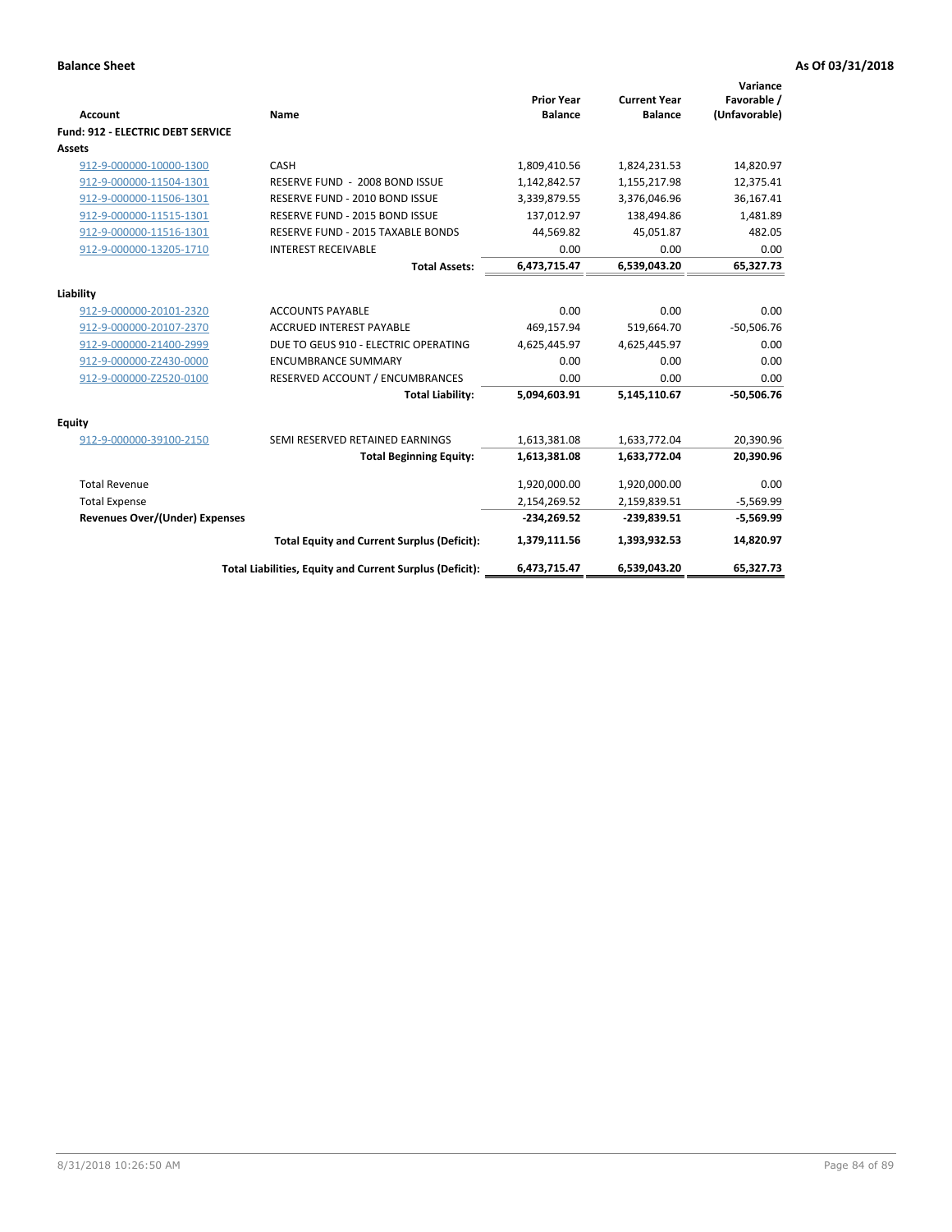**Balance Sheet** **As Of 03/31/2018**

| Account | Name | Prior Year Balance | Current Year Balance | Variance Favorable / (Unfavorable) |
|---|---|---|---|---|
| **Fund: 912 - ELECTRIC DEBT SERVICE** | | | | |
| **Assets** | | | | |
| 912-9-000000-10000-1300 | CASH | 1,809,410.56 | 1,824,231.53 | 14,820.97 |
| 912-9-000000-11504-1301 | RESERVE FUND - 2008 BOND ISSUE | 1,142,842.57 | 1,155,217.98 | 12,375.41 |
| 912-9-000000-11506-1301 | RESERVE FUND - 2010 BOND ISSUE | 3,339,879.55 | 3,376,046.96 | 36,167.41 |
| 912-9-000000-11515-1301 | RESERVE FUND - 2015 BOND ISSUE | 137,012.97 | 138,494.86 | 1,481.89 |
| 912-9-000000-11516-1301 | RESERVE FUND - 2015 TAXABLE BONDS | 44,569.82 | 45,051.87 | 482.05 |
| 912-9-000000-13205-1710 | INTEREST RECEIVABLE | 0.00 | 0.00 | 0.00 |
| | **Total Assets:** | **6,473,715.47** | **6,539,043.20** | **65,327.73** |
| **Liability** | | | | |
| 912-9-000000-20101-2320 | ACCOUNTS PAYABLE | 0.00 | 0.00 | 0.00 |
| 912-9-000000-20107-2370 | ACCRUED INTEREST PAYABLE | 469,157.94 | 519,664.70 | -50,506.76 |
| 912-9-000000-21400-2999 | DUE TO GEUS 910 - ELECTRIC OPERATING | 4,625,445.97 | 4,625,445.97 | 0.00 |
| 912-9-000000-Z2430-0000 | ENCUMBRANCE SUMMARY | 0.00 | 0.00 | 0.00 |
| 912-9-000000-Z2520-0100 | RESERVED ACCOUNT / ENCUMBRANCES | 0.00 | 0.00 | 0.00 |
| | **Total Liability:** | **5,094,603.91** | **5,145,110.67** | **-50,506.76** |
| **Equity** | | | | |
| 912-9-000000-39100-2150 | SEMI RESERVED RETAINED EARNINGS | 1,613,381.08 | 1,633,772.04 | 20,390.96 |
| | **Total Beginning Equity:** | **1,613,381.08** | **1,633,772.04** | **20,390.96** |
| Total Revenue | | 1,920,000.00 | 1,920,000.00 | 0.00 |
| Total Expense | | 2,154,269.52 | 2,159,839.51 | -5,569.99 |
| **Revenues Over/(Under) Expenses** | | **-234,269.52** | **-239,839.51** | **-5,569.99** |
| | **Total Equity and Current Surplus (Deficit):** | **1,379,111.56** | **1,393,932.53** | **14,820.97** |
| | **Total Liabilities, Equity and Current Surplus (Deficit):** | **6,473,715.47** | **6,539,043.20** | **65,327.73** |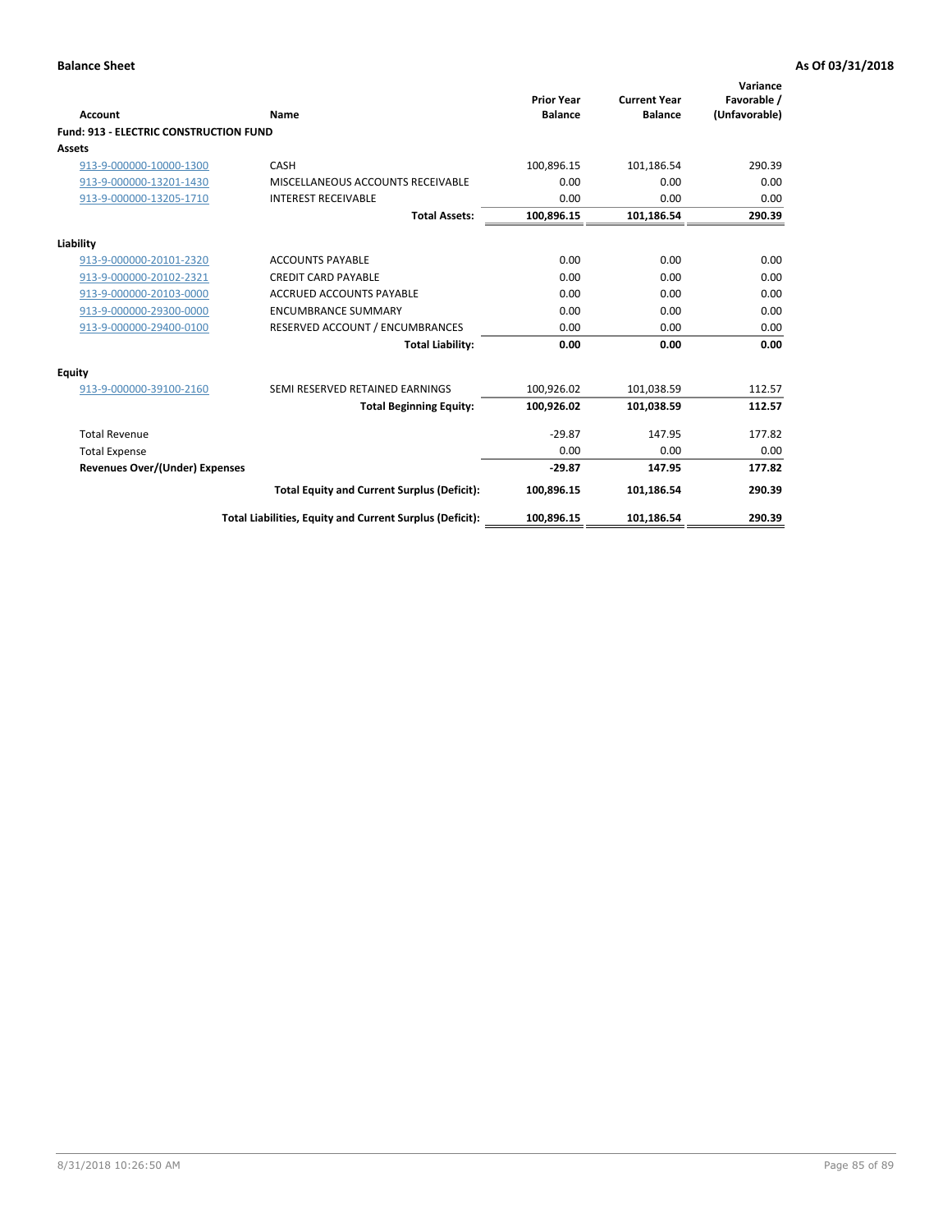**Balance Sheet** | **As Of 03/31/2018**

| Account | Name | Prior Year Balance | Current Year Balance | Variance Favorable / (Unfavorable) |
|---|---|---|---|---|
| **Fund: 913 - ELECTRIC CONSTRUCTION FUND** | | | | |
| **Assets** | | | | |
| 913-9-000000-10000-1300 | CASH | 100,896.15 | 101,186.54 | 290.39 |
| 913-9-000000-13201-1430 | MISCELLANEOUS ACCOUNTS RECEIVABLE | 0.00 | 0.00 | 0.00 |
| 913-9-000000-13205-1710 | INTEREST RECEIVABLE | 0.00 | 0.00 | 0.00 |
| | **Total Assets:** | **100,896.15** | **101,186.54** | **290.39** |
| **Liability** | | | | |
| 913-9-000000-20101-2320 | ACCOUNTS PAYABLE | 0.00 | 0.00 | 0.00 |
| 913-9-000000-20102-2321 | CREDIT CARD PAYABLE | 0.00 | 0.00 | 0.00 |
| 913-9-000000-20103-0000 | ACCRUED ACCOUNTS PAYABLE | 0.00 | 0.00 | 0.00 |
| 913-9-000000-29300-0000 | ENCUMBRANCE SUMMARY | 0.00 | 0.00 | 0.00 |
| 913-9-000000-29400-0100 | RESERVED ACCOUNT / ENCUMBRANCES | 0.00 | 0.00 | 0.00 |
| | **Total Liability:** | **0.00** | **0.00** | **0.00** |
| **Equity** | | | | |
| 913-9-000000-39100-2160 | SEMI RESERVED RETAINED EARNINGS | 100,926.02 | 101,038.59 | 112.57 |
| | **Total Beginning Equity:** | **100,926.02** | **101,038.59** | **112.57** |
| Total Revenue | | -29.87 | 147.95 | 177.82 |
| Total Expense | | 0.00 | 0.00 | 0.00 |
| **Revenues Over/(Under) Expenses** | | **-29.87** | **147.95** | **177.82** |
| | **Total Equity and Current Surplus (Deficit):** | **100,896.15** | **101,186.54** | **290.39** |
| | **Total Liabilities, Equity and Current Surplus (Deficit):** | **100,896.15** | **101,186.54** | **290.39** |

8/31/2018 10:26:50 AM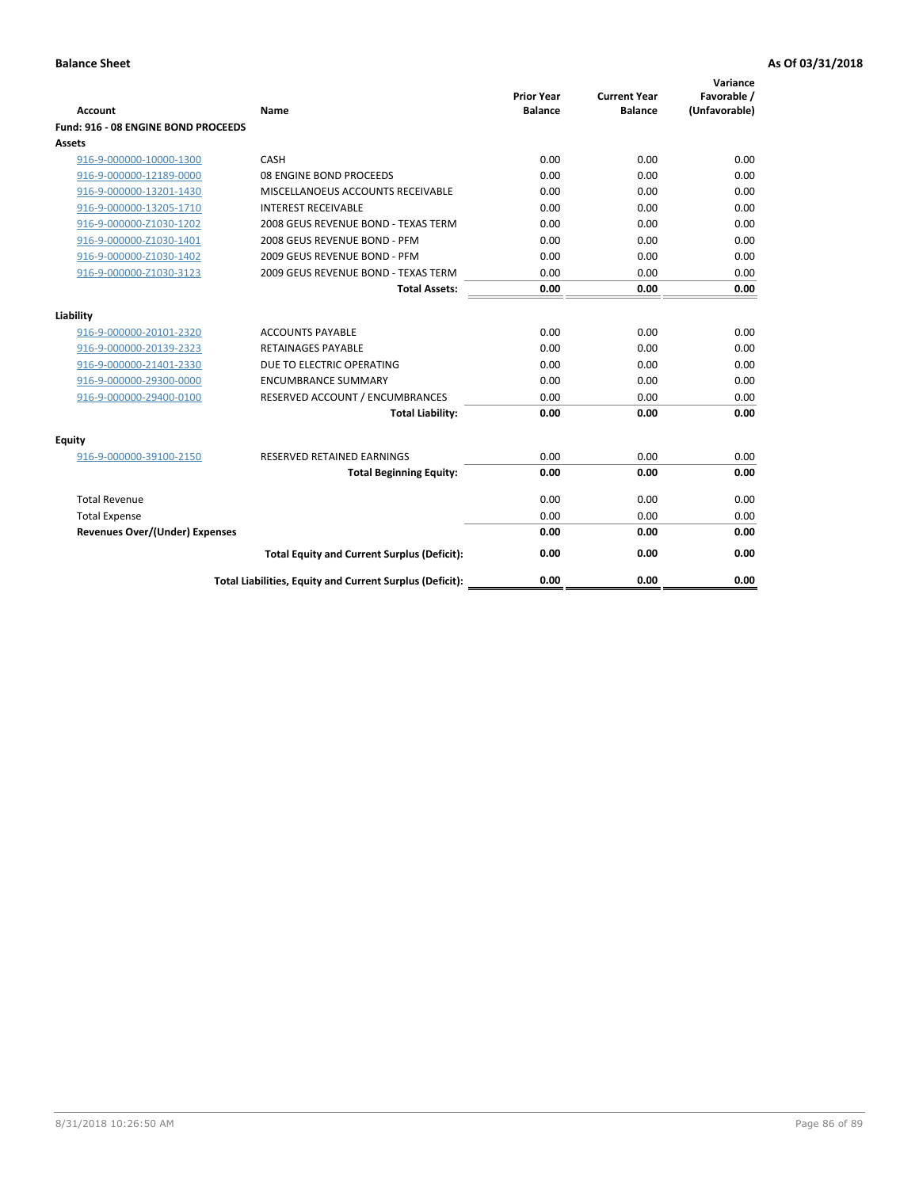**Balance Sheet** **As Of 03/31/2018**

| Account | Name | Prior Year Balance | Current Year Balance | Variance Favorable / (Unfavorable) |
|---|---|---|---|---|
| **Fund: 916 - 08 ENGINE BOND PROCEEDS** | | | | |
| **Assets** | | | | |
| 916-9-000000-10000-1300 | CASH | 0.00 | 0.00 | 0.00 |
| 916-9-000000-12189-0000 | 08 ENGINE BOND PROCEEDS | 0.00 | 0.00 | 0.00 |
| 916-9-000000-13201-1430 | MISCELLANOEUS ACCOUNTS RECEIVABLE | 0.00 | 0.00 | 0.00 |
| 916-9-000000-13205-1710 | INTEREST RECEIVABLE | 0.00 | 0.00 | 0.00 |
| 916-9-000000-Z1030-1202 | 2008 GEUS REVENUE BOND - TEXAS TERM | 0.00 | 0.00 | 0.00 |
| 916-9-000000-Z1030-1401 | 2008 GEUS REVENUE BOND - PFM | 0.00 | 0.00 | 0.00 |
| 916-9-000000-Z1030-1402 | 2009 GEUS REVENUE BOND - PFM | 0.00 | 0.00 | 0.00 |
| 916-9-000000-Z1030-3123 | 2009 GEUS REVENUE BOND - TEXAS TERM | 0.00 | 0.00 | 0.00 |
| | **Total Assets:** | **0.00** | **0.00** | **0.00** |
| **Liability** | | | | |
| 916-9-000000-20101-2320 | ACCOUNTS PAYABLE | 0.00 | 0.00 | 0.00 |
| 916-9-000000-20139-2323 | RETAINAGES PAYABLE | 0.00 | 0.00 | 0.00 |
| 916-9-000000-21401-2330 | DUE TO ELECTRIC OPERATING | 0.00 | 0.00 | 0.00 |
| 916-9-000000-29300-0000 | ENCUMBRANCE SUMMARY | 0.00 | 0.00 | 0.00 |
| 916-9-000000-29400-0100 | RESERVED ACCOUNT / ENCUMBRANCES | 0.00 | 0.00 | 0.00 |
| | **Total Liability:** | **0.00** | **0.00** | **0.00** |
| **Equity** | | | | |
| 916-9-000000-39100-2150 | RESERVED RETAINED EARNINGS | 0.00 | 0.00 | 0.00 |
| | **Total Beginning Equity:** | **0.00** | **0.00** | **0.00** |
| Total Revenue | | 0.00 | 0.00 | 0.00 |
| Total Expense | | 0.00 | 0.00 | 0.00 |
| **Revenues Over/(Under) Expenses** | | **0.00** | **0.00** | **0.00** |
| | **Total Equity and Current Surplus (Deficit):** | **0.00** | **0.00** | **0.00** |
| | **Total Liabilities, Equity and Current Surplus (Deficit):** | **0.00** | **0.00** | **0.00** |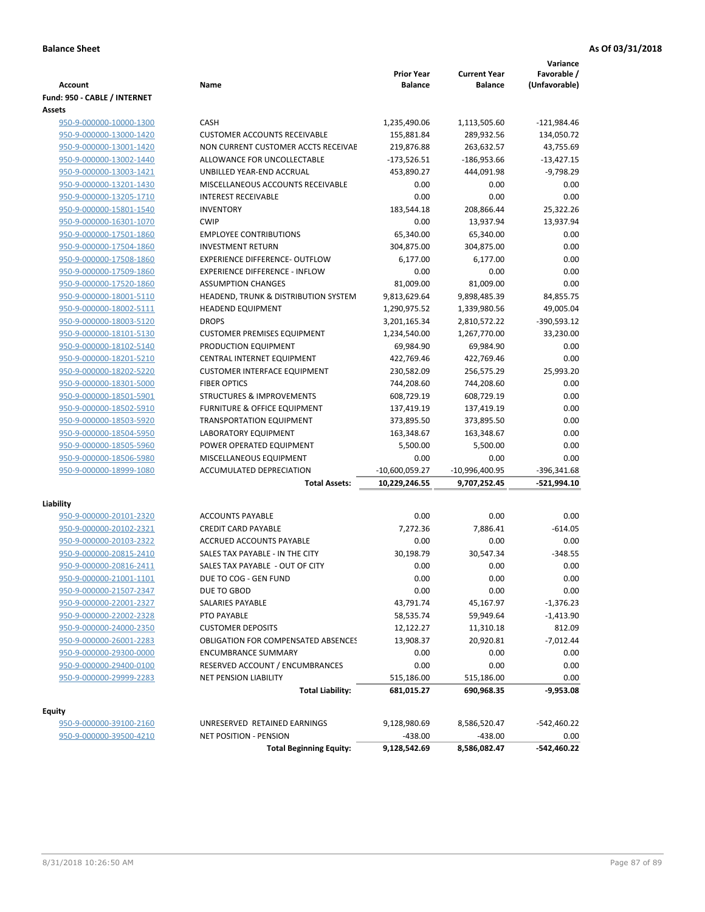**Balance Sheet** **As Of 03/31/2018**

| Account | Name | Prior Year Balance | Current Year Balance | Variance Favorable / (Unfavorable) |
|---|---|---|---|---|
| **Fund: 950 - CABLE / INTERNET** | | | | |
| **Assets** | | | | |
| 950-9-000000-10000-1300 | CASH | 1,235,490.06 | 1,113,505.60 | -121,984.46 |
| 950-9-000000-13000-1420 | CUSTOMER ACCOUNTS RECEIVABLE | 155,881.84 | 289,932.56 | 134,050.72 |
| 950-9-000000-13001-1420 | NON CURRENT CUSTOMER ACCTS RECEIVAE | 219,876.88 | 263,632.57 | 43,755.69 |
| 950-9-000000-13002-1440 | ALLOWANCE FOR UNCOLLECTABLE | -173,526.51 | -186,953.66 | -13,427.15 |
| 950-9-000000-13003-1421 | UNBILLED YEAR-END ACCRUAL | 453,890.27 | 444,091.98 | -9,798.29 |
| 950-9-000000-13201-1430 | MISCELLANEOUS ACCOUNTS RECEIVABLE | 0.00 | 0.00 | 0.00 |
| 950-9-000000-13205-1710 | INTEREST RECEIVABLE | 0.00 | 0.00 | 0.00 |
| 950-9-000000-15801-1540 | INVENTORY | 183,544.18 | 208,866.44 | 25,322.26 |
| 950-9-000000-16301-1070 | CWIP | 0.00 | 13,937.94 | 13,937.94 |
| 950-9-000000-17501-1860 | EMPLOYEE CONTRIBUTIONS | 65,340.00 | 65,340.00 | 0.00 |
| 950-9-000000-17504-1860 | INVESTMENT RETURN | 304,875.00 | 304,875.00 | 0.00 |
| 950-9-000000-17508-1860 | EXPERIENCE DIFFERENCE- OUTFLOW | 6,177.00 | 6,177.00 | 0.00 |
| 950-9-000000-17509-1860 | EXPERIENCE DIFFERENCE - INFLOW | 0.00 | 0.00 | 0.00 |
| 950-9-000000-17520-1860 | ASSUMPTION CHANGES | 81,009.00 | 81,009.00 | 0.00 |
| 950-9-000000-18001-5110 | HEADEND, TRUNK & DISTRIBUTION SYSTEM | 9,813,629.64 | 9,898,485.39 | 84,855.75 |
| 950-9-000000-18002-5111 | HEADEND EQUIPMENT | 1,290,975.52 | 1,339,980.56 | 49,005.04 |
| 950-9-000000-18003-5120 | DROPS | 3,201,165.34 | 2,810,572.22 | -390,593.12 |
| 950-9-000000-18101-5130 | CUSTOMER PREMISES EQUIPMENT | 1,234,540.00 | 1,267,770.00 | 33,230.00 |
| 950-9-000000-18102-5140 | PRODUCTION EQUIPMENT | 69,984.90 | 69,984.90 | 0.00 |
| 950-9-000000-18201-5210 | CENTRAL INTERNET EQUIPMENT | 422,769.46 | 422,769.46 | 0.00 |
| 950-9-000000-18202-5220 | CUSTOMER INTERFACE EQUIPMENT | 230,582.09 | 256,575.29 | 25,993.20 |
| 950-9-000000-18301-5000 | FIBER OPTICS | 744,208.60 | 744,208.60 | 0.00 |
| 950-9-000000-18501-5901 | STRUCTURES & IMPROVEMENTS | 608,729.19 | 608,729.19 | 0.00 |
| 950-9-000000-18502-5910 | FURNITURE & OFFICE EQUIPMENT | 137,419.19 | 137,419.19 | 0.00 |
| 950-9-000000-18503-5920 | TRANSPORTATION EQUIPMENT | 373,895.50 | 373,895.50 | 0.00 |
| 950-9-000000-18504-5950 | LABORATORY EQUIPMENT | 163,348.67 | 163,348.67 | 0.00 |
| 950-9-000000-18505-5960 | POWER OPERATED EQUIPMENT | 5,500.00 | 5,500.00 | 0.00 |
| 950-9-000000-18506-5980 | MISCELLANEOUS EQUIPMENT | 0.00 | 0.00 | 0.00 |
| 950-9-000000-18999-1080 | ACCUMULATED DEPRECIATION | -10,600,059.27 | -10,996,400.95 | -396,341.68 |
| | **Total Assets:** | **10,229,246.55** | **9,707,252.45** | **-521,994.10** |
| **Liability** | | | | |
| 950-9-000000-20101-2320 | ACCOUNTS PAYABLE | 0.00 | 0.00 | 0.00 |
| 950-9-000000-20102-2321 | CREDIT CARD PAYABLE | 7,272.36 | 7,886.41 | -614.05 |
| 950-9-000000-20103-2322 | ACCRUED ACCOUNTS PAYABLE | 0.00 | 0.00 | 0.00 |
| 950-9-000000-20815-2410 | SALES TAX PAYABLE - IN THE CITY | 30,198.79 | 30,547.34 | -348.55 |
| 950-9-000000-20816-2411 | SALES TAX PAYABLE - OUT OF CITY | 0.00 | 0.00 | 0.00 |
| 950-9-000000-21001-1101 | DUE TO COG - GEN FUND | 0.00 | 0.00 | 0.00 |
| 950-9-000000-21507-2347 | DUE TO GBOD | 0.00 | 0.00 | 0.00 |
| 950-9-000000-22001-2327 | SALARIES PAYABLE | 43,791.74 | 45,167.97 | -1,376.23 |
| 950-9-000000-22002-2328 | PTO PAYABLE | 58,535.74 | 59,949.64 | -1,413.90 |
| 950-9-000000-24000-2350 | CUSTOMER DEPOSITS | 12,122.27 | 11,310.18 | 812.09 |
| 950-9-000000-26001-2283 | OBLIGATION FOR COMPENSATED ABSENCES | 13,908.37 | 20,920.81 | -7,012.44 |
| 950-9-000000-29300-0000 | ENCUMBRANCE SUMMARY | 0.00 | 0.00 | 0.00 |
| 950-9-000000-29400-0100 | RESERVED ACCOUNT / ENCUMBRANCES | 0.00 | 0.00 | 0.00 |
| 950-9-000000-29999-2283 | NET PENSION LIABILITY | 515,186.00 | 515,186.00 | 0.00 |
| | **Total Liability:** | **681,015.27** | **690,968.35** | **-9,953.08** |
| **Equity** | | | | |
| 950-9-000000-39100-2160 | UNRESERVED RETAINED EARNINGS | 9,128,980.69 | 8,586,520.47 | -542,460.22 |
| 950-9-000000-39500-4210 | NET POSITION - PENSION | -438.00 | -438.00 | 0.00 |
| | **Total Beginning Equity:** | **9,128,542.69** | **8,586,082.47** | **-542,460.22** |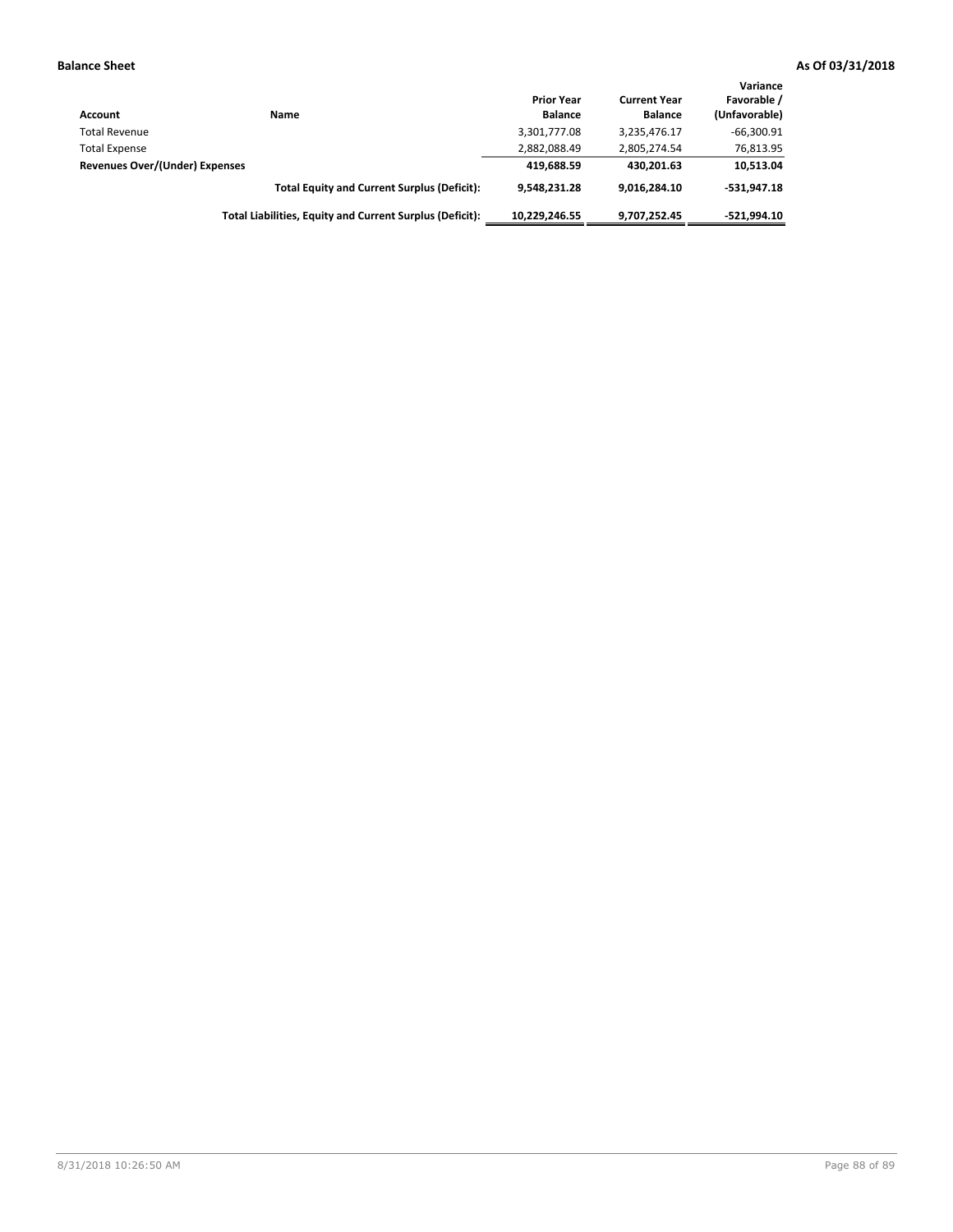**Balance Sheet** **As Of 03/31/2018**

| Account | Name | Prior Year Balance | Current Year Balance | Variance Favorable / (Unfavorable) |
|---|---|---|---|---|
| Total Revenue | | 3,301,777.08 | 3,235,476.17 | -66,300.91 |
| Total Expense | | 2,882,088.49 | 2,805,274.54 | 76,813.95 |
| **Revenues Over/(Under) Expenses** | | **419,688.59** | **430,201.63** | **10,513.04** |
| | **Total Equity and Current Surplus (Deficit):** | **9,548,231.28** | **9,016,284.10** | **-531,947.18** |
| | **Total Liabilities, Equity and Current Surplus (Deficit):** | **10,229,246.55** | **9,707,252.45** | **-521,994.10** |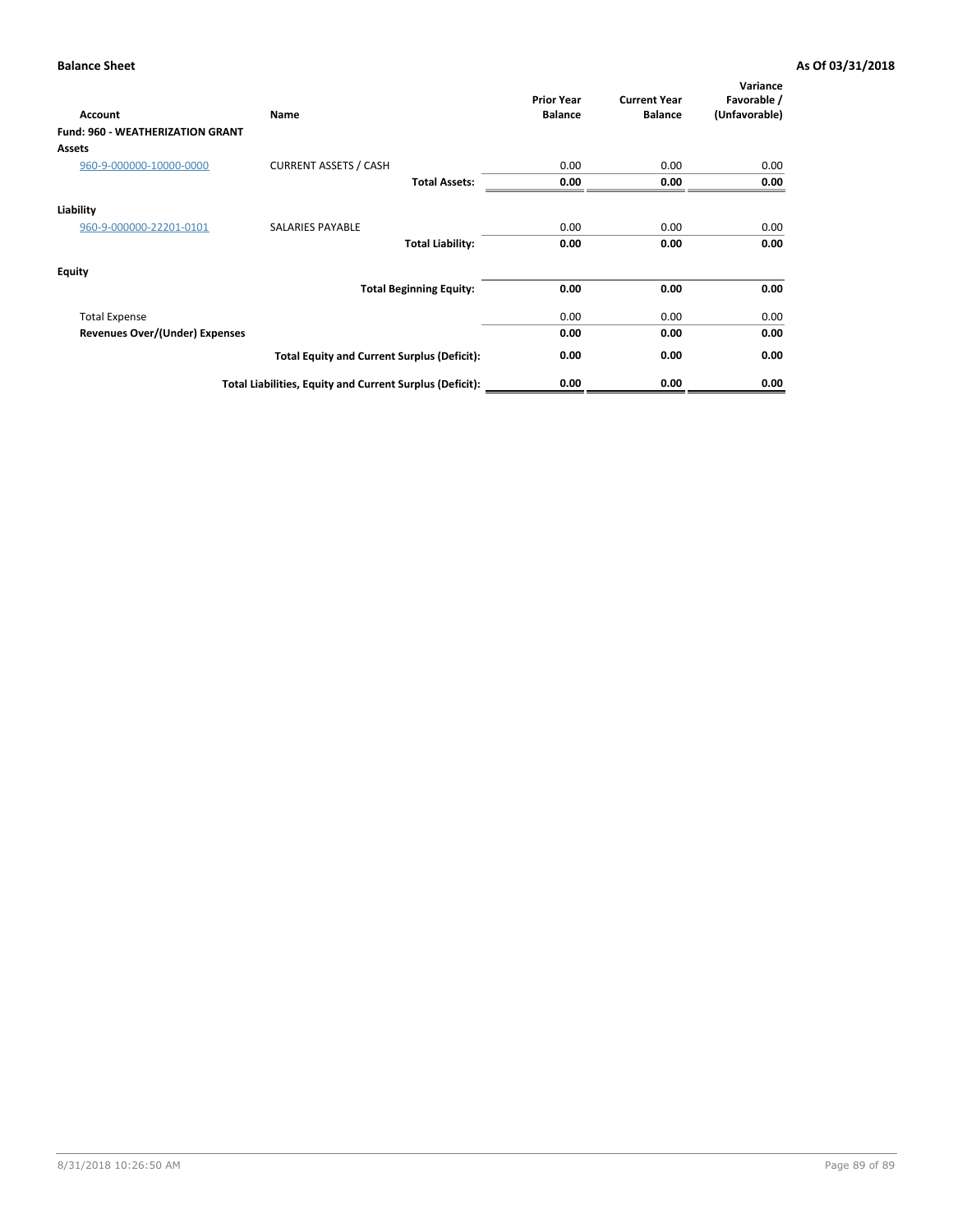**Balance Sheet** **As Of 03/31/2018**

| Account | Name | Prior Year Balance | Current Year Balance | Variance Favorable / (Unfavorable) |
|---|---|---|---|---|
| **Fund: 960 - WEATHERIZATION GRANT** | | | | |
| **Assets** | | | | |
| 960-9-000000-10000-0000 | CURRENT ASSETS / CASH | 0.00 | 0.00 | 0.00 |
| | **Total Assets:** | **0.00** | **0.00** | **0.00** |
| **Liability** | | | | |
| 960-9-000000-22201-0101 | SALARIES PAYABLE | 0.00 | 0.00 | 0.00 |
| | **Total Liability:** | **0.00** | **0.00** | **0.00** |
| **Equity** | | | | |
| | **Total Beginning Equity:** | **0.00** | **0.00** | **0.00** |
| Total Expense | | 0.00 | 0.00 | 0.00 |
| **Revenues Over/(Under) Expenses** | | **0.00** | **0.00** | **0.00** |
| | **Total Equity and Current Surplus (Deficit):** | **0.00** | **0.00** | **0.00** |
| | **Total Liabilities, Equity and Current Surplus (Deficit):** | **0.00** | **0.00** | **0.00** |

8/31/2018 10:26:50 AM